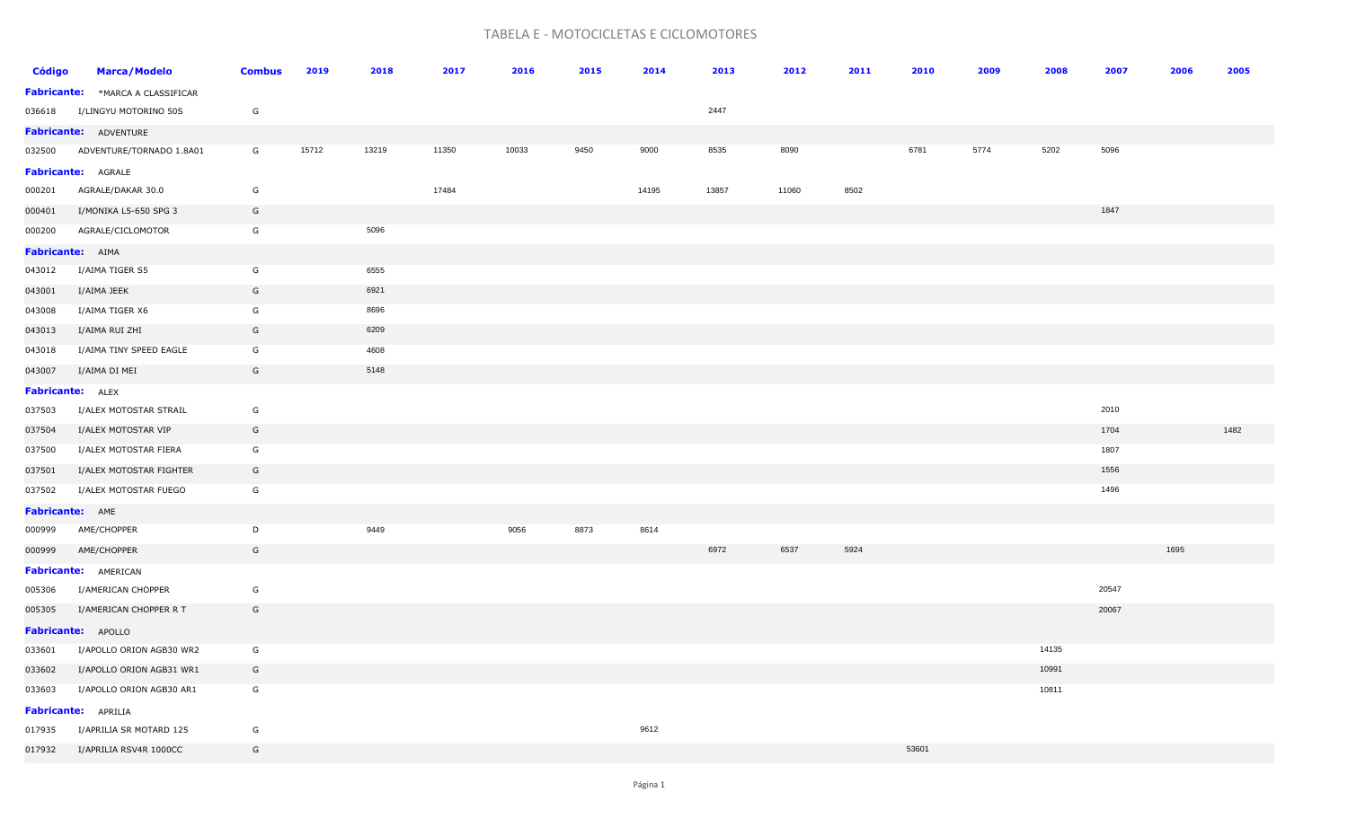# TABELA E - MOTOCICLETAS E CICLOMOTORES

| Código | Marca/Modelo | Combus | 2019 | 2018 | 2017 | 2016 | 2015 | 2014 | 2013 | 2012 | 2011 | 2010 | 2009 | 2008 | 2007 | 2006 | 2005 |
|---|---|---|---|---|---|---|---|---|---|---|---|---|---|---|---|---|---|
| **Fabricante:** | *MARCA A CLASSIFICAR | | | | | | | | | | | | | | | | |
| 036618 | I/LINGYU MOTORINO 50S | G | | | | | | | 2447 | | | | | | | | |
| **Fabricante:** | ADVENTURE | | | | | | | | | | | | | | | | |
| 032500 | ADVENTURE/TORNADO 1.8A01 | G | 15712 | 13219 | 11350 | 10033 | 9450 | 9000 | 8535 | 8090 | | 6781 | 5774 | 5202 | 5096 | | |
| **Fabricante:** | AGRALE | | | | | | | | | | | | | | | | |
| 000201 | AGRALE/DAKAR 30.0 | G | | | 17484 | | | 14195 | 13857 | 11060 | 8502 | | | | | | |
| 000401 | I/MONIKA L5-650 SPG 3 | G | | | | | | | | | | | | | 1847 | | |
| 000200 | AGRALE/CICLOMOTOR | G | | 5096 | | | | | | | | | | | | | |
| **Fabricante:** | AIMA | | | | | | | | | | | | | | | | |
| 043012 | I/AIMA TIGER S5 | G | | 6555 | | | | | | | | | | | | | |
| 043001 | I/AIMA JEEK | G | | 6921 | | | | | | | | | | | | | |
| 043008 | I/AIMA TIGER X6 | G | | 8696 | | | | | | | | | | | | | |
| 043013 | I/AIMA RUI ZHI | G | | 6209 | | | | | | | | | | | | | |
| 043018 | I/AIMA TINY SPEED EAGLE | G | | 4608 | | | | | | | | | | | | | |
| 043007 | I/AIMA DI MEI | G | | 5148 | | | | | | | | | | | | | |
| **Fabricante:** | ALEX | | | | | | | | | | | | | | | | |
| 037503 | I/ALEX MOTOSTAR STRAIL | G | | | | | | | | | | | | | 2010 | | |
| 037504 | I/ALEX MOTOSTAR VIP | G | | | | | | | | | | | | | 1704 | | 1482 |
| 037500 | I/ALEX MOTOSTAR FIERA | G | | | | | | | | | | | | | 1807 | | |
| 037501 | I/ALEX MOTOSTAR FIGHTER | G | | | | | | | | | | | | | 1556 | | |
| 037502 | I/ALEX MOTOSTAR FUEGO | G | | | | | | | | | | | | | 1496 | | |
| **Fabricante:** | AME | | | | | | | | | | | | | | | | |
| 000999 | AME/CHOPPER | D | | 9449 | | 9056 | 8873 | 8614 | | | | | | | | | |
| 000999 | AME/CHOPPER | G | | | | | | | 6972 | 6537 | 5924 | | | | | 1695 | |
| **Fabricante:** | AMERICAN | | | | | | | | | | | | | | | | |
| 005306 | I/AMERICAN CHOPPER | G | | | | | | | | | | | | | 20547 | | |
| 005305 | I/AMERICAN CHOPPER R T | G | | | | | | | | | | | | | 20067 | | |
| **Fabricante:** | APOLLO | | | | | | | | | | | | | | | | |
| 033601 | I/APOLLO ORION AGB30 WR2 | G | | | | | | | | | | | | 14135 | | | |
| 033602 | I/APOLLO ORION AGB31 WR1 | G | | | | | | | | | | | | 10991 | | | |
| 033603 | I/APOLLO ORION AGB30 AR1 | G | | | | | | | | | | | | 10811 | | | |
| **Fabricante:** | APRILIA | | | | | | | | | | | | | | | | |
| 017935 | I/APRILIA SR MOTARD 125 | G | | | | | | 9612 | | | | | | | | | |
| 017932 | I/APRILIA RSV4R 1000CC | G | | | | | | | | | | 53601 | | | | | |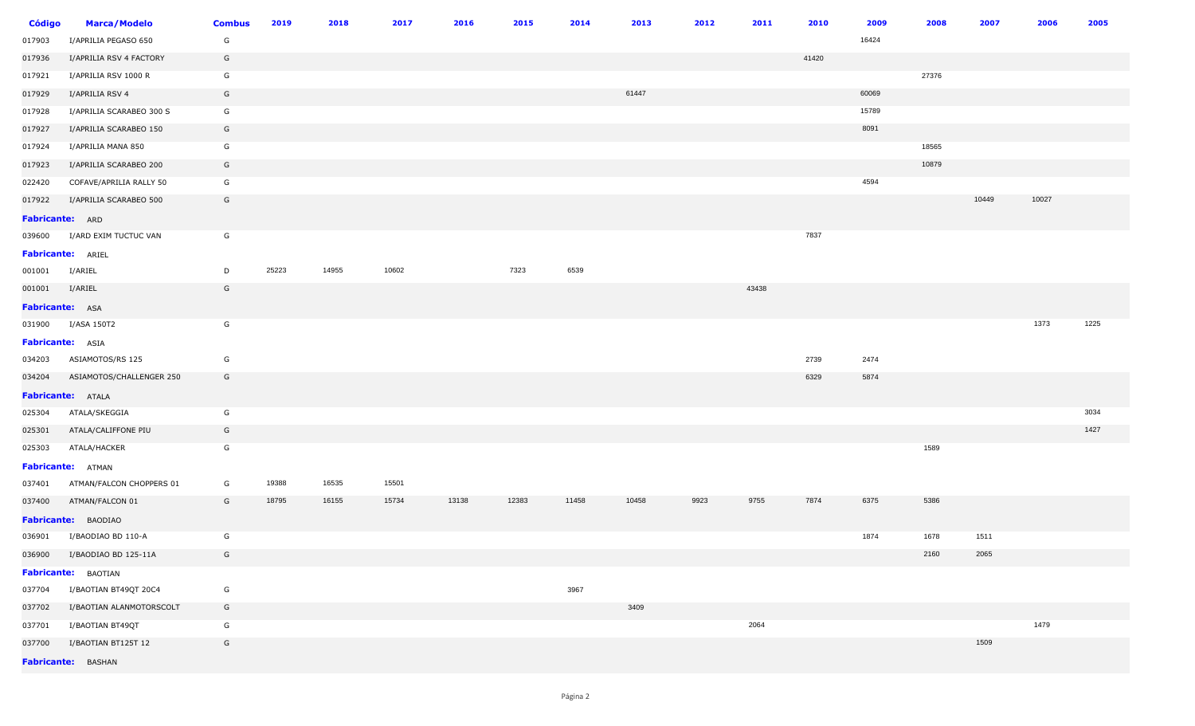| Código | Marca/Modelo | Combus | 2019 | 2018 | 2017 | 2016 | 2015 | 2014 | 2013 | 2012 | 2011 | 2010 | 2009 | 2008 | 2007 | 2006 | 2005 |
|---|---|---|---|---|---|---|---|---|---|---|---|---|---|---|---|---|---|
| 017903 | I/APRILIA PEGASO 650 | G | | | | | | | | | | | 16424 | | | | |
| 017936 | I/APRILIA RSV 4 FACTORY | G | | | | | | | | | | 41420 | | | | | |
| 017921 | I/APRILIA RSV 1000 R | G | | | | | | | | | | | | 27376 | | | |
| 017929 | I/APRILIA RSV 4 | G | | | | | | | 61447 | | | | 60069 | | | | |
| 017928 | I/APRILIA SCARABEO 300 S | G | | | | | | | | | | | 15789 | | | | |
| 017927 | I/APRILIA SCARABEO 150 | G | | | | | | | | | | | 8091 | | | | |
| 017924 | I/APRILIA MANA 850 | G | | | | | | | | | | | | 18565 | | | |
| 017923 | I/APRILIA SCARABEO 200 | G | | | | | | | | | | | | 10879 | | | |
| 022420 | COFAVE/APRILIA RALLY 50 | G | | | | | | | | | | | 4594 | | | | |
| 017922 | I/APRILIA SCARABEO 500 | G | | | | | | | | | | | | | 10449 | 10027 | |
| **Fabricante:** ARD | | | | | | | | | | | | | | | | | |
| 039600 | I/ARD EXIM TUCTUC VAN | G | | | | | | | | | | 7837 | | | | | |
| **Fabricante:** ARIEL | | | | | | | | | | | | | | | | | |
| 001001 | I/ARIEL | D | 25223 | 14955 | 10602 | | 7323 | 6539 | | | | | | | | | |
| 001001 | I/ARIEL | G | | | | | | | | | 43438 | | | | | | |
| **Fabricante:** ASA | | | | | | | | | | | | | | | | | |
| 031900 | I/ASA 150T2 | G | | | | | | | | | | | | | | 1373 | 1225 |
| **Fabricante:** ASIA | | | | | | | | | | | | | | | | | |
| 034203 | ASIAMOTOS/RS 125 | G | | | | | | | | | | 2739 | 2474 | | | | |
| 034204 | ASIAMOTOS/CHALLENGER 250 | G | | | | | | | | | | 6329 | 5874 | | | | |
| **Fabricante:** ATALA | | | | | | | | | | | | | | | | | |
| 025304 | ATALA/SKEGGIA | G | | | | | | | | | | | | | | | 3034 |
| 025301 | ATALA/CALIFFONE PIU | G | | | | | | | | | | | | | | | 1427 |
| 025303 | ATALA/HACKER | G | | | | | | | | | | | | 1589 | | | |
| **Fabricante:** ATMAN | | | | | | | | | | | | | | | | | |
| 037401 | ATMAN/FALCON CHOPPERS 01 | G | 19388 | 16535 | 15501 | | | | | | | | | | | | |
| 037400 | ATMAN/FALCON 01 | G | 18795 | 16155 | 15734 | 13138 | 12383 | 11458 | 10458 | 9923 | 9755 | 7874 | 6375 | 5386 | | | |
| **Fabricante:** BAODIAO | | | | | | | | | | | | | | | | | |
| 036901 | I/BAODIAO BD 110-A | G | | | | | | | | | | | 1874 | 1678 | 1511 | | |
| 036900 | I/BAODIAO BD 125-11A | G | | | | | | | | | | | | 2160 | 2065 | | |
| **Fabricante:** BAOTIAN | | | | | | | | | | | | | | | | | |
| 037704 | I/BAOTIAN BT49QT 20C4 | G | | | | | | 3967 | | | | | | | | | |
| 037702 | I/BAOTIAN ALANMOTORSCOLT | G | | | | | | | 3409 | | | | | | | | |
| 037701 | I/BAOTIAN BT49QT | G | | | | | | | | | 2064 | | | | | 1479 | |
| 037700 | I/BAOTIAN BT125T 12 | G | | | | | | | | | | | | | 1509 | | |
| **Fabricante:** BASHAN | | | | | | | | | | | | | | | | | |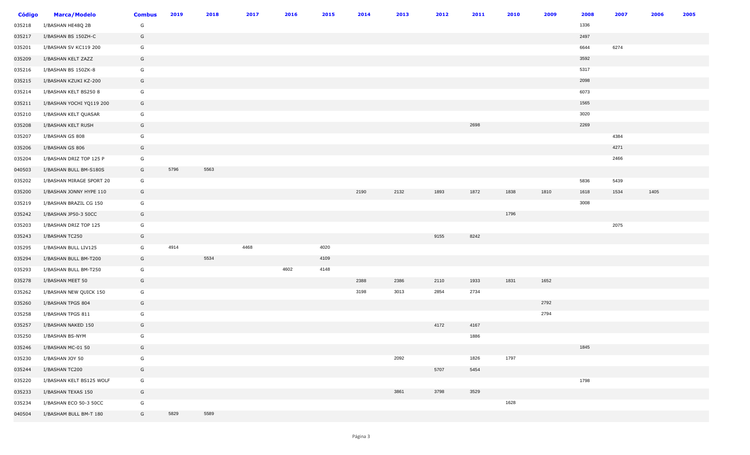| Código | Marca/Modelo | Combus | 2019 | 2018 | 2017 | 2016 | 2015 | 2014 | 2013 | 2012 | 2011 | 2010 | 2009 | 2008 | 2007 | 2006 | 2005 |
|---|---|---|---|---|---|---|---|---|---|---|---|---|---|---|---|---|---|
| 035218 | I/BASHAN HE48Q 2B | G | | | | | | | | | | | | 1336 | | | |
| 035217 | I/BASHAN BS 150ZH-C | G | | | | | | | | | | | | 2497 | | | |
| 035201 | I/BASHAN SV KC119 200 | G | | | | | | | | | | | | 6644 | 6274 | | |
| 035209 | I/BASHAN KELT ZAZZ | G | | | | | | | | | | | | 3592 | | | |
| 035216 | I/BASHAN BS 150ZK-8 | G | | | | | | | | | | | | 5317 | | | |
| 035215 | I/BASHAN KZUKI KZ-200 | G | | | | | | | | | | | | 2098 | | | |
| 035214 | I/BASHAN KELT BS250 8 | G | | | | | | | | | | | | 6073 | | | |
| 035211 | I/BASHAN YOCHI YQ119 200 | G | | | | | | | | | | | | 1565 | | | |
| 035210 | I/BASHAN KELT QUASAR | G | | | | | | | | | | | | 3020 | | | |
| 035208 | I/BASHAN KELT RUSH | G | | | | | | | | | 2698 | | | 2269 | | | |
| 035207 | I/BASHAN GS 808 | G | | | | | | | | | | | | | 4384 | | |
| 035206 | I/BASHAN GS 806 | G | | | | | | | | | | | | | 4271 | | |
| 035204 | I/BASHAN DRIZ TOP 125 P | G | | | | | | | | | | | | | 2466 | | |
| 040503 | I/BASHAN BULL BM-S180S | G | 5796 | 5563 | | | | | | | | | | | | | |
| 035202 | I/BASHAN MIRAGE SPORT 20 | G | | | | | | | | | | | | 5836 | 5439 | | |
| 035200 | I/BASHAN JONNY HYPE 110 | G | | | | | | 2190 | 2132 | 1893 | 1872 | 1838 | 1810 | 1618 | 1534 | 1405 | |
| 035219 | I/BASHAN BRAZIL CG 150 | G | | | | | | | | | | | | 3008 | | | |
| 035242 | I/BASHAN JP50-3 50CC | G | | | | | | | | | | 1796 | | | | | |
| 035203 | I/BASHAN DRIZ TOP 125 | G | | | | | | | | | | | | | 2075 | | |
| 035243 | I/BASHAN TC250 | G | | | | | | | | 9155 | 8242 | | | | | | |
| 035295 | I/BASHAN BULL LIV125 | G | 4914 | | 4468 | | 4020 | | | | | | | | | | |
| 035294 | I/BASHAN BULL BM-T200 | G | | 5534 | | | 4109 | | | | | | | | | | |
| 035293 | I/BASHAN BULL BM-T250 | G | | | | 4602 | 4148 | | | | | | | | | | |
| 035278 | I/BASHAN MEET 50 | G | | | | | | 2388 | 2386 | 2110 | 1933 | 1831 | 1652 | | | | |
| 035262 | I/BASHAN NEW QUICK 150 | G | | | | | | 3198 | 3013 | 2854 | 2734 | | | | | | |
| 035260 | I/BASHAN TPGS 804 | G | | | | | | | | | | | 2792 | | | | |
| 035258 | I/BASHAN TPGS 811 | G | | | | | | | | | | | 2794 | | | | |
| 035257 | I/BASHAN NAKED 150 | G | | | | | | | | 4172 | 4167 | | | | | | |
| 035250 | I/BASHAN BS-NYM | G | | | | | | | | | 1886 | | | | | | |
| 035246 | I/BASHAN MC-01 50 | G | | | | | | | | | | | | 1845 | | | |
| 035230 | I/BASHAN JOY 50 | G | | | | | | | 2092 | | 1826 | 1797 | | | | | |
| 035244 | I/BASHAN TC200 | G | | | | | | | | 5707 | 5454 | | | | | | |
| 035220 | I/BASHAN KELT BS125 WOLF | G | | | | | | | | | | | | 1798 | | | |
| 035233 | I/BASHAN TEXAS 150 | G | | | | | | | 3861 | 3798 | 3529 | | | | | | |
| 035234 | I/BASHAN ECO 50-3 50CC | G | | | | | | | | | | 1628 | | | | | |
| 040504 | I/BASHAM BULL BM-T 180 | G | 5829 | 5589 | | | | | | | | | | | | | |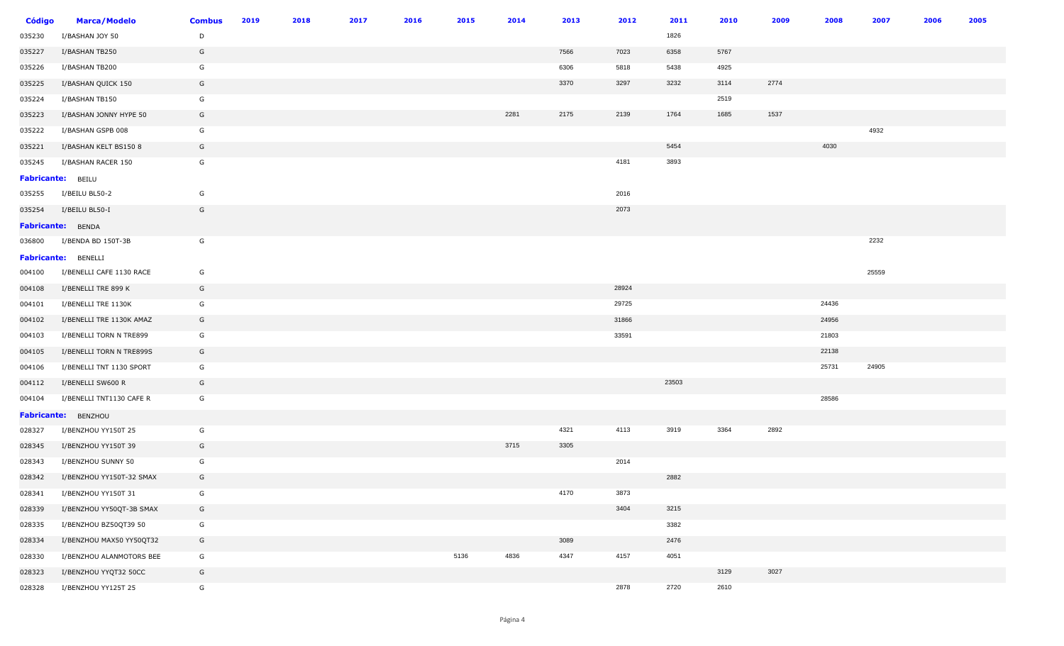| Código | Marca/Modelo | Combus | 2019 | 2018 | 2017 | 2016 | 2015 | 2014 | 2013 | 2012 | 2011 | 2010 | 2009 | 2008 | 2007 | 2006 | 2005 |
|---|---|---|---|---|---|---|---|---|---|---|---|---|---|---|---|---|---|
| 035230 | I/BASHAN JOY 50 | D | | | | | | | | | 1826 | | | | | | |
| 035227 | I/BASHAN TB250 | G | | | | | | | 7566 | 7023 | 6358 | 5767 | | | | | |
| 035226 | I/BASHAN TB200 | G | | | | | | | 6306 | 5818 | 5438 | 4925 | | | | | |
| 035225 | I/BASHAN QUICK 150 | G | | | | | | | 3370 | 3297 | 3232 | 3114 | 2774 | | | | |
| 035224 | I/BASHAN TB150 | G | | | | | | | | | | 2519 | | | | | |
| 035223 | I/BASHAN JONNY HYPE 50 | G | | | | | | 2281 | 2175 | 2139 | 1764 | 1685 | 1537 | | | | |
| 035222 | I/BASHAN GSPB 008 | G | | | | | | | | | | | | | 4932 | | |
| 035221 | I/BASHAN KELT BS150 8 | G | | | | | | | | | 5454 | | | 4030 | | | |
| 035245 | I/BASHAN RACER 150 | G | | | | | | | | 4181 | 3893 | | | | | | |
| **Fabricante:** BEILU | | | | | | | | | | | | | | | | | |
| 035255 | I/BEILU BL50-2 | G | | | | | | | | 2016 | | | | | | | |
| 035254 | I/BEILU BL50-I | G | | | | | | | | 2073 | | | | | | | |
| **Fabricante:** BENDA | | | | | | | | | | | | | | | | | |
| 036800 | I/BENDA BD 150T-3B | G | | | | | | | | | | | | | 2232 | | |
| **Fabricante:** BENELLI | | | | | | | | | | | | | | | | | |
| 004100 | I/BENELLI CAFE 1130 RACE | G | | | | | | | | | | | | | 25559 | | |
| 004108 | I/BENELLI TRE 899 K | G | | | | | | | | 28924 | | | | | | | |
| 004101 | I/BENELLI TRE 1130K | G | | | | | | | | 29725 | | | | 24436 | | | |
| 004102 | I/BENELLI TRE 1130K AMAZ | G | | | | | | | | 31866 | | | | 24956 | | | |
| 004103 | I/BENELLI TORN N TRE899 | G | | | | | | | | 33591 | | | | 21803 | | | |
| 004105 | I/BENELLI TORN N TRE899S | G | | | | | | | | | | | | 22138 | | | |
| 004106 | I/BENELLI TNT 1130 SPORT | G | | | | | | | | | | | | 25731 | 24905 | | |
| 004112 | I/BENELLI SW600 R | G | | | | | | | | | 23503 | | | | | | |
| 004104 | I/BENELLI TNT1130 CAFE R | G | | | | | | | | | | | | 28586 | | | |
| **Fabricante:** BENZHOU | | | | | | | | | | | | | | | | | |
| 028327 | I/BENZHOU YY150T 25 | G | | | | | | | 4321 | 4113 | 3919 | 3364 | 2892 | | | | |
| 028345 | I/BENZHOU YY150T 39 | G | | | | | | 3715 | 3305 | | | | | | | | |
| 028343 | I/BENZHOU SUNNY 50 | G | | | | | | | | 2014 | | | | | | | |
| 028342 | I/BENZHOU YY150T-32 SMAX | G | | | | | | | | | 2882 | | | | | | |
| 028341 | I/BENZHOU YY150T 31 | G | | | | | | | 4170 | 3873 | | | | | | | |
| 028339 | I/BENZHOU YY50QT-3B SMAX | G | | | | | | | | 3404 | 3215 | | | | | | |
| 028335 | I/BENZHOU BZ50QT39 50 | G | | | | | | | | | 3382 | | | | | | |
| 028334 | I/BENZHOU MAX50 YY50QT32 | G | | | | | | | 3089 | | 2476 | | | | | | |
| 028330 | I/BENZHOU ALANMOTORS BEE | G | | | | | 5136 | 4836 | 4347 | 4157 | 4051 | | | | | | |
| 028323 | I/BENZHOU YYQT32 50CC | G | | | | | | | | | | 3129 | 3027 | | | | |
| 028328 | I/BENZHOU YY125T 25 | G | | | | | | | | 2878 | 2720 | 2610 | | | | | |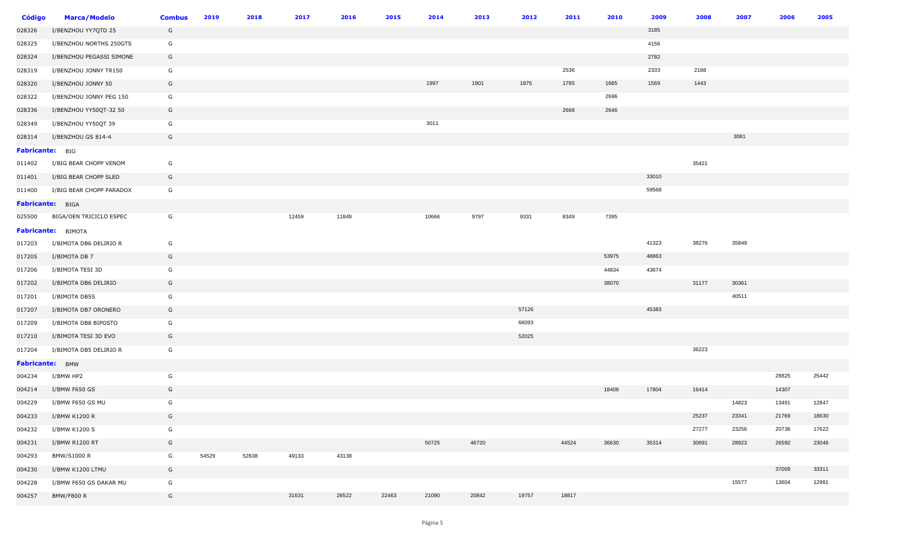| Código | Marca/Modelo | Combus | 2019 | 2018 | 2017 | 2016 | 2015 | 2014 | 2013 | 2012 | 2011 | 2010 | 2009 | 2008 | 2007 | 2006 | 2005 |
|---|---|---|---|---|---|---|---|---|---|---|---|---|---|---|---|---|---|
| 028326 | I/BENZHOU YY7QTD 25 | G | | | | | | | | | | | 3185 | | | | |
| 028325 | I/BENZHOU NORTHS 250GTS | G | | | | | | | | | | | 4156 | | | | |
| 028324 | I/BENZHOU PEGASSI SIMONE | G | | | | | | | | | | | 2782 | | | | |
| 028319 | I/BENZHOU JONNY TR150 | G | | | | | | | | | 2536 | | 2333 | 2168 | | | |
| 028320 | I/BENZHOU JONNY 50 | G | | | | | | 1997 | 1901 | 1875 | 1785 | 1665 | 1569 | 1443 | | | |
| 028322 | I/BENZHOU JONNY PEG 150 | G | | | | | | | | | | 2696 | | | | | |
| 028336 | I/BENZHOU YY50QT-32 50 | G | | | | | | | | | 2668 | 2646 | | | | | |
| 028349 | I/BENZHOU YY50QT 39 | G | | | | | | 3011 | | | | | | | | | |
| 028314 | I/BENZHOU GS 814-4 | G | | | | | | | | | | | | | 3081 | | |
| **Fabricante:** | BIG | | | | | | | | | | | | | | | | |
| 011402 | I/BIG BEAR CHOPP VENOM | G | | | | | | | | | | | | 35421 | | | |
| 011401 | I/BIG BEAR CHOPP SLED | G | | | | | | | | | | | 33010 | | | | |
| 011400 | I/BIG BEAR CHOPP PARADOX | G | | | | | | | | | | | 59568 | | | | |
| **Fabricante:** | BIGA | | | | | | | | | | | | | | | | |
| 025500 | BIGA/OEN TRICICLO ESPEC | G | | | 12459 | 11849 | | 10666 | 9797 | 9331 | 8349 | 7395 | | | | | |
| **Fabricante:** | BIMOTA | | | | | | | | | | | | | | | | |
| 017203 | I/BIMOTA DB6 DELIRIO R | G | | | | | | | | | | | 41323 | 38276 | 35849 | | |
| 017205 | I/BIMOTA DB 7 | G | | | | | | | | | | 53975 | 48863 | | | | |
| 017206 | I/BIMOTA TESI 3D | G | | | | | | | | | | 44834 | 43674 | | | | |
| 017202 | I/BIMOTA DB6 DELIRIO | G | | | | | | | | | | 38070 | | 31177 | 30361 | | |
| 017201 | I/BIMOTA DB5S | G | | | | | | | | | | | | | 40511 | | |
| 017207 | I/BIMOTA DB7 ORONERO | G | | | | | | | | 57126 | | | 45383 | | | | |
| 017209 | I/BIMOTA DB8 BIPOSTO | G | | | | | | | | 66093 | | | | | | | |
| 017210 | I/BIMOTA TESI 3D EVO | G | | | | | | | | 52025 | | | | | | | |
| 017204 | I/BIMOTA DB5 DELIRIO R | G | | | | | | | | | | | | 36223 | | | |
| **Fabricante:** | BMW | | | | | | | | | | | | | | | | |
| 004234 | I/BMW HP2 | G | | | | | | | | | | | | | | 28825 | 25442 |
| 004214 | I/BMW F650 GS | G | | | | | | | | | | 18408 | 17804 | 16414 | | 14307 | |
| 004229 | I/BMW F650 GS MU | G | | | | | | | | | | | | | 14823 | 13491 | 12847 |
| 004233 | I/BMW K1200 R | G | | | | | | | | | | | | 25237 | 23341 | 21769 | 18630 |
| 004232 | I/BMW K1200 S | G | | | | | | | | | | | | 27277 | 23256 | 20736 | 17622 |
| 004231 | I/BMW R1200 RT | G | | | | | | 50725 | 46720 | | 44524 | 36630 | 35314 | 30691 | 28923 | 26592 | 23046 |
| 004293 | BMW/S1000 R | G | 54529 | 52838 | 49133 | 43138 | | | | | | | | | | | |
| 004230 | I/BMW K1200 LTMU | G | | | | | | | | | | | | | | 37009 | 33311 |
| 004228 | I/BMW F650 GS DAKAR MU | G | | | | | | | | | | | | | 15577 | 13604 | 12981 |
| 004257 | BMW/F800 R | G | | | 31631 | 26522 | 22463 | 21090 | 20842 | 19757 | 18817 | | | | | | |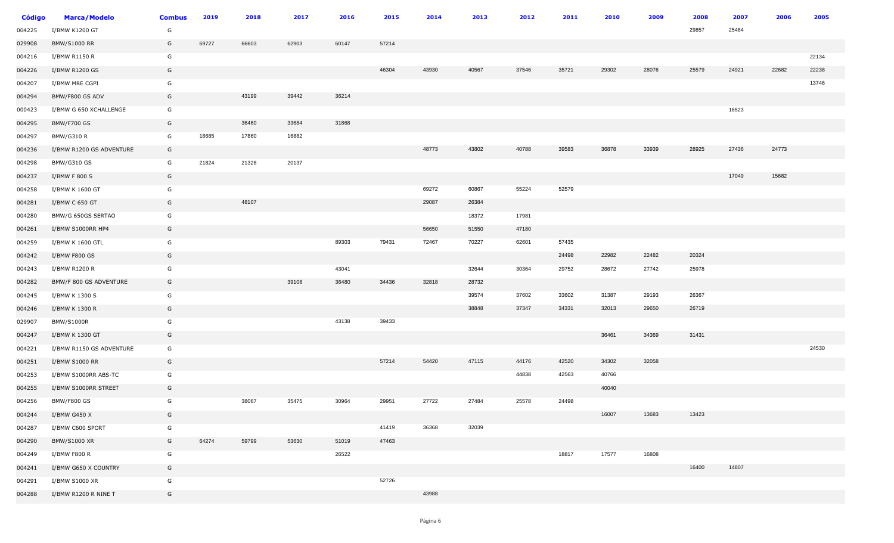| Código | Marca/Modelo | Combus | 2019 | 2018 | 2017 | 2016 | 2015 | 2014 | 2013 | 2012 | 2011 | 2010 | 2009 | 2008 | 2007 | 2006 | 2005 |
|---|---|---|---|---|---|---|---|---|---|---|---|---|---|---|---|---|---|
| 004225 | I/BMW K1200 GT | G | | | | | | | | | | | | 29857 | 25484 | | |
| 029908 | BMW/S1000 RR | G | 69727 | 66603 | 62903 | 60147 | 57214 | | | | | | | | | | |
| 004216 | I/BMW R1150 R | G | | | | | | | | | | | | | | | 22134 |
| 004226 | I/BMW R1200 GS | G | | | | | 46304 | 43930 | 40567 | 37546 | 35721 | 29302 | 28076 | 25579 | 24921 | 22682 | 22238 |
| 004207 | I/BMW MRE CGPI | G | | | | | | | | | | | | | | | 13746 |
| 004294 | BMW/F800 GS ADV | G | | 43199 | 39442 | 36214 | | | | | | | | | | | |
| 000423 | I/BMW G 650 XCHALLENGE | G | | | | | | | | | | | | | 16523 | | |
| 004295 | BMW/F700 GS | G | | 36460 | 33684 | 31868 | | | | | | | | | | | |
| 004297 | BMW/G310 R | G | 18685 | 17860 | 16882 | | | | | | | | | | | | |
| 004236 | I/BMW R1200 GS ADVENTURE | G | | | | | | 48773 | 43802 | 40788 | 39583 | 36878 | 33939 | 28925 | 27436 | 24773 | |
| 004298 | BMW/G310 GS | G | 21824 | 21328 | 20137 | | | | | | | | | | | | |
| 004237 | I/BMW F 800 S | G | | | | | | | | | | | | | 17049 | 15682 | |
| 004258 | I/BMW K 1600 GT | G | | | | | | 69272 | 60867 | 55224 | 52579 | | | | | | |
| 004281 | I/BMW C 650 GT | G | | 48107 | | | | 29087 | 26384 | | | | | | | | |
| 004280 | BMW/G 650GS SERTAO | G | | | | | | | 18372 | 17981 | | | | | | | |
| 004261 | I/BMW S1000RR HP4 | G | | | | | | 56650 | 51550 | 47180 | | | | | | | |
| 004259 | I/BMW K 1600 GTL | G | | | | 89303 | 79431 | 72467 | 70227 | 62601 | 57435 | | | | | | |
| 004242 | I/BMW F800 GS | G | | | | | | | | | 24498 | 22982 | 22482 | 20324 | | | |
| 004243 | I/BMW R1200 R | G | | | | 43041 | | | 32644 | 30364 | 29752 | 28672 | 27742 | 25978 | | | |
| 004282 | BMW/F 800 GS ADVENTURE | G | | | 39108 | 36480 | 34436 | 32818 | 28732 | | | | | | | | |
| 004245 | I/BMW K 1300 S | G | | | | | | | 39574 | 37602 | 33602 | 31387 | 29193 | 26367 | | | |
| 004246 | I/BMW K 1300 R | G | | | | | | | 38848 | 37347 | 34331 | 32013 | 29650 | 26719 | | | |
| 029907 | BMW/S1000R | G | | | | 43138 | 39433 | | | | | | | | | | |
| 004247 | I/BMW K 1300 GT | G | | | | | | | | | | 36461 | 34369 | 31431 | | | |
| 004221 | I/BMW R1150 GS ADVENTURE | G | | | | | | | | | | | | | | | 24530 |
| 004251 | I/BMW S1000 RR | G | | | | | 57214 | 54420 | 47115 | 44176 | 42520 | 34302 | 32058 | | | | |
| 004253 | I/BMW S1000RR ABS-TC | G | | | | | | | | 44838 | 42563 | 40766 | | | | | |
| 004255 | I/BMW S1000RR STREET | G | | | | | | | | | | 40040 | | | | | |
| 004256 | BMW/F800 GS | G | | 38067 | 35475 | 30964 | 29951 | 27722 | 27484 | 25578 | 24498 | | | | | | |
| 004244 | I/BMW G450 X | G | | | | | | | | | | 16007 | 13683 | 13423 | | | |
| 004287 | I/BMW C600 SPORT | G | | | | | 41419 | 36368 | 32039 | | | | | | | | |
| 004290 | BMW/S1000 XR | G | 64274 | 59799 | 53630 | 51019 | 47463 | | | | | | | | | | |
| 004249 | I/BMW F800 R | G | | | | 26522 | | | | | 18817 | 17577 | 16808 | | | | |
| 004241 | I/BMW G650 X COUNTRY | G | | | | | | | | | | | | 16400 | 14807 | | |
| 004291 | I/BMW S1000 XR | G | | | | | 52726 | | | | | | | | | | |
| 004288 | I/BMW R1200 R NINE T | G | | | | | | 43988 | | | | | | | | | |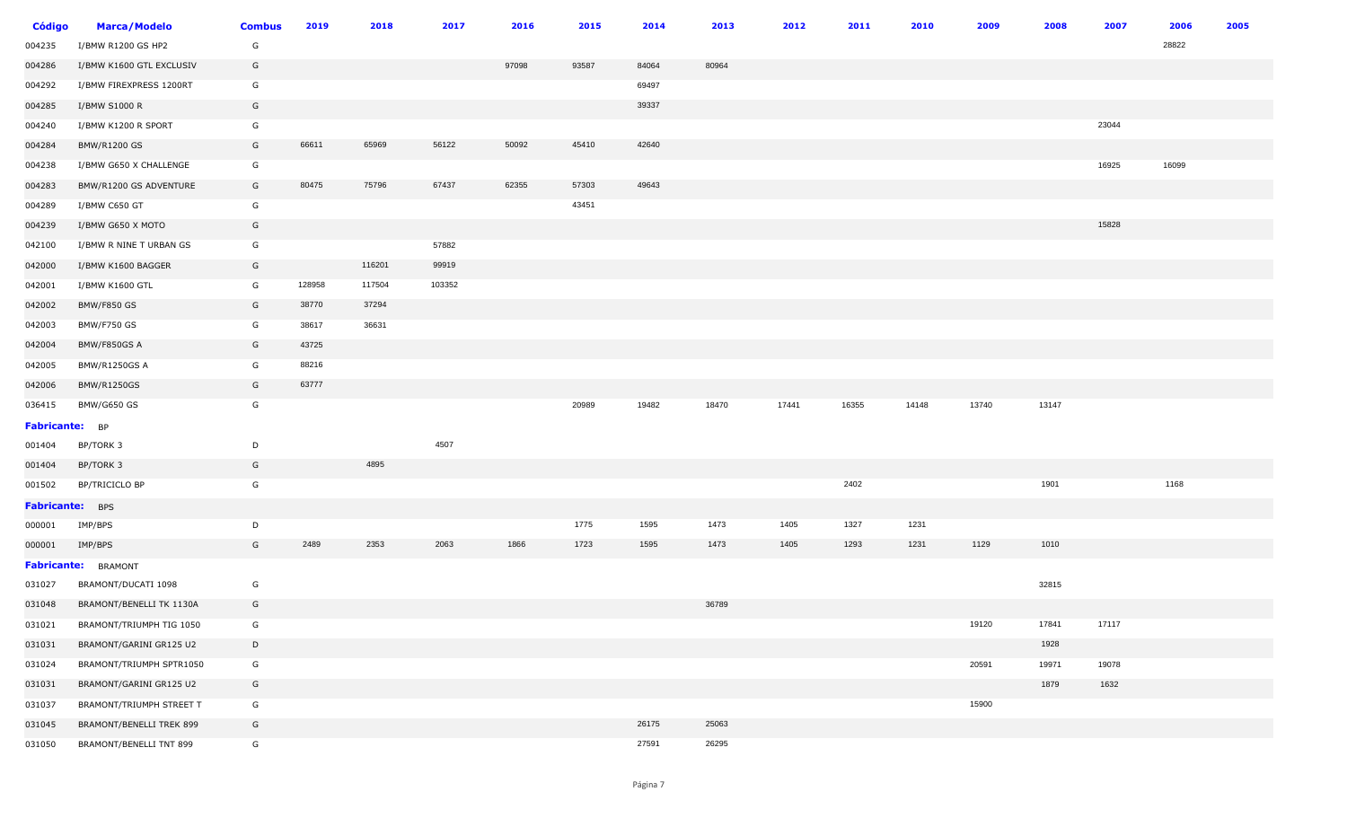| Código | Marca/Modelo | Combus | 2019 | 2018 | 2017 | 2016 | 2015 | 2014 | 2013 | 2012 | 2011 | 2010 | 2009 | 2008 | 2007 | 2006 | 2005 |
|---|---|---|---|---|---|---|---|---|---|---|---|---|---|---|---|---|---|
| 004235 | I/BMW R1200 GS HP2 | G | | | | | | | | | | | | | | 28822 | |
| 004286 | I/BMW K1600 GTL EXCLUSIV | G | | | | 97098 | 93587 | 84064 | 80964 | | | | | | | | |
| 004292 | I/BMW FIREXPRESS 1200RT | G | | | | | | 69497 | | | | | | | | | |
| 004285 | I/BMW S1000 R | G | | | | | | 39337 | | | | | | | | | |
| 004240 | I/BMW K1200 R SPORT | G | | | | | | | | | | | | | 23044 | | |
| 004284 | BMW/R1200 GS | G | 66611 | 65969 | 56122 | 50092 | 45410 | 42640 | | | | | | | | | |
| 004238 | I/BMW G650 X CHALLENGE | G | | | | | | | | | | | | | 16925 | 16099 | |
| 004283 | BMW/R1200 GS ADVENTURE | G | 80475 | 75796 | 67437 | 62355 | 57303 | 49643 | | | | | | | | | |
| 004289 | I/BMW C650 GT | G | | | | | 43451 | | | | | | | | | | |
| 004239 | I/BMW G650 X MOTO | G | | | | | | | | | | | | | 15828 | | |
| 042100 | I/BMW R NINE T URBAN GS | G | | | 57882 | | | | | | | | | | | | |
| 042000 | I/BMW K1600 BAGGER | G | | 116201 | 99919 | | | | | | | | | | | | |
| 042001 | I/BMW K1600 GTL | G | 128958 | 117504 | 103352 | | | | | | | | | | | | |
| 042002 | BMW/F850 GS | G | 38770 | 37294 | | | | | | | | | | | | | |
| 042003 | BMW/F750 GS | G | 38617 | 36631 | | | | | | | | | | | | | |
| 042004 | BMW/F850GS A | G | 43725 | | | | | | | | | | | | | | |
| 042005 | BMW/R1250GS A | G | 88216 | | | | | | | | | | | | | | |
| 042006 | BMW/R1250GS | G | 63777 | | | | | | | | | | | | | | |
| 036415 | BMW/G650 GS | G | | | | | 20989 | 19482 | 18470 | 17441 | 16355 | 14148 | 13740 | 13147 | | | |
| **Fabricante:** | BP | | | | | | | | | | | | | | | | |
| 001404 | BP/TORK 3 | D | | | 4507 | | | | | | | | | | | | |
| 001404 | BP/TORK 3 | G | | 4895 | | | | | | | | | | | | | |
| 001502 | BP/TRICICLO BP | G | | | | | | | | | 2402 | | | 1901 | | 1168 | |
| **Fabricante:** | BPS | | | | | | | | | | | | | | | | |
| 000001 | IMP/BPS | D | | | | | 1775 | 1595 | 1473 | 1405 | 1327 | 1231 | | | | | |
| 000001 | IMP/BPS | G | 2489 | 2353 | 2063 | 1866 | 1723 | 1595 | 1473 | 1405 | 1293 | 1231 | 1129 | 1010 | | | |
| **Fabricante:** | BRAMONT | | | | | | | | | | | | | | | | |
| 031027 | BRAMONT/DUCATI 1098 | G | | | | | | | | | | | | 32815 | | | |
| 031048 | BRAMONT/BENELLI TK 1130A | G | | | | | | | 36789 | | | | | | | | |
| 031021 | BRAMONT/TRIUMPH TIG 1050 | G | | | | | | | | | | | 19120 | 17841 | 17117 | | |
| 031031 | BRAMONT/GARINI GR125 U2 | D | | | | | | | | | | | | 1928 | | | |
| 031024 | BRAMONT/TRIUMPH SPTR1050 | G | | | | | | | | | | | 20591 | 19971 | 19078 | | |
| 031031 | BRAMONT/GARINI GR125 U2 | G | | | | | | | | | | | | 1879 | 1632 | | |
| 031037 | BRAMONT/TRIUMPH STREET T | G | | | | | | | | | | | 15900 | | | | |
| 031045 | BRAMONT/BENELLI TREK 899 | G | | | | | | 26175 | 25063 | | | | | | | | |
| 031050 | BRAMONT/BENELLI TNT 899 | G | | | | | | 27591 | 26295 | | | | | | | | |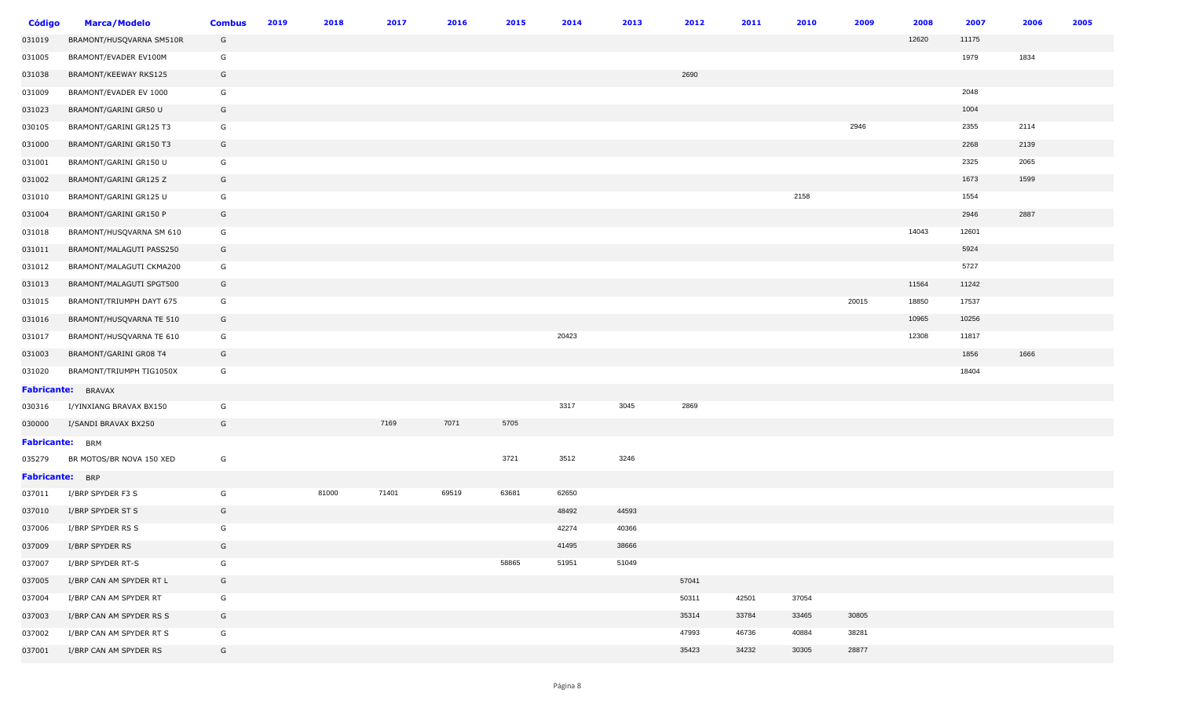| Código | Marca/Modelo | Combus | 2019 | 2018 | 2017 | 2016 | 2015 | 2014 | 2013 | 2012 | 2011 | 2010 | 2009 | 2008 | 2007 | 2006 | 2005 |
|---|---|---|---|---|---|---|---|---|---|---|---|---|---|---|---|---|---|
| 031019 | BRAMONT/HUSQVARNA SM510R | G | | | | | | | | | | | | 12620 | 11175 | | |
| 031005 | BRAMONT/EVADER EV100M | G | | | | | | | | | | | | | 1979 | 1834 | |
| 031038 | BRAMONT/KEEWAY RKS125 | G | | | | | | | | 2690 | | | | | | | |
| 031009 | BRAMONT/EVADER EV 1000 | G | | | | | | | | | | | | | 2048 | | |
| 031023 | BRAMONT/GARINI GR50 U | G | | | | | | | | | | | | | 1004 | | |
| 030105 | BRAMONT/GARINI GR125 T3 | G | | | | | | | | | | | 2946 | | 2355 | 2114 | |
| 031000 | BRAMONT/GARINI GR150 T3 | G | | | | | | | | | | | | | 2268 | 2139 | |
| 031001 | BRAMONT/GARINI GR150 U | G | | | | | | | | | | | | | 2325 | 2065 | |
| 031002 | BRAMONT/GARINI GR125 Z | G | | | | | | | | | | | | | 1673 | 1599 | |
| 031010 | BRAMONT/GARINI GR125 U | G | | | | | | | | | | 2158 | | | 1554 | | |
| 031004 | BRAMONT/GARINI GR150 P | G | | | | | | | | | | | | | 2946 | 2887 | |
| 031018 | BRAMONT/HUSQVARNA SM 610 | G | | | | | | | | | | | | 14043 | 12601 | | |
| 031011 | BRAMONT/MALAGUTI PASS250 | G | | | | | | | | | | | | | 5924 | | |
| 031012 | BRAMONT/MALAGUTI CKMA200 | G | | | | | | | | | | | | | 5727 | | |
| 031013 | BRAMONT/MALAGUTI SPGT500 | G | | | | | | | | | | | | 11564 | 11242 | | |
| 031015 | BRAMONT/TRIUMPH DAYT 675 | G | | | | | | | | | | | 20015 | 18850 | 17537 | | |
| 031016 | BRAMONT/HUSQVARNA TE 510 | G | | | | | | | | | | | | 10965 | 10256 | | |
| 031017 | BRAMONT/HUSQVARNA TE 610 | G | | | | | | 20423 | | | | | | 12308 | 11817 | | |
| 031003 | BRAMONT/GARINI GR08 T4 | G | | | | | | | | | | | | | 1856 | 1666 | |
| 031020 | BRAMONT/TRIUMPH TIG1050X | G | | | | | | | | | | | | | 18404 | | |
| **Fabricante:** | BRAVAX | | | | | | | | | | | | | | | | |
| 030316 | I/YINXIANG BRAVAX BX150 | G | | | | | | 3317 | 3045 | 2869 | | | | | | | |
| 030000 | I/SANDI BRAVAX BX250 | G | | | 7169 | 7071 | 5705 | | | | | | | | | | |
| **Fabricante:** | BRM | | | | | | | | | | | | | | | | |
| 035279 | BR MOTOS/BR NOVA 150 XED | G | | | | | 3721 | 3512 | 3246 | | | | | | | | |
| **Fabricante:** | BRP | | | | | | | | | | | | | | | | |
| 037011 | I/BRP SPYDER F3 S | G | | 81000 | 71401 | 69519 | 63681 | 62650 | | | | | | | | | |
| 037010 | I/BRP SPYDER ST S | G | | | | | | 48492 | 44593 | | | | | | | | |
| 037006 | I/BRP SPYDER RS S | G | | | | | | 42274 | 40366 | | | | | | | | |
| 037009 | I/BRP SPYDER RS | G | | | | | | 41495 | 38666 | | | | | | | | |
| 037007 | I/BRP SPYDER RT-S | G | | | | | 58865 | 51951 | 51049 | | | | | | | | |
| 037005 | I/BRP CAN AM SPYDER RT L | G | | | | | | | | 57041 | | | | | | | |
| 037004 | I/BRP CAN AM SPYDER RT | G | | | | | | | | 50311 | 42501 | 37054 | | | | | |
| 037003 | I/BRP CAN AM SPYDER RS S | G | | | | | | | | 35314 | 33784 | 33465 | 30805 | | | | |
| 037002 | I/BRP CAN AM SPYDER RT S | G | | | | | | | | 47993 | 46736 | 40884 | 38281 | | | | |
| 037001 | I/BRP CAN AM SPYDER RS | G | | | | | | | | 35423 | 34232 | 30305 | 28877 | | | | |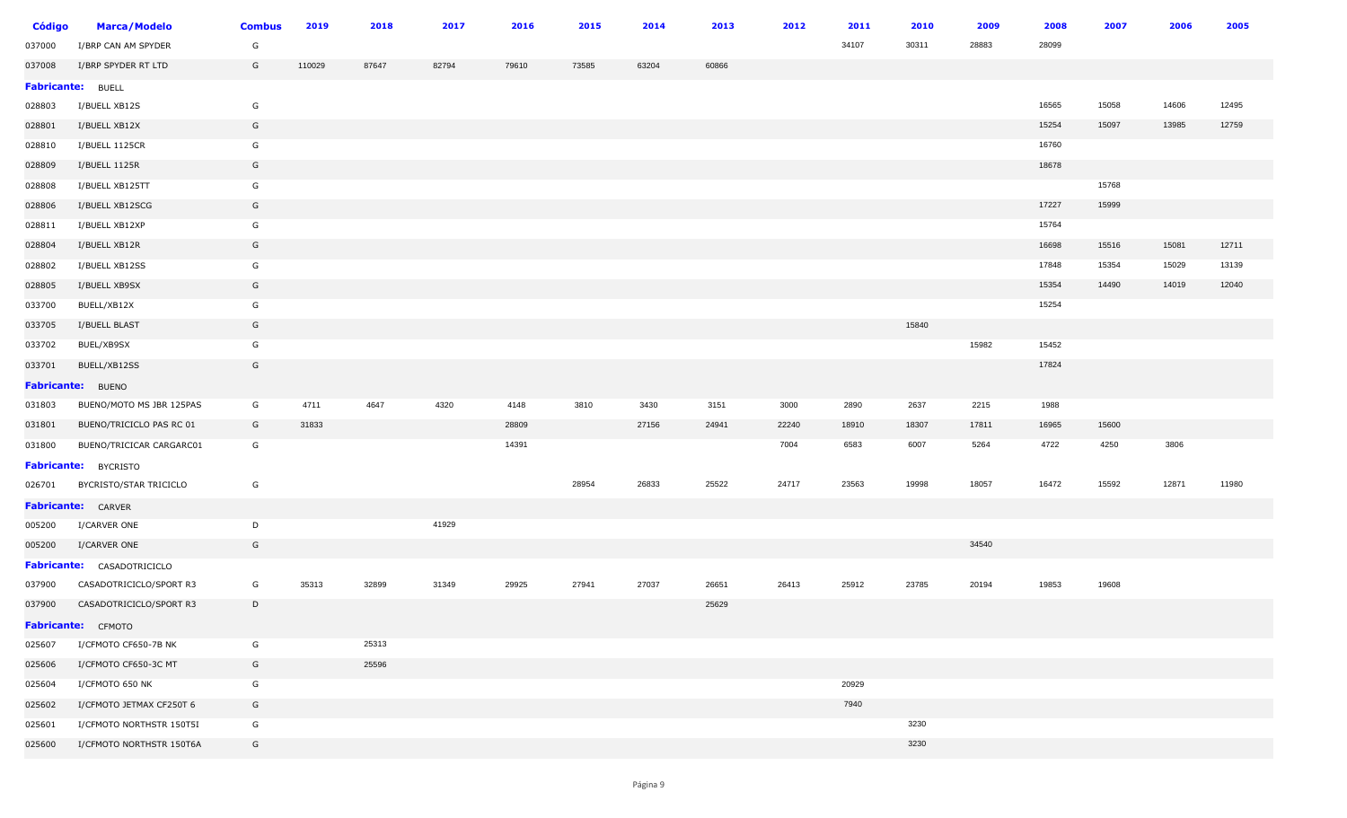| Código | Marca/Modelo | Combus | 2019 | 2018 | 2017 | 2016 | 2015 | 2014 | 2013 | 2012 | 2011 | 2010 | 2009 | 2008 | 2007 | 2006 | 2005 |
|---|---|---|---|---|---|---|---|---|---|---|---|---|---|---|---|---|---|
| 037000 | I/BRP CAN AM SPYDER | G | | | | | | | | | 34107 | 30311 | 28883 | 28099 | | | |
| 037008 | I/BRP SPYDER RT LTD | G | 110029 | 87647 | 82794 | 79610 | 73585 | 63204 | 60866 | | | | | | | | |
| **Fabricante:** | BUELL | | | | | | | | | | | | | | | | |
| 028803 | I/BUELL XB12S | G | | | | | | | | | | | | 16565 | 15058 | 14606 | 12495 |
| 028801 | I/BUELL XB12X | G | | | | | | | | | | | | 15254 | 15097 | 13985 | 12759 |
| 028810 | I/BUELL 1125CR | G | | | | | | | | | | | | 16760 | | | |
| 028809 | I/BUELL 1125R | G | | | | | | | | | | | | 18678 | | | |
| 028808 | I/BUELL XB125TT | G | | | | | | | | | | | | | 15768 | | |
| 028806 | I/BUELL XB12SCG | G | | | | | | | | | | | | 17227 | 15999 | | |
| 028811 | I/BUELL XB12XP | G | | | | | | | | | | | | 15764 | | | |
| 028804 | I/BUELL XB12R | G | | | | | | | | | | | | 16698 | 15516 | 15081 | 12711 |
| 028802 | I/BUELL XB12SS | G | | | | | | | | | | | | 17848 | 15354 | 15029 | 13139 |
| 028805 | I/BUELL XB9SX | G | | | | | | | | | | | | 15354 | 14490 | 14019 | 12040 |
| 033700 | BUELL/XB12X | G | | | | | | | | | | | | 15254 | | | |
| 033705 | I/BUELL BLAST | G | | | | | | | | | | 15840 | | | | | |
| 033702 | BUEL/XB9SX | G | | | | | | | | | | | 15982 | 15452 | | | |
| 033701 | BUELL/XB12SS | G | | | | | | | | | | | | 17824 | | | |
| **Fabricante:** | BUENO | | | | | | | | | | | | | | | | |
| 031803 | BUENO/MOTO MS JBR 125PAS | G | 4711 | 4647 | 4320 | 4148 | 3810 | 3430 | 3151 | 3000 | 2890 | 2637 | 2215 | 1988 | | | |
| 031801 | BUENO/TRICICLO PAS RC 01 | G | 31833 | | | 28809 | | 27156 | 24941 | 22240 | 18910 | 18307 | 17811 | 16965 | 15600 | | |
| 031800 | BUENO/TRICICAR CARGARC01 | G | | | | 14391 | | | | 7004 | 6583 | 6007 | 5264 | 4722 | 4250 | 3806 | |
| **Fabricante:** | BYCRISTO | | | | | | | | | | | | | | | | |
| 026701 | BYCRISTO/STAR TRICICLO | G | | | | | 28954 | 26833 | 25522 | 24717 | 23563 | 19998 | 18057 | 16472 | 15592 | 12871 | 11980 |
| **Fabricante:** | CARVER | | | | | | | | | | | | | | | | |
| 005200 | I/CARVER ONE | D | | | 41929 | | | | | | | | | | | | |
| 005200 | I/CARVER ONE | G | | | | | | | | | | | 34540 | | | | |
| **Fabricante:** | CASADOTRICICLO | | | | | | | | | | | | | | | | |
| 037900 | CASADOTRICICLO/SPORT R3 | G | 35313 | 32899 | 31349 | 29925 | 27941 | 27037 | 26651 | 26413 | 25912 | 23785 | 20194 | 19853 | 19608 | | |
| 037900 | CASADOTRICICLO/SPORT R3 | D | | | | | | | 25629 | | | | | | | | |
| **Fabricante:** | CFMOTO | | | | | | | | | | | | | | | | |
| 025607 | I/CFMOTO CF650-7B NK | G | | 25313 | | | | | | | | | | | | | |
| 025606 | I/CFMOTO CF650-3C MT | G | | 25596 | | | | | | | | | | | | | |
| 025604 | I/CFMOTO 650 NK | G | | | | | | | | | 20929 | | | | | | |
| 025602 | I/CFMOTO JETMAX CF250T 6 | G | | | | | | | | | 7940 | | | | | | |
| 025601 | I/CFMOTO NORTHSTR 150T5I | G | | | | | | | | | | 3230 | | | | | |
| 025600 | I/CFMOTO NORTHSTR 150T6A | G | | | | | | | | | | 3230 | | | | | |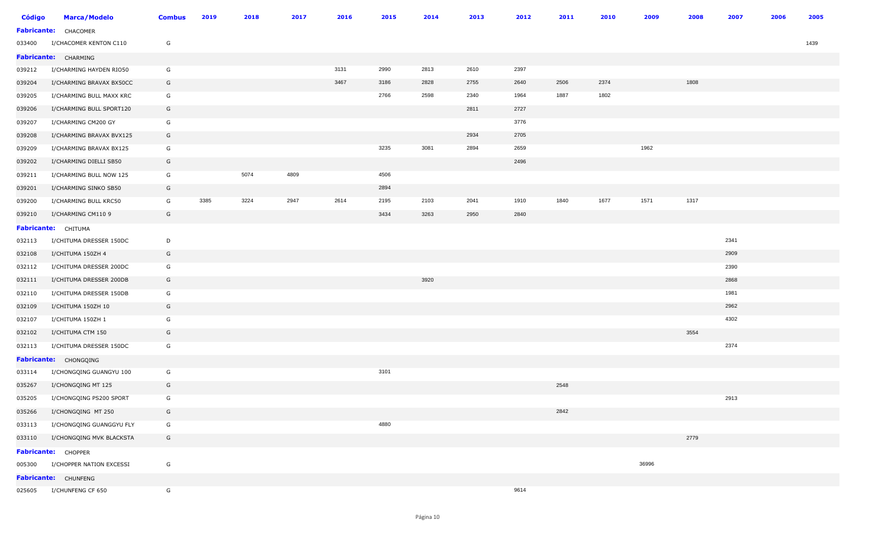| Código | Marca/Modelo | Combus | 2019 | 2018 | 2017 | 2016 | 2015 | 2014 | 2013 | 2012 | 2011 | 2010 | 2009 | 2008 | 2007 | 2006 | 2005 |
|---|---|---|---|---|---|---|---|---|---|---|---|---|---|---|---|---|---|
| **Fabricante:** | CHACOMER | | | | | | | | | | | | | | | | |
| 033400 | I/CHACOMER KENTON C110 | G | | | | | | | | | | | | | | | 1439 |
| **Fabricante:** | CHARMING | | | | | | | | | | | | | | | | |
| 039212 | I/CHARMING HAYDEN RIO50 | G | | | | 3131 | 2990 | 2813 | 2610 | 2397 | | | | | | | |
| 039204 | I/CHARMING BRAVAX BX50CC | G | | | | 3467 | 3186 | 2828 | 2755 | 2640 | 2506 | 2374 | | 1808 | | | |
| 039205 | I/CHARMING BULL MAXX KRC | G | | | | | 2766 | 2598 | 2340 | 1964 | 1887 | 1802 | | | | | |
| 039206 | I/CHARMING BULL SPORT120 | G | | | | | | | 2811 | 2727 | | | | | | | |
| 039207 | I/CHARMING CM200 GY | G | | | | | | | | 3776 | | | | | | | |
| 039208 | I/CHARMING BRAVAX BVX125 | G | | | | | | | 2934 | 2705 | | | | | | | |
| 039209 | I/CHARMING BRAVAX BX125 | G | | | | | 3235 | 3081 | 2894 | 2659 | | | 1962 | | | | |
| 039202 | I/CHARMING DIELLI SB50 | G | | | | | | | | 2496 | | | | | | | |
| 039211 | I/CHARMING BULL NOW 125 | G | | 5074 | 4809 | | 4506 | | | | | | | | | | |
| 039201 | I/CHARMING SINKO SB50 | G | | | | | 2894 | | | | | | | | | | |
| 039200 | I/CHARMING BULL KRC50 | G | 3385 | 3224 | 2947 | 2614 | 2195 | 2103 | 2041 | 1910 | 1840 | 1677 | 1571 | 1317 | | | |
| 039210 | I/CHARMING CM110 9 | G | | | | | 3434 | 3263 | 2950 | 2840 | | | | | | | |
| **Fabricante:** | CHITUMA | | | | | | | | | | | | | | | | |
| 032113 | I/CHITUMA DRESSER 150DC | D | | | | | | | | | | | | | 2341 | | |
| 032108 | I/CHITUMA 150ZH 4 | G | | | | | | | | | | | | | 2909 | | |
| 032112 | I/CHITUMA DRESSER 200DC | G | | | | | | | | | | | | | 2390 | | |
| 032111 | I/CHITUMA DRESSER 200DB | G | | | | | | 3920 | | | | | | | 2868 | | |
| 032110 | I/CHITUMA DRESSER 150DB | G | | | | | | | | | | | | | 1981 | | |
| 032109 | I/CHITUMA 150ZH 10 | G | | | | | | | | | | | | | 2962 | | |
| 032107 | I/CHITUMA 150ZH 1 | G | | | | | | | | | | | | | 4302 | | |
| 032102 | I/CHITUMA CTM 150 | G | | | | | | | | | | | | 3554 | | | |
| 032113 | I/CHITUMA DRESSER 150DC | G | | | | | | | | | | | | | 2374 | | |
| **Fabricante:** | CHONGQING | | | | | | | | | | | | | | | | |
| 033114 | I/CHONGQING GUANGYU 100 | G | | | | | 3101 | | | | | | | | | | |
| 035267 | I/CHONGQING MT 125 | G | | | | | | | | | 2548 | | | | | | |
| 035205 | I/CHONGQING PS200 SPORT | G | | | | | | | | | | | | | 2913 | | |
| 035266 | I/CHONGQING MT 250 | G | | | | | | | | | 2842 | | | | | | |
| 033113 | I/CHONGQING GUANGGYU FLY | G | | | | | 4880 | | | | | | | | | | |
| 033110 | I/CHONGQING MVK BLACKSTA | G | | | | | | | | | | | | 2779 | | | |
| **Fabricante:** | CHOPPER | | | | | | | | | | | | | | | | |
| 005300 | I/CHOPPER NATION EXCESSI | G | | | | | | | | | | | 36996 | | | | |
| **Fabricante:** | CHUNFENG | | | | | | | | | | | | | | | | |
| 025605 | I/CHUNFENG CF 650 | G | | | | | | | | 9614 | | | | | | | |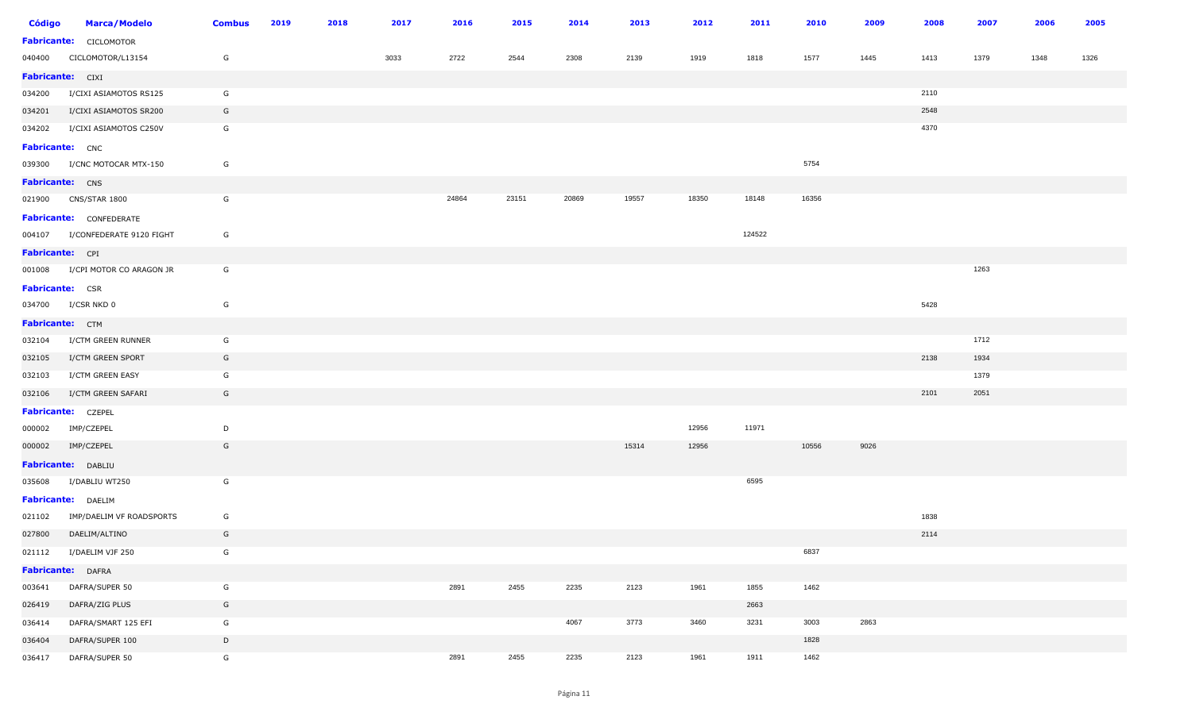| Código | Marca/Modelo | Combus | 2019 | 2018 | 2017 | 2016 | 2015 | 2014 | 2013 | 2012 | 2011 | 2010 | 2009 | 2008 | 2007 | 2006 | 2005 |
|---|---|---|---|---|---|---|---|---|---|---|---|---|---|---|---|---|---|
| **Fabricante:** | CICLOMOTOR | | | | | | | | | | | | | | | | |
| 040400 | CICLOMOTOR/L13154 | G | | | 3033 | 2722 | 2544 | 2308 | 2139 | 1919 | 1818 | 1577 | 1445 | 1413 | 1379 | 1348 | 1326 |
| **Fabricante:** | CIXI | | | | | | | | | | | | | | | | |
| 034200 | I/CIXI ASIAMOTOS RS125 | G | | | | | | | | | | | | 2110 | | | |
| 034201 | I/CIXI ASIAMOTOS SR200 | G | | | | | | | | | | | | 2548 | | | |
| 034202 | I/CIXI ASIAMOTOS C250V | G | | | | | | | | | | | | 4370 | | | |
| **Fabricante:** | CNC | | | | | | | | | | | | | | | | |
| 039300 | I/CNC MOTOCAR MTX-150 | G | | | | | | | | | | 5754 | | | | | |
| **Fabricante:** | CNS | | | | | | | | | | | | | | | | |
| 021900 | CNS/STAR 1800 | G | | | | 24864 | 23151 | 20869 | 19557 | 18350 | 18148 | 16356 | | | | | |
| **Fabricante:** | CONFEDERATE | | | | | | | | | | | | | | | | |
| 004107 | I/CONFEDERATE 9120 FIGHT | G | | | | | | | | | 124522 | | | | | | |
| **Fabricante:** | CPI | | | | | | | | | | | | | | | | |
| 001008 | I/CPI MOTOR CO ARAGON JR | G | | | | | | | | | | | | | 1263 | | |
| **Fabricante:** | CSR | | | | | | | | | | | | | | | | |
| 034700 | I/CSR NKD 0 | G | | | | | | | | | | | | 5428 | | | |
| **Fabricante:** | CTM | | | | | | | | | | | | | | | | |
| 032104 | I/CTM GREEN RUNNER | G | | | | | | | | | | | | | 1712 | | |
| 032105 | I/CTM GREEN SPORT | G | | | | | | | | | | | | 2138 | 1934 | | |
| 032103 | I/CTM GREEN EASY | G | | | | | | | | | | | | | 1379 | | |
| 032106 | I/CTM GREEN SAFARI | G | | | | | | | | | | | | 2101 | 2051 | | |
| **Fabricante:** | CZEPEL | | | | | | | | | | | | | | | | |
| 000002 | IMP/CZEPEL | D | | | | | | | | 12956 | 11971 | | | | | | |
| 000002 | IMP/CZEPEL | G | | | | | | | 15314 | 12956 | | 10556 | 9026 | | | | |
| **Fabricante:** | DABLIU | | | | | | | | | | | | | | | | |
| 035608 | I/DABLIU WT250 | G | | | | | | | | | 6595 | | | | | | |
| **Fabricante:** | DAELIM | | | | | | | | | | | | | | | | |
| 021102 | IMP/DAELIM VF ROADSPORTS | G | | | | | | | | | | | | 1838 | | | |
| 027800 | DAELIM/ALTINO | G | | | | | | | | | | | | 2114 | | | |
| 021112 | I/DAELIM VJF 250 | G | | | | | | | | | | 6837 | | | | | |
| **Fabricante:** | DAFRA | | | | | | | | | | | | | | | | |
| 003641 | DAFRA/SUPER 50 | G | | | | 2891 | 2455 | 2235 | 2123 | 1961 | 1855 | 1462 | | | | | |
| 026419 | DAFRA/ZIG PLUS | G | | | | | | | | | 2663 | | | | | | |
| 036414 | DAFRA/SMART 125 EFI | G | | | | | | 4067 | 3773 | 3460 | 3231 | 3003 | 2863 | | | | |
| 036404 | DAFRA/SUPER 100 | D | | | | | | | | | | 1828 | | | | | |
| 036417 | DAFRA/SUPER 50 | G | | | | 2891 | 2455 | 2235 | 2123 | 1961 | 1911 | 1462 | | | | | |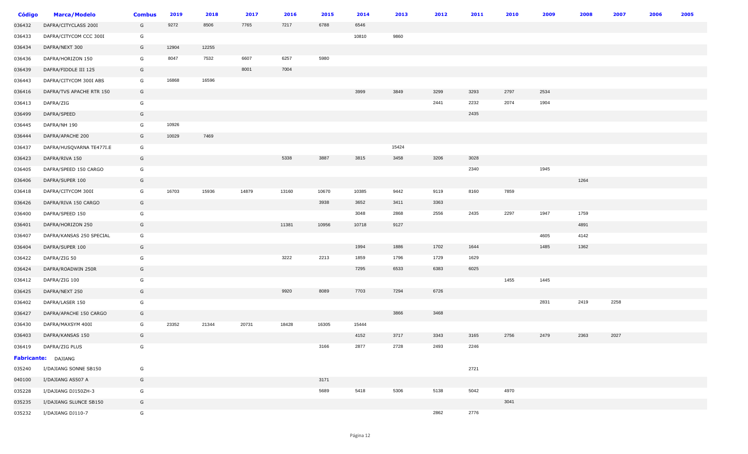| Código | Marca/Modelo | Combus | 2019 | 2018 | 2017 | 2016 | 2015 | 2014 | 2013 | 2012 | 2011 | 2010 | 2009 | 2008 | 2007 | 2006 | 2005 |
|---|---|---|---|---|---|---|---|---|---|---|---|---|---|---|---|---|---|
| 036432 | DAFRA/CITYCLASS 200I | G | 9272 | 8506 | 7765 | 7217 | 6788 | 6546 | | | | | | | | | |
| 036433 | DAFRA/CITYCOM CCC 300I | G | | | | | | 10810 | 9860 | | | | | | | | |
| 036434 | DAFRA/NEXT 300 | G | 12904 | 12255 | | | | | | | | | | | | | |
| 036436 | DAFRA/HORIZON 150 | G | 8047 | 7532 | 6607 | 6257 | 5980 | | | | | | | | | | |
| 036439 | DAFRA/FIDDLE III 125 | G | | | 8001 | 7004 | | | | | | | | | | | |
| 036443 | DAFRA/CITYCOM 300I ABS | G | 16868 | 16596 | | | | | | | | | | | | | |
| 036416 | DAFRA/TVS APACHE RTR 150 | G | | | | | | 3999 | 3849 | 3299 | 3293 | 2797 | 2534 | | | | |
| 036413 | DAFRA/ZIG | G | | | | | | | | 2441 | 2232 | 2074 | 1904 | | | | |
| 036499 | DAFRA/SPEED | G | | | | | | | | | 2435 | | | | | | |
| 036445 | DAFRA/NH 190 | G | 10926 | | | | | | | | | | | | | | |
| 036444 | DAFRA/APACHE 200 | G | 10029 | 7469 | | | | | | | | | | | | | |
| 036437 | DAFRA/HUSQVARNA TE477I.E | G | | | | | | | 15424 | | | | | | | | |
| 036423 | DAFRA/RIVA 150 | G | | | | 5338 | 3887 | 3815 | 3458 | 3206 | 3028 | | | | | | |
| 036405 | DAFRA/SPEED 150 CARGO | G | | | | | | | | | 2340 | | 1945 | | | | |
| 036406 | DAFRA/SUPER 100 | G | | | | | | | | | | | | 1264 | | | |
| 036418 | DAFRA/CITYCOM 300I | G | 16703 | 15936 | 14879 | 13160 | 10670 | 10385 | 9442 | 9119 | 8160 | 7859 | | | | | |
| 036426 | DAFRA/RIVA 150 CARGO | G | | | | | 3938 | 3652 | 3411 | 3363 | | | | | | | |
| 036400 | DAFRA/SPEED 150 | G | | | | | | 3048 | 2868 | 2556 | 2435 | 2297 | 1947 | 1759 | | | |
| 036401 | DAFRA/HORIZON 250 | G | | | | 11381 | 10956 | 10718 | 9127 | | | | | 4891 | | | |
| 036407 | DAFRA/KANSAS 250 SPECIAL | G | | | | | | | | | | | 4605 | 4142 | | | |
| 036404 | DAFRA/SUPER 100 | G | | | | | | 1994 | 1886 | 1702 | 1644 | | 1485 | 1362 | | | |
| 036422 | DAFRA/ZIG 50 | G | | | | 3222 | 2213 | 1859 | 1796 | 1729 | 1629 | | | | | | |
| 036424 | DAFRA/ROADWIN 250R | G | | | | | | 7295 | 6533 | 6383 | 6025 | | | | | | |
| 036412 | DAFRA/ZIG 100 | G | | | | | | | | | | 1455 | 1445 | | | | |
| 036425 | DAFRA/NEXT 250 | G | | | | 9920 | 8089 | 7703 | 7294 | 6726 | | | | | | | |
| 036402 | DAFRA/LASER 150 | G | | | | | | | | | | | 2831 | 2419 | 2258 | | |
| 036427 | DAFRA/APACHE 150 CARGO | G | | | | | | | 3866 | 3468 | | | | | | | |
| 036430 | DAFRA/MAXSYM 400I | G | 23352 | 21344 | 20731 | 18428 | 16305 | 15444 | | | | | | | | | |
| 036403 | DAFRA/KANSAS 150 | G | | | | | | 4152 | 3717 | 3343 | 3165 | 2756 | 2479 | 2363 | 2027 | | |
| 036419 | DAFRA/ZIG PLUS | G | | | | | 3166 | 2877 | 2728 | 2493 | 2246 | | | | | | |
| **Fabricante:** | DAJIANG | | | | | | | | | | | | | | | | |
| 035240 | I/DAJIANG SONNE SB150 | G | | | | | | | | | 2721 | | | | | | |
| 040100 | I/DAJIANG AS507 A | G | | | | | 3171 | | | | | | | | | | |
| 035228 | I/DAJIANG DJ150ZH-3 | G | | | | | 5689 | 5418 | 5306 | 5138 | 5042 | 4970 | | | | | |
| 035235 | I/DAJIANG SLUNCE SB150 | G | | | | | | | | | | 3041 | | | | | |
| 035232 | I/DAJIANG DJ110-7 | G | | | | | | | | 2862 | 2776 | | | | | | |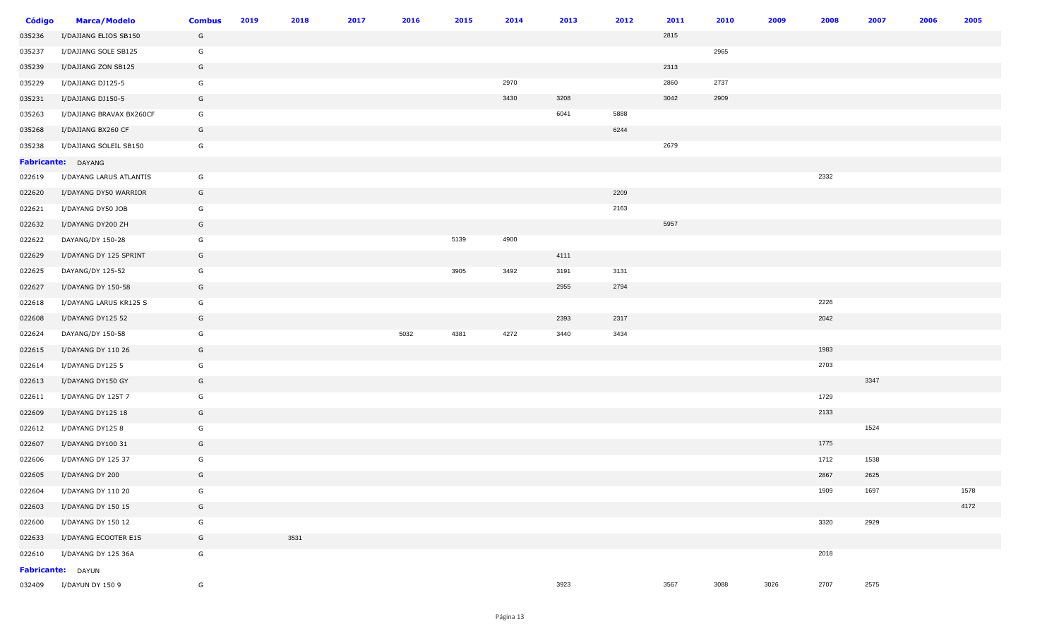| Código | Marca/Modelo | Combus | 2019 | 2018 | 2017 | 2016 | 2015 | 2014 | 2013 | 2012 | 2011 | 2010 | 2009 | 2008 | 2007 | 2006 | 2005 |
|---|---|---|---|---|---|---|---|---|---|---|---|---|---|---|---|---|---|
| 035236 | I/DAJIANG ELIOS SB150 | G | | | | | | | | | 2815 | | | | | | |
| 035237 | I/DAJIANG SOLE SB125 | G | | | | | | | | | | 2965 | | | | | |
| 035239 | I/DAJIANG ZON SB125 | G | | | | | | | | | 2313 | | | | | | |
| 035229 | I/DAJIANG DJ125-5 | G | | | | | | 2970 | | | 2860 | 2737 | | | | | |
| 035231 | I/DAJIANG DJ150-5 | G | | | | | | 3430 | 3208 | | 3042 | 2909 | | | | | |
| 035263 | I/DAJIANG BRAVAX BX260CF | G | | | | | | | 6041 | 5888 | | | | | | | |
| 035268 | I/DAJIANG BX260 CF | G | | | | | | | | 6244 | | | | | | | |
| 035238 | I/DAJIANG SOLEIL SB150 | G | | | | | | | | | 2679 | | | | | | |
| **Fabricante:** | DAYANG | | | | | | | | | | | | | | | | |
| 022619 | I/DAYANG LARUS ATLANTIS | G | | | | | | | | | | | | 2332 | | | |
| 022620 | I/DAYANG DY50 WARRIOR | G | | | | | | | | 2209 | | | | | | | |
| 022621 | I/DAYANG DY50 JOB | G | | | | | | | | 2163 | | | | | | | |
| 022632 | I/DAYANG DY200 ZH | G | | | | | | | | | 5957 | | | | | | |
| 022622 | DAYANG/DY 150-28 | G | | | | | 5139 | 4900 | | | | | | | | | |
| 022629 | I/DAYANG DY 125 SPRINT | G | | | | | | | 4111 | | | | | | | | |
| 022625 | DAYANG/DY 125-52 | G | | | | | 3905 | 3492 | 3191 | 3131 | | | | | | | |
| 022627 | I/DAYANG DY 150-58 | G | | | | | | | 2955 | 2794 | | | | | | | |
| 022618 | I/DAYANG LARUS KR125 S | G | | | | | | | | | | | | 2226 | | | |
| 022608 | I/DAYANG DY125 52 | G | | | | | | | 2393 | 2317 | | | | 2042 | | | |
| 022624 | DAYANG/DY 150-58 | G | | | | 5032 | 4381 | 4272 | 3440 | 3434 | | | | | | | |
| 022615 | I/DAYANG DY 110 26 | G | | | | | | | | | | | | 1983 | | | |
| 022614 | I/DAYANG DY125 5 | G | | | | | | | | | | | | 2703 | | | |
| 022613 | I/DAYANG DY150 GY | G | | | | | | | | | | | | | 3347 | | |
| 022611 | I/DAYANG DY 125T 7 | G | | | | | | | | | | | | 1729 | | | |
| 022609 | I/DAYANG DY125 18 | G | | | | | | | | | | | | 2133 | | | |
| 022612 | I/DAYANG DY125 8 | G | | | | | | | | | | | | | 1524 | | |
| 022607 | I/DAYANG DY100 31 | G | | | | | | | | | | | | 1775 | | | |
| 022606 | I/DAYANG DY 125 37 | G | | | | | | | | | | | | 1712 | 1538 | | |
| 022605 | I/DAYANG DY 200 | G | | | | | | | | | | | | 2867 | 2625 | | |
| 022604 | I/DAYANG DY 110 20 | G | | | | | | | | | | | | 1909 | 1697 | | 1578 |
| 022603 | I/DAYANG DY 150 15 | G | | | | | | | | | | | | | | | 4172 |
| 022600 | I/DAYANG DY 150 12 | G | | | | | | | | | | | | 3320 | 2929 | | |
| 022633 | I/DAYANG ECOOTER E1S | G | | 3531 | | | | | | | | | | | | | |
| 022610 | I/DAYANG DY 125 36A | G | | | | | | | | | | | | 2018 | | | |
| **Fabricante:** | DAYUN | | | | | | | | | | | | | | | | |
| 032409 | I/DAYUN DY 150 9 | G | | | | | | | 3923 | | 3567 | 3088 | 3026 | 2707 | 2575 | | |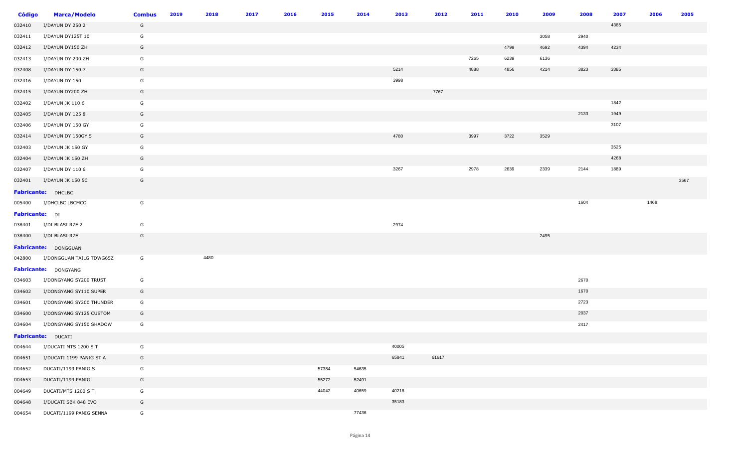| Código | Marca/Modelo | Combus | 2019 | 2018 | 2017 | 2016 | 2015 | 2014 | 2013 | 2012 | 2011 | 2010 | 2009 | 2008 | 2007 | 2006 | 2005 |
|---|---|---|---|---|---|---|---|---|---|---|---|---|---|---|---|---|---|
| 032410 | I/DAYUN DY 250 2 | G | | | | | | | | | | | | | 4385 | | |
| 032411 | I/DAYUN DY125T 10 | G | | | | | | | | | | | 3058 | 2940 | | | |
| 032412 | I/DAYUN DY150 ZH | G | | | | | | | | | | 4799 | 4692 | 4394 | 4234 | | |
| 032413 | I/DAYUN DY 200 ZH | G | | | | | | | | | 7265 | 6239 | 6136 | | | | |
| 032408 | I/DAYUN DY 150 7 | G | | | | | | | 5214 | | 4888 | 4856 | 4214 | 3823 | 3385 | | |
| 032416 | I/DAYUN DY 150 | G | | | | | | | 3998 | | | | | | | | |
| 032415 | I/DAYUN DY200 ZH | G | | | | | | | | 7767 | | | | | | | |
| 032402 | I/DAYUN JK 110 6 | G | | | | | | | | | | | | | 1842 | | |
| 032405 | I/DAYUN DY 125 8 | G | | | | | | | | | | | | 2133 | 1949 | | |
| 032406 | I/DAYUN DY 150 GY | G | | | | | | | | | | | | | 3107 | | |
| 032414 | I/DAYUN DY 150GY 5 | G | | | | | | | 4780 | | 3997 | 3722 | 3529 | | | | |
| 032403 | I/DAYUN JK 150 GY | G | | | | | | | | | | | | | 3525 | | |
| 032404 | I/DAYUN JK 150 ZH | G | | | | | | | | | | | | | 4268 | | |
| 032407 | I/DAYUN DY 110 6 | G | | | | | | | 3267 | | 2978 | 2639 | 2339 | 2144 | 1889 | | |
| 032401 | I/DAYUN JK 150 5C | G | | | | | | | | | | | | | | | 3567 |
| **Fabricante:** DHCLBC | | | | | | | | | | | | | | | | | |
| 005400 | I/DHCLBC LBCMCO | G | | | | | | | | | | | | 1604 | | 1468 | |
| **Fabricante:** DI | | | | | | | | | | | | | | | | | |
| 038401 | I/DI BLASI R7E 2 | G | | | | | | | 2974 | | | | | | | | |
| 038400 | I/DI BLASI R7E | G | | | | | | | | | | | 2495 | | | | |
| **Fabricante:** DONGGUAN | | | | | | | | | | | | | | | | | |
| 042800 | I/DONGGUAN TAILG TDWG65Z | G | | 4480 | | | | | | | | | | | | | |
| **Fabricante:** DONGYANG | | | | | | | | | | | | | | | | | |
| 034603 | I/DONGYANG SY200 TRUST | G | | | | | | | | | | | | 2670 | | | |
| 034602 | I/DONGYANG SY110 SUPER | G | | | | | | | | | | | | 1670 | | | |
| 034601 | I/DONGYANG SY200 THUNDER | G | | | | | | | | | | | | 2723 | | | |
| 034600 | I/DONGYANG SY125 CUSTOM | G | | | | | | | | | | | | 2037 | | | |
| 034604 | I/DONGYANG SY150 SHADOW | G | | | | | | | | | | | | 2417 | | | |
| **Fabricante:** DUCATI | | | | | | | | | | | | | | | | | |
| 004644 | I/DUCATI MTS 1200 S T | G | | | | | | | 40005 | | | | | | | | |
| 004651 | I/DUCATI 1199 PANIG ST A | G | | | | | | | 65841 | 61617 | | | | | | | |
| 004652 | DUCATI/1199 PANIG S | G | | | | | 57384 | 54635 | | | | | | | | | |
| 004653 | DUCATI/1199 PANIG | G | | | | | 55272 | 52491 | | | | | | | | | |
| 004649 | DUCATI/MTS 1200 S T | G | | | | | 44042 | 40659 | 40218 | | | | | | | | |
| 004648 | I/DUCATI SBK 848 EVO | G | | | | | | | 35183 | | | | | | | | |
| 004654 | DUCATI/1199 PANIG SENNA | G | | | | | | 77436 | | | | | | | | | |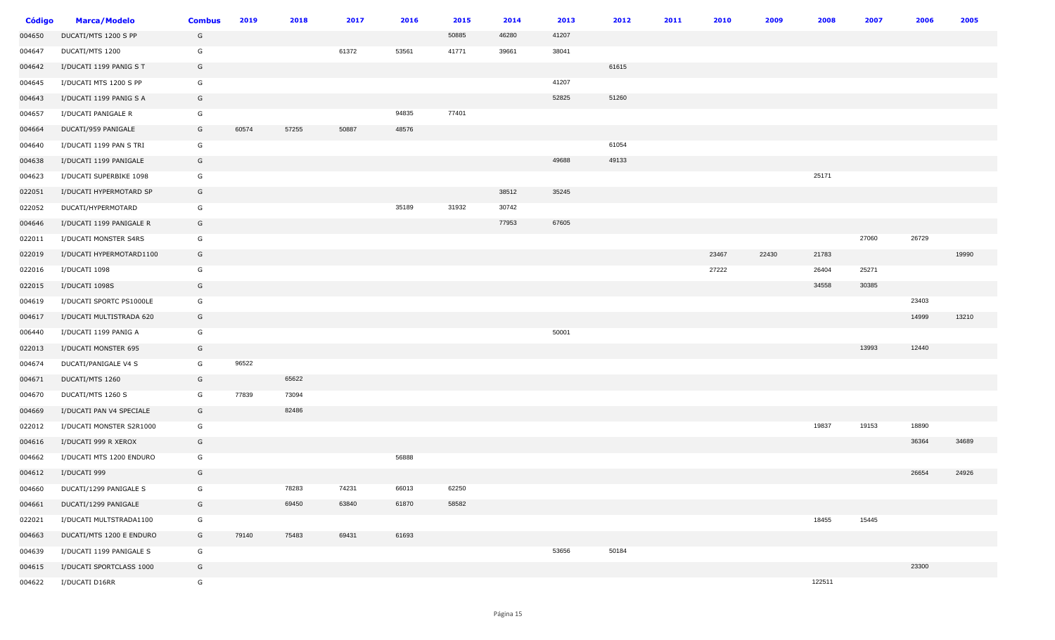| Código | Marca/Modelo | Combus | 2019 | 2018 | 2017 | 2016 | 2015 | 2014 | 2013 | 2012 | 2011 | 2010 | 2009 | 2008 | 2007 | 2006 | 2005 |
|---|---|---|---|---|---|---|---|---|---|---|---|---|---|---|---|---|---|
| 004650 | DUCATI/MTS 1200 S PP | G | | | | | 50885 | 46280 | 41207 | | | | | | | | |
| 004647 | DUCATI/MTS 1200 | G | | | 61372 | 53561 | 41771 | 39661 | 38041 | | | | | | | | |
| 004642 | I/DUCATI 1199 PANIG S T | G | | | | | | | | 61615 | | | | | | | |
| 004645 | I/DUCATI MTS 1200 S PP | G | | | | | | | 41207 | | | | | | | | |
| 004643 | I/DUCATI 1199 PANIG S A | G | | | | | | | 52825 | 51260 | | | | | | | |
| 004657 | I/DUCATI PANIGALE R | G | | | | 94835 | 77401 | | | | | | | | | | |
| 004664 | DUCATI/959 PANIGALE | G | 60574 | 57255 | 50887 | 48576 | | | | | | | | | | | |
| 004640 | I/DUCATI 1199 PAN S TRI | G | | | | | | | | 61054 | | | | | | | |
| 004638 | I/DUCATI 1199 PANIGALE | G | | | | | | | 49688 | 49133 | | | | | | | |
| 004623 | I/DUCATI SUPERBIKE 1098 | G | | | | | | | | | | | | 25171 | | | |
| 022051 | I/DUCATI HYPERMOTARD SP | G | | | | | | 38512 | 35245 | | | | | | | | |
| 022052 | DUCATI/HYPERMOTARD | G | | | | 35189 | 31932 | 30742 | | | | | | | | | |
| 004646 | I/DUCATI 1199 PANIGALE R | G | | | | | | 77953 | 67605 | | | | | | | | |
| 022011 | I/DUCATI MONSTER S4RS | G | | | | | | | | | | | | | 27060 | 26729 | |
| 022019 | I/DUCATI HYPERMOTARD1100 | G | | | | | | | | | | 23467 | 22430 | 21783 | | | 19990 |
| 022016 | I/DUCATI 1098 | G | | | | | | | | | | 27222 | | 26404 | 25271 | | |
| 022015 | I/DUCATI 1098S | G | | | | | | | | | | | | 34558 | 30385 | | |
| 004619 | I/DUCATI SPORTC PS1000LE | G | | | | | | | | | | | | | | 23403 | |
| 004617 | I/DUCATI MULTISTRADA 620 | G | | | | | | | | | | | | | | 14999 | 13210 |
| 006440 | I/DUCATI 1199 PANIG A | G | | | | | | | 50001 | | | | | | | | |
| 022013 | I/DUCATI MONSTER 695 | G | | | | | | | | | | | | | 13993 | 12440 | |
| 004674 | DUCATI/PANIGALE V4 S | G | 96522 | | | | | | | | | | | | | | |
| 004671 | DUCATI/MTS 1260 | G | | 65622 | | | | | | | | | | | | | |
| 004670 | DUCATI/MTS 1260 S | G | 77839 | 73094 | | | | | | | | | | | | | |
| 004669 | I/DUCATI PAN V4 SPECIALE | G | | 82486 | | | | | | | | | | | | | |
| 022012 | I/DUCATI MONSTER S2R1000 | G | | | | | | | | | | | | 19837 | 19153 | 18890 | |
| 004616 | I/DUCATI 999 R XEROX | G | | | | | | | | | | | | | | 36364 | 34689 |
| 004662 | I/DUCATI MTS 1200 ENDURO | G | | | | 56888 | | | | | | | | | | | |
| 004612 | I/DUCATI 999 | G | | | | | | | | | | | | | | 26654 | 24926 |
| 004660 | DUCATI/1299 PANIGALE S | G | | 78283 | 74231 | 66013 | 62250 | | | | | | | | | | |
| 004661 | DUCATI/1299 PANIGALE | G | | 69450 | 63840 | 61870 | 58582 | | | | | | | | | | |
| 022021 | I/DUCATI MULTSTRADA1100 | G | | | | | | | | | | | | 18455 | 15445 | | |
| 004663 | DUCATI/MTS 1200 E ENDURO | G | 79140 | 75483 | 69431 | 61693 | | | | | | | | | | | |
| 004639 | I/DUCATI 1199 PANIGALE S | G | | | | | | | 53656 | 50184 | | | | | | | |
| 004615 | I/DUCATI SPORTCLASS 1000 | G | | | | | | | | | | | | | | 23300 | |
| 004622 | I/DUCATI D16RR | G | | | | | | | | | | | | 122511 | | | |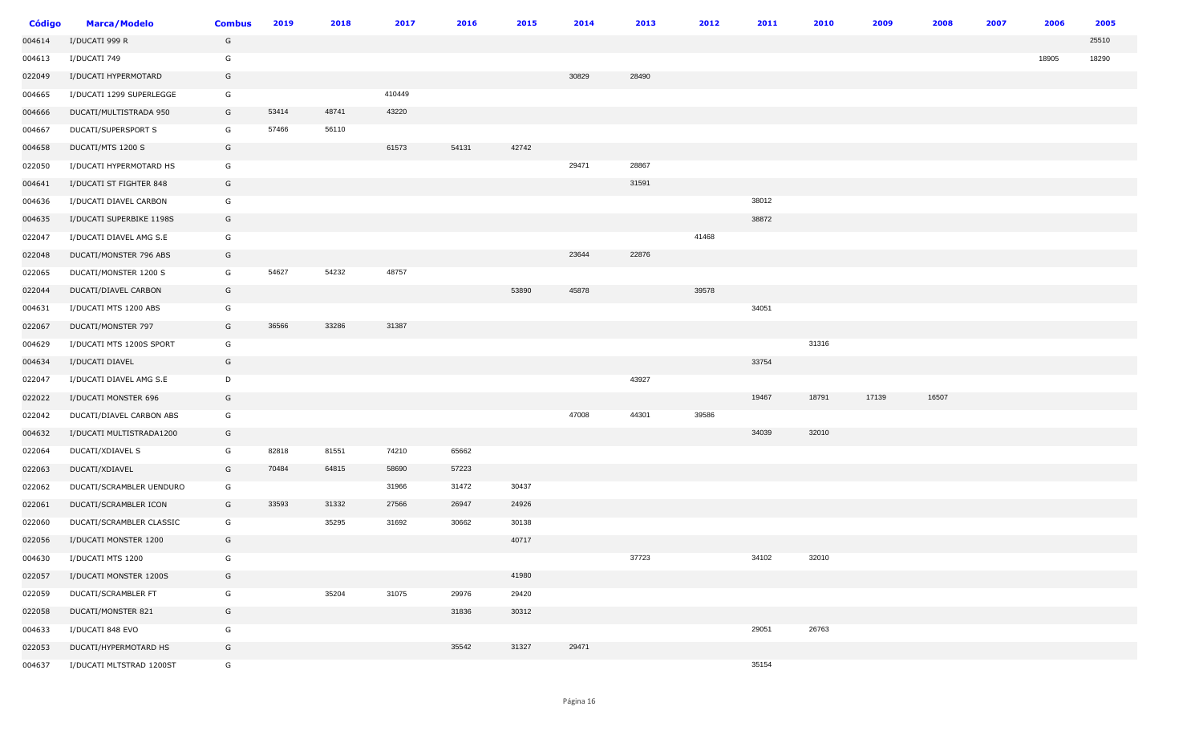| Código | Marca/Modelo | Combus | 2019 | 2018 | 2017 | 2016 | 2015 | 2014 | 2013 | 2012 | 2011 | 2010 | 2009 | 2008 | 2007 | 2006 | 2005 |
|---|---|---|---|---|---|---|---|---|---|---|---|---|---|---|---|---|---|
| 004614 | I/DUCATI 999 R | G | | | | | | | | | | | | | | | 25510 |
| 004613 | I/DUCATI 749 | G | | | | | | | | | | | | | | 18905 | 18290 |
| 022049 | I/DUCATI HYPERMOTARD | G | | | | | | 30829 | 28490 | | | | | | | | |
| 004665 | I/DUCATI 1299 SUPERLEGGE | G | | | 410449 | | | | | | | | | | | | |
| 004666 | DUCATI/MULTISTRADA 950 | G | 53414 | 48741 | 43220 | | | | | | | | | | | | |
| 004667 | DUCATI/SUPERSPORT S | G | 57466 | 56110 | | | | | | | | | | | | | |
| 004658 | DUCATI/MTS 1200 S | G | | | 61573 | 54131 | 42742 | | | | | | | | | | |
| 022050 | I/DUCATI HYPERMOTARD HS | G | | | | | | 29471 | 28867 | | | | | | | | |
| 004641 | I/DUCATI ST FIGHTER 848 | G | | | | | | | 31591 | | | | | | | | |
| 004636 | I/DUCATI DIAVEL CARBON | G | | | | | | | | | 38012 | | | | | | |
| 004635 | I/DUCATI SUPERBIKE 1198S | G | | | | | | | | | 38872 | | | | | | |
| 022047 | I/DUCATI DIAVEL AMG S.E | G | | | | | | | | 41468 | | | | | | | |
| 022048 | DUCATI/MONSTER 796 ABS | G | | | | | | 23644 | 22876 | | | | | | | | |
| 022065 | DUCATI/MONSTER 1200 S | G | 54627 | 54232 | 48757 | | | | | | | | | | | | |
| 022044 | DUCATI/DIAVEL CARBON | G | | | | | 53890 | 45878 | | 39578 | | | | | | | |
| 004631 | I/DUCATI MTS 1200 ABS | G | | | | | | | | | 34051 | | | | | | |
| 022067 | DUCATI/MONSTER 797 | G | 36566 | 33286 | 31387 | | | | | | | | | | | | |
| 004629 | I/DUCATI MTS 1200S SPORT | G | | | | | | | | | | 31316 | | | | | |
| 004634 | I/DUCATI DIAVEL | G | | | | | | | | | 33754 | | | | | | |
| 022047 | I/DUCATI DIAVEL AMG S.E | D | | | | | | | 43927 | | | | | | | | |
| 022022 | I/DUCATI MONSTER 696 | G | | | | | | | | | 19467 | 18791 | 17139 | 16507 | | | |
| 022042 | DUCATI/DIAVEL CARBON ABS | G | | | | | | 47008 | 44301 | 39586 | | | | | | | |
| 004632 | I/DUCATI MULTISTRADA1200 | G | | | | | | | | | 34039 | 32010 | | | | | |
| 022064 | DUCATI/XDIAVEL S | G | 82818 | 81551 | 74210 | 65662 | | | | | | | | | | | |
| 022063 | DUCATI/XDIAVEL | G | 70484 | 64815 | 58690 | 57223 | | | | | | | | | | | |
| 022062 | DUCATI/SCRAMBLER UENDURO | G | | | 31966 | 31472 | 30437 | | | | | | | | | | |
| 022061 | DUCATI/SCRAMBLER ICON | G | 33593 | 31332 | 27566 | 26947 | 24926 | | | | | | | | | | |
| 022060 | DUCATI/SCRAMBLER CLASSIC | G | | 35295 | 31692 | 30662 | 30138 | | | | | | | | | | |
| 022056 | I/DUCATI MONSTER 1200 | G | | | | | 40717 | | | | | | | | | | |
| 004630 | I/DUCATI MTS 1200 | G | | | | | | | 37723 | | 34102 | 32010 | | | | | |
| 022057 | I/DUCATI MONSTER 1200S | G | | | | | 41980 | | | | | | | | | | |
| 022059 | DUCATI/SCRAMBLER FT | G | | 35204 | 31075 | 29976 | 29420 | | | | | | | | | | |
| 022058 | DUCATI/MONSTER 821 | G | | | | 31836 | 30312 | | | | | | | | | | |
| 004633 | I/DUCATI 848 EVO | G | | | | | | | | | 29051 | 26763 | | | | | |
| 022053 | DUCATI/HYPERMOTARD HS | G | | | | 35542 | 31327 | 29471 | | | | | | | | | |
| 004637 | I/DUCATI MLTSTRAD 1200ST | G | | | | | | | | | 35154 | | | | | | |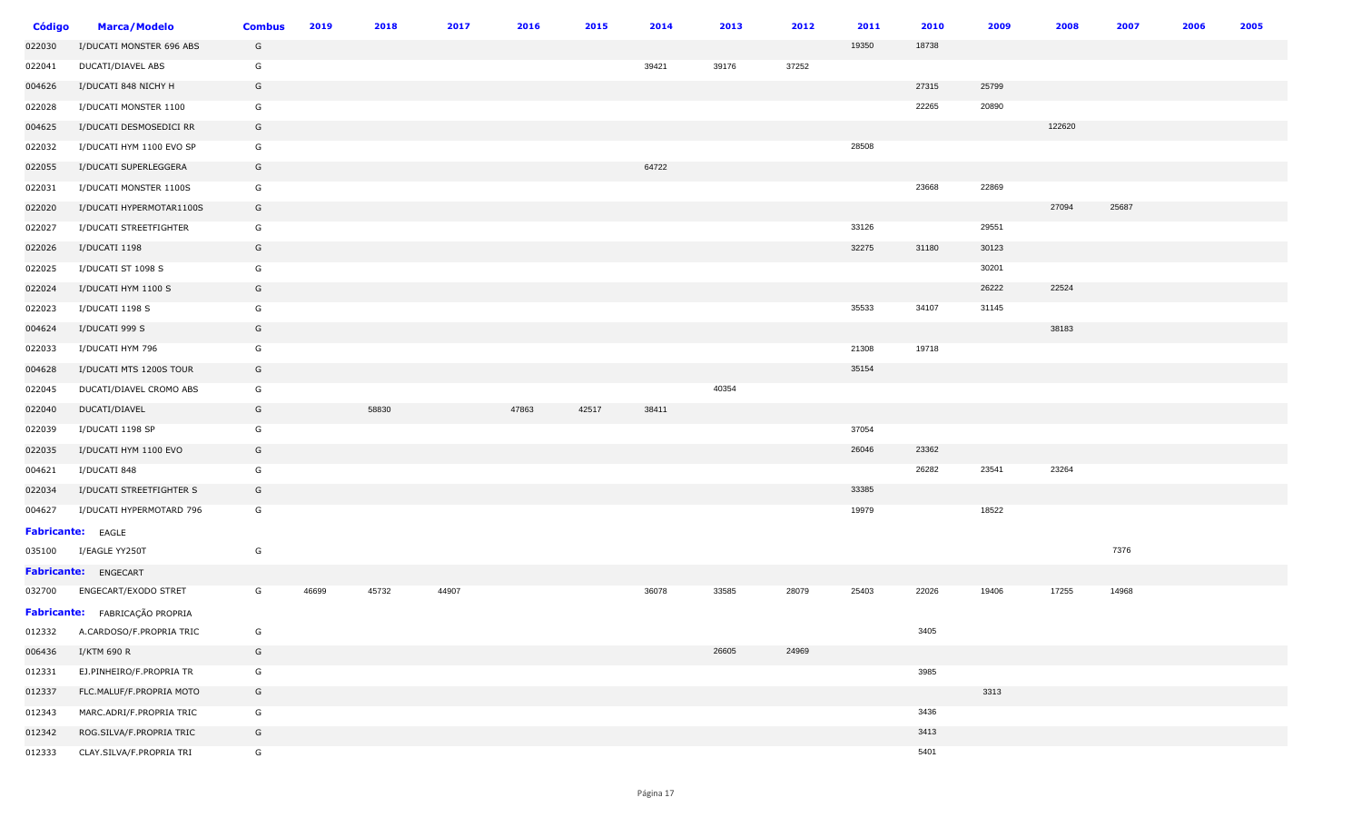| Código | Marca/Modelo | Combus | 2019 | 2018 | 2017 | 2016 | 2015 | 2014 | 2013 | 2012 | 2011 | 2010 | 2009 | 2008 | 2007 | 2006 | 2005 |
|---|---|---|---|---|---|---|---|---|---|---|---|---|---|---|---|---|---|
| 022030 | I/DUCATI MONSTER 696 ABS | G | | | | | | | | | 19350 | 18738 | | | | | |
| 022041 | DUCATI/DIAVEL ABS | G | | | | | | 39421 | 39176 | 37252 | | | | | | | |
| 004626 | I/DUCATI 848 NICHY H | G | | | | | | | | | | 27315 | 25799 | | | | |
| 022028 | I/DUCATI MONSTER 1100 | G | | | | | | | | | | 22265 | 20890 | | | | |
| 004625 | I/DUCATI DESMOSEDICI RR | G | | | | | | | | | | | | 122620 | | | |
| 022032 | I/DUCATI HYM 1100 EVO SP | G | | | | | | | | | 28508 | | | | | | |
| 022055 | I/DUCATI SUPERLEGGERA | G | | | | | | 64722 | | | | | | | | | |
| 022031 | I/DUCATI MONSTER 1100S | G | | | | | | | | | | 23668 | 22869 | | | | |
| 022020 | I/DUCATI HYPERMOTAR1100S | G | | | | | | | | | | | | 27094 | 25687 | | |
| 022027 | I/DUCATI STREETFIGHTER | G | | | | | | | | | 33126 | | 29551 | | | | |
| 022026 | I/DUCATI 1198 | G | | | | | | | | | 32275 | 31180 | 30123 | | | | |
| 022025 | I/DUCATI ST 1098 S | G | | | | | | | | | | | 30201 | | | | |
| 022024 | I/DUCATI HYM 1100 S | G | | | | | | | | | | | 26222 | 22524 | | | |
| 022023 | I/DUCATI 1198 S | G | | | | | | | | | 35533 | 34107 | 31145 | | | | |
| 004624 | I/DUCATI 999 S | G | | | | | | | | | | | | 38183 | | | |
| 022033 | I/DUCATI HYM 796 | G | | | | | | | | | 21308 | 19718 | | | | | |
| 004628 | I/DUCATI MTS 1200S TOUR | G | | | | | | | | | 35154 | | | | | | |
| 022045 | DUCATI/DIAVEL CROMO ABS | G | | | | | | | 40354 | | | | | | | | |
| 022040 | DUCATI/DIAVEL | G | | 58830 | | 47863 | 42517 | 38411 | | | | | | | | | |
| 022039 | I/DUCATI 1198 SP | G | | | | | | | | | 37054 | | | | | | |
| 022035 | I/DUCATI HYM 1100 EVO | G | | | | | | | | | 26046 | 23362 | | | | | |
| 004621 | I/DUCATI 848 | G | | | | | | | | | | 26282 | 23541 | 23264 | | | |
| 022034 | I/DUCATI STREETFIGHTER S | G | | | | | | | | | 33385 | | | | | | |
| 004627 | I/DUCATI HYPERMOTARD 796 | G | | | | | | | | | 19979 | | 18522 | | | | |
| **Fabricante:** EAGLE | | | | | | | | | | | | | | | | | |
| 035100 | I/EAGLE YY250T | G | | | | | | | | | | | | | 7376 | | |
| **Fabricante:** ENGECART | | | | | | | | | | | | | | | | | |
| 032700 | ENGECART/EXODO STRET | G | 46699 | 45732 | 44907 | | | 36078 | 33585 | 28079 | 25403 | 22026 | 19406 | 17255 | 14968 | | |
| **Fabricante:** FABRICAÇÃO PROPRIA | | | | | | | | | | | | | | | | | |
| 012332 | A.CARDOSO/F.PROPRIA TRIC | G | | | | | | | | | | 3405 | | | | | |
| 006436 | I/KTM 690 R | G | | | | | | | 26605 | 24969 | | | | | | | |
| 012331 | EJ.PINHEIRO/F.PROPRIA TR | G | | | | | | | | | | 3985 | | | | | |
| 012337 | FLC.MALUF/F.PROPRIA MOTO | G | | | | | | | | | | | 3313 | | | | |
| 012343 | MARC.ADRI/F.PROPRIA TRIC | G | | | | | | | | | | 3436 | | | | | |
| 012342 | ROG.SILVA/F.PROPRIA TRIC | G | | | | | | | | | | 3413 | | | | | |
| 012333 | CLAY.SILVA/F.PROPRIA TRI | G | | | | | | | | | | 5401 | | | | | |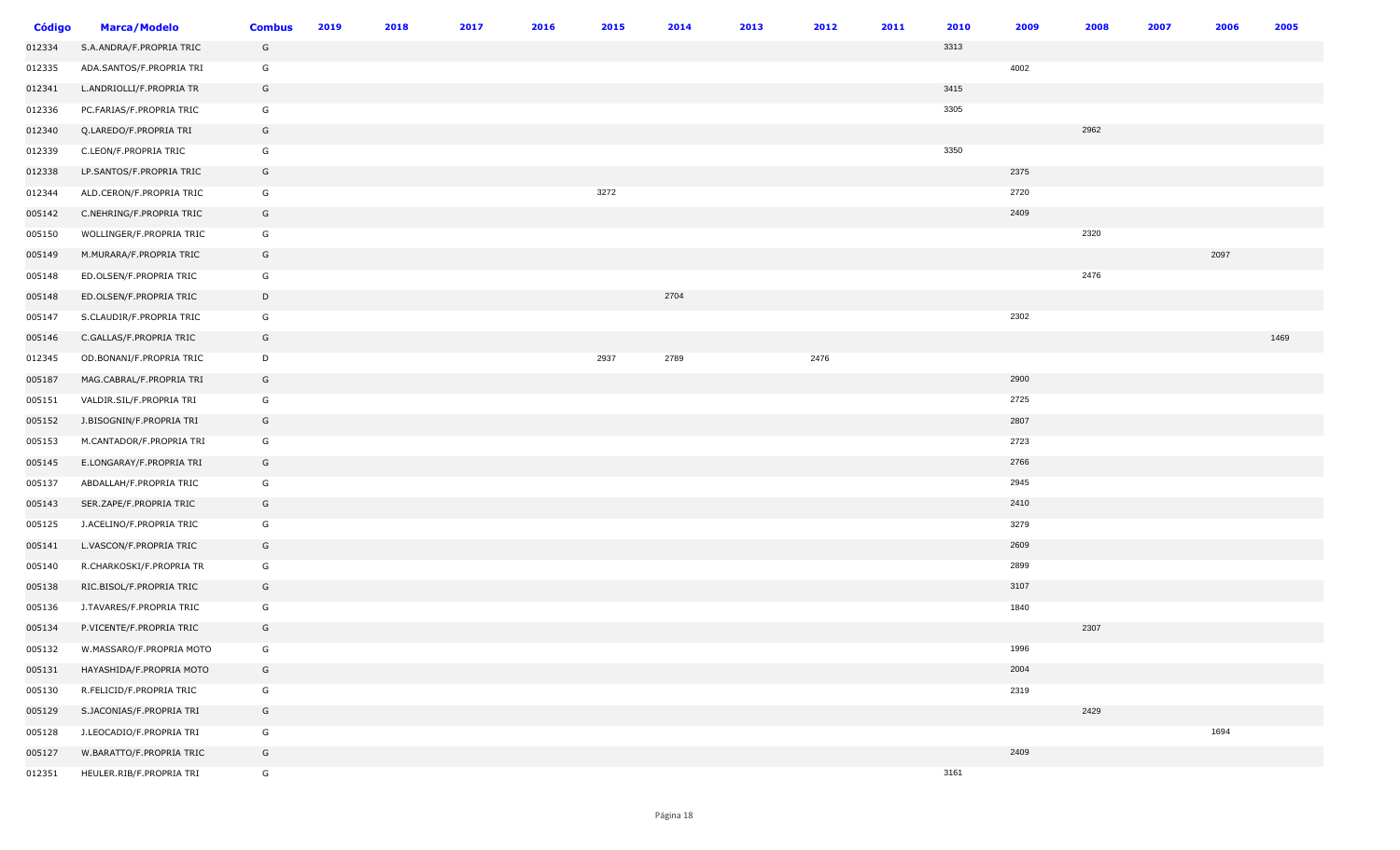| Código | Marca/Modelo | Combus | 2019 | 2018 | 2017 | 2016 | 2015 | 2014 | 2013 | 2012 | 2011 | 2010 | 2009 | 2008 | 2007 | 2006 | 2005 |
|---|---|---|---|---|---|---|---|---|---|---|---|---|---|---|---|---|---|
| 012334 | S.A.ANDRA/F.PROPRIA TRIC | G | | | | | | | | | | 3313 | | | | | |
| 012335 | ADA.SANTOS/F.PROPRIA TRI | G | | | | | | | | | | | 4002 | | | | |
| 012341 | L.ANDRIOLLI/F.PROPRIA TR | G | | | | | | | | | | 3415 | | | | | |
| 012336 | PC.FARIAS/F.PROPRIA TRIC | G | | | | | | | | | | 3305 | | | | | |
| 012340 | Q.LAREDO/F.PROPRIA TRI | G | | | | | | | | | | | | 2962 | | | |
| 012339 | C.LEON/F.PROPRIA TRIC | G | | | | | | | | | | 3350 | | | | | |
| 012338 | LP.SANTOS/F.PROPRIA TRIC | G | | | | | | | | | | | 2375 | | | | |
| 012344 | ALD.CERON/F.PROPRIA TRIC | G | | | | | 3272 | | | | | | 2720 | | | | |
| 005142 | C.NEHRING/F.PROPRIA TRIC | G | | | | | | | | | | | 2409 | | | | |
| 005150 | WOLLINGER/F.PROPRIA TRIC | G | | | | | | | | | | | | 2320 | | | |
| 005149 | M.MURARA/F.PROPRIA TRIC | G | | | | | | | | | | | | | | 2097 | |
| 005148 | ED.OLSEN/F.PROPRIA TRIC | G | | | | | | | | | | | | 2476 | | | |
| 005148 | ED.OLSEN/F.PROPRIA TRIC | D | | | | | | 2704 | | | | | | | | | |
| 005147 | S.CLAUDIR/F.PROPRIA TRIC | G | | | | | | | | | | | 2302 | | | | |
| 005146 | C.GALLAS/F.PROPRIA TRIC | G | | | | | | | | | | | | | | | 1469 |
| 012345 | OD.BONANI/F.PROPRIA TRIC | D | | | | | 2937 | 2789 | | 2476 | | | | | | | |
| 005187 | MAG.CABRAL/F.PROPRIA TRI | G | | | | | | | | | | | 2900 | | | | |
| 005151 | VALDIR.SIL/F.PROPRIA TRI | G | | | | | | | | | | | 2725 | | | | |
| 005152 | J.BISOGNIN/F.PROPRIA TRI | G | | | | | | | | | | | 2807 | | | | |
| 005153 | M.CANTADOR/F.PROPRIA TRI | G | | | | | | | | | | | 2723 | | | | |
| 005145 | E.LONGARAY/F.PROPRIA TRI | G | | | | | | | | | | | 2766 | | | | |
| 005137 | ABDALLAH/F.PROPRIA TRIC | G | | | | | | | | | | | 2945 | | | | |
| 005143 | SER.ZAPE/F.PROPRIA TRIC | G | | | | | | | | | | | 2410 | | | | |
| 005125 | J.ACELINO/F.PROPRIA TRIC | G | | | | | | | | | | | 3279 | | | | |
| 005141 | L.VASCON/F.PROPRIA TRIC | G | | | | | | | | | | | 2609 | | | | |
| 005140 | R.CHARKOSKI/F.PROPRIA TR | G | | | | | | | | | | | 2899 | | | | |
| 005138 | RIC.BISOL/F.PROPRIA TRIC | G | | | | | | | | | | | 3107 | | | | |
| 005136 | J.TAVARES/F.PROPRIA TRIC | G | | | | | | | | | | | 1840 | | | | |
| 005134 | P.VICENTE/F.PROPRIA TRIC | G | | | | | | | | | | | | 2307 | | | |
| 005132 | W.MASSARO/F.PROPRIA MOTO | G | | | | | | | | | | | 1996 | | | | |
| 005131 | HAYASHIDA/F.PROPRIA MOTO | G | | | | | | | | | | | 2004 | | | | |
| 005130 | R.FELICID/F.PROPRIA TRIC | G | | | | | | | | | | | 2319 | | | | |
| 005129 | S.JACONIAS/F.PROPRIA TRI | G | | | | | | | | | | | | 2429 | | | |
| 005128 | J.LEOCADIO/F.PROPRIA TRI | G | | | | | | | | | | | | | | 1694 | |
| 005127 | W.BARATTO/F.PROPRIA TRIC | G | | | | | | | | | | | 2409 | | | | |
| 012351 | HEULER.RIB/F.PROPRIA TRI | G | | | | | | | | | | 3161 | | | | | |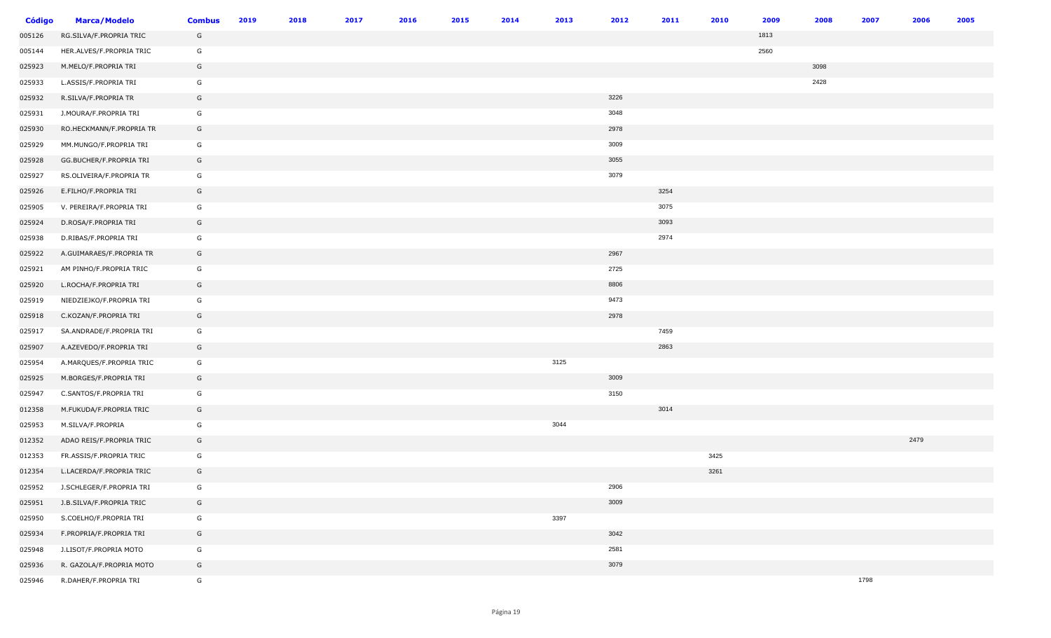| Código | Marca/Modelo | Combus | 2019 | 2018 | 2017 | 2016 | 2015 | 2014 | 2013 | 2012 | 2011 | 2010 | 2009 | 2008 | 2007 | 2006 | 2005 |
|---|---|---|---|---|---|---|---|---|---|---|---|---|---|---|---|---|---|
| 005126 | RG.SILVA/F.PROPRIA TRIC | G | | | | | | | | | | | 1813 | | | | |
| 005144 | HER.ALVES/F.PROPRIA TRIC | G | | | | | | | | | | | 2560 | | | | |
| 025923 | M.MELO/F.PROPRIA TRI | G | | | | | | | | | | | | 3098 | | | |
| 025933 | L.ASSIS/F.PROPRIA TRI | G | | | | | | | | | | | | 2428 | | | |
| 025932 | R.SILVA/F.PROPRIA TR | G | | | | | | | | 3226 | | | | | | | |
| 025931 | J.MOURA/F.PROPRIA TRI | G | | | | | | | | 3048 | | | | | | | |
| 025930 | RO.HECKMANN/F.PROPRIA TR | G | | | | | | | | 2978 | | | | | | | |
| 025929 | MM.MUNGO/F.PROPRIA TRI | G | | | | | | | | 3009 | | | | | | | |
| 025928 | GG.BUCHER/F.PROPRIA TRI | G | | | | | | | | 3055 | | | | | | | |
| 025927 | RS.OLIVEIRA/F.PROPRIA TR | G | | | | | | | | 3079 | | | | | | | |
| 025926 | E.FILHO/F.PROPRIA TRI | G | | | | | | | | | 3254 | | | | | | |
| 025905 | V. PEREIRA/F.PROPRIA TRI | G | | | | | | | | | 3075 | | | | | | |
| 025924 | D.ROSA/F.PROPRIA TRI | G | | | | | | | | | 3093 | | | | | | |
| 025938 | D.RIBAS/F.PROPRIA TRI | G | | | | | | | | | 2974 | | | | | | |
| 025922 | A.GUIMARAES/F.PROPRIA TR | G | | | | | | | | 2967 | | | | | | | |
| 025921 | AM PINHO/F.PROPRIA TRIC | G | | | | | | | | 2725 | | | | | | | |
| 025920 | L.ROCHA/F.PROPRIA TRI | G | | | | | | | | 8806 | | | | | | | |
| 025919 | NIEDZIEJKO/F.PROPRIA TRI | G | | | | | | | | 9473 | | | | | | | |
| 025918 | C.KOZAN/F.PROPRIA TRI | G | | | | | | | | 2978 | | | | | | | |
| 025917 | SA.ANDRADE/F.PROPRIA TRI | G | | | | | | | | | 7459 | | | | | | |
| 025907 | A.AZEVEDO/F.PROPRIA TRI | G | | | | | | | | | 2863 | | | | | | |
| 025954 | A.MARQUES/F.PROPRIA TRIC | G | | | | | | | 3125 | | | | | | | | |
| 025925 | M.BORGES/F.PROPRIA TRI | G | | | | | | | | 3009 | | | | | | | |
| 025947 | C.SANTOS/F.PROPRIA TRI | G | | | | | | | | 3150 | | | | | | | |
| 012358 | M.FUKUDA/F.PROPRIA TRIC | G | | | | | | | | | 3014 | | | | | | |
| 025953 | M.SILVA/F.PROPRIA | G | | | | | | | 3044 | | | | | | | | |
| 012352 | ADAO REIS/F.PROPRIA TRIC | G | | | | | | | | | | | | | | 2479 | |
| 012353 | FR.ASSIS/F.PROPRIA TRIC | G | | | | | | | | | | 3425 | | | | | |
| 012354 | L.LACERDA/F.PROPRIA TRIC | G | | | | | | | | | | 3261 | | | | | |
| 025952 | J.SCHLEGER/F.PROPRIA TRI | G | | | | | | | | 2906 | | | | | | | |
| 025951 | J.B.SILVA/F.PROPRIA TRIC | G | | | | | | | | 3009 | | | | | | | |
| 025950 | S.COELHO/F.PROPRIA TRI | G | | | | | | | 3397 | | | | | | | | |
| 025934 | F.PROPRIA/F.PROPRIA TRI | G | | | | | | | | 3042 | | | | | | | |
| 025948 | J.LISOT/F.PROPRIA MOTO | G | | | | | | | | 2581 | | | | | | | |
| 025936 | R. GAZOLA/F.PROPRIA MOTO | G | | | | | | | | 3079 | | | | | | | |
| 025946 | R.DAHER/F.PROPRIA TRI | G | | | | | | | | | | | | | 1798 | | |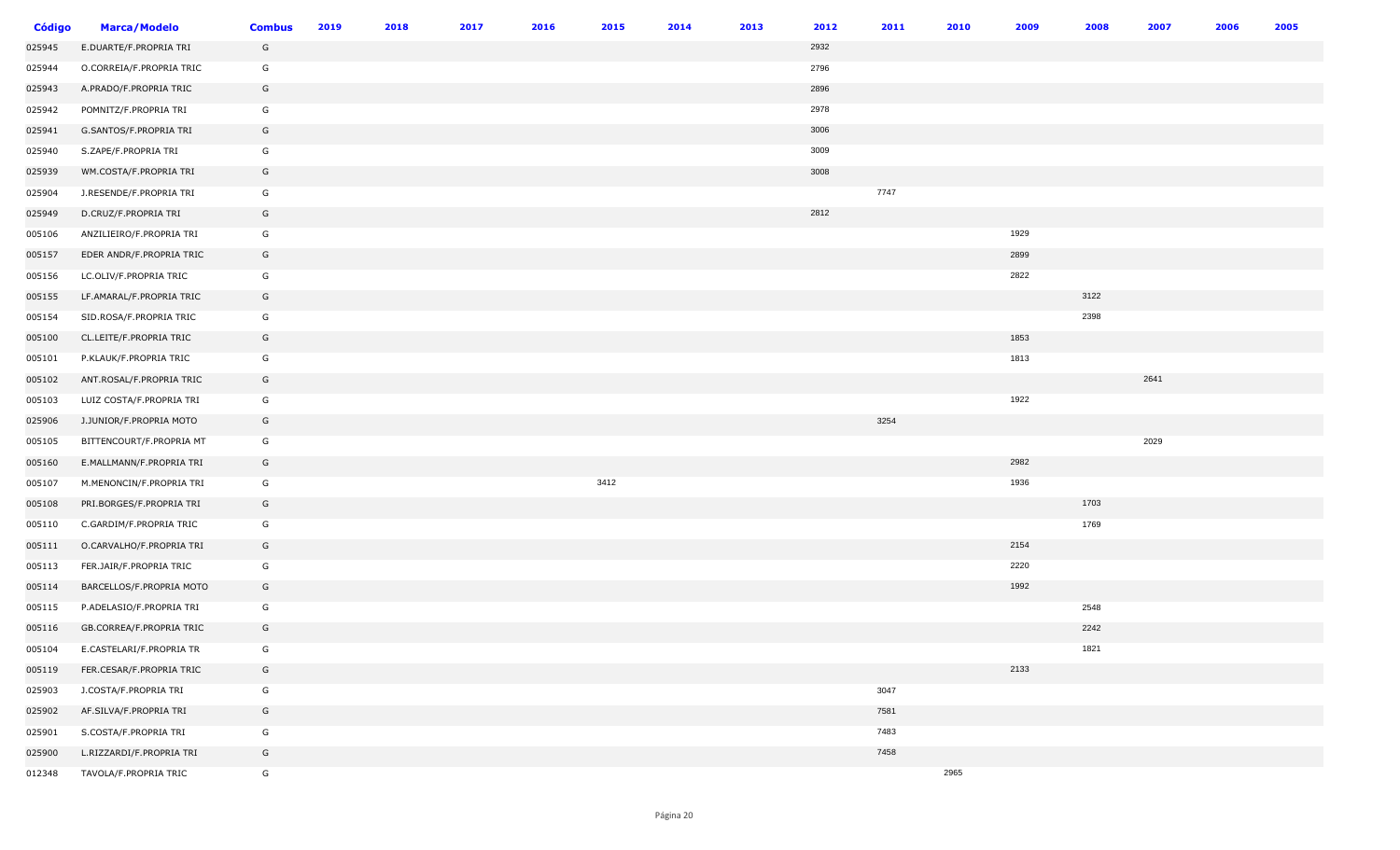| Código | Marca/Modelo | Combus | 2019 | 2018 | 2017 | 2016 | 2015 | 2014 | 2013 | 2012 | 2011 | 2010 | 2009 | 2008 | 2007 | 2006 | 2005 |
|---|---|---|---|---|---|---|---|---|---|---|---|---|---|---|---|---|---|
| 025945 | E.DUARTE/F.PROPRIA TRI | G | | | | | | | | 2932 | | | | | | | |
| 025944 | O.CORREIA/F.PROPRIA TRIC | G | | | | | | | | 2796 | | | | | | | |
| 025943 | A.PRADO/F.PROPRIA TRIC | G | | | | | | | | 2896 | | | | | | | |
| 025942 | POMNITZ/F.PROPRIA TRI | G | | | | | | | | 2978 | | | | | | | |
| 025941 | G.SANTOS/F.PROPRIA TRI | G | | | | | | | | 3006 | | | | | | | |
| 025940 | S.ZAPE/F.PROPRIA TRI | G | | | | | | | | 3009 | | | | | | | |
| 025939 | WM.COSTA/F.PROPRIA TRI | G | | | | | | | | 3008 | | | | | | | |
| 025904 | J.RESENDE/F.PROPRIA TRI | G | | | | | | | | | 7747 | | | | | | |
| 025949 | D.CRUZ/F.PROPRIA TRI | G | | | | | | | | 2812 | | | | | | | |
| 005106 | ANZILIEIRO/F.PROPRIA TRI | G | | | | | | | | | | | 1929 | | | | |
| 005157 | EDER ANDR/F.PROPRIA TRIC | G | | | | | | | | | | | 2899 | | | | |
| 005156 | LC.OLIV/F.PROPRIA TRIC | G | | | | | | | | | | | 2822 | | | | |
| 005155 | LF.AMARAL/F.PROPRIA TRIC | G | | | | | | | | | | | | 3122 | | | |
| 005154 | SID.ROSA/F.PROPRIA TRIC | G | | | | | | | | | | | | 2398 | | | |
| 005100 | CL.LEITE/F.PROPRIA TRIC | G | | | | | | | | | | | 1853 | | | | |
| 005101 | P.KLAUK/F.PROPRIA TRIC | G | | | | | | | | | | | 1813 | | | | |
| 005102 | ANT.ROSAL/F.PROPRIA TRIC | G | | | | | | | | | | | | | 2641 | | |
| 005103 | LUIZ COSTA/F.PROPRIA TRI | G | | | | | | | | | | | 1922 | | | | |
| 025906 | J.JUNIOR/F.PROPRIA MOTO | G | | | | | | | | | 3254 | | | | | | |
| 005105 | BITTENCOURT/F.PROPRIA MT | G | | | | | | | | | | | | | 2029 | | |
| 005160 | E.MALLMANN/F.PROPRIA TRI | G | | | | | | | | | | | 2982 | | | | |
| 005107 | M.MENONCIN/F.PROPRIA TRI | G | | | | | 3412 | | | | | | 1936 | | | | |
| 005108 | PRI.BORGES/F.PROPRIA TRI | G | | | | | | | | | | | | 1703 | | | |
| 005110 | C.GARDIM/F.PROPRIA TRIC | G | | | | | | | | | | | | 1769 | | | |
| 005111 | O.CARVALHO/F.PROPRIA TRI | G | | | | | | | | | | | 2154 | | | | |
| 005113 | FER.JAIR/F.PROPRIA TRIC | G | | | | | | | | | | | 2220 | | | | |
| 005114 | BARCELLOS/F.PROPRIA MOTO | G | | | | | | | | | | | 1992 | | | | |
| 005115 | P.ADELASIO/F.PROPRIA TRI | G | | | | | | | | | | | | 2548 | | | |
| 005116 | GB.CORREA/F.PROPRIA TRIC | G | | | | | | | | | | | | 2242 | | | |
| 005104 | E.CASTELARI/F.PROPRIA TR | G | | | | | | | | | | | | 1821 | | | |
| 005119 | FER.CESAR/F.PROPRIA TRIC | G | | | | | | | | | | | 2133 | | | | |
| 025903 | J.COSTA/F.PROPRIA TRI | G | | | | | | | | | 3047 | | | | | | |
| 025902 | AF.SILVA/F.PROPRIA TRI | G | | | | | | | | | 7581 | | | | | | |
| 025901 | S.COSTA/F.PROPRIA TRI | G | | | | | | | | | 7483 | | | | | | |
| 025900 | L.RIZZARDI/F.PROPRIA TRI | G | | | | | | | | | 7458 | | | | | | |
| 012348 | TAVOLA/F.PROPRIA TRIC | G | | | | | | | | | | 2965 | | | | | |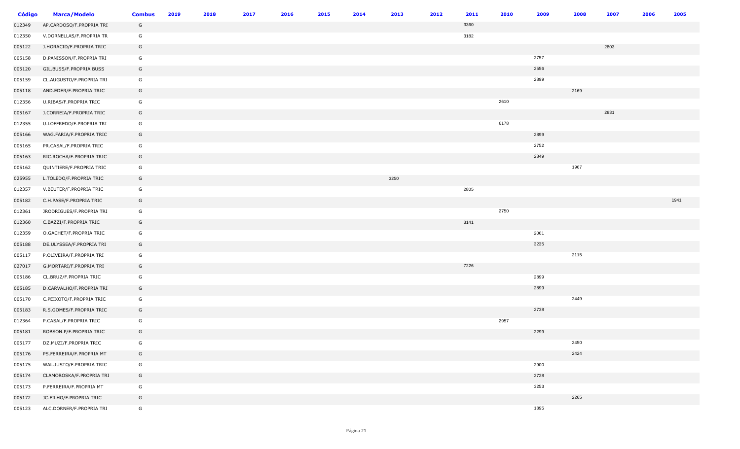| Código | Marca/Modelo | Combus | 2019 | 2018 | 2017 | 2016 | 2015 | 2014 | 2013 | 2012 | 2011 | 2010 | 2009 | 2008 | 2007 | 2006 | 2005 |
|---|---|---|---|---|---|---|---|---|---|---|---|---|---|---|---|---|---|
| 012349 | AP.CARDOSO/F.PROPRIA TRI | G | | | | | | | | | 3360 | | | | | | |
| 012350 | V.DORNELLAS/F.PROPRIA TR | G | | | | | | | | | 3182 | | | | | | |
| 005122 | J.HORACID/F.PROPRIA TRIC | G | | | | | | | | | | | | | 2803 | | |
| 005158 | D.PANISSON/F.PROPRIA TRI | G | | | | | | | | | | | 2757 | | | | |
| 005120 | GIL.BUSS/F.PROPRIA BUSS | G | | | | | | | | | | | 2556 | | | | |
| 005159 | CL.AUGUSTO/F.PROPRIA TRI | G | | | | | | | | | | | 2899 | | | | |
| 005118 | AND.EDER/F.PROPRIA TRIC | G | | | | | | | | | | | | 2169 | | | |
| 012356 | U.RIBAS/F.PROPRIA TRIC | G | | | | | | | | | | 2610 | | | | | |
| 005167 | J.CORREIA/F.PROPRIA TRIC | G | | | | | | | | | | | | | 2831 | | |
| 012355 | U.LOFFREDO/F.PROPRIA TRI | G | | | | | | | | | | 6178 | | | | | |
| 005166 | WAG.FARIA/F.PROPRIA TRIC | G | | | | | | | | | | | 2899 | | | | |
| 005165 | PR.CASAL/F.PROPRIA TRIC | G | | | | | | | | | | | 2752 | | | | |
| 005163 | RIC.ROCHA/F.PROPRIA TRIC | G | | | | | | | | | | | 2849 | | | | |
| 005162 | QUINTIERE/F.PROPRIA TRIC | G | | | | | | | | | | | | 1967 | | | |
| 025955 | L.TOLEDO/F.PROPRIA TRIC | G | | | | | | | 3250 | | | | | | | | |
| 012357 | V.BEUTER/F.PROPRIA TRIC | G | | | | | | | | | 2805 | | | | | | |
| 005182 | C.H.PASE/F.PROPRIA TRIC | G | | | | | | | | | | | | | | | 1941 |
| 012361 | JRODRIGUES/F.PROPRIA TRI | G | | | | | | | | | | 2750 | | | | | |
| 012360 | C.BAZZI/F.PROPRIA TRIC | G | | | | | | | | | 3141 | | | | | | |
| 012359 | O.GACHET/F.PROPRIA TRIC | G | | | | | | | | | | | 2061 | | | | |
| 005188 | DE.ULYSSEA/F.PROPRIA TRI | G | | | | | | | | | | | 3235 | | | | |
| 005117 | P.OLIVEIRA/F.PROPRIA TRI | G | | | | | | | | | | | | 2115 | | | |
| 027017 | G.MORTARI/F.PROPRIA TRI | G | | | | | | | | | 7226 | | | | | | |
| 005186 | CL.BRUZ/F.PROPRIA TRIC | G | | | | | | | | | | | 2899 | | | | |
| 005185 | D.CARVALHO/F.PROPRIA TRI | G | | | | | | | | | | | 2899 | | | | |
| 005170 | C.PEIXOTO/F.PROPRIA TRIC | G | | | | | | | | | | | | 2449 | | | |
| 005183 | R.S.GOMES/F.PROPRIA TRIC | G | | | | | | | | | | | 2738 | | | | |
| 012364 | P.CASAL/F.PROPRIA TRIC | G | | | | | | | | | | 2957 | | | | | |
| 005181 | ROBSON.P/F.PROPRIA TRIC | G | | | | | | | | | | | 2299 | | | | |
| 005177 | DZ.MUZI/F.PROPRIA TRIC | G | | | | | | | | | | | | 2450 | | | |
| 005176 | PS.FERREIRA/F.PROPRIA MT | G | | | | | | | | | | | | 2424 | | | |
| 005175 | WAL.JUSTO/F.PROPRIA TRIC | G | | | | | | | | | | | 2900 | | | | |
| 005174 | CLAMOROSKA/F.PROPRIA TRI | G | | | | | | | | | | | 2728 | | | | |
| 005173 | P.FERREIRA/F.PROPRIA MT | G | | | | | | | | | | | 3253 | | | | |
| 005172 | JC.FILHO/F.PROPRIA TRIC | G | | | | | | | | | | | | 2265 | | | |
| 005123 | ALC.DORNER/F.PROPRIA TRI | G | | | | | | | | | | | 1895 | | | | |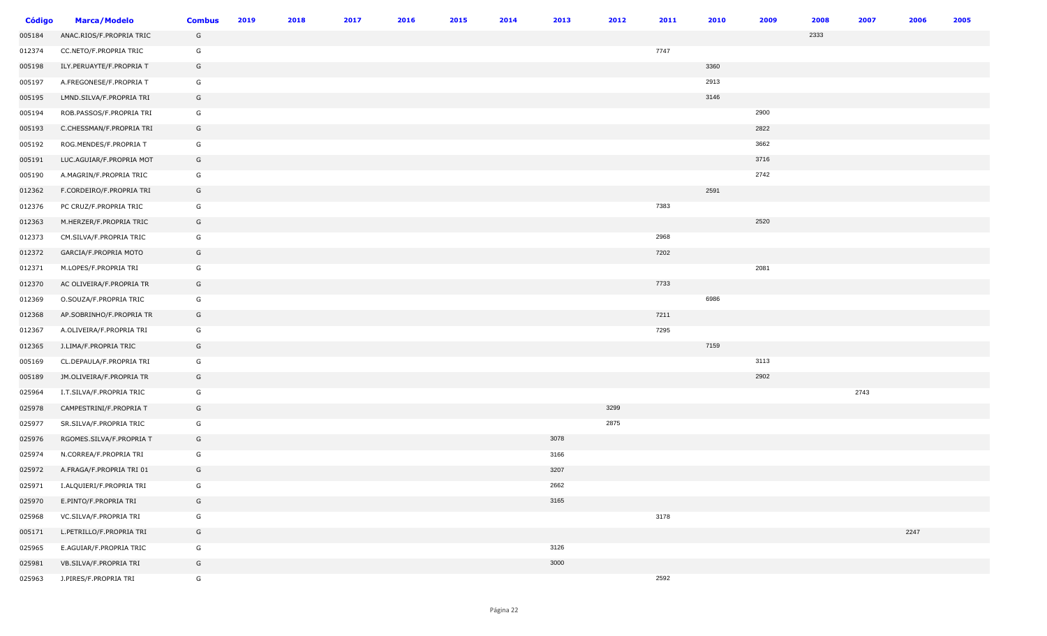| Código | Marca/Modelo | Combus | 2019 | 2018 | 2017 | 2016 | 2015 | 2014 | 2013 | 2012 | 2011 | 2010 | 2009 | 2008 | 2007 | 2006 | 2005 |
|---|---|---|---|---|---|---|---|---|---|---|---|---|---|---|---|---|---|
| 005184 | ANAC.RIOS/F.PROPRIA TRIC | G | | | | | | | | | | | | 2333 | | | |
| 012374 | CC.NETO/F.PROPRIA TRIC | G | | | | | | | | | 7747 | | | | | | |
| 005198 | ILY.PERUAYTE/F.PROPRIA T | G | | | | | | | | | | 3360 | | | | | |
| 005197 | A.FREGONESE/F.PROPRIA T | G | | | | | | | | | | 2913 | | | | | |
| 005195 | LMND.SILVA/F.PROPRIA TRI | G | | | | | | | | | | 3146 | | | | | |
| 005194 | ROB.PASSOS/F.PROPRIA TRI | G | | | | | | | | | | | 2900 | | | | |
| 005193 | C.CHESSMAN/F.PROPRIA TRI | G | | | | | | | | | | | 2822 | | | | |
| 005192 | ROG.MENDES/F.PROPRIA T | G | | | | | | | | | | | 3662 | | | | |
| 005191 | LUC.AGUIAR/F.PROPRIA MOT | G | | | | | | | | | | | 3716 | | | | |
| 005190 | A.MAGRIN/F.PROPRIA TRIC | G | | | | | | | | | | | 2742 | | | | |
| 012362 | F.CORDEIRO/F.PROPRIA TRI | G | | | | | | | | | | 2591 | | | | | |
| 012376 | PC CRUZ/F.PROPRIA TRIC | G | | | | | | | | | 7383 | | | | | | |
| 012363 | M.HERZER/F.PROPRIA TRIC | G | | | | | | | | | | | 2520 | | | | |
| 012373 | CM.SILVA/F.PROPRIA TRIC | G | | | | | | | | | 2968 | | | | | | |
| 012372 | GARCIA/F.PROPRIA MOTO | G | | | | | | | | | 7202 | | | | | | |
| 012371 | M.LOPES/F.PROPRIA TRI | G | | | | | | | | | | | 2081 | | | | |
| 012370 | AC OLIVEIRA/F.PROPRIA TR | G | | | | | | | | | 7733 | | | | | | |
| 012369 | O.SOUZA/F.PROPRIA TRIC | G | | | | | | | | | | 6986 | | | | | |
| 012368 | AP.SOBRINHO/F.PROPRIA TR | G | | | | | | | | | 7211 | | | | | | |
| 012367 | A.OLIVEIRA/F.PROPRIA TRI | G | | | | | | | | | 7295 | | | | | | |
| 012365 | J.LIMA/F.PROPRIA TRIC | G | | | | | | | | | | 7159 | | | | | |
| 005169 | CL.DEPAULA/F.PROPRIA TRI | G | | | | | | | | | | | 3113 | | | | |
| 005189 | JM.OLIVEIRA/F.PROPRIA TR | G | | | | | | | | | | | 2902 | | | | |
| 025964 | I.T.SILVA/F.PROPRIA TRIC | G | | | | | | | | | | | | | 2743 | | |
| 025978 | CAMPESTRINI/F.PROPRIA T | G | | | | | | | | 3299 | | | | | | | |
| 025977 | SR.SILVA/F.PROPRIA TRIC | G | | | | | | | | 2875 | | | | | | | |
| 025976 | RGOMES.SILVA/F.PROPRIA T | G | | | | | | | 3078 | | | | | | | | |
| 025974 | N.CORREA/F.PROPRIA TRI | G | | | | | | | 3166 | | | | | | | | |
| 025972 | A.FRAGA/F.PROPRIA TRI 01 | G | | | | | | | 3207 | | | | | | | | |
| 025971 | I.ALQUIERI/F.PROPRIA TRI | G | | | | | | | 2662 | | | | | | | | |
| 025970 | E.PINTO/F.PROPRIA TRI | G | | | | | | | 3165 | | | | | | | | |
| 025968 | VC.SILVA/F.PROPRIA TRI | G | | | | | | | | | 3178 | | | | | | |
| 005171 | L.PETRILLO/F.PROPRIA TRI | G | | | | | | | | | | | | | | 2247 | |
| 025965 | E.AGUIAR/F.PROPRIA TRIC | G | | | | | | | 3126 | | | | | | | | |
| 025981 | VB.SILVA/F.PROPRIA TRI | G | | | | | | | 3000 | | | | | | | | |
| 025963 | J.PIRES/F.PROPRIA TRI | G | | | | | | | | | 2592 | | | | | | |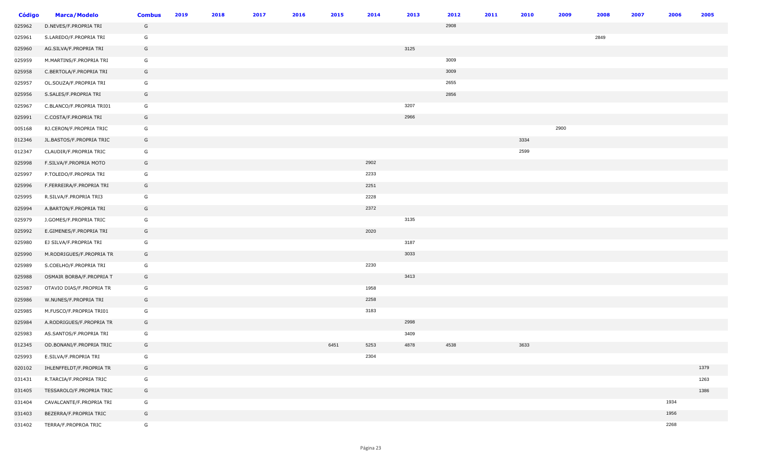| Código | Marca/Modelo | Combus | 2019 | 2018 | 2017 | 2016 | 2015 | 2014 | 2013 | 2012 | 2011 | 2010 | 2009 | 2008 | 2007 | 2006 | 2005 |
|---|---|---|---|---|---|---|---|---|---|---|---|---|---|---|---|---|---|
| 025962 | D.NEVES/F.PROPRIA TRI | G | | | | | | | | 2908 | | | | | | | |
| 025961 | S.LAREDO/F.PROPRIA TRI | G | | | | | | | | | | | | 2849 | | | |
| 025960 | AG.SILVA/F.PROPRIA TRI | G | | | | | | | 3125 | | | | | | | | |
| 025959 | M.MARTINS/F.PROPRIA TRI | G | | | | | | | | 3009 | | | | | | | |
| 025958 | C.BERTOLA/F.PROPRIA TRI | G | | | | | | | | 3009 | | | | | | | |
| 025957 | OL.SOUZA/F.PROPRIA TRI | G | | | | | | | | 2655 | | | | | | | |
| 025956 | S.SALES/F.PROPRIA TRI | G | | | | | | | | 2856 | | | | | | | |
| 025967 | C.BLANCO/F.PROPRIA TRI01 | G | | | | | | | 3207 | | | | | | | | |
| 025991 | C.COSTA/F.PROPRIA TRI | G | | | | | | | 2966 | | | | | | | | |
| 005168 | RJ.CERON/F.PROPRIA TRIC | G | | | | | | | | | | | 2900 | | | | |
| 012346 | JL.BASTOS/F.PROPRIA TRIC | G | | | | | | | | | | 3334 | | | | | |
| 012347 | CLAUDIR/F.PROPRIA TRIC | G | | | | | | | | | | 2599 | | | | | |
| 025998 | F.SILVA/F.PROPRIA MOTO | G | | | | | | 2902 | | | | | | | | | |
| 025997 | P.TOLEDO/F.PROPRIA TRI | G | | | | | | 2233 | | | | | | | | | |
| 025996 | F.FERREIRA/F.PROPRIA TRI | G | | | | | | 2251 | | | | | | | | | |
| 025995 | R.SILVA/F.PROPRIA TRI3 | G | | | | | | 2228 | | | | | | | | | |
| 025994 | A.BARTON/F.PROPRIA TRI | G | | | | | | 2372 | | | | | | | | | |
| 025979 | J.GOMES/F.PROPRIA TRIC | G | | | | | | | 3135 | | | | | | | | |
| 025992 | E.GIMENES/F.PROPRIA TRI | G | | | | | | 2020 | | | | | | | | | |
| 025980 | EJ SILVA/F.PROPRIA TRI | G | | | | | | | 3187 | | | | | | | | |
| 025990 | M.RODRIGUES/F.PROPRIA TR | G | | | | | | | 3033 | | | | | | | | |
| 025989 | S.COELHO/F.PROPRIA TRI | G | | | | | | 2230 | | | | | | | | | |
| 025988 | OSMAIR BORBA/F.PROPRIA T | G | | | | | | | 3413 | | | | | | | | |
| 025987 | OTAVIO DIAS/F.PROPRIA TR | G | | | | | | 1958 | | | | | | | | | |
| 025986 | W.NUNES/F.PROPRIA TRI | G | | | | | | 2258 | | | | | | | | | |
| 025985 | M.FUSCO/F.PROPRIA TRI01 | G | | | | | | 3183 | | | | | | | | | |
| 025984 | A.RODRIGUES/F.PROPRIA TR | G | | | | | | | 2998 | | | | | | | | |
| 025983 | AS.SANTOS/F.PROPRIA TRI | G | | | | | | | 3409 | | | | | | | | |
| 012345 | OD.BONANI/F.PROPRIA TRIC | G | | | | | 6451 | 5253 | 4878 | 4538 | | 3633 | | | | | |
| 025993 | E.SILVA/F.PROPRIA TRI | G | | | | | | 2304 | | | | | | | | | |
| 020102 | IHLENFFELDT/F.PROPRIA TR | G | | | | | | | | | | | | | | | 1379 |
| 031431 | R.TARCIA/F.PROPRIA TRIC | G | | | | | | | | | | | | | | | 1263 |
| 031405 | TESSAROLO/F.PROPRIA TRIC | G | | | | | | | | | | | | | | | 1386 |
| 031404 | CAVALCANTE/F.PROPRIA TRI | G | | | | | | | | | | | | | | 1934 | |
| 031403 | BEZERRA/F.PROPRIA TRIC | G | | | | | | | | | | | | | | 1956 | |
| 031402 | TERRA/F.PROPROA TRIC | G | | | | | | | | | | | | | | 2268 | |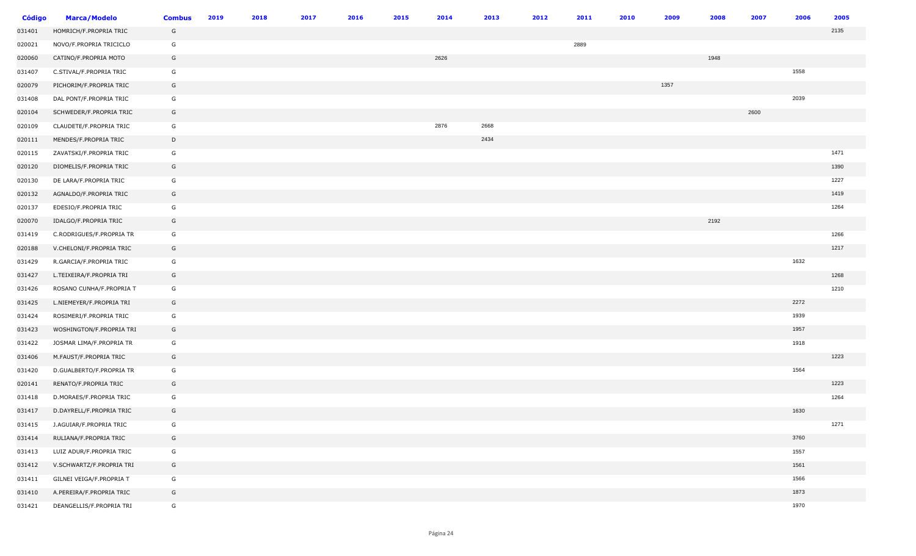| Código | Marca/Modelo | Combus | 2019 | 2018 | 2017 | 2016 | 2015 | 2014 | 2013 | 2012 | 2011 | 2010 | 2009 | 2008 | 2007 | 2006 | 2005 |
|---|---|---|---|---|---|---|---|---|---|---|---|---|---|---|---|---|---|
| 031401 | HOMRICH/F.PROPRIA TRIC | G | | | | | | | | | | | | | | | 2135 |
| 020021 | NOVO/F.PROPRIA TRICICLO | G | | | | | | | | | 2889 | | | | | | |
| 020060 | CATINO/F.PROPRIA MOTO | G | | | | | | 2626 | | | | | | 1948 | | | |
| 031407 | C.STIVAL/F.PROPRIA TRIC | G | | | | | | | | | | | | | | 1558 | |
| 020079 | PICHORIM/F.PROPRIA TRIC | G | | | | | | | | | | | 1357 | | | | |
| 031408 | DAL PONT/F.PROPRIA TRIC | G | | | | | | | | | | | | | | 2039 | |
| 020104 | SCHWEDER/F.PROPRIA TRIC | G | | | | | | | | | | | | | 2600 | | |
| 020109 | CLAUDETE/F.PROPRIA TRIC | G | | | | | | 2876 | 2668 | | | | | | | | |
| 020111 | MENDES/F.PROPRIA TRIC | D | | | | | | | 2434 | | | | | | | | |
| 020115 | ZAVATSKI/F.PROPRIA TRIC | G | | | | | | | | | | | | | | | 1471 |
| 020120 | DIOMELIS/F.PROPRIA TRIC | G | | | | | | | | | | | | | | | 1390 |
| 020130 | DE LARA/F.PROPRIA TRIC | G | | | | | | | | | | | | | | | 1227 |
| 020132 | AGNALDO/F.PROPRIA TRIC | G | | | | | | | | | | | | | | | 1419 |
| 020137 | EDESIO/F.PROPRIA TRIC | G | | | | | | | | | | | | | | | 1264 |
| 020070 | IDALGO/F.PROPRIA TRIC | G | | | | | | | | | | | | 2192 | | | |
| 031419 | C.RODRIGUES/F.PROPRIA TR | G | | | | | | | | | | | | | | | 1266 |
| 020188 | V.CHELONI/F.PROPRIA TRIC | G | | | | | | | | | | | | | | | 1217 |
| 031429 | R.GARCIA/F.PROPRIA TRIC | G | | | | | | | | | | | | | | 1632 | |
| 031427 | L.TEIXEIRA/F.PROPRIA TRI | G | | | | | | | | | | | | | | | 1268 |
| 031426 | ROSANO CUNHA/F.PROPRIA T | G | | | | | | | | | | | | | | | 1210 |
| 031425 | L.NIEMEYER/F.PROPRIA TRI | G | | | | | | | | | | | | | | 2272 | |
| 031424 | ROSIMERI/F.PROPRIA TRIC | G | | | | | | | | | | | | | | 1939 | |
| 031423 | WOSHINGTON/F.PROPRIA TRI | G | | | | | | | | | | | | | | 1957 | |
| 031422 | JOSMAR LIMA/F.PROPRIA TR | G | | | | | | | | | | | | | | 1918 | |
| 031406 | M.FAUST/F.PROPRIA TRIC | G | | | | | | | | | | | | | | | 1223 |
| 031420 | D.GUALBERTO/F.PROPRIA TR | G | | | | | | | | | | | | | | 1564 | |
| 020141 | RENATO/F.PROPRIA TRIC | G | | | | | | | | | | | | | | | 1223 |
| 031418 | D.MORAES/F.PROPRIA TRIC | G | | | | | | | | | | | | | | | 1264 |
| 031417 | D.DAYRELL/F.PROPRIA TRIC | G | | | | | | | | | | | | | | 1630 | |
| 031415 | J.AGUIAR/F.PROPRIA TRIC | G | | | | | | | | | | | | | | | 1271 |
| 031414 | RULIANA/F.PROPRIA TRIC | G | | | | | | | | | | | | | | 3760 | |
| 031413 | LUIZ ADUR/F.PROPRIA TRIC | G | | | | | | | | | | | | | | 1557 | |
| 031412 | V.SCHWARTZ/F.PROPRIA TRI | G | | | | | | | | | | | | | | 1561 | |
| 031411 | GILNEI VEIGA/F.PROPRIA T | G | | | | | | | | | | | | | | 1566 | |
| 031410 | A.PEREIRA/F.PROPRIA TRIC | G | | | | | | | | | | | | | | 1873 | |
| 031421 | DEANGELLIS/F.PROPRIA TRI | G | | | | | | | | | | | | | | 1970 | |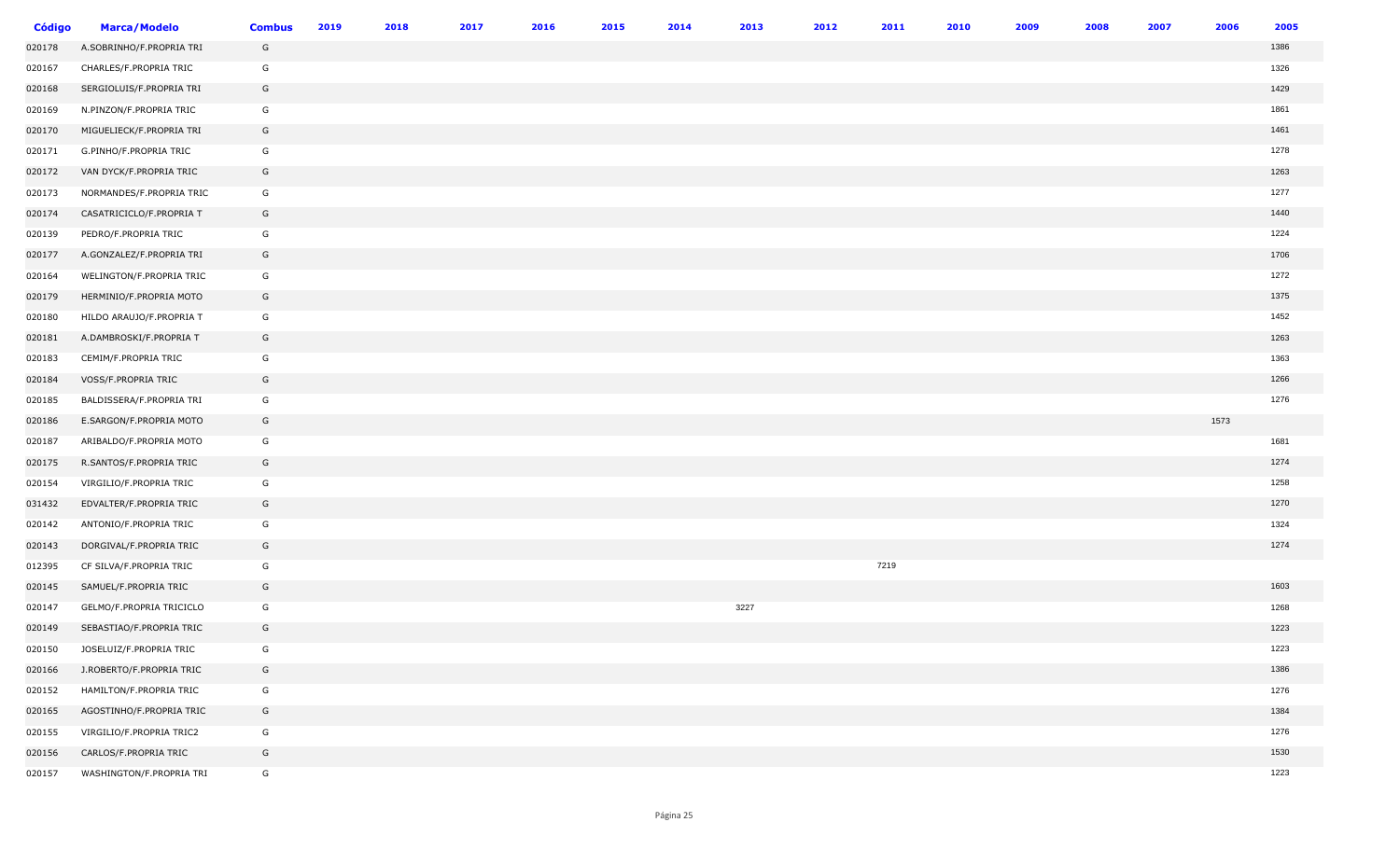| Código | Marca/Modelo | Combus | 2019 | 2018 | 2017 | 2016 | 2015 | 2014 | 2013 | 2012 | 2011 | 2010 | 2009 | 2008 | 2007 | 2006 | 2005 |
|---|---|---|---|---|---|---|---|---|---|---|---|---|---|---|---|---|---|
| 020178 | A.SOBRINHO/F.PROPRIA TRI | G | | | | | | | | | | | | | | | 1386 |
| 020167 | CHARLES/F.PROPRIA TRIC | G | | | | | | | | | | | | | | | 1326 |
| 020168 | SERGIOLUIS/F.PROPRIA TRI | G | | | | | | | | | | | | | | | 1429 |
| 020169 | N.PINZON/F.PROPRIA TRIC | G | | | | | | | | | | | | | | | 1861 |
| 020170 | MIGUELIECK/F.PROPRIA TRI | G | | | | | | | | | | | | | | | 1461 |
| 020171 | G.PINHO/F.PROPRIA TRIC | G | | | | | | | | | | | | | | | 1278 |
| 020172 | VAN DYCK/F.PROPRIA TRIC | G | | | | | | | | | | | | | | | 1263 |
| 020173 | NORMANDES/F.PROPRIA TRIC | G | | | | | | | | | | | | | | | 1277 |
| 020174 | CASATRICICLO/F.PROPRIA T | G | | | | | | | | | | | | | | | 1440 |
| 020139 | PEDRO/F.PROPRIA TRIC | G | | | | | | | | | | | | | | | 1224 |
| 020177 | A.GONZALEZ/F.PROPRIA TRI | G | | | | | | | | | | | | | | | 1706 |
| 020164 | WELINGTON/F.PROPRIA TRIC | G | | | | | | | | | | | | | | | 1272 |
| 020179 | HERMINIO/F.PROPRIA MOTO | G | | | | | | | | | | | | | | | 1375 |
| 020180 | HILDO ARAUJO/F.PROPRIA T | G | | | | | | | | | | | | | | | 1452 |
| 020181 | A.DAMBROSKI/F.PROPRIA T | G | | | | | | | | | | | | | | | 1263 |
| 020183 | CEMIM/F.PROPRIA TRIC | G | | | | | | | | | | | | | | | 1363 |
| 020184 | VOSS/F.PROPRIA TRIC | G | | | | | | | | | | | | | | | 1266 |
| 020185 | BALDISSERA/F.PROPRIA TRI | G | | | | | | | | | | | | | | | 1276 |
| 020186 | E.SARGON/F.PROPRIA MOTO | G | | | | | | | | | | | | | | 1573 | |
| 020187 | ARIBALDO/F.PROPRIA MOTO | G | | | | | | | | | | | | | | | 1681 |
| 020175 | R.SANTOS/F.PROPRIA TRIC | G | | | | | | | | | | | | | | | 1274 |
| 020154 | VIRGILIO/F.PROPRIA TRIC | G | | | | | | | | | | | | | | | 1258 |
| 031432 | EDVALTER/F.PROPRIA TRIC | G | | | | | | | | | | | | | | | 1270 |
| 020142 | ANTONIO/F.PROPRIA TRIC | G | | | | | | | | | | | | | | | 1324 |
| 020143 | DORGIVAL/F.PROPRIA TRIC | G | | | | | | | | | | | | | | | 1274 |
| 012395 | CF SILVA/F.PROPRIA TRIC | G | | | | | | | | | 7219 | | | | | | |
| 020145 | SAMUEL/F.PROPRIA TRIC | G | | | | | | | | | | | | | | | 1603 |
| 020147 | GELMO/F.PROPRIA TRICICLO | G | | | | | | | 3227 | | | | | | | | 1268 |
| 020149 | SEBASTIAO/F.PROPRIA TRIC | G | | | | | | | | | | | | | | | 1223 |
| 020150 | JOSELUIZ/F.PROPRIA TRIC | G | | | | | | | | | | | | | | | 1223 |
| 020166 | J.ROBERTO/F.PROPRIA TRIC | G | | | | | | | | | | | | | | | 1386 |
| 020152 | HAMILTON/F.PROPRIA TRIC | G | | | | | | | | | | | | | | | 1276 |
| 020165 | AGOSTINHO/F.PROPRIA TRIC | G | | | | | | | | | | | | | | | 1384 |
| 020155 | VIRGILIO/F.PROPRIA TRIC2 | G | | | | | | | | | | | | | | | 1276 |
| 020156 | CARLOS/F.PROPRIA TRIC | G | | | | | | | | | | | | | | | 1530 |
| 020157 | WASHINGTON/F.PROPRIA TRI | G | | | | | | | | | | | | | | | 1223 |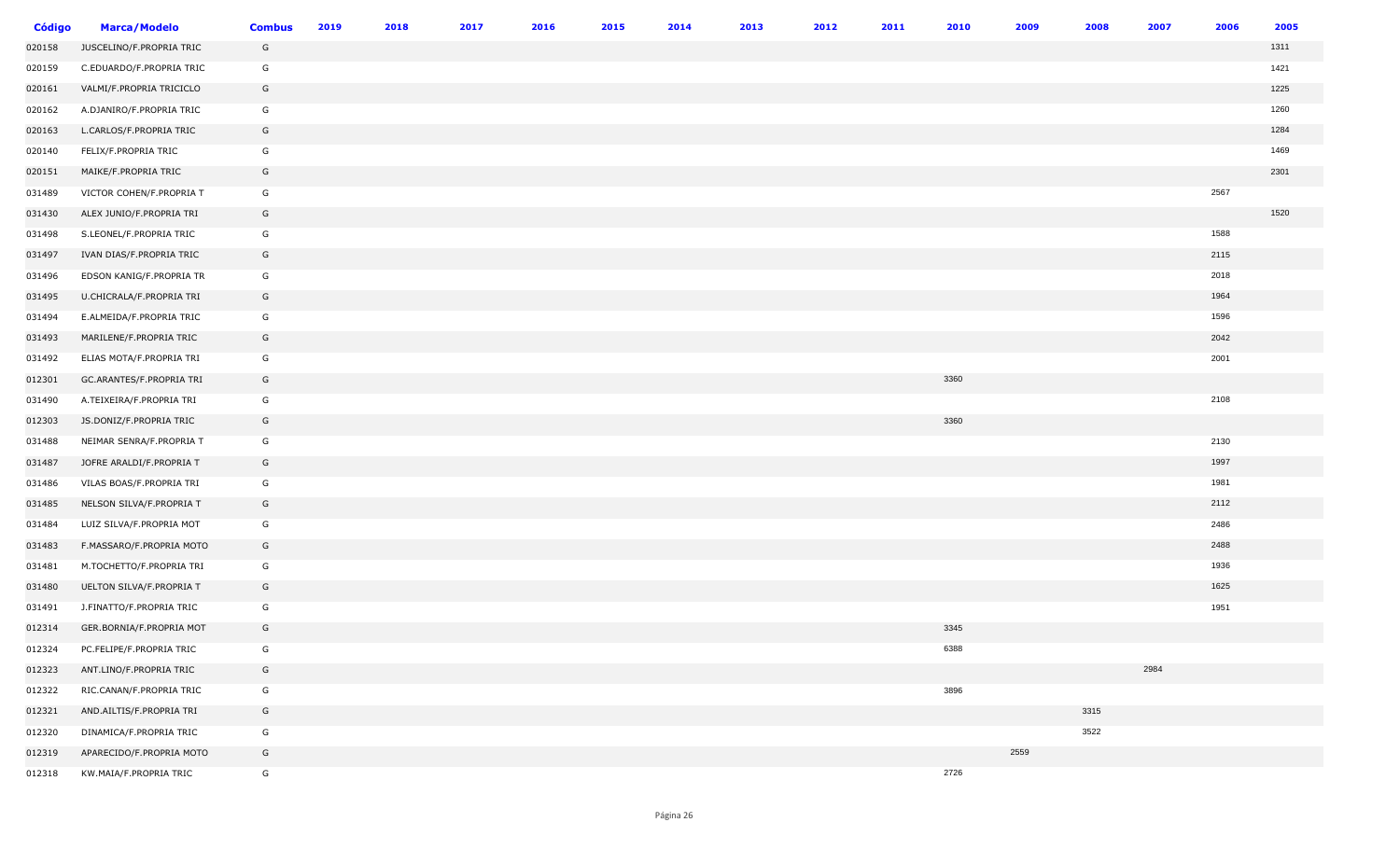| Código | Marca/Modelo | Combus | 2019 | 2018 | 2017 | 2016 | 2015 | 2014 | 2013 | 2012 | 2011 | 2010 | 2009 | 2008 | 2007 | 2006 | 2005 |
|---|---|---|---|---|---|---|---|---|---|---|---|---|---|---|---|---|---|
| 020158 | JUSCELINO/F.PROPRIA TRIC | G | | | | | | | | | | | | | | | 1311 |
| 020159 | C.EDUARDO/F.PROPRIA TRIC | G | | | | | | | | | | | | | | | 1421 |
| 020161 | VALMI/F.PROPRIA TRICICLO | G | | | | | | | | | | | | | | | 1225 |
| 020162 | A.DJANIRO/F.PROPRIA TRIC | G | | | | | | | | | | | | | | | 1260 |
| 020163 | L.CARLOS/F.PROPRIA TRIC | G | | | | | | | | | | | | | | | 1284 |
| 020140 | FELIX/F.PROPRIA TRIC | G | | | | | | | | | | | | | | | 1469 |
| 020151 | MAIKE/F.PROPRIA TRIC | G | | | | | | | | | | | | | | | 2301 |
| 031489 | VICTOR COHEN/F.PROPRIA T | G | | | | | | | | | | | | | | 2567 | |
| 031430 | ALEX JUNIO/F.PROPRIA TRI | G | | | | | | | | | | | | | | | 1520 |
| 031498 | S.LEONEL/F.PROPRIA TRIC | G | | | | | | | | | | | | | | 1588 | |
| 031497 | IVAN DIAS/F.PROPRIA TRIC | G | | | | | | | | | | | | | | 2115 | |
| 031496 | EDSON KANIG/F.PROPRIA TR | G | | | | | | | | | | | | | | 2018 | |
| 031495 | U.CHICRALA/F.PROPRIA TRI | G | | | | | | | | | | | | | | 1964 | |
| 031494 | E.ALMEIDA/F.PROPRIA TRIC | G | | | | | | | | | | | | | | 1596 | |
| 031493 | MARILENE/F.PROPRIA TRIC | G | | | | | | | | | | | | | | 2042 | |
| 031492 | ELIAS MOTA/F.PROPRIA TRI | G | | | | | | | | | | | | | | 2001 | |
| 012301 | GC.ARANTES/F.PROPRIA TRI | G | | | | | | | | | | 3360 | | | | | |
| 031490 | A.TEIXEIRA/F.PROPRIA TRI | G | | | | | | | | | | | | | | 2108 | |
| 012303 | JS.DONIZ/F.PROPRIA TRIC | G | | | | | | | | | | 3360 | | | | | |
| 031488 | NEIMAR SENRA/F.PROPRIA T | G | | | | | | | | | | | | | | 2130 | |
| 031487 | JOFRE ARALDI/F.PROPRIA T | G | | | | | | | | | | | | | | 1997 | |
| 031486 | VILAS BOAS/F.PROPRIA TRI | G | | | | | | | | | | | | | | 1981 | |
| 031485 | NELSON SILVA/F.PROPRIA T | G | | | | | | | | | | | | | | 2112 | |
| 031484 | LUIZ SILVA/F.PROPRIA MOT | G | | | | | | | | | | | | | | 2486 | |
| 031483 | F.MASSARO/F.PROPRIA MOTO | G | | | | | | | | | | | | | | 2488 | |
| 031481 | M.TOCHETTO/F.PROPRIA TRI | G | | | | | | | | | | | | | | 1936 | |
| 031480 | UELTON SILVA/F.PROPRIA T | G | | | | | | | | | | | | | | 1625 | |
| 031491 | J.FINATTO/F.PROPRIA TRIC | G | | | | | | | | | | | | | | 1951 | |
| 012314 | GER.BORNIA/F.PROPRIA MOT | G | | | | | | | | | | 3345 | | | | | |
| 012324 | PC.FELIPE/F.PROPRIA TRIC | G | | | | | | | | | | 6388 | | | | | |
| 012323 | ANT.LINO/F.PROPRIA TRIC | G | | | | | | | | | | | | | 2984 | | |
| 012322 | RIC.CANAN/F.PROPRIA TRIC | G | | | | | | | | | | 3896 | | | | | |
| 012321 | AND.AILTIS/F.PROPRIA TRI | G | | | | | | | | | | | | 3315 | | | |
| 012320 | DINAMICA/F.PROPRIA TRIC | G | | | | | | | | | | | | 3522 | | | |
| 012319 | APARECIDO/F.PROPRIA MOTO | G | | | | | | | | | | | 2559 | | | | |
| 012318 | KW.MAIA/F.PROPRIA TRIC | G | | | | | | | | | | 2726 | | | | | |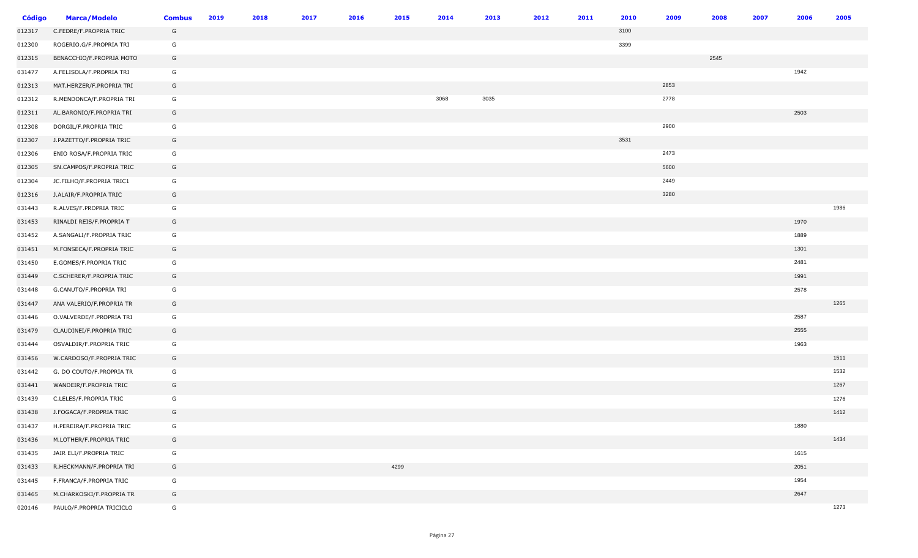| Código | Marca/Modelo | Combus | 2019 | 2018 | 2017 | 2016 | 2015 | 2014 | 2013 | 2012 | 2011 | 2010 | 2009 | 2008 | 2007 | 2006 | 2005 |
|---|---|---|---|---|---|---|---|---|---|---|---|---|---|---|---|---|---|
| 012317 | C.FEDRE/F.PROPRIA TRIC | G | | | | | | | | | | 3100 | | | | | |
| 012300 | ROGERIO.G/F.PROPRIA TRI | G | | | | | | | | | | 3399 | | | | | |
| 012315 | BENACCHIO/F.PROPRIA MOTO | G | | | | | | | | | | | | 2545 | | | |
| 031477 | A.FELISOLA/F.PROPRIA TRI | G | | | | | | | | | | | | | | 1942 | |
| 012313 | MAT.HERZER/F.PROPRIA TRI | G | | | | | | | | | | | 2853 | | | | |
| 012312 | R.MENDONCA/F.PROPRIA TRI | G | | | | | | 3068 | 3035 | | | | 2778 | | | | |
| 012311 | AL.BARONIO/F.PROPRIA TRI | G | | | | | | | | | | | | | | 2503 | |
| 012308 | DORGIL/F.PROPRIA TRIC | G | | | | | | | | | | | 2900 | | | | |
| 012307 | J.PAZETTO/F.PROPRIA TRIC | G | | | | | | | | | | 3531 | | | | | |
| 012306 | ENIO ROSA/F.PROPRIA TRIC | G | | | | | | | | | | | 2473 | | | | |
| 012305 | SN.CAMPOS/F.PROPRIA TRIC | G | | | | | | | | | | | 5600 | | | | |
| 012304 | JC.FILHO/F.PROPRIA TRIC1 | G | | | | | | | | | | | 2449 | | | | |
| 012316 | J.ALAIR/F.PROPRIA TRIC | G | | | | | | | | | | | 3280 | | | | |
| 031443 | R.ALVES/F.PROPRIA TRIC | G | | | | | | | | | | | | | | | 1986 |
| 031453 | RINALDI REIS/F.PROPRIA T | G | | | | | | | | | | | | | | 1970 | |
| 031452 | A.SANGALI/F.PROPRIA TRIC | G | | | | | | | | | | | | | | 1889 | |
| 031451 | M.FONSECA/F.PROPRIA TRIC | G | | | | | | | | | | | | | | 1301 | |
| 031450 | E.GOMES/F.PROPRIA TRIC | G | | | | | | | | | | | | | | 2481 | |
| 031449 | C.SCHERER/F.PROPRIA TRIC | G | | | | | | | | | | | | | | 1991 | |
| 031448 | G.CANUTO/F.PROPRIA TRI | G | | | | | | | | | | | | | | 2578 | |
| 031447 | ANA VALERIO/F.PROPRIA TR | G | | | | | | | | | | | | | | | 1265 |
| 031446 | O.VALVERDE/F.PROPRIA TRI | G | | | | | | | | | | | | | | 2587 | |
| 031479 | CLAUDINEI/F.PROPRIA TRIC | G | | | | | | | | | | | | | | 2555 | |
| 031444 | OSVALDIR/F.PROPRIA TRIC | G | | | | | | | | | | | | | | 1963 | |
| 031456 | W.CARDOSO/F.PROPRIA TRIC | G | | | | | | | | | | | | | | | 1511 |
| 031442 | G. DO COUTO/F.PROPRIA TR | G | | | | | | | | | | | | | | | 1532 |
| 031441 | WANDEIR/F.PROPRIA TRIC | G | | | | | | | | | | | | | | | 1267 |
| 031439 | C.LELES/F.PROPRIA TRIC | G | | | | | | | | | | | | | | | 1276 |
| 031438 | J.FOGACA/F.PROPRIA TRIC | G | | | | | | | | | | | | | | | 1412 |
| 031437 | H.PEREIRA/F.PROPRIA TRIC | G | | | | | | | | | | | | | | 1880 | |
| 031436 | M.LOTHER/F.PROPRIA TRIC | G | | | | | | | | | | | | | | | 1434 |
| 031435 | JAIR ELI/F.PROPRIA TRIC | G | | | | | | | | | | | | | | 1615 | |
| 031433 | R.HECKMANN/F.PROPRIA TRI | G | | | | | 4299 | | | | | | | | | 2051 | |
| 031445 | F.FRANCA/F.PROPRIA TRIC | G | | | | | | | | | | | | | | 1954 | |
| 031465 | M.CHARKOSKI/F.PROPRIA TR | G | | | | | | | | | | | | | | 2647 | |
| 020146 | PAULO/F.PROPRIA TRICICLO | G | | | | | | | | | | | | | | | 1273 |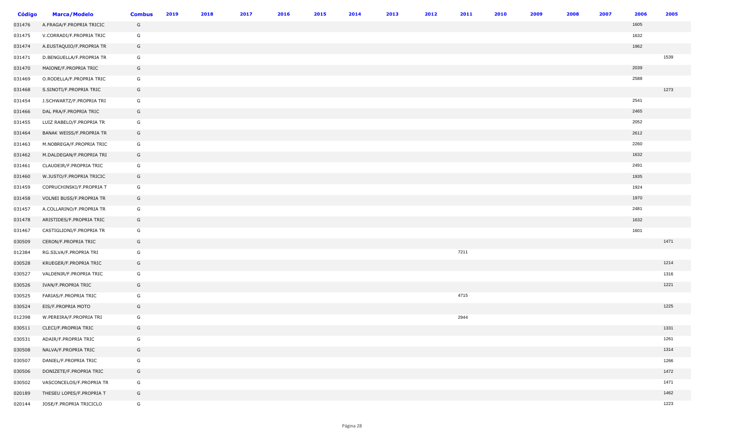| Código | Marca/Modelo | Combus | 2019 | 2018 | 2017 | 2016 | 2015 | 2014 | 2013 | 2012 | 2011 | 2010 | 2009 | 2008 | 2007 | 2006 | 2005 |
|---|---|---|---|---|---|---|---|---|---|---|---|---|---|---|---|---|---|
| 031476 | A.FRAGA/F.PROPRIA TRICIC | G | | | | | | | | | | | | | | 1605 | |
| 031475 | V.CORRADI/F.PROPRIA TRIC | G | | | | | | | | | | | | | | 1632 | |
| 031474 | A.EUSTAQUIO/F.PROPRIA TR | G | | | | | | | | | | | | | | 1962 | |
| 031471 | D.BENGUELLA/F.PROPRIA TR | G | | | | | | | | | | | | | | | 1539 |
| 031470 | MAIONE/F.PROPRIA TRIC | G | | | | | | | | | | | | | | 2039 | |
| 031469 | O.RODELLA/F.PROPRIA TRIC | G | | | | | | | | | | | | | | 2588 | |
| 031468 | S.SINOTI/F.PROPRIA TRIC | G | | | | | | | | | | | | | | | 1273 |
| 031454 | J.SCHWARTZ/F.PROPRIA TRI | G | | | | | | | | | | | | | | 2541 | |
| 031466 | DAL PRA/F.PROPRIA TRIC | G | | | | | | | | | | | | | | 2465 | |
| 031455 | LUIZ RABELO/F.PROPRIA TR | G | | | | | | | | | | | | | | 2052 | |
| 031464 | BANAK WEISS/F.PROPRIA TR | G | | | | | | | | | | | | | | 2612 | |
| 031463 | M.NOBREGA/F.PROPRIA TRIC | G | | | | | | | | | | | | | | 2260 | |
| 031462 | M.DALDEGAN/F.PROPRIA TRI | G | | | | | | | | | | | | | | 1632 | |
| 031461 | CLAUDEIR/F.PROPRIA TRIC | G | | | | | | | | | | | | | | 2491 | |
| 031460 | W.JUSTO/F.PROPRIA TRICIC | G | | | | | | | | | | | | | | 1935 | |
| 031459 | COPRUCHINSKI/F.PROPRIA T | G | | | | | | | | | | | | | | 1924 | |
| 031458 | VOLNEI BUSS/F.PROPRIA TR | G | | | | | | | | | | | | | | 1970 | |
| 031457 | A.COLLARINO/F.PROPRIA TR | G | | | | | | | | | | | | | | 2481 | |
| 031478 | ARISTIDES/F.PROPRIA TRIC | G | | | | | | | | | | | | | | 1632 | |
| 031467 | CASTIGLIONI/F.PROPRIA TR | G | | | | | | | | | | | | | | 1601 | |
| 030509 | CERON/F.PROPRIA TRIC | G | | | | | | | | | | | | | | | 1471 |
| 012384 | RG.SILVA/F.PROPRIA TRI | G | | | | | | | | | 7211 | | | | | | |
| 030528 | KRUEGER/F.PROPRIA TRIC | G | | | | | | | | | | | | | | | 1214 |
| 030527 | VALDENIR/F.PROPRIA TRIC | G | | | | | | | | | | | | | | | 1316 |
| 030526 | IVAN/F.PROPRIA TRIC | G | | | | | | | | | | | | | | | 1221 |
| 030525 | FARIAS/F.PROPRIA TRIC | G | | | | | | | | | 4715 | | | | | | |
| 030524 | EIS/F.PROPRIA MOTO | G | | | | | | | | | | | | | | | 1225 |
| 012398 | W.PEREIRA/F.PROPRIA TRI | G | | | | | | | | | 2944 | | | | | | |
| 030511 | CLECI/F.PROPRIA TRIC | G | | | | | | | | | | | | | | | 1331 |
| 030531 | ADAIR/F.PROPRIA TRIC | G | | | | | | | | | | | | | | | 1261 |
| 030508 | NALVA/F.PROPRIA TRIC | G | | | | | | | | | | | | | | | 1314 |
| 030507 | DANIEL/F.PROPRIA TRIC | G | | | | | | | | | | | | | | | 1266 |
| 030506 | DONIZETE/F.PROPRIA TRIC | G | | | | | | | | | | | | | | | 1472 |
| 030502 | VASCONCELOS/F.PROPRIA TR | G | | | | | | | | | | | | | | | 1471 |
| 020189 | THESEU LOPES/F.PROPRIA T | G | | | | | | | | | | | | | | | 1462 |
| 020144 | JOSE/F.PROPRIA TRICICLO | G | | | | | | | | | | | | | | | 1223 |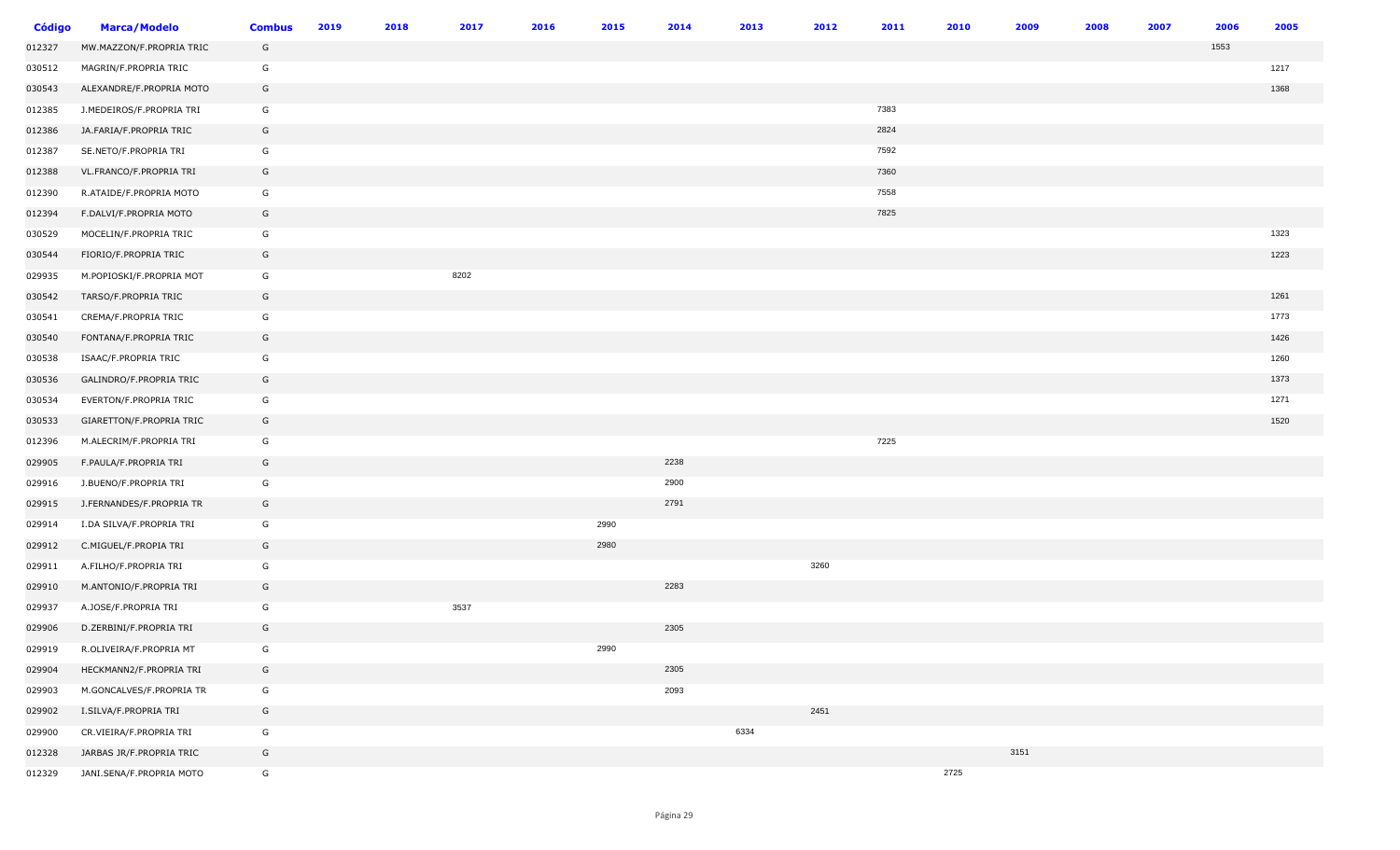| Código | Marca/Modelo | Combus | 2019 | 2018 | 2017 | 2016 | 2015 | 2014 | 2013 | 2012 | 2011 | 2010 | 2009 | 2008 | 2007 | 2006 | 2005 |
|---|---|---|---|---|---|---|---|---|---|---|---|---|---|---|---|---|---|
| 012327 | MW.MAZZON/F.PROPRIA TRIC | G | | | | | | | | | | | | | | 1553 | |
| 030512 | MAGRIN/F.PROPRIA TRIC | G | | | | | | | | | | | | | | | 1217 |
| 030543 | ALEXANDRE/F.PROPRIA MOTO | G | | | | | | | | | | | | | | | 1368 |
| 012385 | J.MEDEIROS/F.PROPRIA TRI | G | | | | | | | | | 7383 | | | | | | |
| 012386 | JA.FARIA/F.PROPRIA TRIC | G | | | | | | | | | 2824 | | | | | | |
| 012387 | SE.NETO/F.PROPRIA TRI | G | | | | | | | | | 7592 | | | | | | |
| 012388 | VL.FRANCO/F.PROPRIA TRI | G | | | | | | | | | 7360 | | | | | | |
| 012390 | R.ATAIDE/F.PROPRIA MOTO | G | | | | | | | | | 7558 | | | | | | |
| 012394 | F.DALVI/F.PROPRIA MOTO | G | | | | | | | | | 7825 | | | | | | |
| 030529 | MOCELIN/F.PROPRIA TRIC | G | | | | | | | | | | | | | | | 1323 |
| 030544 | FIORIO/F.PROPRIA TRIC | G | | | | | | | | | | | | | | | 1223 |
| 029935 | M.POPIOSKI/F.PROPRIA MOT | G | | | 8202 | | | | | | | | | | | | |
| 030542 | TARSO/F.PROPRIA TRIC | G | | | | | | | | | | | | | | | 1261 |
| 030541 | CREMA/F.PROPRIA TRIC | G | | | | | | | | | | | | | | | 1773 |
| 030540 | FONTANA/F.PROPRIA TRIC | G | | | | | | | | | | | | | | | 1426 |
| 030538 | ISAAC/F.PROPRIA TRIC | G | | | | | | | | | | | | | | | 1260 |
| 030536 | GALINDRO/F.PROPRIA TRIC | G | | | | | | | | | | | | | | | 1373 |
| 030534 | EVERTON/F.PROPRIA TRIC | G | | | | | | | | | | | | | | | 1271 |
| 030533 | GIARETTON/F.PROPRIA TRIC | G | | | | | | | | | | | | | | | 1520 |
| 012396 | M.ALECRIM/F.PROPRIA TRI | G | | | | | | | | | 7225 | | | | | | |
| 029905 | F.PAULA/F.PROPRIA TRI | G | | | | | | 2238 | | | | | | | | | |
| 029916 | J.BUENO/F.PROPRIA TRI | G | | | | | | 2900 | | | | | | | | | |
| 029915 | J.FERNANDES/F.PROPRIA TR | G | | | | | | 2791 | | | | | | | | | |
| 029914 | I.DA SILVA/F.PROPRIA TRI | G | | | | | 2990 | | | | | | | | | | |
| 029912 | C.MIGUEL/F.PROPIA TRI | G | | | | | 2980 | | | | | | | | | | |
| 029911 | A.FILHO/F.PROPRIA TRI | G | | | | | | | | 3260 | | | | | | | |
| 029910 | M.ANTONIO/F.PROPRIA TRI | G | | | | | | 2283 | | | | | | | | | |
| 029937 | A.JOSE/F.PROPRIA TRI | G | | | 3537 | | | | | | | | | | | | |
| 029906 | D.ZERBINI/F.PROPRIA TRI | G | | | | | | 2305 | | | | | | | | | |
| 029919 | R.OLIVEIRA/F.PROPRIA MT | G | | | | | 2990 | | | | | | | | | | |
| 029904 | HECKMANN2/F.PROPRIA TRI | G | | | | | | 2305 | | | | | | | | | |
| 029903 | M.GONCALVES/F.PROPRIA TR | G | | | | | | 2093 | | | | | | | | | |
| 029902 | I.SILVA/F.PROPRIA TRI | G | | | | | | | | 2451 | | | | | | | |
| 029900 | CR.VIEIRA/F.PROPRIA TRI | G | | | | | | | 6334 | | | | | | | | |
| 012328 | JARBAS JR/F.PROPRIA TRIC | G | | | | | | | | | | | 3151 | | | | |
| 012329 | JANI.SENA/F.PROPRIA MOTO | G | | | | | | | | | | 2725 | | | | | |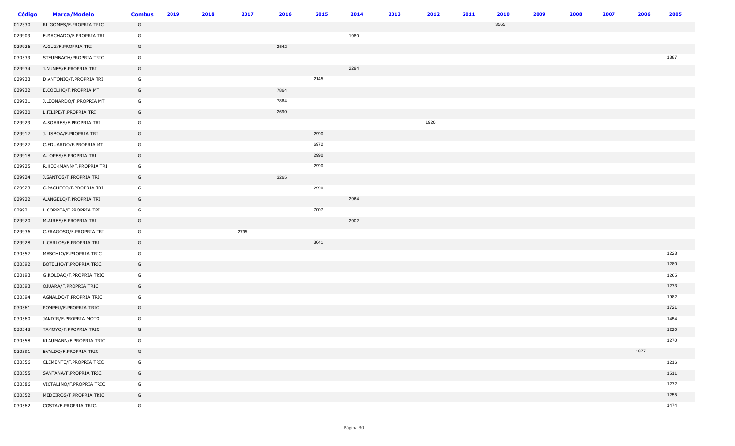| Código | Marca/Modelo | Combus | 2019 | 2018 | 2017 | 2016 | 2015 | 2014 | 2013 | 2012 | 2011 | 2010 | 2009 | 2008 | 2007 | 2006 | 2005 |
|---|---|---|---|---|---|---|---|---|---|---|---|---|---|---|---|---|---|
| 012330 | RL.GOMES/F.PROPRIA TRIC | G | | | | | | | | | | 3565 | | | | | |
| 029909 | E.MACHADO/F.PROPRIA TRI | G | | | | | | 1980 | | | | | | | | | |
| 029926 | A.GUZ/F.PROPRIA TRI | G | | | | 2542 | | | | | | | | | | | |
| 030539 | STEUMBACH/PROPRIA TRIC | G | | | | | | | | | | | | | | | 1387 |
| 029934 | J.NUNES/F.PROPRIA TRI | G | | | | | | 2294 | | | | | | | | | |
| 029933 | D.ANTONIO/F.PROPRIA TRI | G | | | | | 2145 | | | | | | | | | | |
| 029932 | E.COELHO/F.PROPRIA MT | G | | | | 7864 | | | | | | | | | | | |
| 029931 | J.LEONARDO/F.PROPRIA MT | G | | | | 7864 | | | | | | | | | | | |
| 029930 | L.FILIPE/F.PROPRIA TRI | G | | | | 2690 | | | | | | | | | | | |
| 029929 | A.SOARES/F.PROPRIA TRI | G | | | | | | | | 1920 | | | | | | | |
| 029917 | J.LISBOA/F.PROPRIA TRI | G | | | | | 2990 | | | | | | | | | | |
| 029927 | C.EDUARDO/F.PROPRIA MT | G | | | | | 6972 | | | | | | | | | | |
| 029918 | A.LOPES/F.PROPRIA TRI | G | | | | | 2990 | | | | | | | | | | |
| 029925 | R.HECKMANN/F.PROPRIA TRI | G | | | | | 2990 | | | | | | | | | | |
| 029924 | J.SANTOS/F.PROPRIA TRI | G | | | | 3265 | | | | | | | | | | | |
| 029923 | C.PACHECO/F.PROPRIA TRI | G | | | | | 2990 | | | | | | | | | | |
| 029922 | A.ANGELO/F.PROPRIA TRI | G | | | | | | 2964 | | | | | | | | | |
| 029921 | L.CORREA/F.PROPRIA TRI | G | | | | | 7007 | | | | | | | | | | |
| 029920 | M.AIRES/F.PROPRIA TRI | G | | | | | | 2902 | | | | | | | | | |
| 029936 | C.FRAGOSO/F.PROPRIA TRI | G | | | 2795 | | | | | | | | | | | | |
| 029928 | L.CARLOS/F.PROPRIA TRI | G | | | | | 3041 | | | | | | | | | | |
| 030557 | MASCHIO/F.PROPRIA TRIC | G | | | | | | | | | | | | | | | 1223 |
| 030592 | BOTELHO/F.PROPRIA TRIC | G | | | | | | | | | | | | | | | 1280 |
| 020193 | G.ROLDAO/F.PROPRIA TRIC | G | | | | | | | | | | | | | | | 1265 |
| 030593 | OJUARA/F.PROPRIA TRIC | G | | | | | | | | | | | | | | | 1273 |
| 030594 | AGNALDO/F.PROPRIA TRIC | G | | | | | | | | | | | | | | | 1982 |
| 030561 | POMPEU/F.PROPRIA TRIC | G | | | | | | | | | | | | | | | 1721 |
| 030560 | JANDIR/F.PROPRIA MOTO | G | | | | | | | | | | | | | | | 1454 |
| 030548 | TAMOYO/F.PROPRIA TRIC | G | | | | | | | | | | | | | | | 1220 |
| 030558 | KLAUMANN/F.PROPRIA TRIC | G | | | | | | | | | | | | | | | 1270 |
| 030591 | EVALDO/F.PROPRIA TRIC | G | | | | | | | | | | | | | | 1877 | |
| 030556 | CLEMENTE/F.PROPRIA TRIC | G | | | | | | | | | | | | | | | 1216 |
| 030555 | SANTANA/F.PROPRIA TRIC | G | | | | | | | | | | | | | | | 1511 |
| 030586 | VICTALINO/F.PROPRIA TRIC | G | | | | | | | | | | | | | | | 1272 |
| 030552 | MEDEIROS/F.PROPRIA TRIC | G | | | | | | | | | | | | | | | 1255 |
| 030562 | COSTA/F.PROPRIA TRIC. | G | | | | | | | | | | | | | | | 1474 |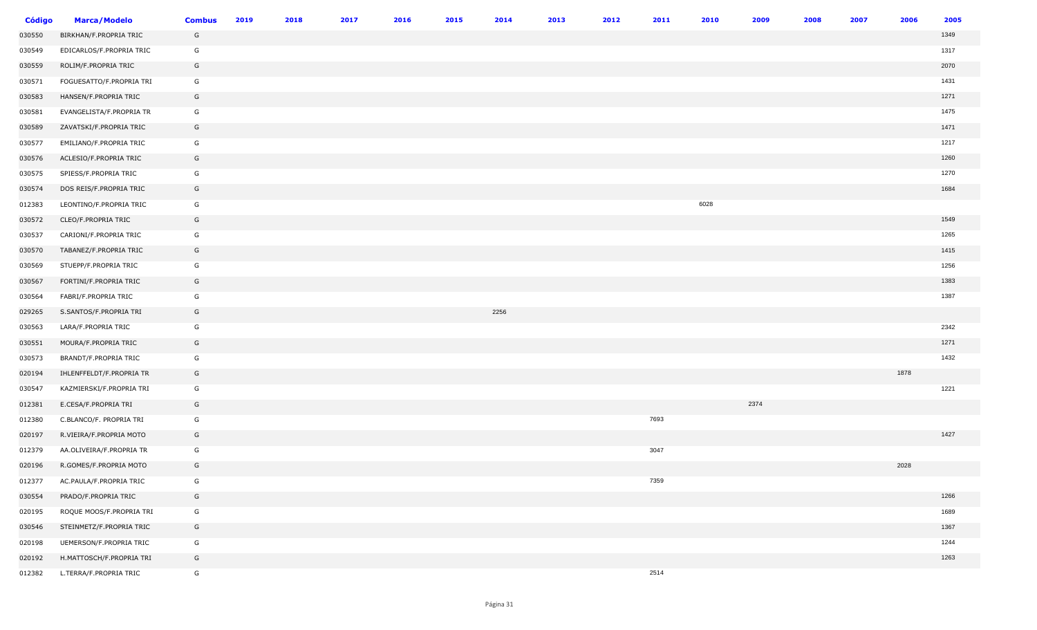| Código | Marca/Modelo | Combus | 2019 | 2018 | 2017 | 2016 | 2015 | 2014 | 2013 | 2012 | 2011 | 2010 | 2009 | 2008 | 2007 | 2006 | 2005 |
|---|---|---|---|---|---|---|---|---|---|---|---|---|---|---|---|---|---|
| 030550 | BIRKHAN/F.PROPRIA TRIC | G | | | | | | | | | | | | | | | 1349 |
| 030549 | EDICARLOS/F.PROPRIA TRIC | G | | | | | | | | | | | | | | | 1317 |
| 030559 | ROLIM/F.PROPRIA TRIC | G | | | | | | | | | | | | | | | 2070 |
| 030571 | FOGUESATTO/F.PROPRIA TRI | G | | | | | | | | | | | | | | | 1431 |
| 030583 | HANSEN/F.PROPRIA TRIC | G | | | | | | | | | | | | | | | 1271 |
| 030581 | EVANGELISTA/F.PROPRIA TR | G | | | | | | | | | | | | | | | 1475 |
| 030589 | ZAVATSKI/F.PROPRIA TRIC | G | | | | | | | | | | | | | | | 1471 |
| 030577 | EMILIANO/F.PROPRIA TRIC | G | | | | | | | | | | | | | | | 1217 |
| 030576 | ACLESIO/F.PROPRIA TRIC | G | | | | | | | | | | | | | | | 1260 |
| 030575 | SPIESS/F.PROPRIA TRIC | G | | | | | | | | | | | | | | | 1270 |
| 030574 | DOS REIS/F.PROPRIA TRIC | G | | | | | | | | | | | | | | | 1684 |
| 012383 | LEONTINO/F.PROPRIA TRIC | G | | | | | | | | | | 6028 | | | | | |
| 030572 | CLEO/F.PROPRIA TRIC | G | | | | | | | | | | | | | | | 1549 |
| 030537 | CARIONI/F.PROPRIA TRIC | G | | | | | | | | | | | | | | | 1265 |
| 030570 | TABANEZ/F.PROPRIA TRIC | G | | | | | | | | | | | | | | | 1415 |
| 030569 | STUEPP/F.PROPRIA TRIC | G | | | | | | | | | | | | | | | 1256 |
| 030567 | FORTINI/F.PROPRIA TRIC | G | | | | | | | | | | | | | | | 1383 |
| 030564 | FABRI/F.PROPRIA TRIC | G | | | | | | | | | | | | | | | 1387 |
| 029265 | S.SANTOS/F.PROPRIA TRI | G | | | | | | 2256 | | | | | | | | | |
| 030563 | LARA/F.PROPRIA TRIC | G | | | | | | | | | | | | | | | 2342 |
| 030551 | MOURA/F.PROPRIA TRIC | G | | | | | | | | | | | | | | | 1271 |
| 030573 | BRANDT/F.PROPRIA TRIC | G | | | | | | | | | | | | | | | 1432 |
| 020194 | IHLENFFELDT/F.PROPRIA TR | G | | | | | | | | | | | | | | 1878 | |
| 030547 | KAZMIERSKI/F.PROPRIA TRI | G | | | | | | | | | | | | | | | 1221 |
| 012381 | E.CESA/F.PROPRIA TRI | G | | | | | | | | | | | 2374 | | | | |
| 012380 | C.BLANCO/F. PROPRIA TRI | G | | | | | | | | | 7693 | | | | | | |
| 020197 | R.VIEIRA/F.PROPRIA MOTO | G | | | | | | | | | | | | | | | 1427 |
| 012379 | AA.OLIVEIRA/F.PROPRIA TR | G | | | | | | | | | 3047 | | | | | | |
| 020196 | R.GOMES/F.PROPRIA MOTO | G | | | | | | | | | | | | | | 2028 | |
| 012377 | AC.PAULA/F.PROPRIA TRIC | G | | | | | | | | | 7359 | | | | | | |
| 030554 | PRADO/F.PROPRIA TRIC | G | | | | | | | | | | | | | | | 1266 |
| 020195 | ROQUE MOOS/F.PROPRIA TRI | G | | | | | | | | | | | | | | | 1689 |
| 030546 | STEINMETZ/F.PROPRIA TRIC | G | | | | | | | | | | | | | | | 1367 |
| 020198 | UEMERSON/F.PROPRIA TRIC | G | | | | | | | | | | | | | | | 1244 |
| 020192 | H.MATTOSCH/F.PROPRIA TRI | G | | | | | | | | | | | | | | | 1263 |
| 012382 | L.TERRA/F.PROPRIA TRIC | G | | | | | | | | | 2514 | | | | | | |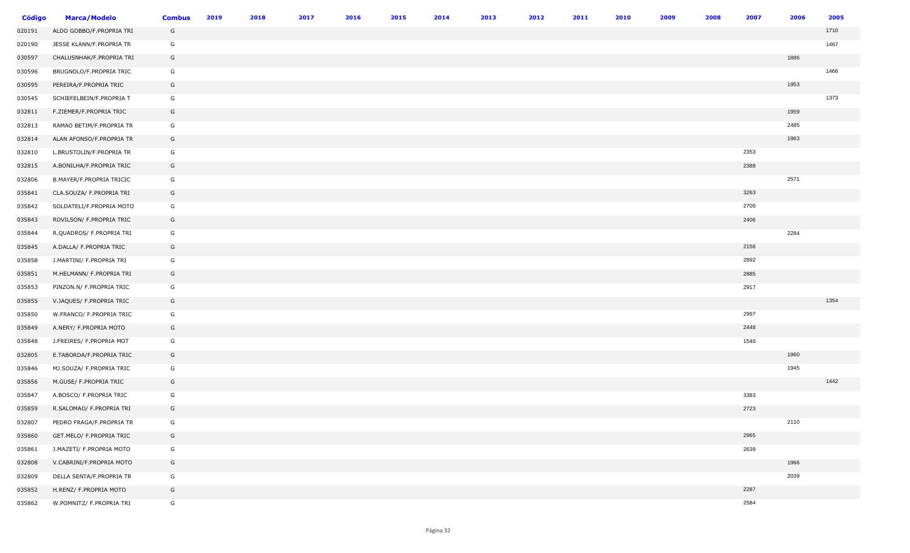| Código | Marca/Modelo | Combus | 2019 | 2018 | 2017 | 2016 | 2015 | 2014 | 2013 | 2012 | 2011 | 2010 | 2009 | 2008 | 2007 | 2006 | 2005 |
|---|---|---|---|---|---|---|---|---|---|---|---|---|---|---|---|---|---|
| 020191 | ALDO GOBBO/F.PROPRIA TRI | G | | | | | | | | | | | | | | | 1710 |
| 020190 | JESSE KLANN/F.PROPRIA TR | G | | | | | | | | | | | | | | | 1467 |
| 030597 | CHALUSNHAK/F.PROPRIA TRI | G | | | | | | | | | | | | | | 1886 | |
| 030596 | BRUGNOLO/F.PROPRIA TRIC | G | | | | | | | | | | | | | | | 1466 |
| 030595 | PEREIRA/F.PROPRIA TRIC | G | | | | | | | | | | | | | | 1953 | |
| 030545 | SCHIEFELBEIN/F.PROPRIA T | G | | | | | | | | | | | | | | | 1373 |
| 032811 | F.ZIEMER/F.PROPRIA TRIC | G | | | | | | | | | | | | | | 1959 | |
| 032813 | RAMAO BETIM/F.PROPRIA TR | G | | | | | | | | | | | | | | 2485 | |
| 032814 | ALAN AFONSO/F.PROPRIA TR | G | | | | | | | | | | | | | | 1963 | |
| 032810 | L.BRUSTOLIN/F.PROPRIA TR | G | | | | | | | | | | | | | 2353 | | |
| 032815 | A.BONILHA/F.PROPRIA TRIC | G | | | | | | | | | | | | | 2388 | | |
| 032806 | B.MAYER/F.PROPRIA TRICIC | G | | | | | | | | | | | | | | 2571 | |
| 035841 | CLA.SOUZA/ F.PROPRIA TRI | G | | | | | | | | | | | | | 3263 | | |
| 035842 | SOLDATELI/F.PROPRIA MOTO | G | | | | | | | | | | | | | 2700 | | |
| 035843 | ROVILSON/ F.PROPRIA TRIC | G | | | | | | | | | | | | | 2406 | | |
| 035844 | R.QUADROS/ F.PROPRIA TRI | G | | | | | | | | | | | | | | 2284 | |
| 035845 | A.DALLA/ F.PROPRIA TRIC | G | | | | | | | | | | | | | 2156 | | |
| 035858 | J.MARTINI/ F.PROPRIA TRI | G | | | | | | | | | | | | | 2892 | | |
| 035851 | M.HELMANN/ F.PROPRIA TRI | G | | | | | | | | | | | | | 2885 | | |
| 035853 | PINZON.N/ F.PROPRIA TRIC | G | | | | | | | | | | | | | 2917 | | |
| 035855 | V.JAQUES/ F.PROPRIA TRIC | G | | | | | | | | | | | | | | | 1354 |
| 035850 | W.FRANCO/ F.PROPRIA TRIC | G | | | | | | | | | | | | | 2997 | | |
| 035849 | A.NERY/ F.PROPRIA MOTO | G | | | | | | | | | | | | | 2448 | | |
| 035848 | J.FREIRES/ F.PROPRIA MOT | G | | | | | | | | | | | | | 1540 | | |
| 032805 | E.TABORDA/F.PROPRIA TRIC | G | | | | | | | | | | | | | | 1960 | |
| 035846 | MJ.SOUZA/ F.PROPRIA TRIC | G | | | | | | | | | | | | | | 1945 | |
| 035856 | M.GUSE/ F.PROPRIA TRIC | G | | | | | | | | | | | | | | | 1442 |
| 035847 | A.BOSCO/ F.PROPRIA TRIC | G | | | | | | | | | | | | | 3383 | | |
| 035859 | R.SALOMAO/ F.PROPRIA TRI | G | | | | | | | | | | | | | 2723 | | |
| 032807 | PEDRO FRAGA/F.PROPRIA TR | G | | | | | | | | | | | | | | 2110 | |
| 035860 | GET.MELO/ F.PROPRIA TRIC | G | | | | | | | | | | | | | 2965 | | |
| 035861 | J.MAZETI/ F.PROPRIA MOTO | G | | | | | | | | | | | | | 2639 | | |
| 032808 | V.CABRINI/F.PROPRIA MOTO | G | | | | | | | | | | | | | | 1966 | |
| 032809 | DELLA SENTA/F.PROPRIA TR | G | | | | | | | | | | | | | | 2039 | |
| 035852 | H.RENZ/ F.PROPRIA MOTO | G | | | | | | | | | | | | | 2287 | | |
| 035862 | W.POMNITZ/ F.PROPRIA TRI | G | | | | | | | | | | | | | 2584 | | |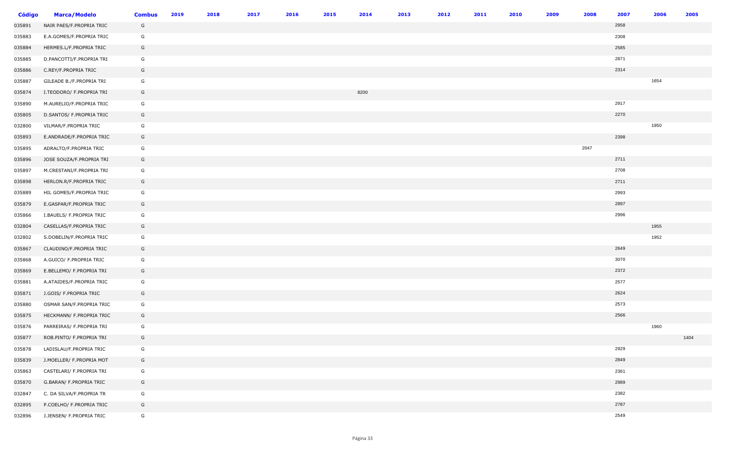| Código | Marca/Modelo | Combus | 2019 | 2018 | 2017 | 2016 | 2015 | 2014 | 2013 | 2012 | 2011 | 2010 | 2009 | 2008 | 2007 | 2006 | 2005 |
|---|---|---|---|---|---|---|---|---|---|---|---|---|---|---|---|---|---|
| 035891 | NAIR PAES/F.PROPRIA TRIC | G | | | | | | | | | | | | | 2958 | | |
| 035883 | E.A.GOMES/F.PROPRIA TRIC | G | | | | | | | | | | | | | 2308 | | |
| 035884 | HERMES.L/F.PROPRIA TRIC | G | | | | | | | | | | | | | 2585 | | |
| 035885 | D.PANCOTTI/F.PROPRIA TRI | G | | | | | | | | | | | | | 2871 | | |
| 035886 | C.REY/F.PROPRIA TRIC | G | | | | | | | | | | | | | 2314 | | |
| 035887 | GILEADE B./F.PROPRIA TRI | G | | | | | | | | | | | | | | 1654 | |
| 035874 | I.TEODORO/ F.PROPRIA TRI | G | | | | | | 8200 | | | | | | | | | |
| 035890 | M.AURELIO/F.PROPRIA TRIC | G | | | | | | | | | | | | | 2917 | | |
| 035805 | D.SANTOS/ F.PROPRIA TRIC | G | | | | | | | | | | | | | 2270 | | |
| 032800 | VILMAR/F.PROPRIA TRIC | G | | | | | | | | | | | | | | 1950 | |
| 035893 | E.ANDRADE/F.PROPRIA TRIC | G | | | | | | | | | | | | | 2398 | | |
| 035895 | ADRALTO/F.PROPRIA TRIC | G | | | | | | | | | | | | 2047 | | | |
| 035896 | JOSE SOUZA/F.PROPRIA TRI | G | | | | | | | | | | | | | 2711 | | |
| 035897 | M.CRESTANI/F.PROPRIA TRI | G | | | | | | | | | | | | | 2708 | | |
| 035898 | HERLON.R/F.PROPRIA TRIC | G | | | | | | | | | | | | | 2711 | | |
| 035889 | HIL GOMES/F.PROPRIA TRIC | G | | | | | | | | | | | | | 2993 | | |
| 035879 | E.GASPAR/F.PROPRIA TRIC | G | | | | | | | | | | | | | 2897 | | |
| 035866 | I.BAUELS/ F.PROPRIA TRIC | G | | | | | | | | | | | | | 2996 | | |
| 032804 | CASELLAS/F.PROPRIA TRIC | G | | | | | | | | | | | | | | 1955 | |
| 032802 | S.DOBELIN/F.PROPRIA TRIC | G | | | | | | | | | | | | | | 1952 | |
| 035867 | CLAUDINO/F.PROPRIA TRIC | G | | | | | | | | | | | | | 2649 | | |
| 035868 | A.GUICO/ F.PROPRIA TRIC | G | | | | | | | | | | | | | 3070 | | |
| 035869 | E.BELLEMO/ F.PROPRIA TRI | G | | | | | | | | | | | | | 2372 | | |
| 035881 | A.ATAIDES/F.PROPRIA TRIC | G | | | | | | | | | | | | | 2577 | | |
| 035871 | J.GOIS/ F.PROPRIA TRIC | G | | | | | | | | | | | | | 2624 | | |
| 035880 | OSMAR SAN/F.PROPRIA TRIC | G | | | | | | | | | | | | | 2573 | | |
| 035875 | HECKMANN/ F.PROPRIA TRIC | G | | | | | | | | | | | | | 2566 | | |
| 035876 | PARREIRAS/ F.PROPRIA TRI | G | | | | | | | | | | | | | | 1960 | |
| 035877 | ROB.PINTO/ F.PROPRIA TRI | G | | | | | | | | | | | | | | | 1404 |
| 035878 | LADISLAU/F.PROPRIA TRIC | G | | | | | | | | | | | | | 2929 | | |
| 035839 | J.MOELLER/ F.PROPRIA MOT | G | | | | | | | | | | | | | 2849 | | |
| 035863 | CASTELARI/ F.PROPRIA TRI | G | | | | | | | | | | | | | 2361 | | |
| 035870 | G.BARAN/ F.PROPRIA TRIC | G | | | | | | | | | | | | | 2989 | | |
| 032847 | C. DA SILVA/F.PROPRIA TR | G | | | | | | | | | | | | | 2382 | | |
| 032895 | P.COELHO/ F.PROPRIA TRIC | G | | | | | | | | | | | | | 2787 | | |
| 032896 | J.JENSEN/ F.PROPRIA TRIC | G | | | | | | | | | | | | | 2549 | | |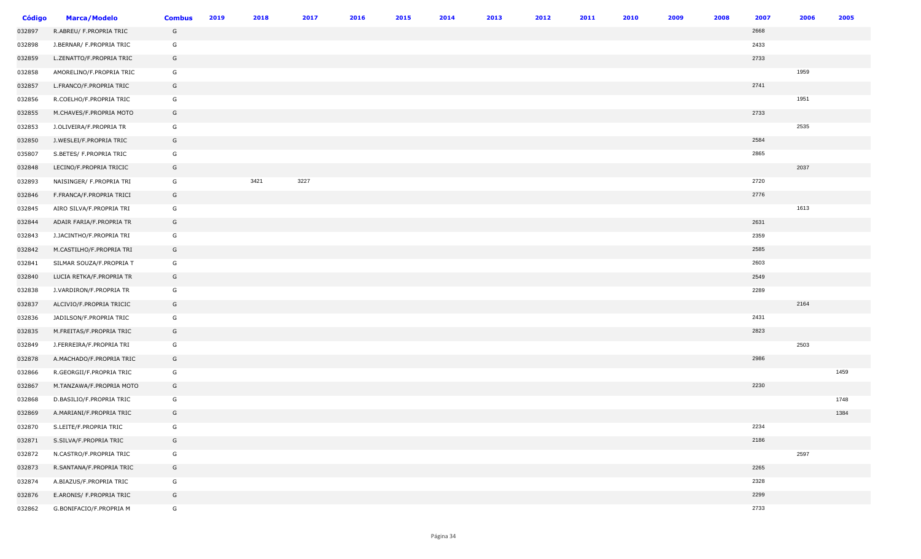| Código | Marca/Modelo | Combus | 2019 | 2018 | 2017 | 2016 | 2015 | 2014 | 2013 | 2012 | 2011 | 2010 | 2009 | 2008 | 2007 | 2006 | 2005 |
|---|---|---|---|---|---|---|---|---|---|---|---|---|---|---|---|---|---|
| 032897 | R.ABREU/ F.PROPRIA TRIC | G | | | | | | | | | | | | | 2668 | | |
| 032898 | J.BERNAR/ F.PROPRIA TRIC | G | | | | | | | | | | | | | 2433 | | |
| 032859 | L.ZENATTO/F.PROPRIA TRIC | G | | | | | | | | | | | | | 2733 | | |
| 032858 | AMORELINO/F.PROPRIA TRIC | G | | | | | | | | | | | | | | 1959 | |
| 032857 | L.FRANCO/F.PROPRIA TRIC | G | | | | | | | | | | | | | 2741 | | |
| 032856 | R.COELHO/F.PROPRIA TRIC | G | | | | | | | | | | | | | | 1951 | |
| 032855 | M.CHAVES/F.PROPRIA MOTO | G | | | | | | | | | | | | | 2733 | | |
| 032853 | J.OLIVEIRA/F.PROPRIA TR | G | | | | | | | | | | | | | | 2535 | |
| 032850 | J.WESLEI/F.PROPRIA TRIC | G | | | | | | | | | | | | | 2584 | | |
| 035807 | S.BETES/ F.PROPRIA TRIC | G | | | | | | | | | | | | | 2865 | | |
| 032848 | LECINO/F.PROPRIA TRICIC | G | | | | | | | | | | | | | | 2037 | |
| 032893 | NAISINGER/ F.PROPRIA TRI | G | | 3421 | 3227 | | | | | | | | | | 2720 | | |
| 032846 | F.FRANCA/F.PROPRIA TRICI | G | | | | | | | | | | | | | 2776 | | |
| 032845 | AIRO SILVA/F.PROPRIA TRI | G | | | | | | | | | | | | | | 1613 | |
| 032844 | ADAIR FARIA/F.PROPRIA TR | G | | | | | | | | | | | | | 2631 | | |
| 032843 | J.JACINTHO/F.PROPRIA TRI | G | | | | | | | | | | | | | 2359 | | |
| 032842 | M.CASTILHO/F.PROPRIA TRI | G | | | | | | | | | | | | | 2585 | | |
| 032841 | SILMAR SOUZA/F.PROPRIA T | G | | | | | | | | | | | | | 2603 | | |
| 032840 | LUCIA RETKA/F.PROPRIA TR | G | | | | | | | | | | | | | 2549 | | |
| 032838 | J.VARDIRON/F.PROPRIA TR | G | | | | | | | | | | | | | 2289 | | |
| 032837 | ALCIVIO/F.PROPRIA TRICIC | G | | | | | | | | | | | | | | 2164 | |
| 032836 | JADILSON/F.PROPRIA TRIC | G | | | | | | | | | | | | | 2431 | | |
| 032835 | M.FREITAS/F.PROPRIA TRIC | G | | | | | | | | | | | | | 2823 | | |
| 032849 | J.FERREIRA/F.PROPRIA TRI | G | | | | | | | | | | | | | | 2503 | |
| 032878 | A.MACHADO/F.PROPRIA TRIC | G | | | | | | | | | | | | | 2986 | | |
| 032866 | R.GEORGII/F.PROPRIA TRIC | G | | | | | | | | | | | | | | | 1459 |
| 032867 | M.TANZAWA/F.PROPRIA MOTO | G | | | | | | | | | | | | | 2230 | | |
| 032868 | D.BASILIO/F.PROPRIA TRIC | G | | | | | | | | | | | | | | | 1748 |
| 032869 | A.MARIANI/F.PROPRIA TRIC | G | | | | | | | | | | | | | | | 1384 |
| 032870 | S.LEITE/F.PROPRIA TRIC | G | | | | | | | | | | | | | 2234 | | |
| 032871 | S.SILVA/F.PROPRIA TRIC | G | | | | | | | | | | | | | 2186 | | |
| 032872 | N.CASTRO/F.PROPRIA TRIC | G | | | | | | | | | | | | | | 2597 | |
| 032873 | R.SANTANA/F.PROPRIA TRIC | G | | | | | | | | | | | | | 2265 | | |
| 032874 | A.BIAZUS/F.PROPRIA TRIC | G | | | | | | | | | | | | | 2328 | | |
| 032876 | E.ARONIS/ F.PROPRIA TRIC | G | | | | | | | | | | | | | 2299 | | |
| 032862 | G.BONIFACIO/F.PROPRIA M | G | | | | | | | | | | | | | 2733 | | |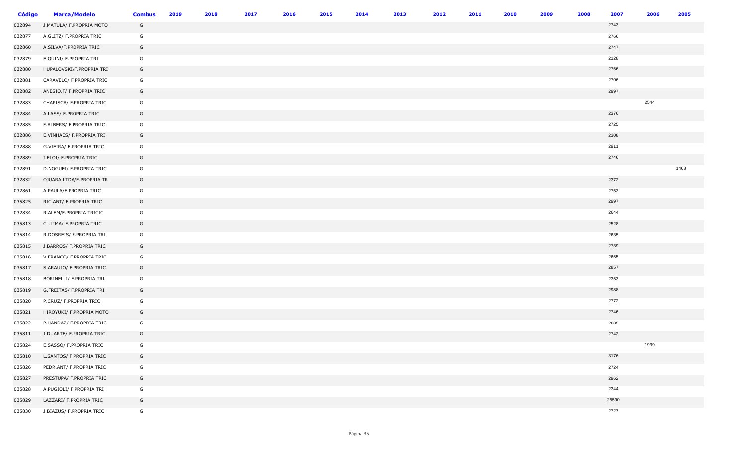| Código | Marca/Modelo | Combus | 2019 | 2018 | 2017 | 2016 | 2015 | 2014 | 2013 | 2012 | 2011 | 2010 | 2009 | 2008 | 2007 | 2006 | 2005 |
|---|---|---|---|---|---|---|---|---|---|---|---|---|---|---|---|---|---|
| 032894 | J.MATULA/ F.PROPRIA MOTO | G | | | | | | | | | | | | | 2743 | | |
| 032877 | A.GLITZ/ F.PROPRIA TRIC | G | | | | | | | | | | | | | 2766 | | |
| 032860 | A.SILVA/F.PROPRIA TRIC | G | | | | | | | | | | | | | 2747 | | |
| 032879 | E.QUINI/ F.PROPRIA TRI | G | | | | | | | | | | | | | 2128 | | |
| 032880 | HUPALOVSKI/F.PROPRIA TRI | G | | | | | | | | | | | | | 2756 | | |
| 032881 | CARAVELO/ F.PROPRIA TRIC | G | | | | | | | | | | | | | 2706 | | |
| 032882 | ANESIO.F/ F.PROPRIA TRIC | G | | | | | | | | | | | | | 2997 | | |
| 032883 | CHAPISCA/ F.PROPRIA TRIC | G | | | | | | | | | | | | | | 2544 | |
| 032884 | A.LASS/ F.PROPRIA TRIC | G | | | | | | | | | | | | | 2376 | | |
| 032885 | F.ALBERS/ F.PROPRIA TRIC | G | | | | | | | | | | | | | 2725 | | |
| 032886 | E.VINHAES/ F.PROPRIA TRI | G | | | | | | | | | | | | | 2308 | | |
| 032888 | G.VIEIRA/ F.PROPRIA TRIC | G | | | | | | | | | | | | | 2911 | | |
| 032889 | I.ELOI/ F.PROPRIA TRIC | G | | | | | | | | | | | | | 2746 | | |
| 032891 | D.NOGUEI/ F.PROPRIA TRIC | G | | | | | | | | | | | | | | | 1468 |
| 032832 | OJUARA LTDA/F.PROPRIA TR | G | | | | | | | | | | | | | 2372 | | |
| 032861 | A.PAULA/F.PROPRIA TRIC | G | | | | | | | | | | | | | 2753 | | |
| 035825 | RIC.ANT/ F.PROPRIA TRIC | G | | | | | | | | | | | | | 2997 | | |
| 032834 | R.ALEM/F.PROPRIA TRICIC | G | | | | | | | | | | | | | 2644 | | |
| 035813 | CL.LIMA/ F.PROPRIA TRIC | G | | | | | | | | | | | | | 2528 | | |
| 035814 | R.DOSREIS/ F.PROPRIA TRI | G | | | | | | | | | | | | | 2635 | | |
| 035815 | J.BARROS/ F.PROPRIA TRIC | G | | | | | | | | | | | | | 2739 | | |
| 035816 | V.FRANCO/ F.PROPRIA TRIC | G | | | | | | | | | | | | | 2655 | | |
| 035817 | S.ARAUJO/ F.PROPRIA TRIC | G | | | | | | | | | | | | | 2857 | | |
| 035818 | BORINELLI/ F.PROPRIA TRI | G | | | | | | | | | | | | | 2353 | | |
| 035819 | G.FREITAS/ F.PROPRIA TRI | G | | | | | | | | | | | | | 2988 | | |
| 035820 | P.CRUZ/ F.PROPRIA TRIC | G | | | | | | | | | | | | | 2772 | | |
| 035821 | HIROYUKI/ F.PROPRIA MOTO | G | | | | | | | | | | | | | 2746 | | |
| 035822 | P.HANDA2/ F.PROPRIA TRIC | G | | | | | | | | | | | | | 2685 | | |
| 035811 | J.DUARTE/ F.PROPRIA TRIC | G | | | | | | | | | | | | | 2742 | | |
| 035824 | E.SASSO/ F.PROPRIA TRIC | G | | | | | | | | | | | | | | 1939 | |
| 035810 | L.SANTOS/ F.PROPRIA TRIC | G | | | | | | | | | | | | | 3176 | | |
| 035826 | PEDR.ANT/ F.PROPRIA TRIC | G | | | | | | | | | | | | | 2724 | | |
| 035827 | PRESTUPA/ F.PROPRIA TRIC | G | | | | | | | | | | | | | 2962 | | |
| 035828 | A.PUGIOLI/ F.PROPRIA TRI | G | | | | | | | | | | | | | 2344 | | |
| 035829 | LAZZARI/ F.PROPRIA TRIC | G | | | | | | | | | | | | | 25590 | | |
| 035830 | J.BIAZUS/ F.PROPRIA TRIC | G | | | | | | | | | | | | | 2727 | | |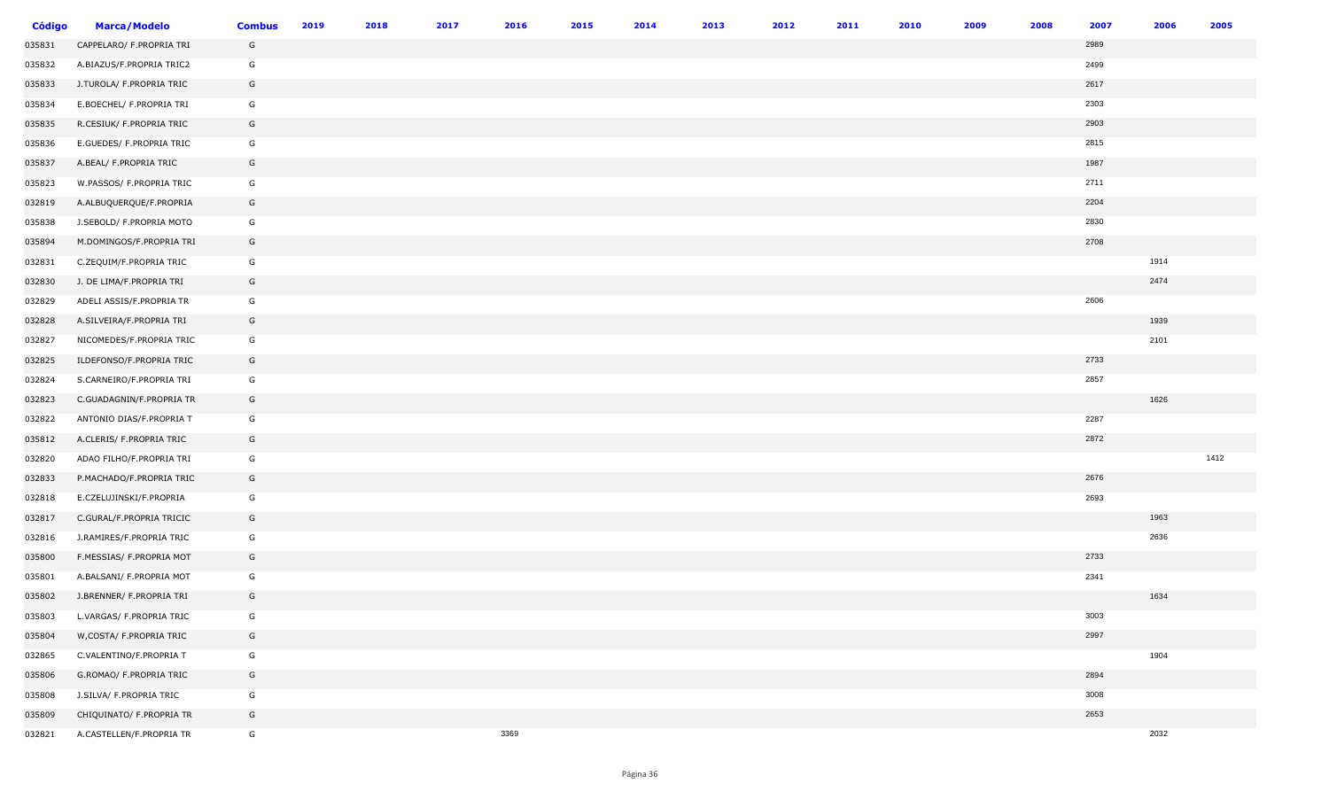| Código | Marca/Modelo | Combus | 2019 | 2018 | 2017 | 2016 | 2015 | 2014 | 2013 | 2012 | 2011 | 2010 | 2009 | 2008 | 2007 | 2006 | 2005 |
|---|---|---|---|---|---|---|---|---|---|---|---|---|---|---|---|---|---|
| 035831 | CAPPELARO/ F.PROPRIA TRI | G | | | | | | | | | | | | | 2989 | | |
| 035832 | A.BIAZUS/F.PROPRIA TRIC2 | G | | | | | | | | | | | | | 2499 | | |
| 035833 | J.TUROLA/ F.PROPRIA TRIC | G | | | | | | | | | | | | | 2617 | | |
| 035834 | E.BOECHEL/ F.PROPRIA TRI | G | | | | | | | | | | | | | 2303 | | |
| 035835 | R.CESIUK/ F.PROPRIA TRIC | G | | | | | | | | | | | | | 2903 | | |
| 035836 | E.GUEDES/ F.PROPRIA TRIC | G | | | | | | | | | | | | | 2815 | | |
| 035837 | A.BEAL/ F.PROPRIA TRIC | G | | | | | | | | | | | | | 1987 | | |
| 035823 | W.PASSOS/ F.PROPRIA TRIC | G | | | | | | | | | | | | | 2711 | | |
| 032819 | A.ALBUQUERQUE/F.PROPRIA | G | | | | | | | | | | | | | 2204 | | |
| 035838 | J.SEBOLD/ F.PROPRIA MOTO | G | | | | | | | | | | | | | 2830 | | |
| 035894 | M.DOMINGOS/F.PROPRIA TRI | G | | | | | | | | | | | | | 2708 | | |
| 032831 | C.ZEQUIM/F.PROPRIA TRIC | G | | | | | | | | | | | | | | 1914 | |
| 032830 | J. DE LIMA/F.PROPRIA TRI | G | | | | | | | | | | | | | | 2474 | |
| 032829 | ADELI ASSIS/F.PROPRIA TR | G | | | | | | | | | | | | | 2606 | | |
| 032828 | A.SILVEIRA/F.PROPRIA TRI | G | | | | | | | | | | | | | | 1939 | |
| 032827 | NICOMEDES/F.PROPRIA TRIC | G | | | | | | | | | | | | | | 2101 | |
| 032825 | ILDEFONSO/F.PROPRIA TRIC | G | | | | | | | | | | | | | 2733 | | |
| 032824 | S.CARNEIRO/F.PROPRIA TRI | G | | | | | | | | | | | | | 2857 | | |
| 032823 | C.GUADAGNIN/F.PROPRIA TR | G | | | | | | | | | | | | | | 1626 | |
| 032822 | ANTONIO DIAS/F.PROPRIA T | G | | | | | | | | | | | | | 2287 | | |
| 035812 | A.CLERIS/ F.PROPRIA TRIC | G | | | | | | | | | | | | | 2872 | | |
| 032820 | ADAO FILHO/F.PROPRIA TRI | G | | | | | | | | | | | | | | | 1412 |
| 032833 | P.MACHADO/F.PROPRIA TRIC | G | | | | | | | | | | | | | 2676 | | |
| 032818 | E.CZELUJINSKI/F.PROPRIA | G | | | | | | | | | | | | | 2693 | | |
| 032817 | C.GURAL/F.PROPRIA TRICIC | G | | | | | | | | | | | | | | 1963 | |
| 032816 | J.RAMIRES/F.PROPRIA TRIC | G | | | | | | | | | | | | | | 2636 | |
| 035800 | F.MESSIAS/ F.PROPRIA MOT | G | | | | | | | | | | | | | 2733 | | |
| 035801 | A.BALSANI/ F.PROPRIA MOT | G | | | | | | | | | | | | | 2341 | | |
| 035802 | J.BRENNER/ F.PROPRIA TRI | G | | | | | | | | | | | | | | 1634 | |
| 035803 | L.VARGAS/ F.PROPRIA TRIC | G | | | | | | | | | | | | | 3003 | | |
| 035804 | W,COSTA/ F.PROPRIA TRIC | G | | | | | | | | | | | | | 2997 | | |
| 032865 | C.VALENTINO/F.PROPRIA T | G | | | | | | | | | | | | | | 1904 | |
| 035806 | G.ROMAO/ F.PROPRIA TRIC | G | | | | | | | | | | | | | 2894 | | |
| 035808 | J.SILVA/ F.PROPRIA TRIC | G | | | | | | | | | | | | | 3008 | | |
| 035809 | CHIQUINATO/ F.PROPRIA TR | G | | | | | | | | | | | | | 2653 | | |
| 032821 | A.CASTELLEN/F.PROPRIA TR | G | | | | 3369 | | | | | | | | | | 2032 | |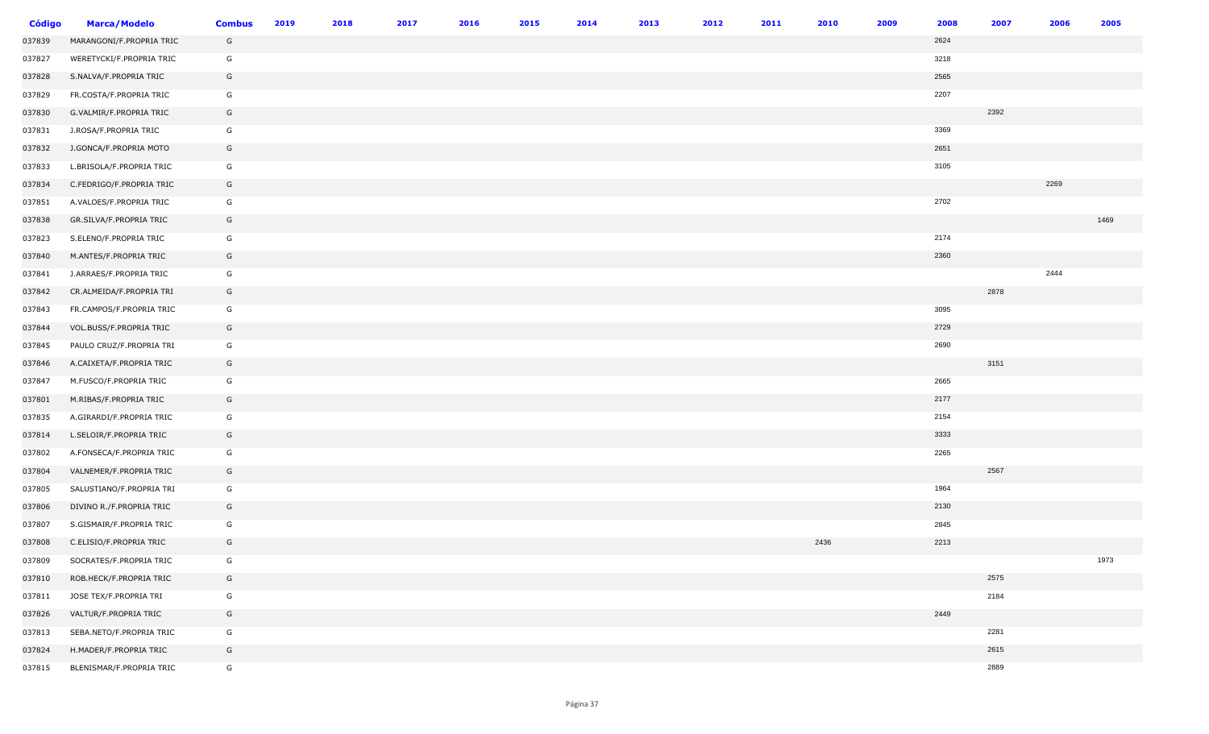| Código | Marca/Modelo | Combus | 2019 | 2018 | 2017 | 2016 | 2015 | 2014 | 2013 | 2012 | 2011 | 2010 | 2009 | 2008 | 2007 | 2006 | 2005 |
|---|---|---|---|---|---|---|---|---|---|---|---|---|---|---|---|---|---|
| 037839 | MARANGONI/F.PROPRIA TRIC | G | | | | | | | | | | | | 2624 | | | |
| 037827 | WERETYCKI/F.PROPRIA TRIC | G | | | | | | | | | | | | 3218 | | | |
| 037828 | S.NALVA/F.PROPRIA TRIC | G | | | | | | | | | | | | 2565 | | | |
| 037829 | FR.COSTA/F.PROPRIA TRIC | G | | | | | | | | | | | | 2207 | | | |
| 037830 | G.VALMIR/F.PROPRIA TRIC | G | | | | | | | | | | | | | 2392 | | |
| 037831 | J.ROSA/F.PROPRIA TRIC | G | | | | | | | | | | | | 3369 | | | |
| 037832 | J.GONCA/F.PROPRIA MOTO | G | | | | | | | | | | | | 2651 | | | |
| 037833 | L.BRISOLA/F.PROPRIA TRIC | G | | | | | | | | | | | | 3105 | | | |
| 037834 | C.FEDRIGO/F.PROPRIA TRIC | G | | | | | | | | | | | | | | 2269 | |
| 037851 | A.VALOES/F.PROPRIA TRIC | G | | | | | | | | | | | | 2702 | | | |
| 037838 | GR.SILVA/F.PROPRIA TRIC | G | | | | | | | | | | | | | | | 1469 |
| 037823 | S.ELENO/F.PROPRIA TRIC | G | | | | | | | | | | | | 2174 | | | |
| 037840 | M.ANTES/F.PROPRIA TRIC | G | | | | | | | | | | | | 2360 | | | |
| 037841 | J.ARRAES/F.PROPRIA TRIC | G | | | | | | | | | | | | | | 2444 | |
| 037842 | CR.ALMEIDA/F.PROPRIA TRI | G | | | | | | | | | | | | | 2878 | | |
| 037843 | FR.CAMPOS/F.PROPRIA TRIC | G | | | | | | | | | | | | 3095 | | | |
| 037844 | VOL.BUSS/F.PROPRIA TRIC | G | | | | | | | | | | | | 2729 | | | |
| 037845 | PAULO CRUZ/F.PROPRIA TRI | G | | | | | | | | | | | | 2690 | | | |
| 037846 | A.CAIXETA/F.PROPRIA TRIC | G | | | | | | | | | | | | | 3151 | | |
| 037847 | M.FUSCO/F.PROPRIA TRIC | G | | | | | | | | | | | | 2665 | | | |
| 037801 | M.RIBAS/F.PROPRIA TRIC | G | | | | | | | | | | | | 2177 | | | |
| 037835 | A.GIRARDI/F.PROPRIA TRIC | G | | | | | | | | | | | | 2154 | | | |
| 037814 | L.SELOIR/F.PROPRIA TRIC | G | | | | | | | | | | | | 3333 | | | |
| 037802 | A.FONSECA/F.PROPRIA TRIC | G | | | | | | | | | | | | 2265 | | | |
| 037804 | VALNEMER/F.PROPRIA TRIC | G | | | | | | | | | | | | | 2567 | | |
| 037805 | SALUSTIANO/F.PROPRIA TRI | G | | | | | | | | | | | | 1964 | | | |
| 037806 | DIVINO R./F.PROPRIA TRIC | G | | | | | | | | | | | | 2130 | | | |
| 037807 | S.GISMAIR/F.PROPRIA TRIC | G | | | | | | | | | | | | 2845 | | | |
| 037808 | C.ELISIO/F.PROPRIA TRIC | G | | | | | | | | | | 2436 | | 2213 | | | |
| 037809 | SOCRATES/F.PROPRIA TRIC | G | | | | | | | | | | | | | | | 1973 |
| 037810 | ROB.HECK/F.PROPRIA TRIC | G | | | | | | | | | | | | | 2575 | | |
| 037811 | JOSE TEX/F.PROPRIA TRI | G | | | | | | | | | | | | | 2184 | | |
| 037826 | VALTUR/F.PROPRIA TRIC | G | | | | | | | | | | | | 2449 | | | |
| 037813 | SEBA.NETO/F.PROPRIA TRIC | G | | | | | | | | | | | | | 2281 | | |
| 037824 | H.MADER/F.PROPRIA TRIC | G | | | | | | | | | | | | | 2615 | | |
| 037815 | BLENISMAR/F.PROPRIA TRIC | G | | | | | | | | | | | | | 2889 | | |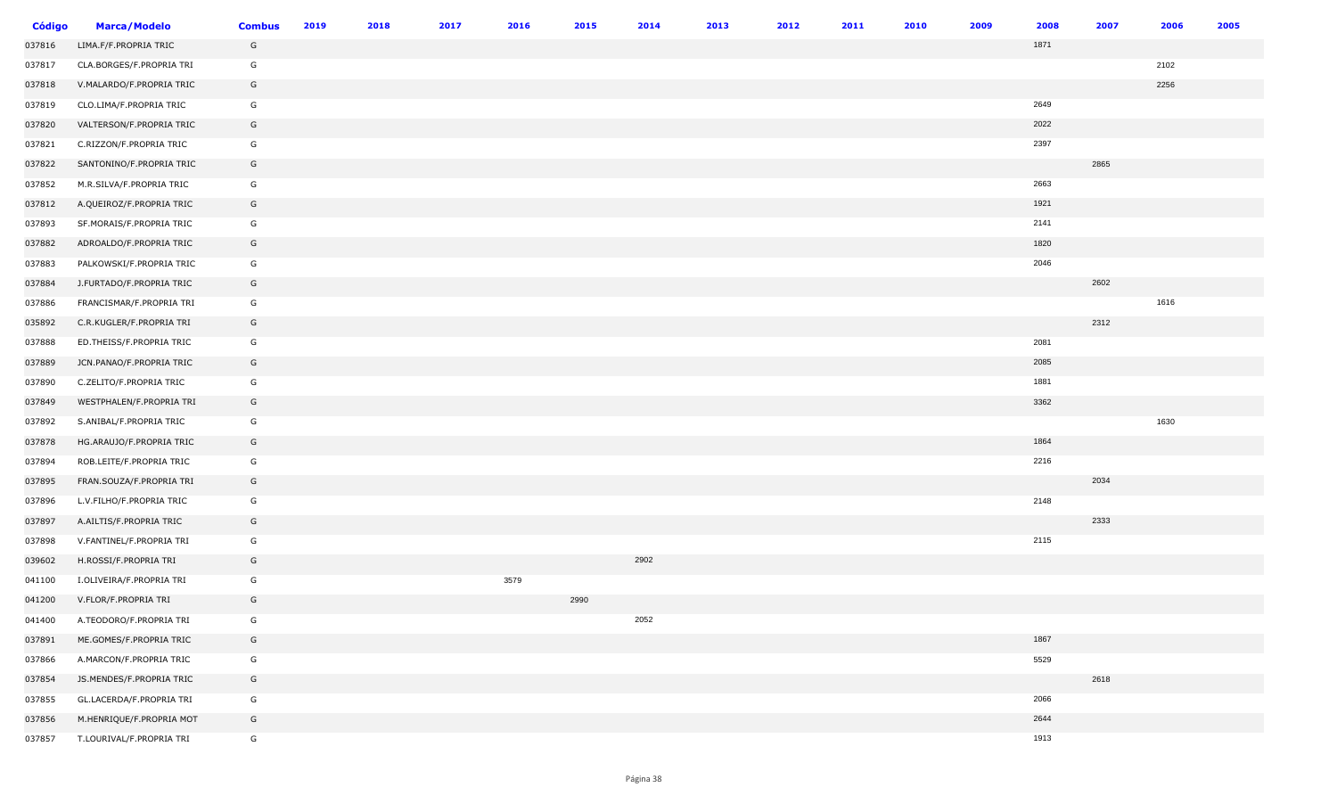| Código | Marca/Modelo | Combus | 2019 | 2018 | 2017 | 2016 | 2015 | 2014 | 2013 | 2012 | 2011 | 2010 | 2009 | 2008 | 2007 | 2006 | 2005 |
|---|---|---|---|---|---|---|---|---|---|---|---|---|---|---|---|---|---|
| 037816 | LIMA.F/F.PROPRIA TRIC | G | | | | | | | | | | | | 1871 | | | |
| 037817 | CLA.BORGES/F.PROPRIA TRI | G | | | | | | | | | | | | | | 2102 | |
| 037818 | V.MALARDO/F.PROPRIA TRIC | G | | | | | | | | | | | | | | 2256 | |
| 037819 | CLO.LIMA/F.PROPRIA TRIC | G | | | | | | | | | | | | 2649 | | | |
| 037820 | VALTERSON/F.PROPRIA TRIC | G | | | | | | | | | | | | 2022 | | | |
| 037821 | C.RIZZON/F.PROPRIA TRIC | G | | | | | | | | | | | | 2397 | | | |
| 037822 | SANTONINO/F.PROPRIA TRIC | G | | | | | | | | | | | | | 2865 | | |
| 037852 | M.R.SILVA/F.PROPRIA TRIC | G | | | | | | | | | | | | 2663 | | | |
| 037812 | A.QUEIROZ/F.PROPRIA TRIC | G | | | | | | | | | | | | 1921 | | | |
| 037893 | SF.MORAIS/F.PROPRIA TRIC | G | | | | | | | | | | | | 2141 | | | |
| 037882 | ADROALDO/F.PROPRIA TRIC | G | | | | | | | | | | | | 1820 | | | |
| 037883 | PALKOWSKI/F.PROPRIA TRIC | G | | | | | | | | | | | | 2046 | | | |
| 037884 | J.FURTADO/F.PROPRIA TRIC | G | | | | | | | | | | | | | 2602 | | |
| 037886 | FRANCISMAR/F.PROPRIA TRI | G | | | | | | | | | | | | | | 1616 | |
| 035892 | C.R.KUGLER/F.PROPRIA TRI | G | | | | | | | | | | | | | 2312 | | |
| 037888 | ED.THEISS/F.PROPRIA TRIC | G | | | | | | | | | | | | 2081 | | | |
| 037889 | JCN.PANAO/F.PROPRIA TRIC | G | | | | | | | | | | | | 2085 | | | |
| 037890 | C.ZELITO/F.PROPRIA TRIC | G | | | | | | | | | | | | 1881 | | | |
| 037849 | WESTPHALEN/F.PROPRIA TRI | G | | | | | | | | | | | | 3362 | | | |
| 037892 | S.ANIBAL/F.PROPRIA TRIC | G | | | | | | | | | | | | | | 1630 | |
| 037878 | HG.ARAUJO/F.PROPRIA TRIC | G | | | | | | | | | | | | 1864 | | | |
| 037894 | ROB.LEITE/F.PROPRIA TRIC | G | | | | | | | | | | | | 2216 | | | |
| 037895 | FRAN.SOUZA/F.PROPRIA TRI | G | | | | | | | | | | | | | 2034 | | |
| 037896 | L.V.FILHO/F.PROPRIA TRIC | G | | | | | | | | | | | | 2148 | | | |
| 037897 | A.AILTIS/F.PROPRIA TRIC | G | | | | | | | | | | | | | 2333 | | |
| 037898 | V.FANTINEL/F.PROPRIA TRI | G | | | | | | | | | | | | 2115 | | | |
| 039602 | H.ROSSI/F.PROPRIA TRI | G | | | | | | 2902 | | | | | | | | | |
| 041100 | I.OLIVEIRA/F.PROPRIA TRI | G | | | | 3579 | | | | | | | | | | | |
| 041200 | V.FLOR/F.PROPRIA TRI | G | | | | | 2990 | | | | | | | | | | |
| 041400 | A.TEODORO/F.PROPRIA TRI | G | | | | | | 2052 | | | | | | | | | |
| 037891 | ME.GOMES/F.PROPRIA TRIC | G | | | | | | | | | | | | 1867 | | | |
| 037866 | A.MARCON/F.PROPRIA TRIC | G | | | | | | | | | | | | 5529 | | | |
| 037854 | JS.MENDES/F.PROPRIA TRIC | G | | | | | | | | | | | | | 2618 | | |
| 037855 | GL.LACERDA/F.PROPRIA TRI | G | | | | | | | | | | | | 2066 | | | |
| 037856 | M.HENRIQUE/F.PROPRIA MOT | G | | | | | | | | | | | | 2644 | | | |
| 037857 | T.LOURIVAL/F.PROPRIA TRI | G | | | | | | | | | | | | 1913 | | | |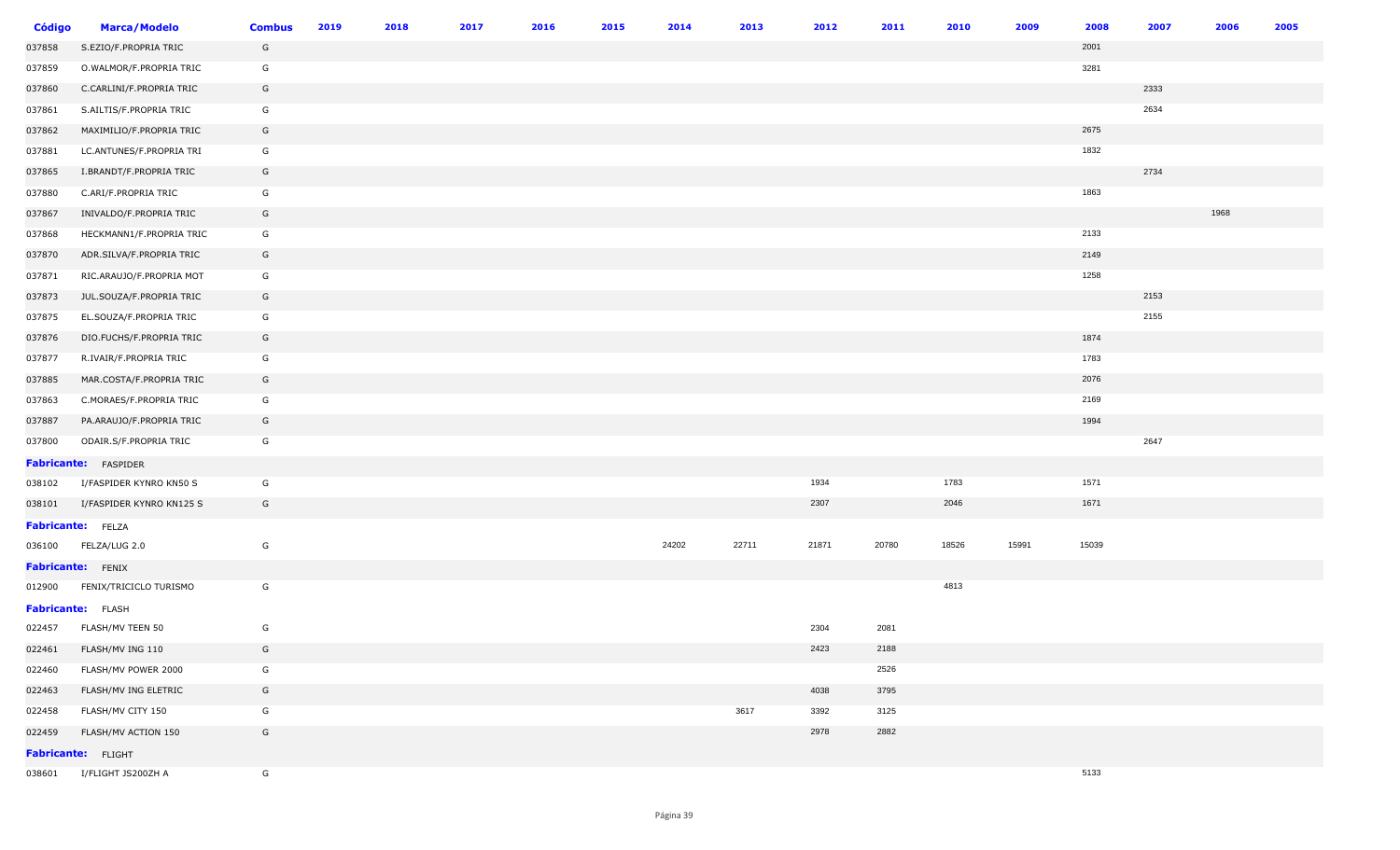| Código | Marca/Modelo | Combus | 2019 | 2018 | 2017 | 2016 | 2015 | 2014 | 2013 | 2012 | 2011 | 2010 | 2009 | 2008 | 2007 | 2006 | 2005 |
|---|---|---|---|---|---|---|---|---|---|---|---|---|---|---|---|---|---|
| 037858 | S.EZIO/F.PROPRIA TRIC | G | | | | | | | | | | | | 2001 | | | |
| 037859 | O.WALMOR/F.PROPRIA TRIC | G | | | | | | | | | | | | 3281 | | | |
| 037860 | C.CARLINI/F.PROPRIA TRIC | G | | | | | | | | | | | | | 2333 | | |
| 037861 | S.AILTIS/F.PROPRIA TRIC | G | | | | | | | | | | | | | 2634 | | |
| 037862 | MAXIMILIO/F.PROPRIA TRIC | G | | | | | | | | | | | | 2675 | | | |
| 037881 | LC.ANTUNES/F.PROPRIA TRI | G | | | | | | | | | | | | 1832 | | | |
| 037865 | I.BRANDT/F.PROPRIA TRIC | G | | | | | | | | | | | | | 2734 | | |
| 037880 | C.ARI/F.PROPRIA TRIC | G | | | | | | | | | | | | 1863 | | | |
| 037867 | INIVALDO/F.PROPRIA TRIC | G | | | | | | | | | | | | | | 1968 | |
| 037868 | HECKMANN1/F.PROPRIA TRIC | G | | | | | | | | | | | | 2133 | | | |
| 037870 | ADR.SILVA/F.PROPRIA TRIC | G | | | | | | | | | | | | 2149 | | | |
| 037871 | RIC.ARAUJO/F.PROPRIA MOT | G | | | | | | | | | | | | 1258 | | | |
| 037873 | JUL.SOUZA/F.PROPRIA TRIC | G | | | | | | | | | | | | | 2153 | | |
| 037875 | EL.SOUZA/F.PROPRIA TRIC | G | | | | | | | | | | | | | 2155 | | |
| 037876 | DIO.FUCHS/F.PROPRIA TRIC | G | | | | | | | | | | | | 1874 | | | |
| 037877 | R.IVAIR/F.PROPRIA TRIC | G | | | | | | | | | | | | 1783 | | | |
| 037885 | MAR.COSTA/F.PROPRIA TRIC | G | | | | | | | | | | | | 2076 | | | |
| 037863 | C.MORAES/F.PROPRIA TRIC | G | | | | | | | | | | | | 2169 | | | |
| 037887 | PA.ARAUJO/F.PROPRIA TRIC | G | | | | | | | | | | | | 1994 | | | |
| 037800 | ODAIR.S/F.PROPRIA TRIC | G | | | | | | | | | | | | | 2647 | | |
| **Fabricante:** | FASPIDER | | | | | | | | | | | | | | | | |
| 038102 | I/FASPIDER KYNRO KN50 S | G | | | | | | | | 1934 | | 1783 | | 1571 | | | |
| 038101 | I/FASPIDER KYNRO KN125 S | G | | | | | | | | 2307 | | 2046 | | 1671 | | | |
| **Fabricante:** | FELZA | | | | | | | | | | | | | | | | |
| 036100 | FELZA/LUG 2.0 | G | | | | | | 24202 | 22711 | 21871 | 20780 | 18526 | 15991 | 15039 | | | |
| **Fabricante:** | FENIX | | | | | | | | | | | | | | | | |
| 012900 | FENIX/TRICICLO TURISMO | G | | | | | | | | | | 4813 | | | | | |
| **Fabricante:** | FLASH | | | | | | | | | | | | | | | | |
| 022457 | FLASH/MV TEEN 50 | G | | | | | | | | 2304 | 2081 | | | | | | |
| 022461 | FLASH/MV ING 110 | G | | | | | | | | 2423 | 2188 | | | | | | |
| 022460 | FLASH/MV POWER 2000 | G | | | | | | | | | 2526 | | | | | | |
| 022463 | FLASH/MV ING ELETRIC | G | | | | | | | | 4038 | 3795 | | | | | | |
| 022458 | FLASH/MV CITY 150 | G | | | | | | | 3617 | 3392 | 3125 | | | | | | |
| 022459 | FLASH/MV ACTION 150 | G | | | | | | | | 2978 | 2882 | | | | | | |
| **Fabricante:** | FLIGHT | | | | | | | | | | | | | | | | |
| 038601 | I/FLIGHT JS200ZH A | G | | | | | | | | | | | | 5133 | | | |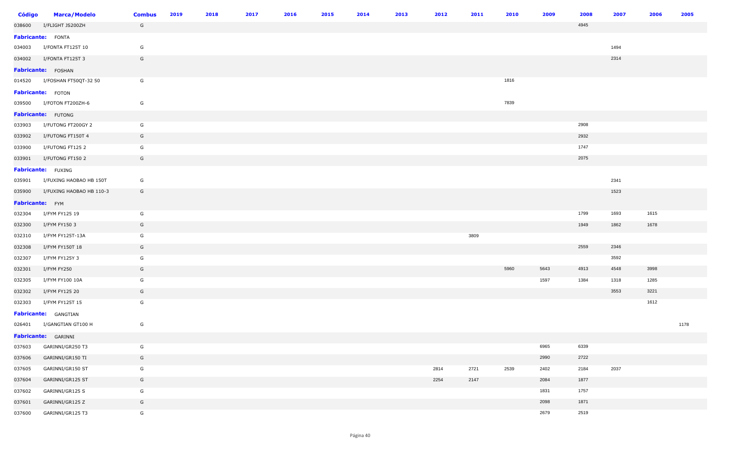| Código | Marca/Modelo | Combus | 2019 | 2018 | 2017 | 2016 | 2015 | 2014 | 2013 | 2012 | 2011 | 2010 | 2009 | 2008 | 2007 | 2006 | 2005 |
|---|---|---|---|---|---|---|---|---|---|---|---|---|---|---|---|---|---|
| 038600 | I/FLIGHT JS200ZH | G | | | | | | | | | | | | 4945 | | | |
| **Fabricante:** | FONTA | | | | | | | | | | | | | | | | |
| 034003 | I/FONTA FT125T 10 | G | | | | | | | | | | | | | 1494 | | |
| 034002 | I/FONTA FT125T 3 | G | | | | | | | | | | | | | 2314 | | |
| **Fabricante:** | FOSHAN | | | | | | | | | | | | | | | | |
| 014520 | I/FOSHAN FT50QT-32 50 | G | | | | | | | | | | 1816 | | | | | |
| **Fabricante:** | FOTON | | | | | | | | | | | | | | | | |
| 039500 | I/FOTON FT200ZH-6 | G | | | | | | | | | | 7839 | | | | | |
| **Fabricante:** | FUTONG | | | | | | | | | | | | | | | | |
| 033903 | I/FUTONG FT200GY 2 | G | | | | | | | | | | | | 2908 | | | |
| 033902 | I/FUTONG FT150T 4 | G | | | | | | | | | | | | 2932 | | | |
| 033900 | I/FUTONG FT125 2 | G | | | | | | | | | | | | 1747 | | | |
| 033901 | I/FUTONG FT150 2 | G | | | | | | | | | | | | 2075 | | | |
| **Fabricante:** | FUXING | | | | | | | | | | | | | | | | |
| 035901 | I/FUXING HAOBAO HB 150T | G | | | | | | | | | | | | | 2341 | | |
| 035900 | I/FUXING HAOBAO HB 110-3 | G | | | | | | | | | | | | | 1523 | | |
| **Fabricante:** | FYM | | | | | | | | | | | | | | | | |
| 032304 | I/FYM FY125 19 | G | | | | | | | | | | | | 1799 | 1693 | 1615 | |
| 032300 | I/FYM FY150 3 | G | | | | | | | | | | | | 1949 | 1862 | 1678 | |
| 032310 | I/FYM FY125T-13A | G | | | | | | | | | 3809 | | | | | | |
| 032308 | I/FYM FY150T 18 | G | | | | | | | | | | | | 2559 | 2346 | | |
| 032307 | I/FYM FY125Y 3 | G | | | | | | | | | | | | | 3592 | | |
| 032301 | I/FYM FY250 | G | | | | | | | | | | 5960 | 5643 | 4913 | 4548 | 3998 | |
| 032305 | I/FYM FY100 10A | G | | | | | | | | | | | 1597 | 1384 | 1318 | 1285 | |
| 032302 | I/FYM FY125 20 | G | | | | | | | | | | | | | 3553 | 3221 | |
| 032303 | I/FYM FY125T 15 | G | | | | | | | | | | | | | | 1612 | |
| **Fabricante:** | GANGTIAN | | | | | | | | | | | | | | | | |
| 026401 | I/GANGTIAN GT100 H | G | | | | | | | | | | | | | | | 1178 |
| **Fabricante:** | GARINNI | | | | | | | | | | | | | | | | |
| 037603 | GARINNI/GR250 T3 | G | | | | | | | | | | | 6965 | 6339 | | | |
| 037606 | GARINNI/GR150 TI | G | | | | | | | | | | | 2990 | 2722 | | | |
| 037605 | GARINNI/GR150 ST | G | | | | | | | | 2814 | 2721 | 2539 | 2402 | 2184 | 2037 | | |
| 037604 | GARINNI/GR125 ST | G | | | | | | | | 2254 | 2147 | | 2084 | 1877 | | | |
| 037602 | GARINNI/GR125 S | G | | | | | | | | | | | 1831 | 1757 | | | |
| 037601 | GARINNI/GR125 Z | G | | | | | | | | | | | 2098 | 1871 | | | |
| 037600 | GARINNI/GR125 T3 | G | | | | | | | | | | | 2679 | 2519 | | | |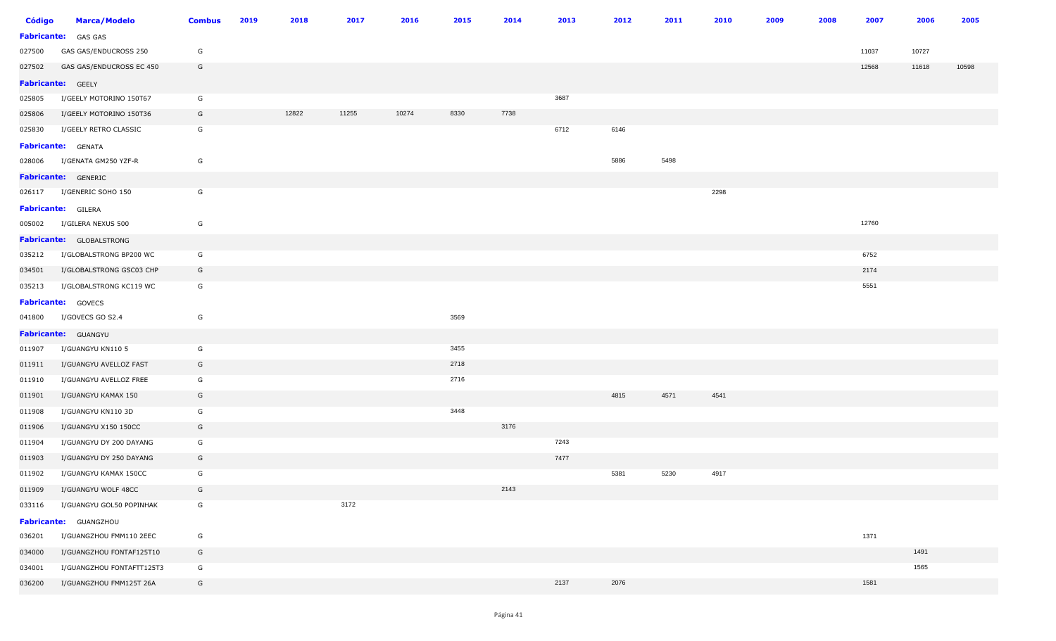| Código | Marca/Modelo | Combus | 2019 | 2018 | 2017 | 2016 | 2015 | 2014 | 2013 | 2012 | 2011 | 2010 | 2009 | 2008 | 2007 | 2006 | 2005 |
|---|---|---|---|---|---|---|---|---|---|---|---|---|---|---|---|---|---|
| **Fabricante:** | GAS GAS | | | | | | | | | | | | | | | | |
| 027500 | GAS GAS/ENDUCROSS 250 | G | | | | | | | | | | | | | 11037 | 10727 | |
| 027502 | GAS GAS/ENDUCROSS EC 450 | G | | | | | | | | | | | | | 12568 | 11618 | 10598 |
| **Fabricante:** | GEELY | | | | | | | | | | | | | | | | |
| 025805 | I/GEELY MOTORINO 150T67 | G | | | | | | | 3687 | | | | | | | | |
| 025806 | I/GEELY MOTORINO 150T36 | G | | 12822 | 11255 | 10274 | 8330 | 7738 | | | | | | | | | |
| 025830 | I/GEELY RETRO CLASSIC | G | | | | | | | 6712 | 6146 | | | | | | | |
| **Fabricante:** | GENATA | | | | | | | | | | | | | | | | |
| 028006 | I/GENATA GM250 YZF-R | G | | | | | | | | 5886 | 5498 | | | | | | |
| **Fabricante:** | GENERIC | | | | | | | | | | | | | | | | |
| 026117 | I/GENERIC SOHO 150 | G | | | | | | | | | | 2298 | | | | | |
| **Fabricante:** | GILERA | | | | | | | | | | | | | | | | |
| 005002 | I/GILERA NEXUS 500 | G | | | | | | | | | | | | | 12760 | | |
| **Fabricante:** | GLOBALSTRONG | | | | | | | | | | | | | | | | |
| 035212 | I/GLOBALSTRONG BP200 WC | G | | | | | | | | | | | | | 6752 | | |
| 034501 | I/GLOBALSTRONG GSC03 CHP | G | | | | | | | | | | | | | 2174 | | |
| 035213 | I/GLOBALSTRONG KC119 WC | G | | | | | | | | | | | | | 5551 | | |
| **Fabricante:** | GOVECS | | | | | | | | | | | | | | | | |
| 041800 | I/GOVECS GO S2.4 | G | | | | | 3569 | | | | | | | | | | |
| **Fabricante:** | GUANGYU | | | | | | | | | | | | | | | | |
| 011907 | I/GUANGYU KN110 5 | G | | | | | 3455 | | | | | | | | | | |
| 011911 | I/GUANGYU AVELLOZ FAST | G | | | | | 2718 | | | | | | | | | | |
| 011910 | I/GUANGYU AVELLOZ FREE | G | | | | | 2716 | | | | | | | | | | |
| 011901 | I/GUANGYU KAMAX 150 | G | | | | | | | | 4815 | 4571 | 4541 | | | | | |
| 011908 | I/GUANGYU KN110 3D | G | | | | | 3448 | | | | | | | | | | |
| 011906 | I/GUANGYU X150 150CC | G | | | | | | 3176 | | | | | | | | | |
| 011904 | I/GUANGYU DY 200 DAYANG | G | | | | | | | 7243 | | | | | | | | |
| 011903 | I/GUANGYU DY 250 DAYANG | G | | | | | | | 7477 | | | | | | | | |
| 011902 | I/GUANGYU KAMAX 150CC | G | | | | | | | | 5381 | 5230 | 4917 | | | | | |
| 011909 | I/GUANGYU WOLF 48CC | G | | | | | | 2143 | | | | | | | | | |
| 033116 | I/GUANGYU GOL50 POPINHAK | G | | | 3172 | | | | | | | | | | | | |
| **Fabricante:** | GUANGZHOU | | | | | | | | | | | | | | | | |
| 036201 | I/GUANGZHOU FMM110 2EEC | G | | | | | | | | | | | | | 1371 | | |
| 034000 | I/GUANGZHOU FONTAF125T10 | G | | | | | | | | | | | | | | 1491 | |
| 034001 | I/GUANGZHOU FONTAFTT125T3 | G | | | | | | | | | | | | | | 1565 | |
| 036200 | I/GUANGZHOU FMM125T 26A | G | | | | | | | 2137 | 2076 | | | | | 1581 | | |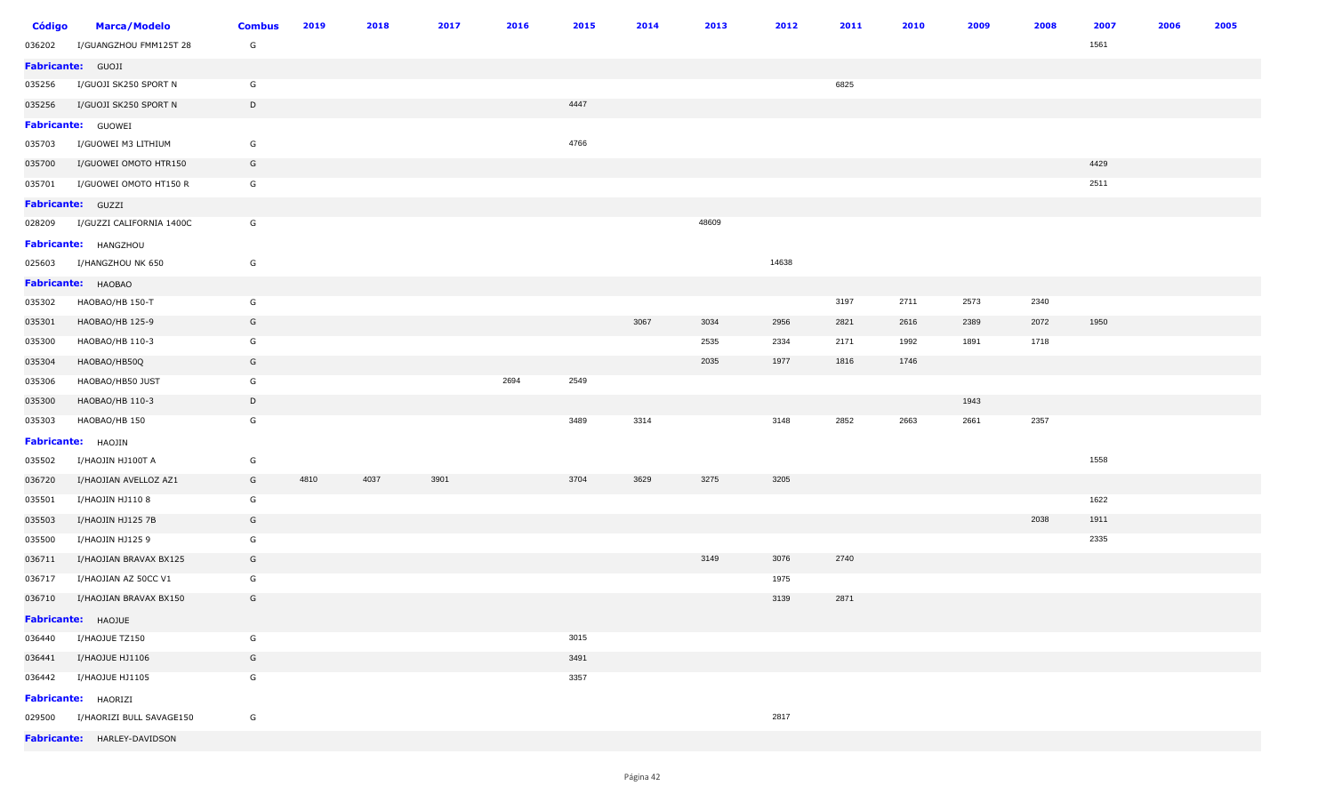| Código | Marca/Modelo | Combus | 2019 | 2018 | 2017 | 2016 | 2015 | 2014 | 2013 | 2012 | 2011 | 2010 | 2009 | 2008 | 2007 | 2006 | 2005 |
|---|---|---|---|---|---|---|---|---|---|---|---|---|---|---|---|---|---|
| 036202 | I/GUANGZHOU FMM125T 28 | G | | | | | | | | | | | | | 1561 | | |
| **Fabricante:** GUOJI | | | | | | | | | | | | | | | | | |
| 035256 | I/GUOJI SK250 SPORT N | G | | | | | | | | | 6825 | | | | | | |
| 035256 | I/GUOJI SK250 SPORT N | D | | | | | 4447 | | | | | | | | | | |
| **Fabricante:** GUOWEI | | | | | | | | | | | | | | | | | |
| 035703 | I/GUOWEI M3 LITHIUM | G | | | | | 4766 | | | | | | | | | | |
| 035700 | I/GUOWEI OMOTO HTR150 | G | | | | | | | | | | | | | 4429 | | |
| 035701 | I/GUOWEI OMOTO HT150 R | G | | | | | | | | | | | | | 2511 | | |
| **Fabricante:** GUZZI | | | | | | | | | | | | | | | | | |
| 028209 | I/GUZZI CALIFORNIA 1400C | G | | | | | | | 48609 | | | | | | | | |
| **Fabricante:** HANGZHOU | | | | | | | | | | | | | | | | | |
| 025603 | I/HANGZHOU NK 650 | G | | | | | | | | 14638 | | | | | | | |
| **Fabricante:** HAOBAO | | | | | | | | | | | | | | | | | |
| 035302 | HAOBAO/HB 150-T | G | | | | | | | | | 3197 | 2711 | 2573 | 2340 | | | |
| 035301 | HAOBAO/HB 125-9 | G | | | | | | 3067 | 3034 | 2956 | 2821 | 2616 | 2389 | 2072 | 1950 | | |
| 035300 | HAOBAO/HB 110-3 | G | | | | | | | 2535 | 2334 | 2171 | 1992 | 1891 | 1718 | | | |
| 035304 | HAOBAO/HB50Q | G | | | | | | | 2035 | 1977 | 1816 | 1746 | | | | | |
| 035306 | HAOBAO/HB50 JUST | G | | | | 2694 | 2549 | | | | | | | | | | |
| 035300 | HAOBAO/HB 110-3 | D | | | | | | | | | | | 1943 | | | | |
| 035303 | HAOBAO/HB 150 | G | | | | | 3489 | 3314 | | 3148 | 2852 | 2663 | 2661 | 2357 | | | |
| **Fabricante:** HAOJIN | | | | | | | | | | | | | | | | | |
| 035502 | I/HAOJIN HJ100T A | G | | | | | | | | | | | | | 1558 | | |
| 036720 | I/HAOJIAN AVELLOZ AZ1 | G | 4810 | 4037 | 3901 | | 3704 | 3629 | 3275 | 3205 | | | | | | | |
| 035501 | I/HAOJIN HJ110 8 | G | | | | | | | | | | | | | 1622 | | |
| 035503 | I/HAOJIN HJ125 7B | G | | | | | | | | | | | | 2038 | 1911 | | |
| 035500 | I/HAOJIN HJ125 9 | G | | | | | | | | | | | | | 2335 | | |
| 036711 | I/HAOJIAN BRAVAX BX125 | G | | | | | | | 3149 | 3076 | 2740 | | | | | | |
| 036717 | I/HAOJIAN AZ 50CC V1 | G | | | | | | | | 1975 | | | | | | | |
| 036710 | I/HAOJIAN BRAVAX BX150 | G | | | | | | | | 3139 | 2871 | | | | | | |
| **Fabricante:** HAOJUE | | | | | | | | | | | | | | | | | |
| 036440 | I/HAOJUE TZ150 | G | | | | | 3015 | | | | | | | | | | |
| 036441 | I/HAOJUE HJ1106 | G | | | | | 3491 | | | | | | | | | | |
| 036442 | I/HAOJUE HJ1105 | G | | | | | 3357 | | | | | | | | | | |
| **Fabricante:** HAORIZI | | | | | | | | | | | | | | | | | |
| 029500 | I/HAORIZI BULL SAVAGE150 | G | | | | | | | | 2817 | | | | | | | |
| **Fabricante:** HARLEY-DAVIDSON | | | | | | | | | | | | | | | | | |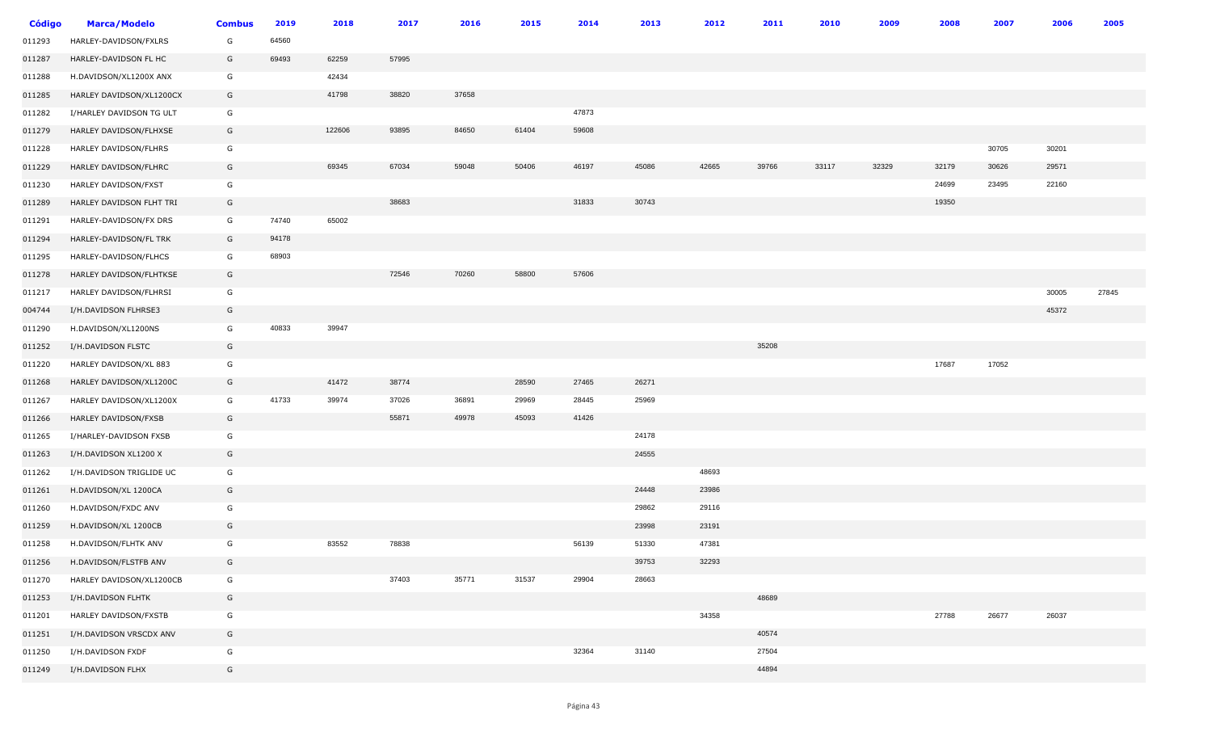| Código | Marca/Modelo | Combus | 2019 | 2018 | 2017 | 2016 | 2015 | 2014 | 2013 | 2012 | 2011 | 2010 | 2009 | 2008 | 2007 | 2006 | 2005 |
|---|---|---|---|---|---|---|---|---|---|---|---|---|---|---|---|---|---|
| 011293 | HARLEY-DAVIDSON/FXLRS | G | 64560 | | | | | | | | | | | | | | |
| 011287 | HARLEY-DAVIDSON FL HC | G | 69493 | 62259 | 57995 | | | | | | | | | | | | |
| 011288 | H.DAVIDSON/XL1200X ANX | G | | 42434 | | | | | | | | | | | | | |
| 011285 | HARLEY DAVIDSON/XL1200CX | G | | 41798 | 38820 | 37658 | | | | | | | | | | | |
| 011282 | I/HARLEY DAVIDSON TG ULT | G | | | | | | 47873 | | | | | | | | | |
| 011279 | HARLEY DAVIDSON/FLHXSE | G | | 122606 | 93895 | 84650 | 61404 | 59608 | | | | | | | | | |
| 011228 | HARLEY DAVIDSON/FLHRS | G | | | | | | | | | | | | | 30705 | 30201 | |
| 011229 | HARLEY DAVIDSON/FLHRC | G | | 69345 | 67034 | 59048 | 50406 | 46197 | 45086 | 42665 | 39766 | 33117 | 32329 | 32179 | 30626 | 29571 | |
| 011230 | HARLEY DAVIDSON/FXST | G | | | | | | | | | | | | 24699 | 23495 | 22160 | |
| 011289 | HARLEY DAVIDSON FLHT TRI | G | | | 38683 | | | 31833 | 30743 | | | | | 19350 | | | |
| 011291 | HARLEY-DAVIDSON/FX DRS | G | 74740 | 65002 | | | | | | | | | | | | | |
| 011294 | HARLEY-DAVIDSON/FL TRK | G | 94178 | | | | | | | | | | | | | | |
| 011295 | HARLEY-DAVIDSON/FLHCS | G | 68903 | | | | | | | | | | | | | | |
| 011278 | HARLEY DAVIDSON/FLHTKSE | G | | | 72546 | 70260 | 58800 | 57606 | | | | | | | | | |
| 011217 | HARLEY DAVIDSON/FLHRSI | G | | | | | | | | | | | | | | 30005 | 27845 |
| 004744 | I/H.DAVIDSON FLHRSE3 | G | | | | | | | | | | | | | | 45372 | |
| 011290 | H.DAVIDSON/XL1200NS | G | 40833 | 39947 | | | | | | | | | | | | | |
| 011252 | I/H.DAVIDSON FLSTC | G | | | | | | | | | 35208 | | | | | | |
| 011220 | HARLEY DAVIDSON/XL 883 | G | | | | | | | | | | | | 17687 | 17052 | | |
| 011268 | HARLEY DAVIDSON/XL1200C | G | | 41472 | 38774 | | 28590 | 27465 | 26271 | | | | | | | | |
| 011267 | HARLEY DAVIDSON/XL1200X | G | 41733 | 39974 | 37026 | 36891 | 29969 | 28445 | 25969 | | | | | | | | |
| 011266 | HARLEY DAVIDSON/FXSB | G | | | 55871 | 49978 | 45093 | 41426 | | | | | | | | | |
| 011265 | I/HARLEY-DAVIDSON FXSB | G | | | | | | | 24178 | | | | | | | | |
| 011263 | I/H.DAVIDSON XL1200 X | G | | | | | | | 24555 | | | | | | | | |
| 011262 | I/H.DAVIDSON TRIGLIDE UC | G | | | | | | | | 48693 | | | | | | | |
| 011261 | H.DAVIDSON/XL 1200CA | G | | | | | | | 24448 | 23986 | | | | | | | |
| 011260 | H.DAVIDSON/FXDC ANV | G | | | | | | | 29862 | 29116 | | | | | | | |
| 011259 | H.DAVIDSON/XL 1200CB | G | | | | | | | 23998 | 23191 | | | | | | | |
| 011258 | H.DAVIDSON/FLHTK ANV | G | | 83552 | 78838 | | | 56139 | 51330 | 47381 | | | | | | | |
| 011256 | H.DAVIDSON/FLSTFB ANV | G | | | | | | | 39753 | 32293 | | | | | | | |
| 011270 | HARLEY DAVIDSON/XL1200CB | G | | | 37403 | 35771 | 31537 | 29904 | 28663 | | | | | | | | |
| 011253 | I/H.DAVIDSON FLHTK | G | | | | | | | | | 48689 | | | | | | |
| 011201 | HARLEY DAVIDSON/FXSTB | G | | | | | | | | 34358 | | | | 27788 | 26677 | 26037 | |
| 011251 | I/H.DAVIDSON VRSCDX ANV | G | | | | | | | | | 40574 | | | | | | |
| 011250 | I/H.DAVIDSON FXDF | G | | | | | | 32364 | 31140 | | 27504 | | | | | | |
| 011249 | I/H.DAVIDSON FLHX | G | | | | | | | | | 44894 | | | | | | |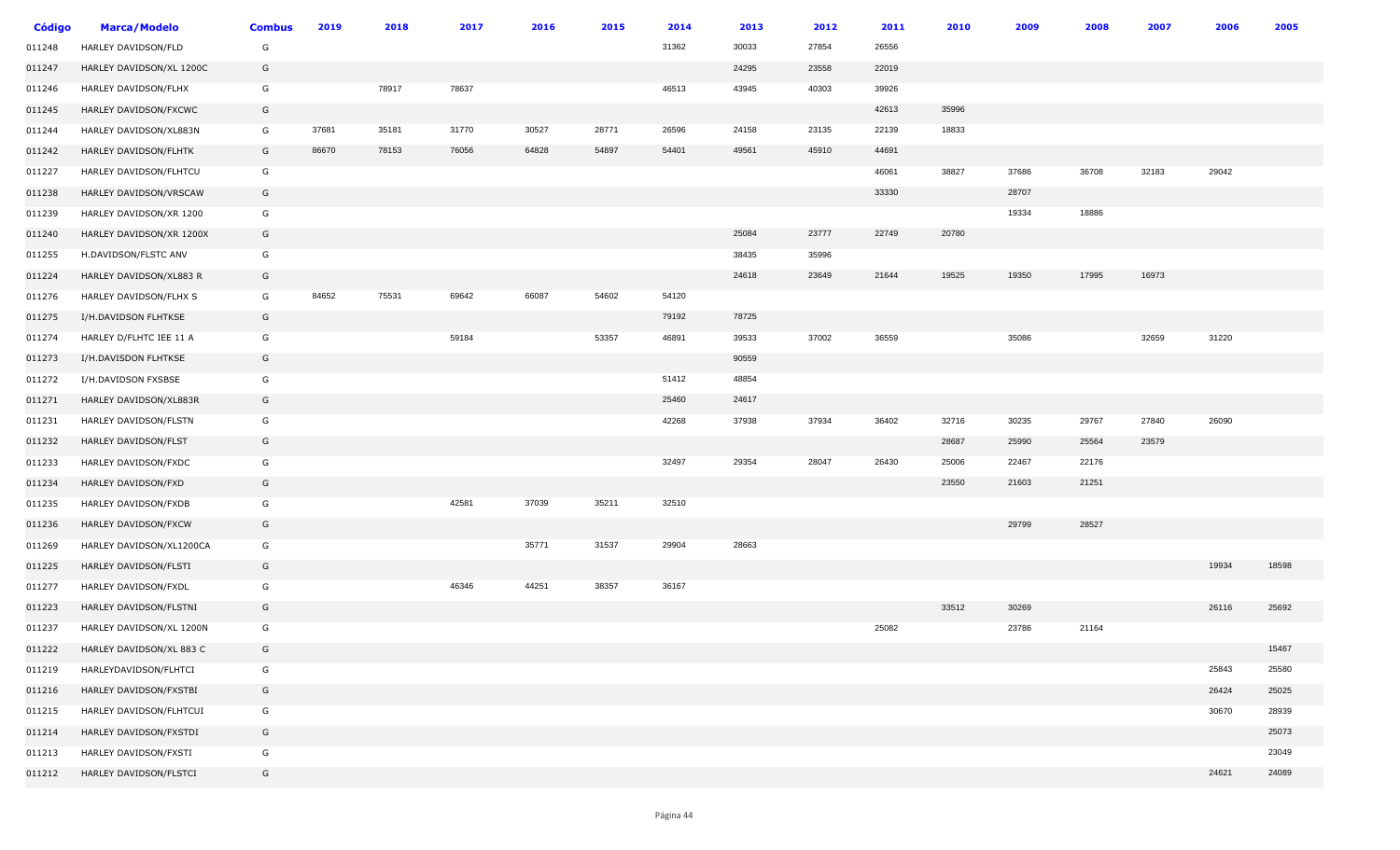| Código | Marca/Modelo | Combus | 2019 | 2018 | 2017 | 2016 | 2015 | 2014 | 2013 | 2012 | 2011 | 2010 | 2009 | 2008 | 2007 | 2006 | 2005 |
|---|---|---|---|---|---|---|---|---|---|---|---|---|---|---|---|---|---|
| 011248 | HARLEY DAVIDSON/FLD | G | | | | | | 31362 | 30033 | 27854 | 26556 | | | | | | |
| 011247 | HARLEY DAVIDSON/XL 1200C | G | | | | | | | 24295 | 23558 | 22019 | | | | | | |
| 011246 | HARLEY DAVIDSON/FLHX | G | | 78917 | 78637 | | | 46513 | 43945 | 40303 | 39926 | | | | | | |
| 011245 | HARLEY DAVIDSON/FXCWC | G | | | | | | | | | 42613 | 35996 | | | | | |
| 011244 | HARLEY DAVIDSON/XL883N | G | 37681 | 35181 | 31770 | 30527 | 28771 | 26596 | 24158 | 23135 | 22139 | 18833 | | | | | |
| 011242 | HARLEY DAVIDSON/FLHTK | G | 86670 | 78153 | 76056 | 64828 | 54897 | 54401 | 49561 | 45910 | 44691 | | | | | | |
| 011227 | HARLEY DAVIDSON/FLHTCU | G | | | | | | | | | 46061 | 38827 | 37686 | 36708 | 32183 | 29042 | |
| 011238 | HARLEY DAVIDSON/VRSCAW | G | | | | | | | | | 33330 | | 28707 | | | | |
| 011239 | HARLEY DAVIDSON/XR 1200 | G | | | | | | | | | | | 19334 | 18886 | | | |
| 011240 | HARLEY DAVIDSON/XR 1200X | G | | | | | | | 25084 | 23777 | 22749 | 20780 | | | | | |
| 011255 | H.DAVIDSON/FLSTC ANV | G | | | | | | | 38435 | 35996 | | | | | | | |
| 011224 | HARLEY DAVIDSON/XL883 R | G | | | | | | | 24618 | 23649 | 21644 | 19525 | 19350 | 17995 | 16973 | | |
| 011276 | HARLEY DAVIDSON/FLHX S | G | 84652 | 75531 | 69642 | 66087 | 54602 | 54120 | | | | | | | | | |
| 011275 | I/H.DAVIDSON FLHTKSE | G | | | | | | 79192 | 78725 | | | | | | | | |
| 011274 | HARLEY D/FLHTC IEE 11 A | G | | | 59184 | | 53357 | 46891 | 39533 | 37002 | 36559 | | 35086 | | 32659 | 31220 | |
| 011273 | I/H.DAVISDON FLHTKSE | G | | | | | | | 90559 | | | | | | | | |
| 011272 | I/H.DAVIDSON FXSBSE | G | | | | | | 51412 | 48854 | | | | | | | | |
| 011271 | HARLEY DAVIDSON/XL883R | G | | | | | | 25460 | 24617 | | | | | | | | |
| 011231 | HARLEY DAVIDSON/FLSTN | G | | | | | | 42268 | 37938 | 37934 | 36402 | 32716 | 30235 | 29767 | 27840 | 26090 | |
| 011232 | HARLEY DAVIDSON/FLST | G | | | | | | | | | | 28687 | 25990 | 25564 | 23579 | | |
| 011233 | HARLEY DAVIDSON/FXDC | G | | | | | | 32497 | 29354 | 28047 | 26430 | 25006 | 22467 | 22176 | | | |
| 011234 | HARLEY DAVIDSON/FXD | G | | | | | | | | | | 23550 | 21603 | 21251 | | | |
| 011235 | HARLEY DAVIDSON/FXDB | G | | | 42581 | 37039 | 35211 | 32510 | | | | | | | | | |
| 011236 | HARLEY DAVIDSON/FXCW | G | | | | | | | | | | | 29799 | 28527 | | | |
| 011269 | HARLEY DAVIDSON/XL1200CA | G | | | | 35771 | 31537 | 29904 | 28663 | | | | | | | | |
| 011225 | HARLEY DAVIDSON/FLSTI | G | | | | | | | | | | | | | | 19934 | 18598 |
| 011277 | HARLEY DAVIDSON/FXDL | G | | | 46346 | 44251 | 38357 | 36167 | | | | | | | | | |
| 011223 | HARLEY DAVIDSON/FLSTNI | G | | | | | | | | | | 33512 | 30269 | | | 26116 | 25692 |
| 011237 | HARLEY DAVIDSON/XL 1200N | G | | | | | | | | | 25082 | | 23786 | 21164 | | | |
| 011222 | HARLEY DAVIDSON/XL 883 C | G | | | | | | | | | | | | | | | 15467 |
| 011219 | HARLEYDAVIDSON/FLHTCI | G | | | | | | | | | | | | | | 25843 | 25580 |
| 011216 | HARLEY DAVIDSON/FXSTBI | G | | | | | | | | | | | | | | 26424 | 25025 |
| 011215 | HARLEY DAVIDSON/FLHTCUI | G | | | | | | | | | | | | | | 30670 | 28939 |
| 011214 | HARLEY DAVIDSON/FXSTDI | G | | | | | | | | | | | | | | | 25073 |
| 011213 | HARLEY DAVIDSON/FXSTI | G | | | | | | | | | | | | | | | 23049 |
| 011212 | HARLEY DAVIDSON/FLSTCI | G | | | | | | | | | | | | | | 24621 | 24089 |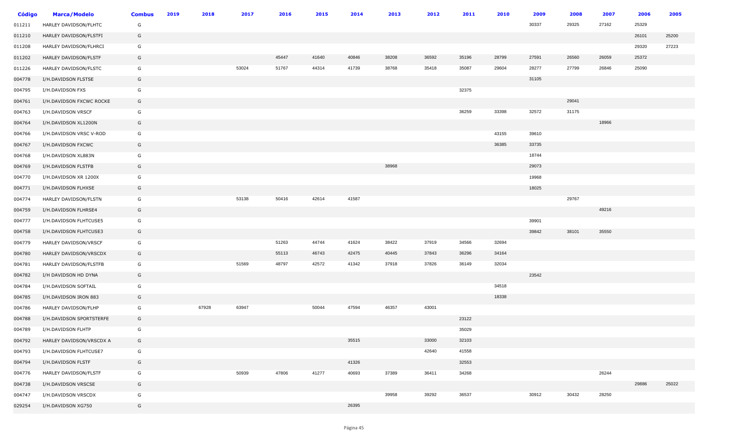| Código | Marca/Modelo | Combus | 2019 | 2018 | 2017 | 2016 | 2015 | 2014 | 2013 | 2012 | 2011 | 2010 | 2009 | 2008 | 2007 | 2006 | 2005 |
|---|---|---|---|---|---|---|---|---|---|---|---|---|---|---|---|---|---|
| 011211 | HARLEY DAVIDSON/FLHTC | G | | | | | | | | | | | 30337 | 29325 | 27162 | 25329 | |
| 011210 | HARLEY DAVIDSON/FLSTFI | G | | | | | | | | | | | | | | 26101 | 25200 |
| 011208 | HARLEY DAVIDSON/FLHRCI | G | | | | | | | | | | | | | | 29320 | 27223 |
| 011202 | HARLEY DAVIDSON/FLSTF | G | | | | 45447 | 41640 | 40846 | 38208 | 36592 | 35196 | 28799 | 27591 | 26560 | 26059 | 25372 | |
| 011226 | HARLEY DAVIDSON/FLSTC | G | | | 53024 | 51767 | 44314 | 41739 | 38768 | 35418 | 35087 | 29604 | 28277 | 27799 | 26846 | 25090 | |
| 004778 | I/H.DAVIDSON FLSTSE | G | | | | | | | | | | | 31105 | | | | |
| 004795 | I/H.DAVIDSON FXS | G | | | | | | | | | 32375 | | | | | | |
| 004761 | I/H.DAVIDSON FXCWC ROCKE | G | | | | | | | | | | | | 29041 | | | |
| 004763 | I/H.DAVIDSON VRSCF | G | | | | | | | | | 36259 | 33398 | 32572 | 31175 | | | |
| 004764 | I/H.DAVIDSON XL1200N | G | | | | | | | | | | | | | 18966 | | |
| 004766 | I/H.DAVIDSON VRSC V-ROD | G | | | | | | | | | | 43155 | 39610 | | | | |
| 004767 | I/H.DAVIDSON FXCWC | G | | | | | | | | | | 36385 | 33735 | | | | |
| 004768 | I/H.DAVIDSON XL883N | G | | | | | | | | | | | 18744 | | | | |
| 004769 | I/H.DAVIDSON FLSTFB | G | | | | | | | 38968 | | | | 29073 | | | | |
| 004770 | I/H.DAVIDSON XR 1200X | G | | | | | | | | | | | 19968 | | | | |
| 004771 | I/H.DAVIDSON FLHXSE | G | | | | | | | | | | | 18025 | | | | |
| 004774 | HARLEY DAVIDSON/FLSTN | G | | | 53138 | 50416 | 42614 | 41587 | | | | | | 29767 | | | |
| 004759 | I/H.DAVIDSON FLHRSE4 | G | | | | | | | | | | | | | 49216 | | |
| 004777 | I/H.DAVIDSON FLHTCUSE5 | G | | | | | | | | | | | 39901 | | | | |
| 004758 | I/H.DAVIDSON FLHTCUSE3 | G | | | | | | | | | | | 39842 | 38101 | 35550 | | |
| 004779 | HARLEY DAVIDSON/VRSCF | G | | | | 51263 | 44744 | 41624 | 38422 | 37919 | 34566 | 32694 | | | | | |
| 004780 | HARLEY DAVIDSON/VRSCDX | G | | | | 55113 | 46743 | 42475 | 40445 | 37843 | 36296 | 34164 | | | | | |
| 004781 | HARLEY DAVIDSON/FLSTFB | G | | | 51569 | 48797 | 42572 | 41342 | 37918 | 37826 | 36149 | 32034 | | | | | |
| 004782 | I/H DAVIDSON HD DYNA | G | | | | | | | | | | | 23542 | | | | |
| 004784 | I/H.DAVIDSON SOFTAIL | G | | | | | | | | | | 34518 | | | | | |
| 004785 | I/H.DAVIDSON IRON 883 | G | | | | | | | | | | 18338 | | | | | |
| 004786 | HARLEY DAVIDSON/FLHP | G | | 67928 | 63947 | | 50044 | 47594 | 46357 | 43001 | | | | | | | |
| 004788 | I/H.DAVIDSON SPORTSTERFE | G | | | | | | | | | 23122 | | | | | | |
| 004789 | I/H.DAVIDSON FLHTP | G | | | | | | | | | 35029 | | | | | | |
| 004792 | HARLEY DAVIDSON/VRSCDX A | G | | | | | | 35515 | | 33000 | 32103 | | | | | | |
| 004793 | I/H.DAVIDSON FLHTCUSE7 | G | | | | | | | | 42640 | 41558 | | | | | | |
| 004794 | I/H.DAVIDSON FLSTF | G | | | | | | 41326 | | | 32553 | | | | | | |
| 004776 | HARLEY DAVIDSON/FLSTF | G | | | 50939 | 47806 | 41277 | 40693 | 37389 | 36411 | 34268 | | | | 26244 | | |
| 004738 | I/H.DAVIDSON VRSCSE | G | | | | | | | | | | | | | | 29886 | 25022 |
| 004747 | I/H.DAVIDSON VRSCDX | G | | | | | | | 39958 | 39292 | 36537 | | 30912 | 30432 | 28250 | | |
| 029254 | I/H.DAVIDSON XG750 | G | | | | | | 26395 | | | | | | | | | |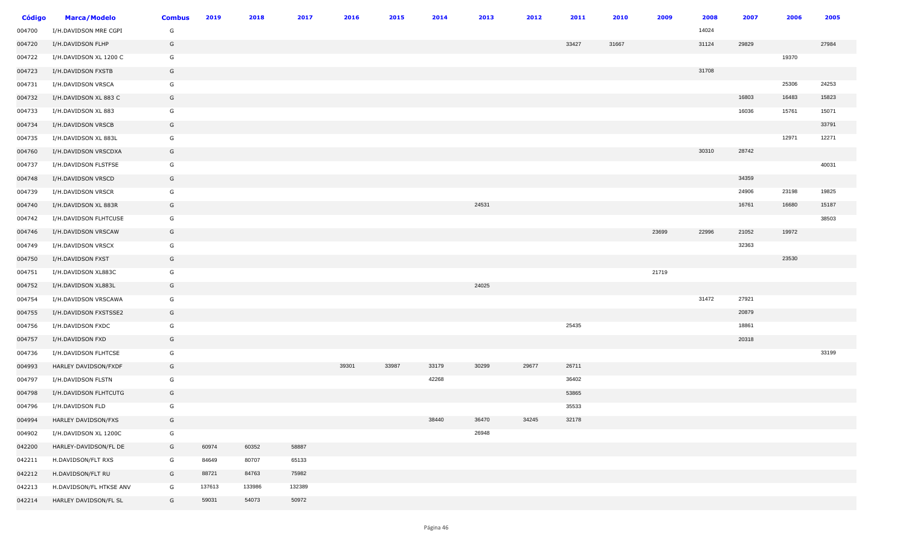| Código | Marca/Modelo | Combus | 2019 | 2018 | 2017 | 2016 | 2015 | 2014 | 2013 | 2012 | 2011 | 2010 | 2009 | 2008 | 2007 | 2006 | 2005 |
|---|---|---|---|---|---|---|---|---|---|---|---|---|---|---|---|---|---|
| 004700 | I/H.DAVIDSON MRE CGPI | G | | | | | | | | | | | | 14024 | | | |
| 004720 | I/H.DAVIDSON FLHP | G | | | | | | | | | 33427 | 31667 | | 31124 | 29829 | | 27984 |
| 004722 | I/H.DAVIDSON XL 1200 C | G | | | | | | | | | | | | | | 19370 | |
| 004723 | I/H.DAVIDSON FXSTB | G | | | | | | | | | | | | 31708 | | | |
| 004731 | I/H.DAVIDSON VRSCA | G | | | | | | | | | | | | | | 25306 | 24253 |
| 004732 | I/H.DAVIDSON XL 883 C | G | | | | | | | | | | | | | 16803 | 16483 | 15823 |
| 004733 | I/H.DAVIDSON XL 883 | G | | | | | | | | | | | | | 16036 | 15761 | 15071 |
| 004734 | I/H.DAVIDSON VRSCB | G | | | | | | | | | | | | | | | 33791 |
| 004735 | I/H.DAVIDSON XL 883L | G | | | | | | | | | | | | | | 12971 | 12271 |
| 004760 | I/H.DAVIDSON VRSCDXA | G | | | | | | | | | | | | 30310 | 28742 | | |
| 004737 | I/H.DAVIDSON FLSTFSE | G | | | | | | | | | | | | | | | 40031 |
| 004748 | I/H.DAVIDSON VRSCD | G | | | | | | | | | | | | | 34359 | | |
| 004739 | I/H.DAVIDSON VRSCR | G | | | | | | | | | | | | | 24906 | 23198 | 19825 |
| 004740 | I/H.DAVIDSON XL 883R | G | | | | | | | 24531 | | | | | | 16761 | 16680 | 15187 |
| 004742 | I/H.DAVIDSON FLHTCUSE | G | | | | | | | | | | | | | | | 38503 |
| 004746 | I/H.DAVIDSON VRSCAW | G | | | | | | | | | | | 23699 | 22996 | 21052 | 19972 | |
| 004749 | I/H.DAVIDSON VRSCX | G | | | | | | | | | | | | | 32363 | | |
| 004750 | I/H.DAVIDSON FXST | G | | | | | | | | | | | | | | 23530 | |
| 004751 | I/H.DAVIDSON XL883C | G | | | | | | | | | | | 21719 | | | | |
| 004752 | I/H.DAVIDSON XL883L | G | | | | | | | 24025 | | | | | | | | |
| 004754 | I/H.DAVIDSON VRSCAWA | G | | | | | | | | | | | | 31472 | 27921 | | |
| 004755 | I/H.DAVIDSON FXSTSSE2 | G | | | | | | | | | | | | | 20879 | | |
| 004756 | I/H.DAVIDSON FXDC | G | | | | | | | | | 25435 | | | | 18861 | | |
| 004757 | I/H.DAVIDSON FXD | G | | | | | | | | | | | | | 20318 | | |
| 004736 | I/H.DAVIDSON FLHTCSE | G | | | | | | | | | | | | | | | 33199 |
| 004993 | HARLEY DAVIDSON/FXDF | G | | | | 39301 | 33987 | 33179 | 30299 | 29677 | 26711 | | | | | | |
| 004797 | I/H.DAVIDSON FLSTN | G | | | | | | 42268 | | | 36402 | | | | | | |
| 004798 | I/H.DAVIDSON FLHTCUTG | G | | | | | | | | | 53865 | | | | | | |
| 004796 | I/H.DAVIDSON FLD | G | | | | | | | | | 35533 | | | | | | |
| 004994 | HARLEY DAVIDSON/FXS | G | | | | | | 38440 | 36470 | 34245 | 32178 | | | | | | |
| 004902 | I/H.DAVIDSON XL 1200C | G | | | | | | | 26948 | | | | | | | | |
| 042200 | HARLEY-DAVIDSON/FL DE | G | 60974 | 60352 | 58887 | | | | | | | | | | | | |
| 042211 | H.DAVIDSON/FLT RXS | G | 84649 | 80707 | 65133 | | | | | | | | | | | | |
| 042212 | H.DAVIDSON/FLT RU | G | 88721 | 84763 | 75982 | | | | | | | | | | | | |
| 042213 | H.DAVIDSON/FL HTKSE ANV | G | 137613 | 133986 | 132389 | | | | | | | | | | | | |
| 042214 | HARLEY DAVIDSON/FL SL | G | 59031 | 54073 | 50972 | | | | | | | | | | | | |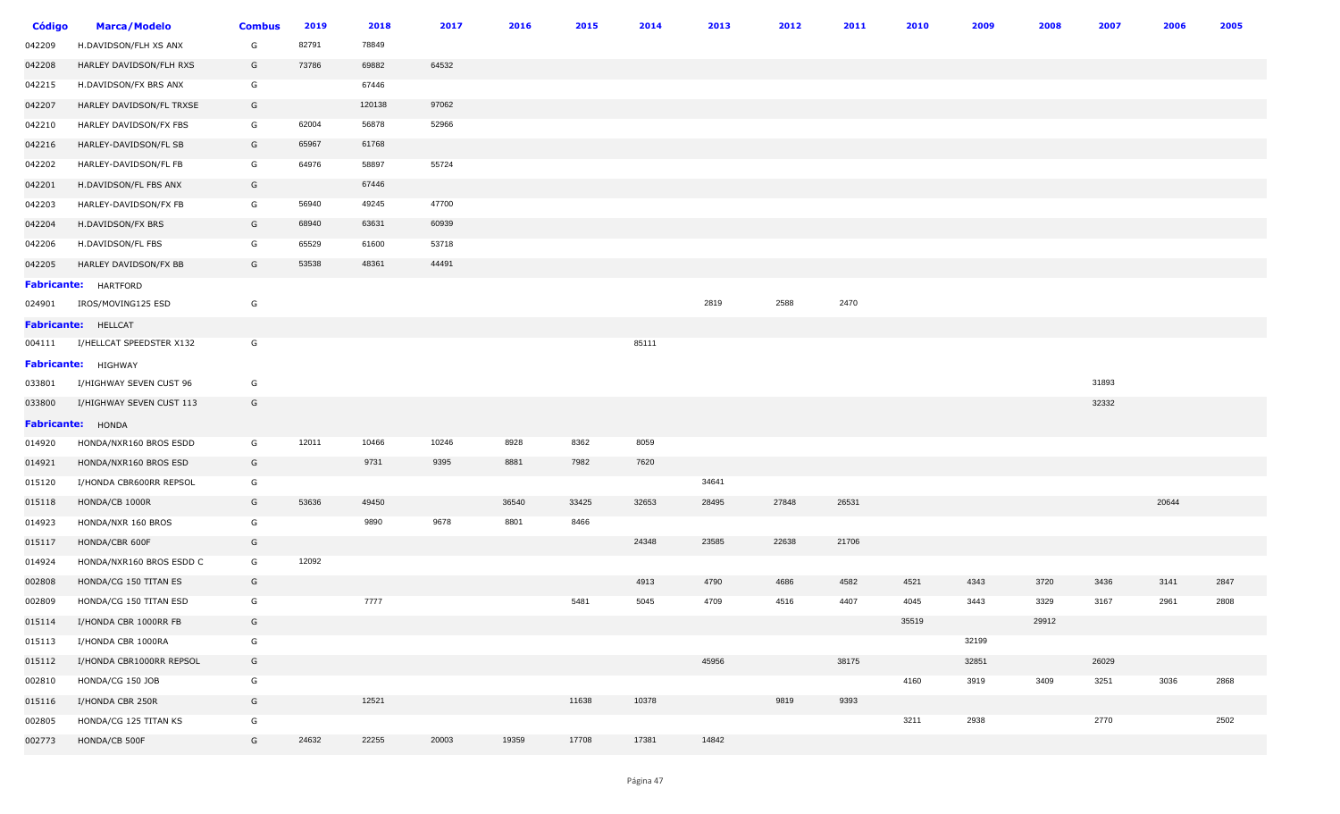| Código | Marca/Modelo | Combus | 2019 | 2018 | 2017 | 2016 | 2015 | 2014 | 2013 | 2012 | 2011 | 2010 | 2009 | 2008 | 2007 | 2006 | 2005 |
|---|---|---|---|---|---|---|---|---|---|---|---|---|---|---|---|---|---|
| 042209 | H.DAVIDSON/FLH XS ANX | G | 82791 | 78849 | | | | | | | | | | | | | |
| 042208 | HARLEY DAVIDSON/FLH RXS | G | 73786 | 69882 | 64532 | | | | | | | | | | | | |
| 042215 | H.DAVIDSON/FX BRS ANX | G | | 67446 | | | | | | | | | | | | | |
| 042207 | HARLEY DAVIDSON/FL TRXSE | G | | 120138 | 97062 | | | | | | | | | | | | |
| 042210 | HARLEY DAVIDSON/FX FBS | G | 62004 | 56878 | 52966 | | | | | | | | | | | | |
| 042216 | HARLEY-DAVIDSON/FL SB | G | 65967 | 61768 | | | | | | | | | | | | | |
| 042202 | HARLEY-DAVIDSON/FL FB | G | 64976 | 58897 | 55724 | | | | | | | | | | | | |
| 042201 | H.DAVIDSON/FL FBS ANX | G | | 67446 | | | | | | | | | | | | | |
| 042203 | HARLEY-DAVIDSON/FX FB | G | 56940 | 49245 | 47700 | | | | | | | | | | | | |
| 042204 | H.DAVIDSON/FX BRS | G | 68940 | 63631 | 60939 | | | | | | | | | | | | |
| 042206 | H.DAVIDSON/FL FBS | G | 65529 | 61600 | 53718 | | | | | | | | | | | | |
| 042205 | HARLEY DAVIDSON/FX BB | G | 53538 | 48361 | 44491 | | | | | | | | | | | | |
| **Fabricante:** | HARTFORD | | | | | | | | | | | | | | | | |
| 024901 | IROS/MOVING125 ESD | G | | | | | | | 2819 | 2588 | 2470 | | | | | | |
| **Fabricante:** | HELLCAT | | | | | | | | | | | | | | | | |
| 004111 | I/HELLCAT SPEEDSTER X132 | G | | | | | | 85111 | | | | | | | | | |
| **Fabricante:** | HIGHWAY | | | | | | | | | | | | | | | | |
| 033801 | I/HIGHWAY SEVEN CUST 96 | G | | | | | | | | | | | | | 31893 | | |
| 033800 | I/HIGHWAY SEVEN CUST 113 | G | | | | | | | | | | | | | 32332 | | |
| **Fabricante:** | HONDA | | | | | | | | | | | | | | | | |
| 014920 | HONDA/NXR160 BROS ESDD | G | 12011 | 10466 | 10246 | 8928 | 8362 | 8059 | | | | | | | | | |
| 014921 | HONDA/NXR160 BROS ESD | G | | 9731 | 9395 | 8881 | 7982 | 7620 | | | | | | | | | |
| 015120 | I/HONDA CBR600RR REPSOL | G | | | | | | | 34641 | | | | | | | | |
| 015118 | HONDA/CB 1000R | G | 53636 | 49450 | | 36540 | 33425 | 32653 | 28495 | 27848 | 26531 | | | | | 20644 | |
| 014923 | HONDA/NXR 160 BROS | G | | 9890 | 9678 | 8801 | 8466 | | | | | | | | | | |
| 015117 | HONDA/CBR 600F | G | | | | | | 24348 | 23585 | 22638 | 21706 | | | | | | |
| 014924 | HONDA/NXR160 BROS ESDD C | G | 12092 | | | | | | | | | | | | | | |
| 002808 | HONDA/CG 150 TITAN ES | G | | | | | | 4913 | 4790 | 4686 | 4582 | 4521 | 4343 | 3720 | 3436 | 3141 | 2847 |
| 002809 | HONDA/CG 150 TITAN ESD | G | | 7777 | | | 5481 | 5045 | 4709 | 4516 | 4407 | 4045 | 3443 | 3329 | 3167 | 2961 | 2808 |
| 015114 | I/HONDA CBR 1000RR FB | G | | | | | | | | | | 35519 | | 29912 | | | |
| 015113 | I/HONDA CBR 1000RA | G | | | | | | | | | | | 32199 | | | | |
| 015112 | I/HONDA CBR1000RR REPSOL | G | | | | | | | 45956 | | 38175 | | 32851 | | 26029 | | |
| 002810 | HONDA/CG 150 JOB | G | | | | | | | | | | 4160 | 3919 | 3409 | 3251 | 3036 | 2868 |
| 015116 | I/HONDA CBR 250R | G | | 12521 | | | 11638 | 10378 | | 9819 | 9393 | | | | | | |
| 002805 | HONDA/CG 125 TITAN KS | G | | | | | | | | | | 3211 | 2938 | | 2770 | | 2502 |
| 002773 | HONDA/CB 500F | G | 24632 | 22255 | 20003 | 19359 | 17708 | 17381 | 14842 | | | | | | | | |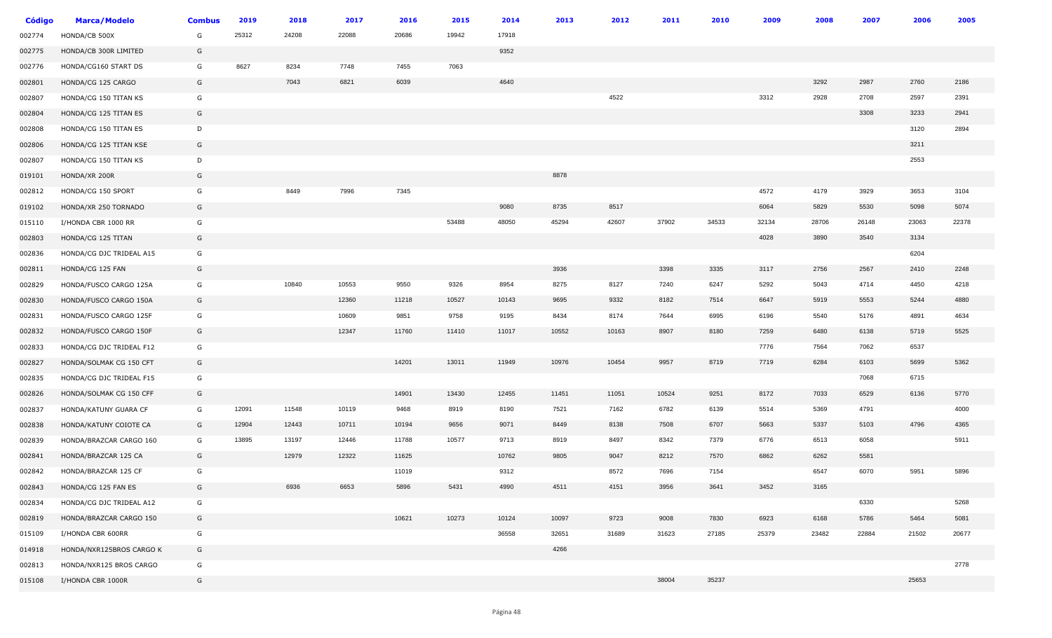| Código | Marca/Modelo | Combus | 2019 | 2018 | 2017 | 2016 | 2015 | 2014 | 2013 | 2012 | 2011 | 2010 | 2009 | 2008 | 2007 | 2006 | 2005 |
|---|---|---|---|---|---|---|---|---|---|---|---|---|---|---|---|---|---|
| 002774 | HONDA/CB 500X | G | 25312 | 24208 | 22088 | 20686 | 19942 | 17918 | | | | | | | | | |
| 002775 | HONDA/CB 300R LIMITED | G | | | | | | 9352 | | | | | | | | | |
| 002776 | HONDA/CG160 START DS | G | 8627 | 8234 | 7748 | 7455 | 7063 | | | | | | | | | | |
| 002801 | HONDA/CG 125 CARGO | G | | 7043 | 6821 | 6039 | | 4640 | | | | | | 3292 | 2987 | 2760 | 2186 |
| 002807 | HONDA/CG 150 TITAN KS | G | | | | | | | | 4522 | | | 3312 | 2928 | 2708 | 2597 | 2391 |
| 002804 | HONDA/CG 125 TITAN ES | G | | | | | | | | | | | | | 3308 | 3233 | 2941 |
| 002808 | HONDA/CG 150 TITAN ES | D | | | | | | | | | | | | | | 3120 | 2894 |
| 002806 | HONDA/CG 125 TITAN KSE | G | | | | | | | | | | | | | | 3211 | |
| 002807 | HONDA/CG 150 TITAN KS | D | | | | | | | | | | | | | | 2553 | |
| 019101 | HONDA/XR 200R | G | | | | | | | 8878 | | | | | | | | |
| 002812 | HONDA/CG 150 SPORT | G | | 8449 | 7996 | 7345 | | | | | | | 4572 | 4179 | 3929 | 3653 | 3104 |
| 019102 | HONDA/XR 250 TORNADO | G | | | | | | 9080 | 8735 | 8517 | | | 6064 | 5829 | 5530 | 5098 | 5074 |
| 015110 | I/HONDA CBR 1000 RR | G | | | | | 53488 | 48050 | 45294 | 42607 | 37902 | 34533 | 32134 | 28706 | 26148 | 23063 | 22378 |
| 002803 | HONDA/CG 125 TITAN | G | | | | | | | | | | | 4028 | 3890 | 3540 | 3134 | |
| 002836 | HONDA/CG DJC TRIDEAL A15 | G | | | | | | | | | | | | | | 6204 | |
| 002811 | HONDA/CG 125 FAN | G | | | | | | | 3936 | | 3398 | 3335 | 3117 | 2756 | 2567 | 2410 | 2248 |
| 002829 | HONDA/FUSCO CARGO 125A | G | | 10840 | 10553 | 9550 | 9326 | 8954 | 8275 | 8127 | 7240 | 6247 | 5292 | 5043 | 4714 | 4450 | 4218 |
| 002830 | HONDA/FUSCO CARGO 150A | G | | | 12360 | 11218 | 10527 | 10143 | 9695 | 9332 | 8182 | 7514 | 6647 | 5919 | 5553 | 5244 | 4880 |
| 002831 | HONDA/FUSCO CARGO 125F | G | | | 10609 | 9851 | 9758 | 9195 | 8434 | 8174 | 7644 | 6995 | 6196 | 5540 | 5176 | 4891 | 4634 |
| 002832 | HONDA/FUSCO CARGO 150F | G | | | 12347 | 11760 | 11410 | 11017 | 10552 | 10163 | 8907 | 8180 | 7259 | 6480 | 6138 | 5719 | 5525 |
| 002833 | HONDA/CG DJC TRIDEAL F12 | G | | | | | | | | | | | 7776 | 7564 | 7062 | 6537 | |
| 002827 | HONDA/SOLMAK CG 150 CFT | G | | | | 14201 | 13011 | 11949 | 10976 | 10454 | 9957 | 8719 | 7719 | 6284 | 6103 | 5699 | 5362 |
| 002835 | HONDA/CG DJC TRIDEAL F15 | G | | | | | | | | | | | | | 7068 | 6715 | |
| 002826 | HONDA/SOLMAK CG 150 CFF | G | | | | 14901 | 13430 | 12455 | 11451 | 11051 | 10524 | 9251 | 8172 | 7033 | 6529 | 6136 | 5770 |
| 002837 | HONDA/KATUNY GUARA CF | G | 12091 | 11548 | 10119 | 9468 | 8919 | 8190 | 7521 | 7162 | 6782 | 6139 | 5514 | 5369 | 4791 | | 4000 |
| 002838 | HONDA/KATUNY COIOTE CA | G | 12904 | 12443 | 10711 | 10194 | 9656 | 9071 | 8449 | 8138 | 7508 | 6707 | 5663 | 5337 | 5103 | 4796 | 4365 |
| 002839 | HONDA/BRAZCAR CARGO 160 | G | 13895 | 13197 | 12446 | 11788 | 10577 | 9713 | 8919 | 8497 | 8342 | 7379 | 6776 | 6513 | 6058 | | 5911 |
| 002841 | HONDA/BRAZCAR 125 CA | G | | 12979 | 12322 | 11625 | | 10762 | 9805 | 9047 | 8212 | 7570 | 6862 | 6262 | 5581 | | |
| 002842 | HONDA/BRAZCAR 125 CF | G | | | | 11019 | | 9312 | | 8572 | 7696 | 7154 | | 6547 | 6070 | 5951 | 5896 |
| 002843 | HONDA/CG 125 FAN ES | G | | 6936 | 6653 | 5896 | 5431 | 4990 | 4511 | 4151 | 3956 | 3641 | 3452 | 3165 | | | |
| 002834 | HONDA/CG DJC TRIDEAL A12 | G | | | | | | | | | | | | | 6330 | | 5268 |
| 002819 | HONDA/BRAZCAR CARGO 150 | G | | | | 10621 | 10273 | 10124 | 10097 | 9723 | 9008 | 7830 | 6923 | 6168 | 5786 | 5464 | 5081 |
| 015109 | I/HONDA CBR 600RR | G | | | | | | 36558 | 32651 | 31689 | 31623 | 27185 | 25379 | 23482 | 22884 | 21502 | 20677 |
| 014918 | HONDA/NXR125BROS CARGO K | G | | | | | | | 4266 | | | | | | | | |
| 002813 | HONDA/NXR125 BROS CARGO | G | | | | | | | | | | | | | | | 2778 |
| 015108 | I/HONDA CBR 1000R | G | | | | | | | | | 38004 | 35237 | | | | 25653 | |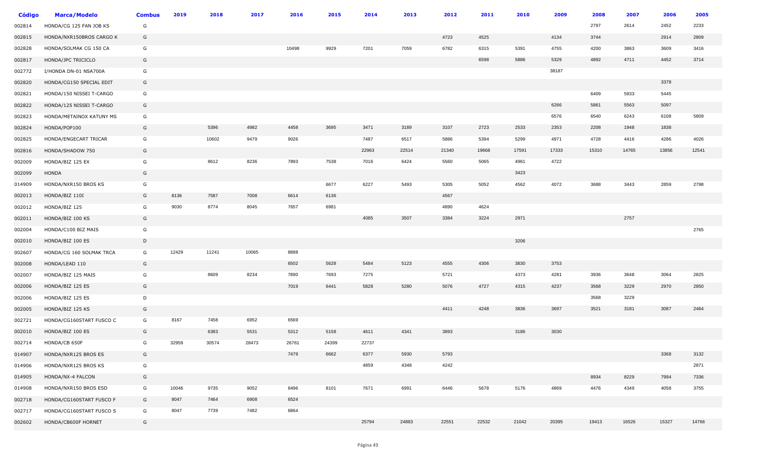| Código | Marca/Modelo | Combus | 2019 | 2018 | 2017 | 2016 | 2015 | 2014 | 2013 | 2012 | 2011 | 2010 | 2009 | 2008 | 2007 | 2006 | 2005 |
|---|---|---|---|---|---|---|---|---|---|---|---|---|---|---|---|---|---|
| 002814 | HONDA/CG 125 FAN JOB KS | G | | | | | | | | | | | | 2797 | 2614 | 2452 | 2233 |
| 002815 | HONDA/NXR150BROS CARGO K | G | | | | | | | | 4723 | 4525 | | 4134 | 3744 | | 2914 | 2809 |
| 002828 | HONDA/SOLMAK CG 150 CA | G | | | | 10498 | 9929 | 7201 | 7059 | 6782 | 6315 | 5391 | 4755 | 4200 | 3863 | 3609 | 3416 |
| 002817 | HONDA/JPC TRICICLO | G | | | | | | | | | 6598 | 5886 | 5329 | 4892 | 4711 | 4452 | 3714 |
| 002772 | I/HONDA DN-01 NSA700A | G | | | | | | | | | | | 38187 | | | | |
| 002820 | HONDA/CG150 SPECIAL EDIT | G | | | | | | | | | | | | | | 3378 | |
| 002821 | HONDA/150 NISSEI T-CARGO | G | | | | | | | | | | | | 6409 | 5933 | 5445 | |
| 002822 | HONDA/125 NISSEI T-CARGO | G | | | | | | | | | | | 6266 | 5861 | 5563 | 5097 | |
| 002823 | HONDA/METAINOX KATUNY MS | G | | | | | | | | | | | 6576 | 6540 | 6243 | 6108 | 5809 |
| 002824 | HONDA/POP100 | G | | 5396 | 4982 | 4458 | 3695 | 3471 | 3189 | 3107 | 2723 | 2533 | 2353 | 2208 | 1948 | 1838 | |
| 002825 | HONDA/ENGECART TRICAR | G | | 10602 | 9479 | 9026 | | 7487 | 6517 | 5886 | 5394 | 5299 | 4971 | 4728 | 4416 | 4286 | 4026 |
| 002816 | HONDA/SHADOW 750 | G | | | | | | 22963 | 22514 | 21340 | 19668 | 17591 | 17333 | 15310 | 14765 | 13856 | 12541 |
| 002009 | HONDA/BIZ 125 EX | G | | 8612 | 8236 | 7893 | 7538 | 7016 | 6424 | 5560 | 5065 | 4961 | 4722 | | | | |
| 002099 | HONDA | G | | | | | | | | | | 3423 | | | | | |
| 014909 | HONDA/NXR150 BROS KS | G | | | | | 6677 | 6227 | 5493 | 5305 | 5052 | 4562 | 4072 | 3688 | 3443 | 2859 | 2798 |
| 002013 | HONDA/BIZ 110I | G | 8136 | 7587 | 7008 | 6614 | 6136 | | | 4567 | | | | | | | |
| 002012 | HONDA/BIZ 125 | G | 9030 | 8774 | 8045 | 7657 | 6981 | | | 4890 | 4624 | | | | | | |
| 002011 | HONDA/BIZ 100 KS | G | | | | | | 4085 | 3507 | 3384 | 3224 | 2971 | | | 2757 | | |
| 002004 | HONDA/C100 BIZ MAIS | G | | | | | | | | | | | | | | | 2765 |
| 002010 | HONDA/BIZ 100 ES | D | | | | | | | | | | 3206 | | | | | |
| 002607 | HONDA/CG 160 SOLMAK TRCA | G | 12429 | 11241 | 10065 | 8888 | | | | | | | | | | | |
| 002008 | HONDA/LEAD 110 | G | | | | 6502 | 5628 | 5484 | 5123 | 4555 | 4306 | 3830 | 3753 | | | | |
| 002007 | HONDA/BIZ 125 MAIS | G | | 8609 | 8234 | 7890 | 7693 | 7275 | | 5721 | | 4373 | 4281 | 3936 | 3648 | 3064 | 2825 |
| 002006 | HONDA/BIZ 125 ES | G | | | | 7019 | 6441 | 5828 | 5280 | 5076 | 4727 | 4315 | 4237 | 3568 | 3229 | 2970 | 2850 |
| 002006 | HONDA/BIZ 125 ES | D | | | | | | | | | | | | 3568 | 3229 | | |
| 002005 | HONDA/BIZ 125 KS | G | | | | | | | | 4411 | 4248 | 3836 | 3697 | 3521 | 3181 | 3087 | 2464 |
| 002721 | HONDA/CG160START FUSCO C | G | 8167 | 7458 | 6952 | 6569 | | | | | | | | | | | |
| 002010 | HONDA/BIZ 100 ES | G | | 6383 | 5531 | 5312 | 5158 | 4611 | 4341 | 3893 | | 3186 | 3030 | | | | |
| 002714 | HONDA/CB 650F | G | 32959 | 30574 | 28473 | 26761 | 24399 | 22737 | | | | | | | | | |
| 014907 | HONDA/NXR125 BROS ES | G | | | | 7479 | 6662 | 6377 | 5930 | 5793 | | | | | | 3368 | 3132 |
| 014906 | HONDA/NXR125 BROS KS | G | | | | | | 4859 | 4348 | 4242 | | | | | | | 2871 |
| 014905 | HONDA/NX-4 FALCON | G | | | | | | | | | | | | 8934 | 8229 | 7994 | 7336 |
| 014908 | HONDA/NXR150 BROS ESD | G | 10046 | 9735 | 9052 | 8496 | 8101 | 7671 | 6991 | 6446 | 5678 | 5176 | 4869 | 4476 | 4349 | 4058 | 3755 |
| 002718 | HONDA/CG160START FUSCO F | G | 8047 | 7464 | 6908 | 6524 | | | | | | | | | | | |
| 002717 | HONDA/CG160START FUSCO S | G | 8047 | 7739 | 7482 | 6864 | | | | | | | | | | | |
| 002602 | HONDA/CB600F HORNET | G | | | | | | 25794 | 24883 | 22551 | 22532 | 21042 | 20395 | 19413 | 16526 | 15327 | 14766 |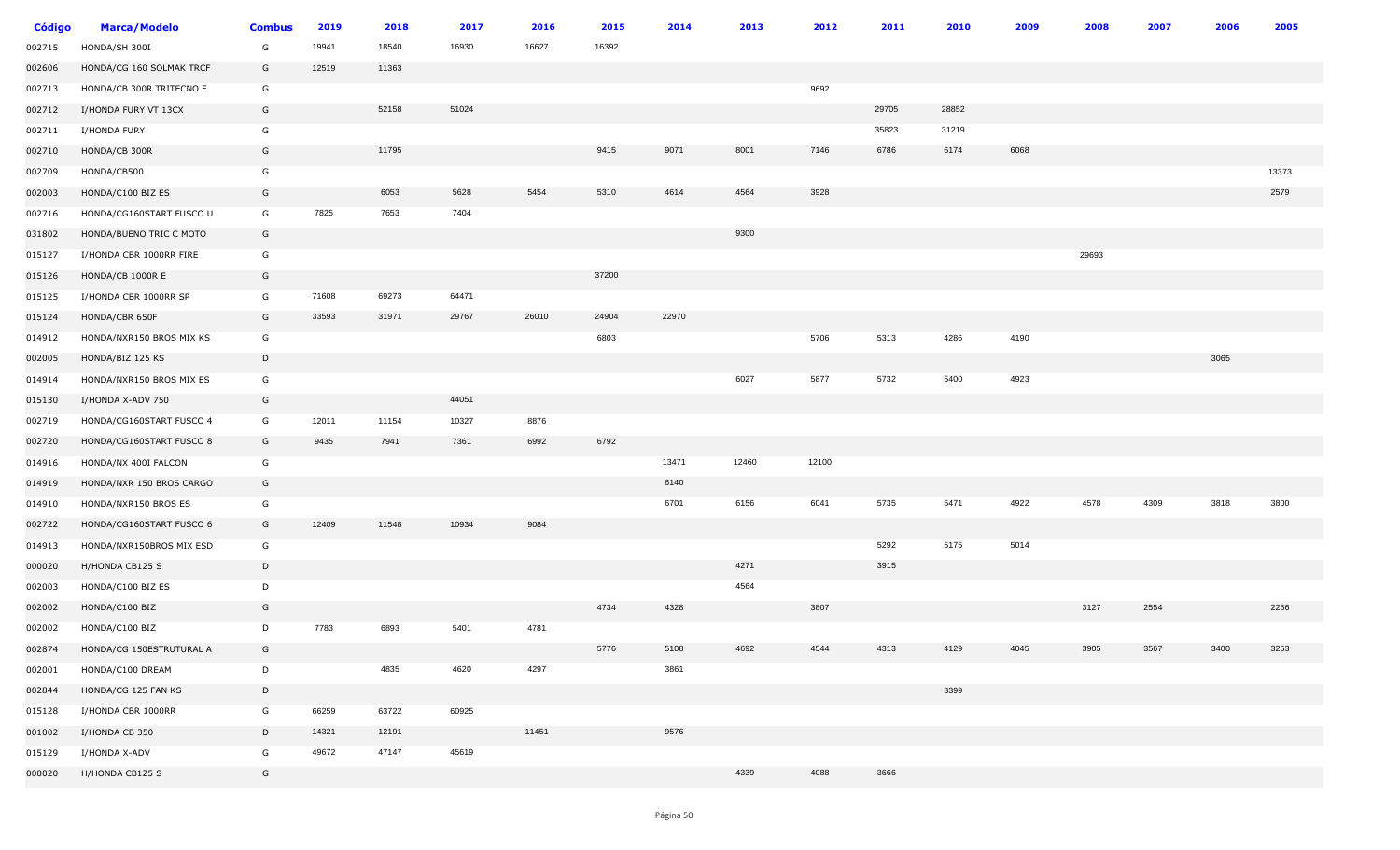| Código | Marca/Modelo | Combus | 2019 | 2018 | 2017 | 2016 | 2015 | 2014 | 2013 | 2012 | 2011 | 2010 | 2009 | 2008 | 2007 | 2006 | 2005 |
|---|---|---|---|---|---|---|---|---|---|---|---|---|---|---|---|---|---|
| 002715 | HONDA/SH 300I | G | 19941 | 18540 | 16930 | 16627 | 16392 | | | | | | | | | | |
| 002606 | HONDA/CG 160 SOLMAK TRCF | G | 12519 | 11363 | | | | | | | | | | | | | |
| 002713 | HONDA/CB 300R TRITECNO F | G | | | | | | | | 9692 | | | | | | | |
| 002712 | I/HONDA FURY VT 13CX | G | | 52158 | 51024 | | | | | | 29705 | 28852 | | | | | |
| 002711 | I/HONDA FURY | G | | | | | | | | | 35823 | 31219 | | | | | |
| 002710 | HONDA/CB 300R | G | | 11795 | | | 9415 | 9071 | 8001 | 7146 | 6786 | 6174 | 6068 | | | | |
| 002709 | HONDA/CB500 | G | | | | | | | | | | | | | | | 13373 |
| 002003 | HONDA/C100 BIZ ES | G | | 6053 | 5628 | 5454 | 5310 | 4614 | 4564 | 3928 | | | | | | | 2579 |
| 002716 | HONDA/CG160START FUSCO U | G | 7825 | 7653 | 7404 | | | | | | | | | | | | |
| 031802 | HONDA/BUENO TRIC C MOTO | G | | | | | | | 9300 | | | | | | | | |
| 015127 | I/HONDA CBR 1000RR FIRE | G | | | | | | | | | | | | 29693 | | | |
| 015126 | HONDA/CB 1000R E | G | | | | | 37200 | | | | | | | | | | |
| 015125 | I/HONDA CBR 1000RR SP | G | 71608 | 69273 | 64471 | | | | | | | | | | | | |
| 015124 | HONDA/CBR 650F | G | 33593 | 31971 | 29767 | 26010 | 24904 | 22970 | | | | | | | | | |
| 014912 | HONDA/NXR150 BROS MIX KS | G | | | | | 6803 | | | 5706 | 5313 | 4286 | 4190 | | | | |
| 002005 | HONDA/BIZ 125 KS | D | | | | | | | | | | | | | | 3065 | |
| 014914 | HONDA/NXR150 BROS MIX ES | G | | | | | | | 6027 | 5877 | 5732 | 5400 | 4923 | | | | |
| 015130 | I/HONDA X-ADV 750 | G | | | 44051 | | | | | | | | | | | | |
| 002719 | HONDA/CG160START FUSCO 4 | G | 12011 | 11154 | 10327 | 8876 | | | | | | | | | | | |
| 002720 | HONDA/CG160START FUSCO 8 | G | 9435 | 7941 | 7361 | 6992 | 6792 | | | | | | | | | | |
| 014916 | HONDA/NX 400I FALCON | G | | | | | | 13471 | 12460 | 12100 | | | | | | | |
| 014919 | HONDA/NXR 150 BROS CARGO | G | | | | | | 6140 | | | | | | | | | |
| 014910 | HONDA/NXR150 BROS ES | G | | | | | | 6701 | 6156 | 6041 | 5735 | 5471 | 4922 | 4578 | 4309 | 3818 | 3800 |
| 002722 | HONDA/CG160START FUSCO 6 | G | 12409 | 11548 | 10934 | 9084 | | | | | | | | | | | |
| 014913 | HONDA/NXR150BROS MIX ESD | G | | | | | | | | | 5292 | 5175 | 5014 | | | | |
| 000020 | H/HONDA CB125 S | D | | | | | | | 4271 | | 3915 | | | | | | |
| 002003 | HONDA/C100 BIZ ES | D | | | | | | | 4564 | | | | | | | | |
| 002002 | HONDA/C100 BIZ | G | | | | | 4734 | 4328 | | 3807 | | | | 3127 | 2554 | | 2256 |
| 002002 | HONDA/C100 BIZ | D | 7783 | 6893 | 5401 | 4781 | | | | | | | | | | | |
| 002874 | HONDA/CG 150ESTRUTURAL A | G | | | | | 5776 | 5108 | 4692 | 4544 | 4313 | 4129 | 4045 | 3905 | 3567 | 3400 | 3253 |
| 002001 | HONDA/C100 DREAM | D | | 4835 | 4620 | 4297 | | 3861 | | | | | | | | | |
| 002844 | HONDA/CG 125 FAN KS | D | | | | | | | | | | 3399 | | | | | |
| 015128 | I/HONDA CBR 1000RR | G | 66259 | 63722 | 60925 | | | | | | | | | | | | |
| 001002 | I/HONDA CB 350 | D | 14321 | 12191 | | 11451 | | 9576 | | | | | | | | | |
| 015129 | I/HONDA X-ADV | G | 49672 | 47147 | 45619 | | | | | | | | | | | | |
| 000020 | H/HONDA CB125 S | G | | | | | | | 4339 | 4088 | 3666 | | | | | | |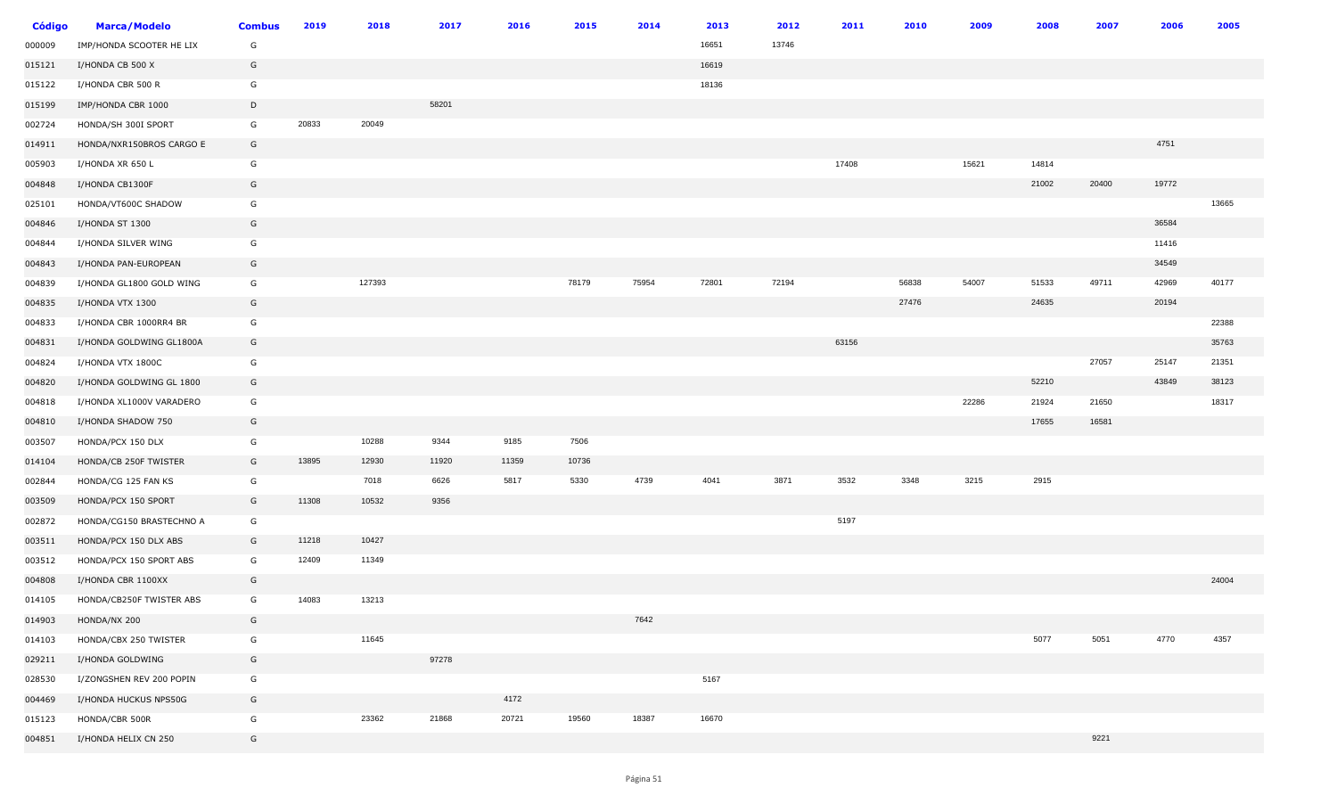| Código | Marca/Modelo | Combus | 2019 | 2018 | 2017 | 2016 | 2015 | 2014 | 2013 | 2012 | 2011 | 2010 | 2009 | 2008 | 2007 | 2006 | 2005 |
|---|---|---|---|---|---|---|---|---|---|---|---|---|---|---|---|---|---|
| 000009 | IMP/HONDA SCOOTER HE LIX | G | | | | | | | 16651 | 13746 | | | | | | | |
| 015121 | I/HONDA CB 500 X | G | | | | | | | 16619 | | | | | | | | |
| 015122 | I/HONDA CBR 500 R | G | | | | | | | 18136 | | | | | | | | |
| 015199 | IMP/HONDA CBR 1000 | D | | | 58201 | | | | | | | | | | | | |
| 002724 | HONDA/SH 300I SPORT | G | 20833 | 20049 | | | | | | | | | | | | | |
| 014911 | HONDA/NXR150BROS CARGO E | G | | | | | | | | | | | | | | 4751 | |
| 005903 | I/HONDA XR 650 L | G | | | | | | | | | 17408 | | 15621 | 14814 | | | |
| 004848 | I/HONDA CB1300F | G | | | | | | | | | | | | 21002 | 20400 | 19772 | |
| 025101 | HONDA/VT600C SHADOW | G | | | | | | | | | | | | | | | 13665 |
| 004846 | I/HONDA ST 1300 | G | | | | | | | | | | | | | | 36584 | |
| 004844 | I/HONDA SILVER WING | G | | | | | | | | | | | | | | 11416 | |
| 004843 | I/HONDA PAN-EUROPEAN | G | | | | | | | | | | | | | | 34549 | |
| 004839 | I/HONDA GL1800 GOLD WING | G | | 127393 | | | 78179 | 75954 | 72801 | 72194 | | 56838 | 54007 | 51533 | 49711 | 42969 | 40177 |
| 004835 | I/HONDA VTX 1300 | G | | | | | | | | | | 27476 | | 24635 | | 20194 | |
| 004833 | I/HONDA CBR 1000RR4 BR | G | | | | | | | | | | | | | | | 22388 |
| 004831 | I/HONDA GOLDWING GL1800A | G | | | | | | | | | 63156 | | | | | | 35763 |
| 004824 | I/HONDA VTX 1800C | G | | | | | | | | | | | | | 27057 | 25147 | 21351 |
| 004820 | I/HONDA GOLDWING GL 1800 | G | | | | | | | | | | | | 52210 | | 43849 | 38123 |
| 004818 | I/HONDA XL1000V VARADERO | G | | | | | | | | | | | 22286 | 21924 | 21650 | | 18317 |
| 004810 | I/HONDA SHADOW 750 | G | | | | | | | | | | | | 17655 | 16581 | | |
| 003507 | HONDA/PCX 150 DLX | G | | 10288 | 9344 | 9185 | 7506 | | | | | | | | | | |
| 014104 | HONDA/CB 250F TWISTER | G | 13895 | 12930 | 11920 | 11359 | 10736 | | | | | | | | | | |
| 002844 | HONDA/CG 125 FAN KS | G | | 7018 | 6626 | 5817 | 5330 | 4739 | 4041 | 3871 | 3532 | 3348 | 3215 | 2915 | | | |
| 003509 | HONDA/PCX 150 SPORT | G | 11308 | 10532 | 9356 | | | | | | | | | | | | |
| 002872 | HONDA/CG150 BRASTECHNO A | G | | | | | | | | | 5197 | | | | | | |
| 003511 | HONDA/PCX 150 DLX ABS | G | 11218 | 10427 | | | | | | | | | | | | | |
| 003512 | HONDA/PCX 150 SPORT ABS | G | 12409 | 11349 | | | | | | | | | | | | | |
| 004808 | I/HONDA CBR 1100XX | G | | | | | | | | | | | | | | | 24004 |
| 014105 | HONDA/CB250F TWISTER ABS | G | 14083 | 13213 | | | | | | | | | | | | | |
| 014903 | HONDA/NX 200 | G | | | | | | 7642 | | | | | | | | | |
| 014103 | HONDA/CBX 250 TWISTER | G | | 11645 | | | | | | | | | | 5077 | 5051 | 4770 | 4357 |
| 029211 | I/HONDA GOLDWING | G | | | 97278 | | | | | | | | | | | | |
| 028530 | I/ZONGSHEN REV 200 POPIN | G | | | | | | | 5167 | | | | | | | | |
| 004469 | I/HONDA HUCKUS NPS50G | G | | | | 4172 | | | | | | | | | | | |
| 015123 | HONDA/CBR 500R | G | | 23362 | 21868 | 20721 | 19560 | 18387 | 16670 | | | | | | | | |
| 004851 | I/HONDA HELIX CN 250 | G | | | | | | | | | | | | | 9221 | | |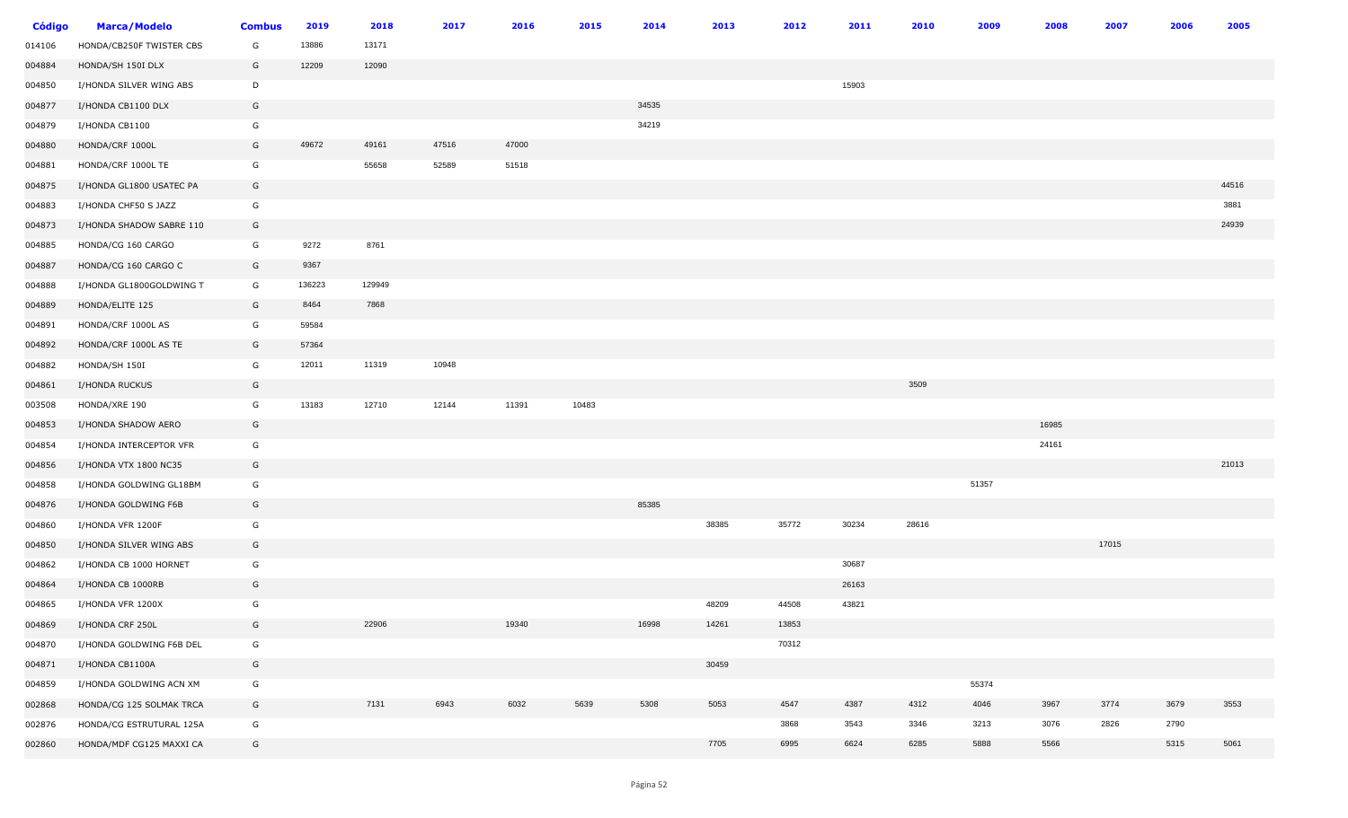| Código | Marca/Modelo | Combus | 2019 | 2018 | 2017 | 2016 | 2015 | 2014 | 2013 | 2012 | 2011 | 2010 | 2009 | 2008 | 2007 | 2006 | 2005 |
|---|---|---|---|---|---|---|---|---|---|---|---|---|---|---|---|---|---|
| 014106 | HONDA/CB250F TWISTER CBS | G | 13886 | 13171 | | | | | | | | | | | | | |
| 004884 | HONDA/SH 150I DLX | G | 12209 | 12090 | | | | | | | | | | | | | |
| 004850 | I/HONDA SILVER WING ABS | D | | | | | | | | | 15903 | | | | | | |
| 004877 | I/HONDA CB1100 DLX | G | | | | | | 34535 | | | | | | | | | |
| 004879 | I/HONDA CB1100 | G | | | | | | 34219 | | | | | | | | | |
| 004880 | HONDA/CRF 1000L | G | 49672 | 49161 | 47516 | 47000 | | | | | | | | | | | |
| 004881 | HONDA/CRF 1000L TE | G | | 55658 | 52589 | 51518 | | | | | | | | | | | |
| 004875 | I/HONDA GL1800 USATEC PA | G | | | | | | | | | | | | | | | 44516 |
| 004883 | I/HONDA CHF50 S JAZZ | G | | | | | | | | | | | | | | | 3881 |
| 004873 | I/HONDA SHADOW SABRE 110 | G | | | | | | | | | | | | | | | 24939 |
| 004885 | HONDA/CG 160 CARGO | G | 9272 | 8761 | | | | | | | | | | | | | |
| 004887 | HONDA/CG 160 CARGO C | G | 9367 | | | | | | | | | | | | | | |
| 004888 | I/HONDA GL1800GOLDWING T | G | 136223 | 129949 | | | | | | | | | | | | | |
| 004889 | HONDA/ELITE 125 | G | 8464 | 7868 | | | | | | | | | | | | | |
| 004891 | HONDA/CRF 1000L AS | G | 59584 | | | | | | | | | | | | | | |
| 004892 | HONDA/CRF 1000L AS TE | G | 57364 | | | | | | | | | | | | | | |
| 004882 | HONDA/SH 150I | G | 12011 | 11319 | 10948 | | | | | | | | | | | | |
| 004861 | I/HONDA RUCKUS | G | | | | | | | | | | 3509 | | | | | |
| 003508 | HONDA/XRE 190 | G | 13183 | 12710 | 12144 | 11391 | 10483 | | | | | | | | | | |
| 004853 | I/HONDA SHADOW AERO | G | | | | | | | | | | | | 16985 | | | |
| 004854 | I/HONDA INTERCEPTOR VFR | G | | | | | | | | | | | | 24161 | | | |
| 004856 | I/HONDA VTX 1800 NC35 | G | | | | | | | | | | | | | | | 21013 |
| 004858 | I/HONDA GOLDWING GL18BM | G | | | | | | | | | | | 51357 | | | | |
| 004876 | I/HONDA GOLDWING F6B | G | | | | | | 85385 | | | | | | | | | |
| 004860 | I/HONDA VFR 1200F | G | | | | | | | 38385 | 35772 | 30234 | 28616 | | | | | |
| 004850 | I/HONDA SILVER WING ABS | G | | | | | | | | | | | | | 17015 | | |
| 004862 | I/HONDA CB 1000 HORNET | G | | | | | | | | | 30687 | | | | | | |
| 004864 | I/HONDA CB 1000RB | G | | | | | | | | | 26163 | | | | | | |
| 004865 | I/HONDA VFR 1200X | G | | | | | | | 48209 | 44508 | 43821 | | | | | | |
| 004869 | I/HONDA CRF 250L | G | | 22906 | | 19340 | | 16998 | 14261 | 13853 | | | | | | | |
| 004870 | I/HONDA GOLDWING F6B DEL | G | | | | | | | | 70312 | | | | | | | |
| 004871 | I/HONDA CB1100A | G | | | | | | | 30459 | | | | | | | | |
| 004859 | I/HONDA GOLDWING ACN XM | G | | | | | | | | | | | 55374 | | | | |
| 002868 | HONDA/CG 125 SOLMAK TRCA | G | | 7131 | 6943 | 6032 | 5639 | 5308 | 5053 | 4547 | 4387 | 4312 | 4046 | 3967 | 3774 | 3679 | 3553 |
| 002876 | HONDA/CG ESTRUTURAL 125A | G | | | | | | | | 3868 | 3543 | 3346 | 3213 | 3076 | 2826 | 2790 | |
| 002860 | HONDA/MDF CG125 MAXXI CA | G | | | | | | | 7705 | 6995 | 6624 | 6285 | 5888 | 5566 | | 5315 | 5061 |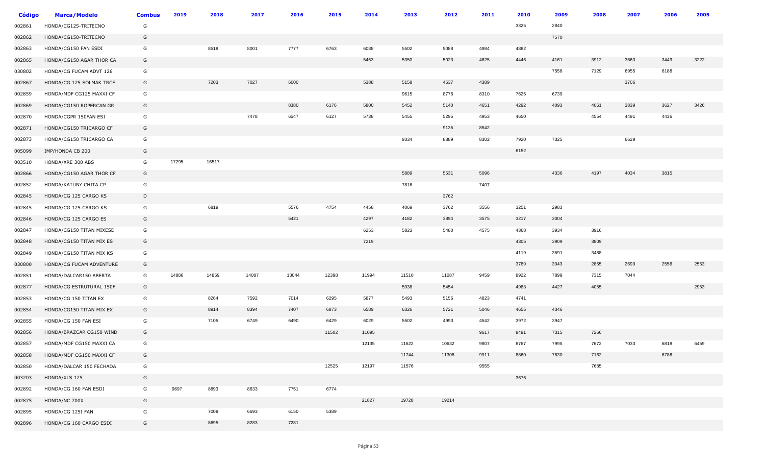| Código | Marca/Modelo | Combus | 2019 | 2018 | 2017 | 2016 | 2015 | 2014 | 2013 | 2012 | 2011 | 2010 | 2009 | 2008 | 2007 | 2006 | 2005 |
|---|---|---|---|---|---|---|---|---|---|---|---|---|---|---|---|---|---|
| 002861 | HONDA/CG125-TRITECNO | G | | | | | | | | | | 3325 | 2840 | | | | |
| 002862 | HONDA/CG150-TRITECNO | G | | | | | | | | | | | 7570 | | | | |
| 002863 | HONDA/CG150 FAN ESDI | G | | 8518 | 8001 | 7777 | 6763 | 6088 | 5502 | 5088 | 4984 | 4882 | | | | | |
| 002865 | HONDA/CG150 AGAR THOR CA | G | | | | | | 5463 | 5350 | 5023 | 4625 | 4446 | 4161 | 3912 | 3663 | 3449 | 3222 |
| 030802 | HONDA/CG FUCAM ADVT 126 | G | | | | | | | | | | | 7558 | 7129 | 6955 | 6188 | |
| 002867 | HONDA/CG 125 SOLMAK TRCF | G | | 7203 | 7027 | 6000 | | 5388 | 5158 | 4637 | 4389 | | | | 3706 | | |
| 002859 | HONDA/MDF CG125 MAXXI CF | G | | | | | | | 9615 | 8776 | 8310 | 7625 | 6739 | | | | |
| 002869 | HONDA/CG150 ROPERCAN GR | G | | | | 8380 | 6176 | 5800 | 5452 | 5140 | 4651 | 4292 | 4093 | 4061 | 3839 | 3627 | 3426 |
| 002870 | HONDA/CGPR 150FAN ESI | G | | | 7478 | 6547 | 6127 | 5738 | 5455 | 5295 | 4953 | 4650 | | 4554 | 4491 | 4436 | |
| 002871 | HONDA/CG150 TRICARGO CF | G | | | | | | | | 9135 | 8542 | | | | | | |
| 002873 | HONDA/CG150 TRICARGO CA | G | | | | | | | 9334 | 8889 | 8302 | 7920 | 7325 | | 6629 | | |
| 005099 | IMP/HONDA CB 200 | G | | | | | | | | | | 6152 | | | | | |
| 003510 | HONDA/XRE 300 ABS | G | 17295 | 16517 | | | | | | | | | | | | | |
| 002866 | HONDA/CG150 AGAR THOR CF | G | | | | | | | 5889 | 5531 | 5096 | | 4336 | 4197 | 4034 | 3815 | |
| 002852 | HONDA/KATUNY CHITA CP | G | | | | | | | 7816 | | 7407 | | | | | | |
| 002845 | HONDA/CG 125 CARGO KS | D | | | | | | | | 3762 | | | | | | | |
| 002845 | HONDA/CG 125 CARGO KS | G | | 6819 | | 5576 | 4754 | 4458 | 4069 | 3762 | 3556 | 3251 | 2983 | | | | |
| 002846 | HONDA/CG 125 CARGO ES | G | | | | 5421 | | 4297 | 4182 | 3894 | 3575 | 3217 | 3004 | | | | |
| 002847 | HONDA/CG150 TITAN MIXESD | G | | | | | | 6253 | 5823 | 5480 | 4575 | 4368 | 3934 | 3916 | | | |
| 002848 | HONDA/CG150 TITAN MIX ES | G | | | | | | 7219 | | | | 4305 | 3909 | 3809 | | | |
| 002849 | HONDA/CG150 TITAN MIX KS | G | | | | | | | | | | 4119 | 3591 | 3488 | | | |
| 030800 | HONDA/CG FUCAM ADVENTURE | G | | | | | | | | | | 3789 | 3043 | 2855 | 2699 | 2556 | 2553 |
| 002851 | HONDA/DALCAR150 ABERTA | G | 14886 | 14859 | 14087 | 13044 | 12398 | 11994 | 11510 | 11087 | 9459 | 8922 | 7899 | 7315 | 7044 | | |
| 002877 | HONDA/CG ESTRUTURAL 150F | G | | | | | | | 5938 | 5454 | | 4983 | 4427 | 4055 | | | 2953 |
| 002853 | HONDA/CG 150 TITAN EX | G | | 8264 | 7592 | 7014 | 6295 | 5877 | 5493 | 5156 | 4823 | 4741 | | | | | |
| 002854 | HONDA/CG150 TITAN MIX EX | G | | 8914 | 8394 | 7407 | 6873 | 6589 | 6326 | 5721 | 5046 | 4655 | 4346 | | | | |
| 002855 | HONDA/CG 150 FAN ESI | G | | 7105 | 6749 | 6490 | 6429 | 6029 | 5502 | 4993 | 4542 | 3972 | 3947 | | | | |
| 002856 | HONDA/BRAZCAR CG150 WIND | G | | | | | 11502 | 11095 | | | 9617 | 8491 | 7315 | 7266 | | | |
| 002857 | HONDA/MDF CG150 MAXXI CA | G | | | | | | 12135 | 11622 | 10632 | 9807 | 8767 | 7995 | 7672 | 7033 | 6818 | 6459 |
| 002858 | HONDA/MDF CG150 MAXXI CF | G | | | | | | | 11744 | 11308 | 9911 | 8860 | 7630 | 7162 | | 6786 | |
| 002850 | HONDA/DALCAR 150 FECHADA | G | | | | | 12525 | 12197 | 11576 | | 9555 | | | 7685 | | | |
| 003203 | HONDA/XLS 125 | G | | | | | | | | | | 3676 | | | | | |
| 002892 | HONDA/CG 160 FAN ESDI | G | 9697 | 8893 | 8633 | 7751 | 6774 | | | | | | | | | | |
| 002875 | HONDA/NC 700X | G | | | | | | 21827 | 19728 | 19214 | | | | | | | |
| 002895 | HONDA/CG 125I FAN | G | | 7008 | 6693 | 6150 | 5389 | | | | | | | | | | |
| 002896 | HONDA/CG 160 CARGO ESDI | G | | 8695 | 8283 | 7281 | | | | | | | | | | | |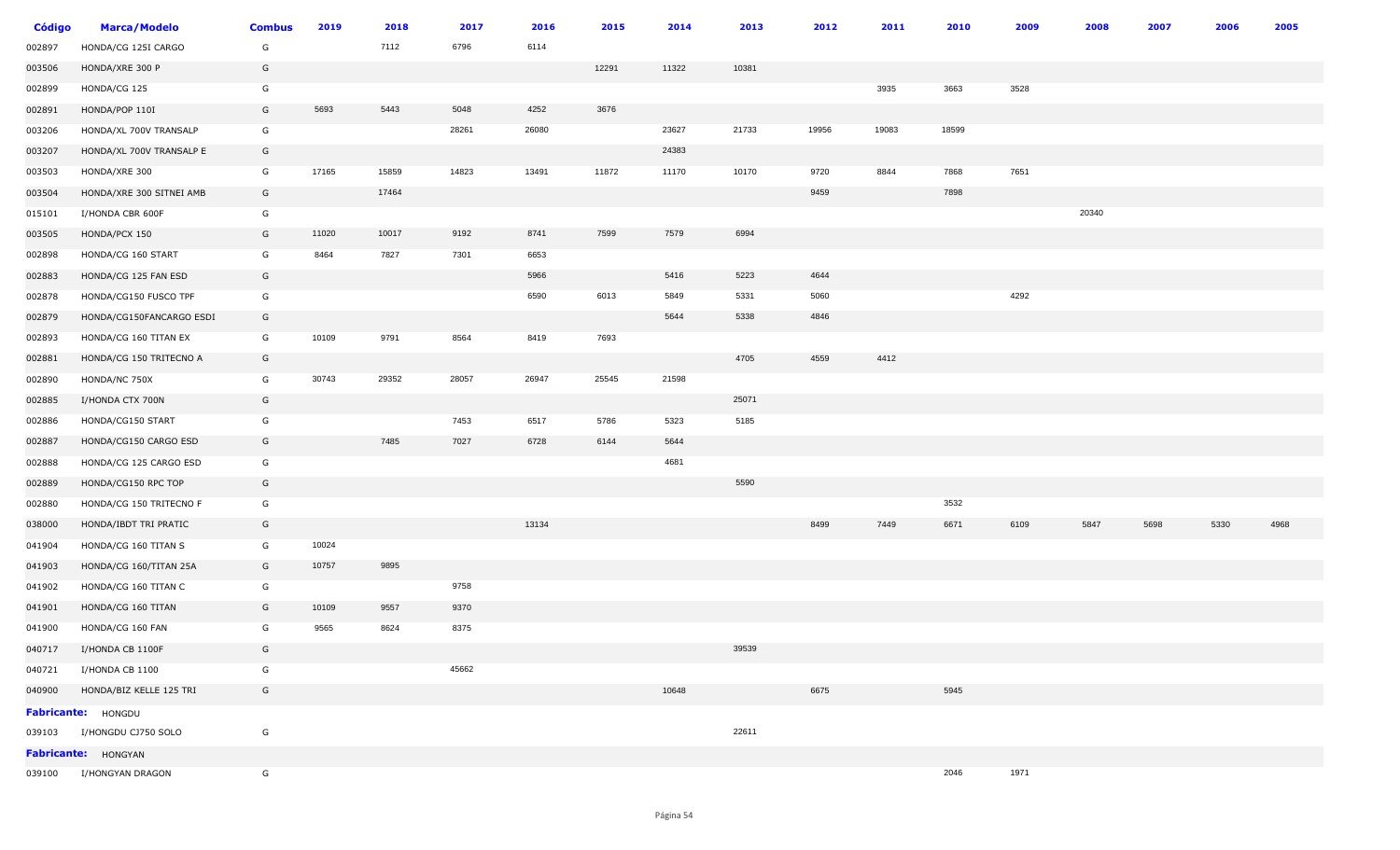| Código | Marca/Modelo | Combus | 2019 | 2018 | 2017 | 2016 | 2015 | 2014 | 2013 | 2012 | 2011 | 2010 | 2009 | 2008 | 2007 | 2006 | 2005 |
|---|---|---|---|---|---|---|---|---|---|---|---|---|---|---|---|---|---|
| 002897 | HONDA/CG 125I CARGO | G | | 7112 | 6796 | 6114 | | | | | | | | | | | |
| 003506 | HONDA/XRE 300 P | G | | | | | 12291 | 11322 | 10381 | | | | | | | | |
| 002899 | HONDA/CG 125 | G | | | | | | | | | 3935 | 3663 | 3528 | | | | |
| 002891 | HONDA/POP 110I | G | 5693 | 5443 | 5048 | 4252 | 3676 | | | | | | | | | | |
| 003206 | HONDA/XL 700V TRANSALP | G | | | 28261 | 26080 | | 23627 | 21733 | 19956 | 19083 | 18599 | | | | | |
| 003207 | HONDA/XL 700V TRANSALP E | G | | | | | | 24383 | | | | | | | | | |
| 003503 | HONDA/XRE 300 | G | 17165 | 15859 | 14823 | 13491 | 11872 | 11170 | 10170 | 9720 | 8844 | 7868 | 7651 | | | | |
| 003504 | HONDA/XRE 300 SITNEI AMB | G | | 17464 | | | | | | 9459 | | 7898 | | | | | |
| 015101 | I/HONDA CBR 600F | G | | | | | | | | | | | | 20340 | | | |
| 003505 | HONDA/PCX 150 | G | 11020 | 10017 | 9192 | 8741 | 7599 | 7579 | 6994 | | | | | | | | |
| 002898 | HONDA/CG 160 START | G | 8464 | 7827 | 7301 | 6653 | | | | | | | | | | | |
| 002883 | HONDA/CG 125 FAN ESD | G | | | | 5966 | | 5416 | 5223 | 4644 | | | | | | | |
| 002878 | HONDA/CG150 FUSCO TPF | G | | | | 6590 | 6013 | 5849 | 5331 | 5060 | | | 4292 | | | | |
| 002879 | HONDA/CG150FANCARGO ESDI | G | | | | | | 5644 | 5338 | 4846 | | | | | | | |
| 002893 | HONDA/CG 160 TITAN EX | G | 10109 | 9791 | 8564 | 8419 | 7693 | | | | | | | | | | |
| 002881 | HONDA/CG 150 TRITECNO A | G | | | | | | | 4705 | 4559 | 4412 | | | | | | |
| 002890 | HONDA/NC 750X | G | 30743 | 29352 | 28057 | 26947 | 25545 | 21598 | | | | | | | | | |
| 002885 | I/HONDA CTX 700N | G | | | | | | | 25071 | | | | | | | | |
| 002886 | HONDA/CG150 START | G | | | 7453 | 6517 | 5786 | 5323 | 5185 | | | | | | | | |
| 002887 | HONDA/CG150 CARGO ESD | G | | 7485 | 7027 | 6728 | 6144 | 5644 | | | | | | | | | |
| 002888 | HONDA/CG 125 CARGO ESD | G | | | | | | 4681 | | | | | | | | | |
| 002889 | HONDA/CG150 RPC TOP | G | | | | | | | 5590 | | | | | | | | |
| 002880 | HONDA/CG 150 TRITECNO F | G | | | | | | | | | | 3532 | | | | | |
| 038000 | HONDA/IBDT TRI PRATIC | G | | | | 13134 | | | | 8499 | 7449 | 6671 | 6109 | 5847 | 5698 | 5330 | 4968 |
| 041904 | HONDA/CG 160 TITAN S | G | 10024 | | | | | | | | | | | | | | |
| 041903 | HONDA/CG 160/TITAN 25A | G | 10757 | 9895 | | | | | | | | | | | | | |
| 041902 | HONDA/CG 160 TITAN C | G | | | 9758 | | | | | | | | | | | | |
| 041901 | HONDA/CG 160 TITAN | G | 10109 | 9557 | 9370 | | | | | | | | | | | | |
| 041900 | HONDA/CG 160 FAN | G | 9565 | 8624 | 8375 | | | | | | | | | | | | |
| 040717 | I/HONDA CB 1100F | G | | | | | | | 39539 | | | | | | | | |
| 040721 | I/HONDA CB 1100 | G | | | 45662 | | | | | | | | | | | | |
| 040900 | HONDA/BIZ KELLE 125 TRI | G | | | | | | 10648 | | 6675 | | 5945 | | | | | |
| **Fabricante:** HONGDU | | | | | | | | | | | | | | | | | |
| 039103 | I/HONGDU CJ750 SOLO | G | | | | | | | 22611 | | | | | | | | |
| **Fabricante:** HONGYAN | | | | | | | | | | | | | | | | | |
| 039100 | I/HONGYAN DRAGON | G | | | | | | | | | | 2046 | 1971 | | | | |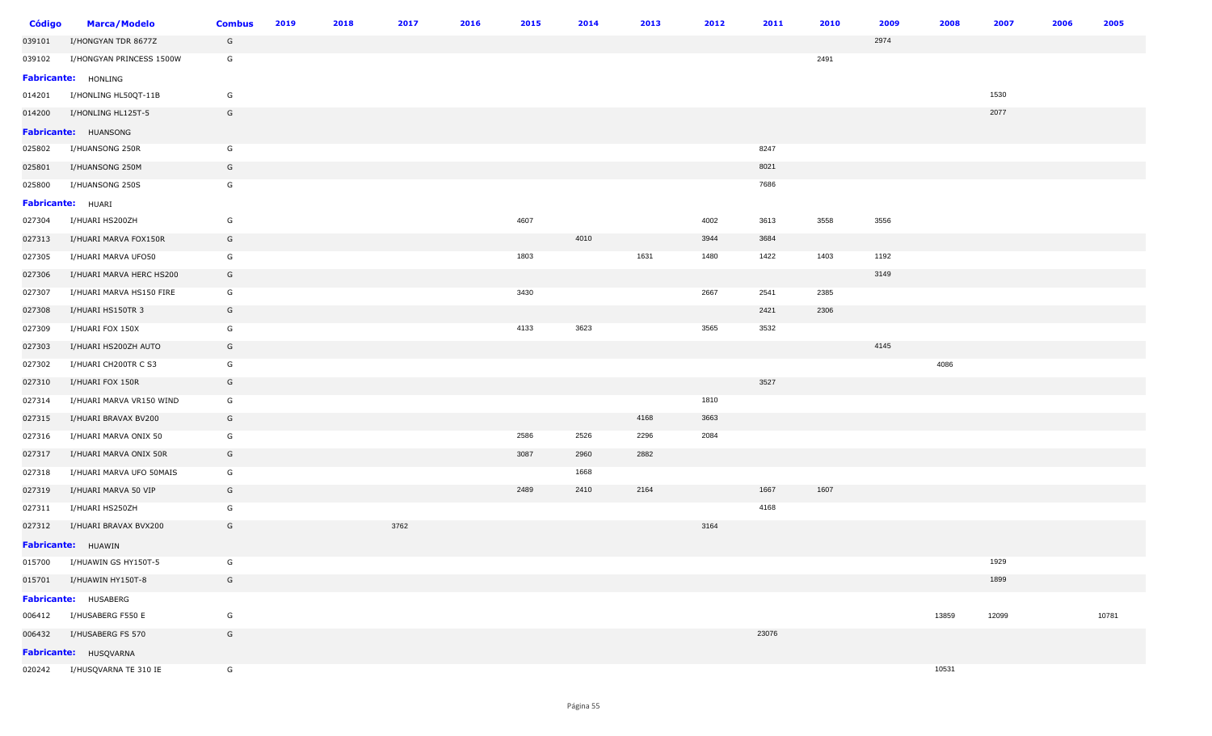| Código | Marca/Modelo | Combus | 2019 | 2018 | 2017 | 2016 | 2015 | 2014 | 2013 | 2012 | 2011 | 2010 | 2009 | 2008 | 2007 | 2006 | 2005 |
|---|---|---|---|---|---|---|---|---|---|---|---|---|---|---|---|---|---|
| 039101 | I/HONGYAN TDR 8677Z | G | | | | | | | | | | | 2974 | | | | |
| 039102 | I/HONGYAN PRINCESS 1500W | G | | | | | | | | | | 2491 | | | | | |
| **Fabricante:** | HONLING | | | | | | | | | | | | | | | | |
| 014201 | I/HONLING HL50QT-11B | G | | | | | | | | | | | | | 1530 | | |
| 014200 | I/HONLING HL125T-5 | G | | | | | | | | | | | | | 2077 | | |
| **Fabricante:** | HUANSONG | | | | | | | | | | | | | | | | |
| 025802 | I/HUANSONG 250R | G | | | | | | | | | 8247 | | | | | | |
| 025801 | I/HUANSONG 250M | G | | | | | | | | | 8021 | | | | | | |
| 025800 | I/HUANSONG 250S | G | | | | | | | | | 7686 | | | | | | |
| **Fabricante:** | HUARI | | | | | | | | | | | | | | | | |
| 027304 | I/HUARI HS200ZH | G | | | | | 4607 | | | 4002 | 3613 | 3558 | 3556 | | | | |
| 027313 | I/HUARI MARVA FOX150R | G | | | | | | 4010 | | 3944 | 3684 | | | | | | |
| 027305 | I/HUARI MARVA UFO50 | G | | | | | 1803 | | 1631 | 1480 | 1422 | 1403 | 1192 | | | | |
| 027306 | I/HUARI MARVA HERC HS200 | G | | | | | | | | | | | 3149 | | | | |
| 027307 | I/HUARI MARVA HS150 FIRE | G | | | | | 3430 | | | 2667 | 2541 | 2385 | | | | | |
| 027308 | I/HUARI HS150TR 3 | G | | | | | | | | | 2421 | 2306 | | | | | |
| 027309 | I/HUARI FOX 150X | G | | | | | 4133 | 3623 | | 3565 | 3532 | | | | | | |
| 027303 | I/HUARI HS200ZH AUTO | G | | | | | | | | | | | 4145 | | | | |
| 027302 | I/HUARI CH200TR C S3 | G | | | | | | | | | | | | 4086 | | | |
| 027310 | I/HUARI FOX 150R | G | | | | | | | | | 3527 | | | | | | |
| 027314 | I/HUARI MARVA VR150 WIND | G | | | | | | | | 1810 | | | | | | | |
| 027315 | I/HUARI BRAVAX BV200 | G | | | | | | | 4168 | 3663 | | | | | | | |
| 027316 | I/HUARI MARVA ONIX 50 | G | | | | | 2586 | 2526 | 2296 | 2084 | | | | | | | |
| 027317 | I/HUARI MARVA ONIX 50R | G | | | | | 3087 | 2960 | 2882 | | | | | | | | |
| 027318 | I/HUARI MARVA UFO 50MAIS | G | | | | | | 1668 | | | | | | | | | |
| 027319 | I/HUARI MARVA 50 VIP | G | | | | | 2489 | 2410 | 2164 | | 1667 | 1607 | | | | | |
| 027311 | I/HUARI HS250ZH | G | | | | | | | | | 4168 | | | | | | |
| 027312 | I/HUARI BRAVAX BVX200 | G | | | 3762 | | | | | 3164 | | | | | | | |
| **Fabricante:** | HUAWIN | | | | | | | | | | | | | | | | |
| 015700 | I/HUAWIN GS HY150T-5 | G | | | | | | | | | | | | | 1929 | | |
| 015701 | I/HUAWIN HY150T-8 | G | | | | | | | | | | | | | 1899 | | |
| **Fabricante:** | HUSABERG | | | | | | | | | | | | | | | | |
| 006412 | I/HUSABERG F550 E | G | | | | | | | | | | | | 13859 | 12099 | | 10781 |
| 006432 | I/HUSABERG FS 570 | G | | | | | | | | | 23076 | | | | | | |
| **Fabricante:** | HUSQVARNA | | | | | | | | | | | | | | | | |
| 020242 | I/HUSQVARNA TE 310 IE | G | | | | | | | | | | | | 10531 | | | |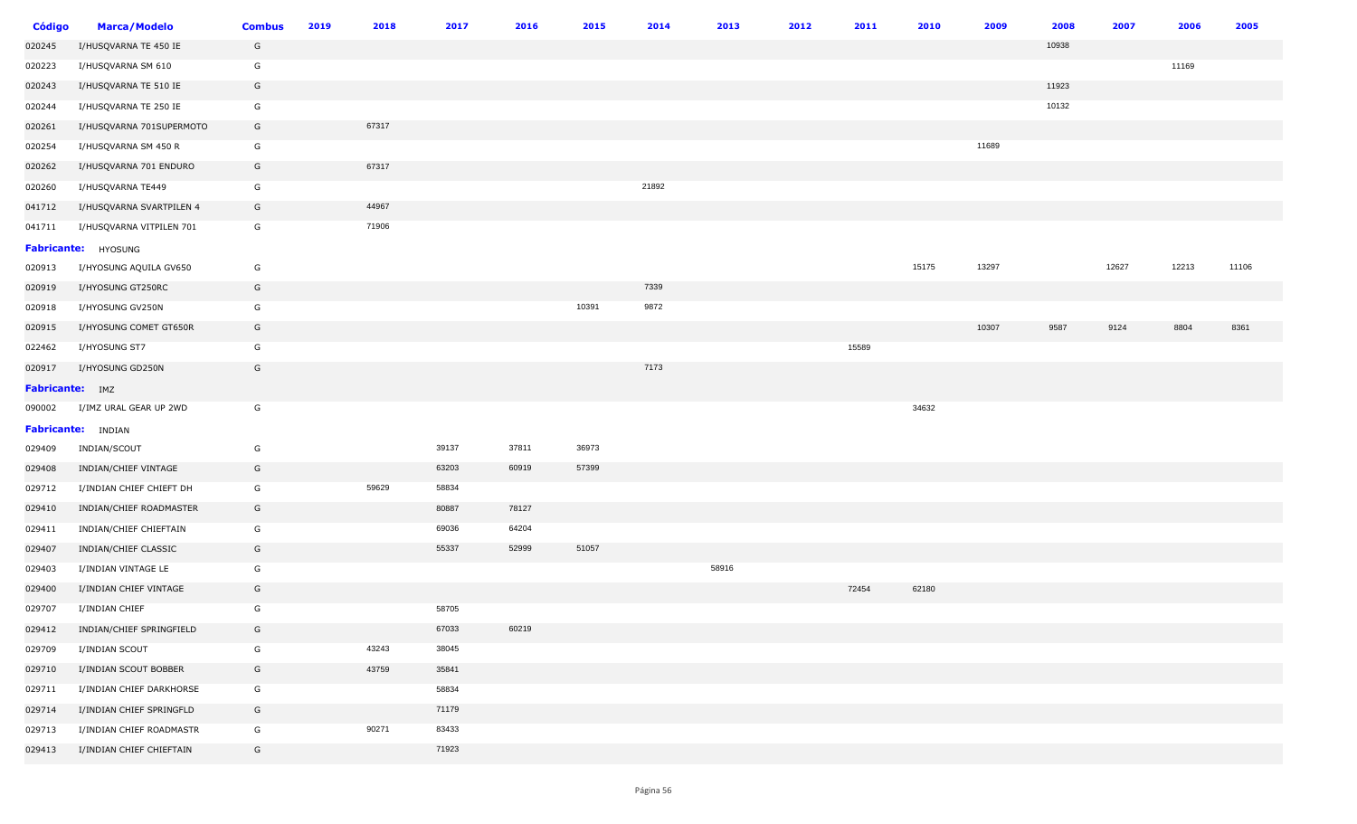| Código | Marca/Modelo | Combus | 2019 | 2018 | 2017 | 2016 | 2015 | 2014 | 2013 | 2012 | 2011 | 2010 | 2009 | 2008 | 2007 | 2006 | 2005 |
|---|---|---|---|---|---|---|---|---|---|---|---|---|---|---|---|---|---|
| 020245 | I/HUSQVARNA TE 450 IE | G | | | | | | | | | | | | 10938 | | | |
| 020223 | I/HUSQVARNA SM 610 | G | | | | | | | | | | | | | | 11169 | |
| 020243 | I/HUSQVARNA TE 510 IE | G | | | | | | | | | | | | 11923 | | | |
| 020244 | I/HUSQVARNA TE 250 IE | G | | | | | | | | | | | | 10132 | | | |
| 020261 | I/HUSQVARNA 701SUPERMOTO | G | | 67317 | | | | | | | | | | | | | |
| 020254 | I/HUSQVARNA SM 450 R | G | | | | | | | | | | | 11689 | | | | |
| 020262 | I/HUSQVARNA 701 ENDURO | G | | 67317 | | | | | | | | | | | | | |
| 020260 | I/HUSQVARNA TE449 | G | | | | | | 21892 | | | | | | | | | |
| 041712 | I/HUSQVARNA SVARTPILEN 4 | G | | 44967 | | | | | | | | | | | | | |
| 041711 | I/HUSQVARNA VITPILEN 701 | G | | 71906 | | | | | | | | | | | | | |
| **Fabricante:** | HYOSUNG | | | | | | | | | | | | | | | | |
| 020913 | I/HYOSUNG AQUILA GV650 | G | | | | | | | | | | 15175 | 13297 | | 12627 | 12213 | 11106 |
| 020919 | I/HYOSUNG GT250RC | G | | | | | | 7339 | | | | | | | | | |
| 020918 | I/HYOSUNG GV250N | G | | | | | 10391 | 9872 | | | | | | | | | |
| 020915 | I/HYOSUNG COMET GT650R | G | | | | | | | | | | | 10307 | 9587 | 9124 | 8804 | 8361 |
| 022462 | I/HYOSUNG ST7 | G | | | | | | | | | 15589 | | | | | | |
| 020917 | I/HYOSUNG GD250N | G | | | | | | 7173 | | | | | | | | | |
| **Fabricante:** | IMZ | | | | | | | | | | | | | | | | |
| 090002 | I/IMZ URAL GEAR UP 2WD | G | | | | | | | | | | 34632 | | | | | |
| **Fabricante:** | INDIAN | | | | | | | | | | | | | | | | |
| 029409 | INDIAN/SCOUT | G | | | 39137 | 37811 | 36973 | | | | | | | | | | |
| 029408 | INDIAN/CHIEF VINTAGE | G | | | 63203 | 60919 | 57399 | | | | | | | | | | |
| 029712 | I/INDIAN CHIEF CHIEFT DH | G | | 59629 | 58834 | | | | | | | | | | | | |
| 029410 | INDIAN/CHIEF ROADMASTER | G | | | 80887 | 78127 | | | | | | | | | | | |
| 029411 | INDIAN/CHIEF CHIEFTAIN | G | | | 69036 | 64204 | | | | | | | | | | | |
| 029407 | INDIAN/CHIEF CLASSIC | G | | | 55337 | 52999 | 51057 | | | | | | | | | | |
| 029403 | I/INDIAN VINTAGE LE | G | | | | | | | 58916 | | | | | | | | |
| 029400 | I/INDIAN CHIEF VINTAGE | G | | | | | | | | | 72454 | 62180 | | | | | |
| 029707 | I/INDIAN CHIEF | G | | | 58705 | | | | | | | | | | | | |
| 029412 | INDIAN/CHIEF SPRINGFIELD | G | | | 67033 | 60219 | | | | | | | | | | | |
| 029709 | I/INDIAN SCOUT | G | | 43243 | 38045 | | | | | | | | | | | | |
| 029710 | I/INDIAN SCOUT BOBBER | G | | 43759 | 35841 | | | | | | | | | | | | |
| 029711 | I/INDIAN CHIEF DARKHORSE | G | | | 58834 | | | | | | | | | | | | |
| 029714 | I/INDIAN CHIEF SPRINGFLD | G | | | 71179 | | | | | | | | | | | | |
| 029713 | I/INDIAN CHIEF ROADMASTR | G | | 90271 | 83433 | | | | | | | | | | | | |
| 029413 | I/INDIAN CHIEF CHIEFTAIN | G | | | 71923 | | | | | | | | | | | | |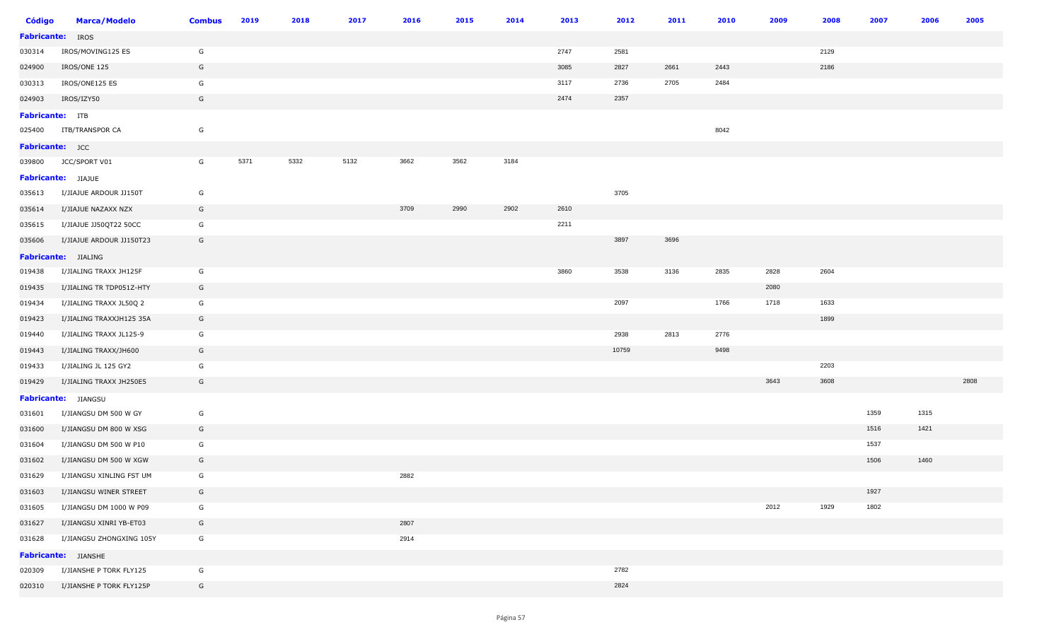| Código | Marca/Modelo | Combus | 2019 | 2018 | 2017 | 2016 | 2015 | 2014 | 2013 | 2012 | 2011 | 2010 | 2009 | 2008 | 2007 | 2006 | 2005 |
|---|---|---|---|---|---|---|---|---|---|---|---|---|---|---|---|---|---|
| **Fabricante:** IROS | | | | | | | | | | | | | | | | | |
| 030314 | IROS/MOVING125 ES | G | | | | | | | 2747 | 2581 | | | | 2129 | | | |
| 024900 | IROS/ONE 125 | G | | | | | | | 3085 | 2827 | 2661 | 2443 | | 2186 | | | |
| 030313 | IROS/ONE125 ES | G | | | | | | | 3117 | 2736 | 2705 | 2484 | | | | | |
| 024903 | IROS/IZY50 | G | | | | | | | 2474 | 2357 | | | | | | | |
| **Fabricante:** ITB | | | | | | | | | | | | | | | | | |
| 025400 | ITB/TRANSPOR CA | G | | | | | | | | | | 8042 | | | | | |
| **Fabricante:** JCC | | | | | | | | | | | | | | | | | |
| 039800 | JCC/SPORT V01 | G | 5371 | 5332 | 5132 | 3662 | 3562 | 3184 | | | | | | | | | |
| **Fabricante:** JIAJUE | | | | | | | | | | | | | | | | | |
| 035613 | I/JIAJUE ARDOUR JJ150T | G | | | | | | | | 3705 | | | | | | | |
| 035614 | I/JIAJUE NAZAXX NZX | G | | | | 3709 | 2990 | 2902 | 2610 | | | | | | | | |
| 035615 | I/JIAJUE JJ50QT22 50CC | G | | | | | | | 2211 | | | | | | | | |
| 035606 | I/JIAJUE ARDOUR JJ150T23 | G | | | | | | | | 3897 | 3696 | | | | | | |
| **Fabricante:** JIALING | | | | | | | | | | | | | | | | | |
| 019438 | I/JIALING TRAXX JH125F | G | | | | | | | 3860 | 3538 | 3136 | 2835 | 2828 | 2604 | | | |
| 019435 | I/JIALING TR TDP051Z-HTY | G | | | | | | | | | | | 2080 | | | | |
| 019434 | I/JIALING TRAXX JL50Q 2 | G | | | | | | | | 2097 | | 1766 | 1718 | 1633 | | | |
| 019423 | I/JIALING TRAXXJH125 35A | G | | | | | | | | | | | | 1899 | | | |
| 019440 | I/JIALING TRAXX JL125-9 | G | | | | | | | | 2938 | 2813 | 2776 | | | | | |
| 019443 | I/JIALING TRAXX/JH600 | G | | | | | | | | 10759 | | 9498 | | | | | |
| 019433 | I/JIALING JL 125 GY2 | G | | | | | | | | | | | | 2203 | | | |
| 019429 | I/JIALING TRAXX JH250E5 | G | | | | | | | | | | | 3643 | 3608 | | | 2808 |
| **Fabricante:** JIANGSU | | | | | | | | | | | | | | | | | |
| 031601 | I/JIANGSU DM 500 W GY | G | | | | | | | | | | | | | 1359 | 1315 | |
| 031600 | I/JIANGSU DM 800 W XSG | G | | | | | | | | | | | | | 1516 | 1421 | |
| 031604 | I/JIANGSU DM 500 W P10 | G | | | | | | | | | | | | | 1537 | | |
| 031602 | I/JIANGSU DM 500 W XGW | G | | | | | | | | | | | | | 1506 | 1460 | |
| 031629 | I/JIANGSU XINLING FST UM | G | | | | 2882 | | | | | | | | | | | |
| 031603 | I/JIANGSU WINER STREET | G | | | | | | | | | | | | | 1927 | | |
| 031605 | I/JIANGSU DM 1000 W P09 | G | | | | | | | | | | | 2012 | 1929 | 1802 | | |
| 031627 | I/JIANGSU XINRI YB-ET03 | G | | | | 2807 | | | | | | | | | | | |
| 031628 | I/JIANGSU ZHONGXING 105Y | G | | | | 2914 | | | | | | | | | | | |
| **Fabricante:** JIANSHE | | | | | | | | | | | | | | | | | |
| 020309 | I/JIANSHE P TORK FLY125 | G | | | | | | | | 2782 | | | | | | | |
| 020310 | I/JIANSHE P TORK FLY125P | G | | | | | | | | 2824 | | | | | | | |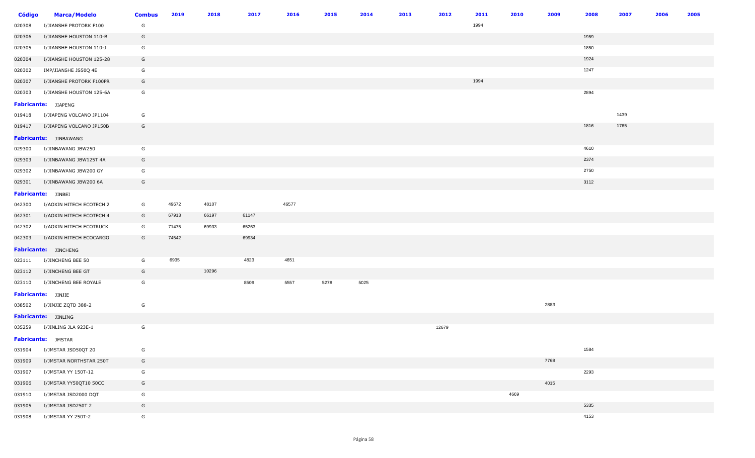| Código | Marca/Modelo | Combus | 2019 | 2018 | 2017 | 2016 | 2015 | 2014 | 2013 | 2012 | 2011 | 2010 | 2009 | 2008 | 2007 | 2006 | 2005 |
|---|---|---|---|---|---|---|---|---|---|---|---|---|---|---|---|---|---|
| 020308 | I/JIANSHE PROTORK F100 | G | | | | | | | | | 1994 | | | | | | |
| 020306 | I/JIANSHE HOUSTON 110-B | G | | | | | | | | | | | | 1959 | | | |
| 020305 | I/JIANSHE HOUSTON 110-J | G | | | | | | | | | | | | 1850 | | | |
| 020304 | I/JIANSHE HOUSTON 125-28 | G | | | | | | | | | | | | 1924 | | | |
| 020302 | IMP/JIANSHE JS50Q 4E | G | | | | | | | | | | | | 1247 | | | |
| 020307 | I/JIANSHE PROTORK F100PR | G | | | | | | | | | 1994 | | | | | | |
| 020303 | I/JIANSHE HOUSTON 125-6A | G | | | | | | | | | | | | 2894 | | | |
| **Fabricante:** JIAPENG | | | | | | | | | | | | | | | | | |
| 019418 | I/JIAPENG VOLCANO JP1104 | G | | | | | | | | | | | | | 1439 | | |
| 019417 | I/JIAPENG VOLCANO JP150B | G | | | | | | | | | | | | 1816 | 1765 | | |
| **Fabricante:** JINBAWANG | | | | | | | | | | | | | | | | | |
| 029300 | I/JINBAWANG JBW250 | G | | | | | | | | | | | | 4610 | | | |
| 029303 | I/JINBAWANG JBW125T 4A | G | | | | | | | | | | | | 2374 | | | |
| 029302 | I/JINBAWANG JBW200 GY | G | | | | | | | | | | | | 2750 | | | |
| 029301 | I/JINBAWANG JBW200 6A | G | | | | | | | | | | | | 3112 | | | |
| **Fabricante:** JINBEI | | | | | | | | | | | | | | | | | |
| 042300 | I/AOXIN HITECH ECOTECH 2 | G | 49672 | 48107 | | 46577 | | | | | | | | | | | |
| 042301 | I/AOXIN HITECH ECOTECH 4 | G | 67913 | 66197 | 61147 | | | | | | | | | | | | |
| 042302 | I/AOXIN HITECH ECOTRUCK | G | 71475 | 69933 | 65263 | | | | | | | | | | | | |
| 042303 | I/AOXIN HITECH ECOCARGO | G | 74542 | | 69934 | | | | | | | | | | | | |
| **Fabricante:** JINCHENG | | | | | | | | | | | | | | | | | |
| 023111 | I/JINCHENG BEE 50 | G | 6935 | | 4823 | 4651 | | | | | | | | | | | |
| 023112 | I/JINCHENG BEE GT | G | | 10296 | | | | | | | | | | | | | |
| 023110 | I/JINCHENG BEE ROYALE | G | | | 8509 | 5557 | 5278 | 5025 | | | | | | | | | |
| **Fabricante:** JINJIE | | | | | | | | | | | | | | | | | |
| 038502 | I/JINJIE ZQTD 388-2 | G | | | | | | | | | | | 2883 | | | | |
| **Fabricante:** JINLING | | | | | | | | | | | | | | | | | |
| 035259 | I/JINLING JLA 923E-1 | G | | | | | | | | 12679 | | | | | | | |
| **Fabricante:** JMSTAR | | | | | | | | | | | | | | | | | |
| 031904 | I/JMSTAR JSD50QT 20 | G | | | | | | | | | | | | 1584 | | | |
| 031909 | I/JMSTAR NORTHSTAR 250T | G | | | | | | | | | | | 7768 | | | | |
| 031907 | I/JMSTAR YY 150T-12 | G | | | | | | | | | | | | 2293 | | | |
| 031906 | I/JMSTAR YY50QT10 50CC | G | | | | | | | | | | | 4015 | | | | |
| 031910 | I/JMSTAR JSD2000 DQT | G | | | | | | | | | | 4669 | | | | | |
| 031905 | I/JMSTAR JSD250T 2 | G | | | | | | | | | | | | 5335 | | | |
| 031908 | I/JMSTAR YY 250T-2 | G | | | | | | | | | | | | 4153 | | | |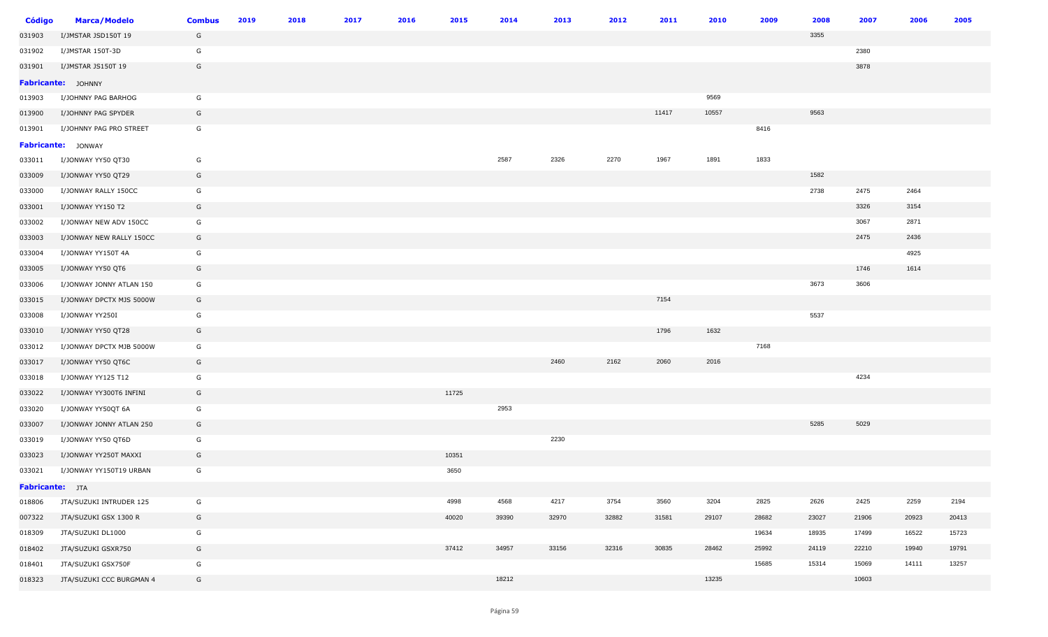| Código | Marca/Modelo | Combus | 2019 | 2018 | 2017 | 2016 | 2015 | 2014 | 2013 | 2012 | 2011 | 2010 | 2009 | 2008 | 2007 | 2006 | 2005 |
|---|---|---|---|---|---|---|---|---|---|---|---|---|---|---|---|---|---|
| 031903 | I/JMSTAR JSD150T 19 | G | | | | | | | | | | | | 3355 | | | |
| 031902 | I/JMSTAR 150T-3D | G | | | | | | | | | | | | | 2380 | | |
| 031901 | I/JMSTAR JS150T 19 | G | | | | | | | | | | | | | 3878 | | |
| **Fabricante:** | JOHNNY | | | | | | | | | | | | | | | | |
| 013903 | I/JOHNNY PAG BARHOG | G | | | | | | | | | | 9569 | | | | | |
| 013900 | I/JOHNNY PAG SPYDER | G | | | | | | | | | 11417 | 10557 | | 9563 | | | |
| 013901 | I/JOHNNY PAG PRO STREET | G | | | | | | | | | | | 8416 | | | | |
| **Fabricante:** | JONWAY | | | | | | | | | | | | | | | | |
| 033011 | I/JONWAY YY50 QT30 | G | | | | | | 2587 | 2326 | 2270 | 1967 | 1891 | 1833 | | | | |
| 033009 | I/JONWAY YY50 QT29 | G | | | | | | | | | | | | 1582 | | | |
| 033000 | I/JONWAY RALLY 150CC | G | | | | | | | | | | | | 2738 | 2475 | 2464 | |
| 033001 | I/JONWAY YY150 T2 | G | | | | | | | | | | | | | 3326 | 3154 | |
| 033002 | I/JONWAY NEW ADV 150CC | G | | | | | | | | | | | | | 3067 | 2871 | |
| 033003 | I/JONWAY NEW RALLY 150CC | G | | | | | | | | | | | | | 2475 | 2436 | |
| 033004 | I/JONWAY YY150T 4A | G | | | | | | | | | | | | | | 4925 | |
| 033005 | I/JONWAY YY50 QT6 | G | | | | | | | | | | | | | 1746 | 1614 | |
| 033006 | I/JONWAY JONNY ATLAN 150 | G | | | | | | | | | | | | 3673 | 3606 | | |
| 033015 | I/JONWAY DPCTX MJS 5000W | G | | | | | | | | | 7154 | | | | | | |
| 033008 | I/JONWAY YY250I | G | | | | | | | | | | | | 5537 | | | |
| 033010 | I/JONWAY YY50 QT28 | G | | | | | | | | | 1796 | 1632 | | | | | |
| 033012 | I/JONWAY DPCTX MJB 5000W | G | | | | | | | | | | | 7168 | | | | |
| 033017 | I/JONWAY YY50 QT6C | G | | | | | | | 2460 | 2162 | 2060 | 2016 | | | | | |
| 033018 | I/JONWAY YY125 T12 | G | | | | | | | | | | | | | 4234 | | |
| 033022 | I/JONWAY YY300T6 INFINI | G | | | | | 11725 | | | | | | | | | | |
| 033020 | I/JONWAY YY50QT 6A | G | | | | | | 2953 | | | | | | | | | |
| 033007 | I/JONWAY JONNY ATLAN 250 | G | | | | | | | | | | | | 5285 | 5029 | | |
| 033019 | I/JONWAY YY50 QT6D | G | | | | | | | 2230 | | | | | | | | |
| 033023 | I/JONWAY YY250T MAXXI | G | | | | | 10351 | | | | | | | | | | |
| 033021 | I/JONWAY YY150T19 URBAN | G | | | | | 3650 | | | | | | | | | | |
| **Fabricante:** | JTA | | | | | | | | | | | | | | | | |
| 018806 | JTA/SUZUKI INTRUDER 125 | G | | | | | 4998 | 4568 | 4217 | 3754 | 3560 | 3204 | 2825 | 2626 | 2425 | 2259 | 2194 |
| 007322 | JTA/SUZUKI GSX 1300 R | G | | | | | 40020 | 39390 | 32970 | 32882 | 31581 | 29107 | 28682 | 23027 | 21906 | 20923 | 20413 |
| 018309 | JTA/SUZUKI DL1000 | G | | | | | | | | | | | 19634 | 18935 | 17499 | 16522 | 15723 |
| 018402 | JTA/SUZUKI GSXR750 | G | | | | | 37412 | 34957 | 33156 | 32316 | 30835 | 28462 | 25992 | 24119 | 22210 | 19940 | 19791 |
| 018401 | JTA/SUZUKI GSX750F | G | | | | | | | | | | | 15685 | 15314 | 15069 | 14111 | 13257 |
| 018323 | JTA/SUZUKI CCC BURGMAN 4 | G | | | | | | 18212 | | | | 13235 | | | 10603 | | |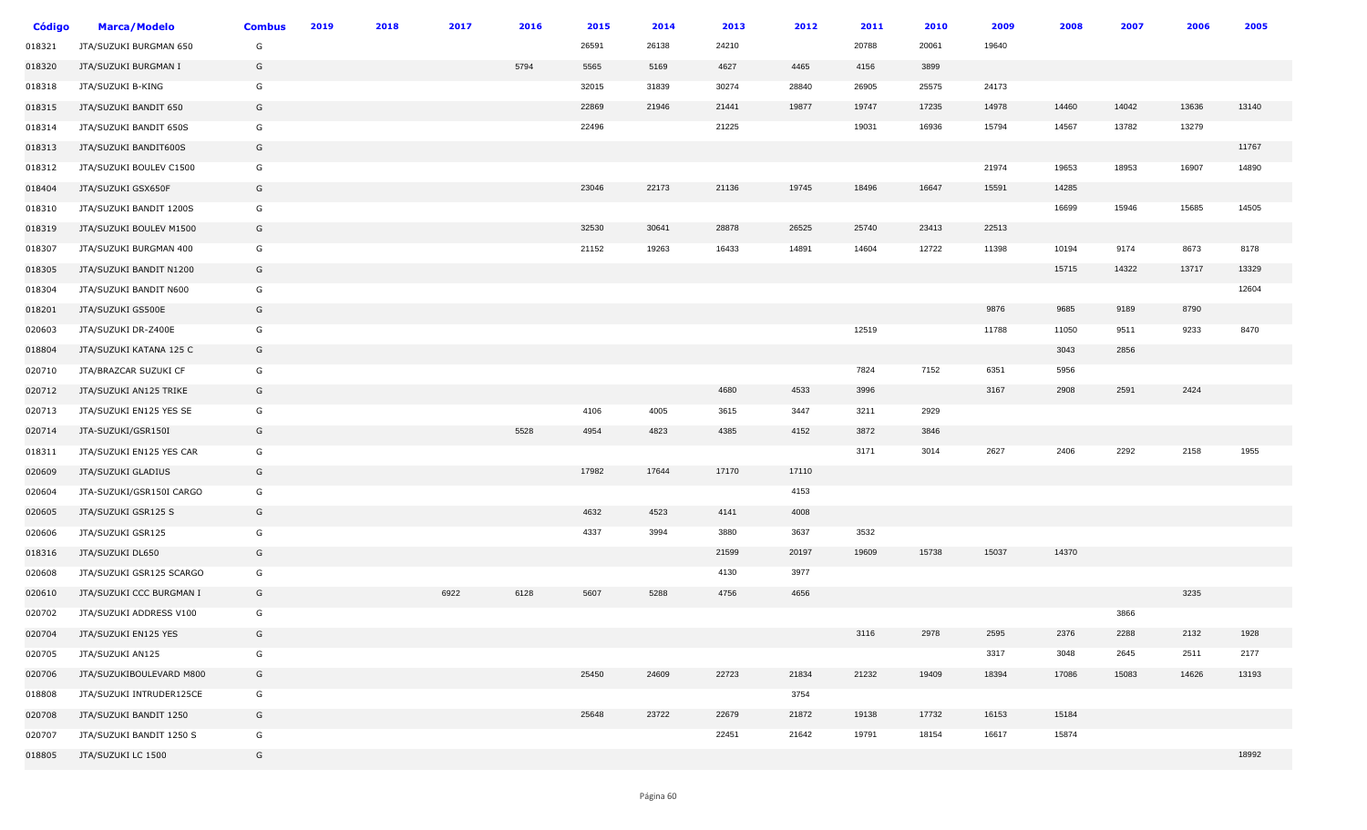| Código | Marca/Modelo | Combus | 2019 | 2018 | 2017 | 2016 | 2015 | 2014 | 2013 | 2012 | 2011 | 2010 | 2009 | 2008 | 2007 | 2006 | 2005 |
|---|---|---|---|---|---|---|---|---|---|---|---|---|---|---|---|---|---|
| 018321 | JTA/SUZUKI BURGMAN 650 | G | | | | | 26591 | 26138 | 24210 | | 20788 | 20061 | 19640 | | | | |
| 018320 | JTA/SUZUKI BURGMAN I | G | | | | 5794 | 5565 | 5169 | 4627 | 4465 | 4156 | 3899 | | | | | |
| 018318 | JTA/SUZUKI B-KING | G | | | | | 32015 | 31839 | 30274 | 28840 | 26905 | 25575 | 24173 | | | | |
| 018315 | JTA/SUZUKI BANDIT 650 | G | | | | | 22869 | 21946 | 21441 | 19877 | 19747 | 17235 | 14978 | 14460 | 14042 | 13636 | 13140 |
| 018314 | JTA/SUZUKI BANDIT 650S | G | | | | | 22496 | | 21225 | | 19031 | 16936 | 15794 | 14567 | 13782 | 13279 | |
| 018313 | JTA/SUZUKI BANDIT600S | G | | | | | | | | | | | | | | | 11767 |
| 018312 | JTA/SUZUKI BOULEV C1500 | G | | | | | | | | | | | 21974 | 19653 | 18953 | 16907 | 14890 |
| 018404 | JTA/SUZUKI GSX650F | G | | | | | 23046 | 22173 | 21136 | 19745 | 18496 | 16647 | 15591 | 14285 | | | |
| 018310 | JTA/SUZUKI BANDIT 1200S | G | | | | | | | | | | | | 16699 | 15946 | 15685 | 14505 |
| 018319 | JTA/SUZUKI BOULEV M1500 | G | | | | | 32530 | 30641 | 28878 | 26525 | 25740 | 23413 | 22513 | | | | |
| 018307 | JTA/SUZUKI BURGMAN 400 | G | | | | | 21152 | 19263 | 16433 | 14891 | 14604 | 12722 | 11398 | 10194 | 9174 | 8673 | 8178 |
| 018305 | JTA/SUZUKI BANDIT N1200 | G | | | | | | | | | | | | 15715 | 14322 | 13717 | 13329 |
| 018304 | JTA/SUZUKI BANDIT N600 | G | | | | | | | | | | | | | | | 12604 |
| 018201 | JTA/SUZUKI GS500E | G | | | | | | | | | | | 9876 | 9685 | 9189 | 8790 | |
| 020603 | JTA/SUZUKI DR-Z400E | G | | | | | | | | | 12519 | | 11788 | 11050 | 9511 | 9233 | 8470 |
| 018804 | JTA/SUZUKI KATANA 125 C | G | | | | | | | | | | | | 3043 | 2856 | | |
| 020710 | JTA/BRAZCAR SUZUKI CF | G | | | | | | | | | 7824 | 7152 | 6351 | 5956 | | | |
| 020712 | JTA/SUZUKI AN125 TRIKE | G | | | | | | | 4680 | 4533 | 3996 | | 3167 | 2908 | 2591 | 2424 | |
| 020713 | JTA/SUZUKI EN125 YES SE | G | | | | | 4106 | 4005 | 3615 | 3447 | 3211 | 2929 | | | | | |
| 020714 | JTA-SUZUKI/GSR150I | G | | | | 5528 | 4954 | 4823 | 4385 | 4152 | 3872 | 3846 | | | | | |
| 018311 | JTA/SUZUKI EN125 YES CAR | G | | | | | | | | | 3171 | 3014 | 2627 | 2406 | 2292 | 2158 | 1955 |
| 020609 | JTA/SUZUKI GLADIUS | G | | | | | 17982 | 17644 | 17170 | 17110 | | | | | | | |
| 020604 | JTA-SUZUKI/GSR150I CARGO | G | | | | | | | | 4153 | | | | | | | |
| 020605 | JTA/SUZUKI GSR125 S | G | | | | | 4632 | 4523 | 4141 | 4008 | | | | | | | |
| 020606 | JTA/SUZUKI GSR125 | G | | | | | 4337 | 3994 | 3880 | 3637 | 3532 | | | | | | |
| 018316 | JTA/SUZUKI DL650 | G | | | | | | | 21599 | 20197 | 19609 | 15738 | 15037 | 14370 | | | |
| 020608 | JTA/SUZUKI GSR125 SCARGO | G | | | | | | | 4130 | 3977 | | | | | | | |
| 020610 | JTA/SUZUKI CCC BURGMAN I | G | | | 6922 | 6128 | 5607 | 5288 | 4756 | 4656 | | | | | | 3235 | |
| 020702 | JTA/SUZUKI ADDRESS V100 | G | | | | | | | | | | | | | 3866 | | |
| 020704 | JTA/SUZUKI EN125 YES | G | | | | | | | | | 3116 | 2978 | 2595 | 2376 | 2288 | 2132 | 1928 |
| 020705 | JTA/SUZUKI AN125 | G | | | | | | | | | | | 3317 | 3048 | 2645 | 2511 | 2177 |
| 020706 | JTA/SUZUKIBOULEVARD M800 | G | | | | | 25450 | 24609 | 22723 | 21834 | 21232 | 19409 | 18394 | 17086 | 15083 | 14626 | 13193 |
| 018808 | JTA/SUZUKI INTRUDER125CE | G | | | | | | | | 3754 | | | | | | | |
| 020708 | JTA/SUZUKI BANDIT 1250 | G | | | | | 25648 | 23722 | 22679 | 21872 | 19138 | 17732 | 16153 | 15184 | | | |
| 020707 | JTA/SUZUKI BANDIT 1250 S | G | | | | | | | 22451 | 21642 | 19791 | 18154 | 16617 | 15874 | | | |
| 018805 | JTA/SUZUKI LC 1500 | G | | | | | | | | | | | | | | | 18992 |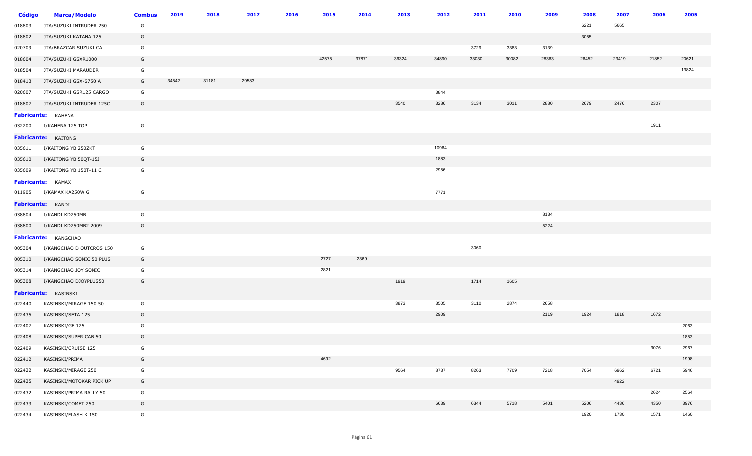| Código | Marca/Modelo | Combus | 2019 | 2018 | 2017 | 2016 | 2015 | 2014 | 2013 | 2012 | 2011 | 2010 | 2009 | 2008 | 2007 | 2006 | 2005 |
|---|---|---|---|---|---|---|---|---|---|---|---|---|---|---|---|---|---|
| 018803 | JTA/SUZUKI INTRUDER 250 | G | | | | | | | | | | | | 6221 | 5665 | | |
| 018802 | JTA/SUZUKI KATANA 125 | G | | | | | | | | | | | | 3055 | | | |
| 020709 | JTA/BRAZCAR SUZUKI CA | G | | | | | | | | | 3729 | 3383 | 3139 | | | | |
| 018604 | JTA/SUZUKI GSXR1000 | G | | | | | 42575 | 37871 | 36324 | 34890 | 33030 | 30082 | 28363 | 26452 | 23419 | 21852 | 20621 |
| 018504 | JTA/SUZUKI MARAUDER | G | | | | | | | | | | | | | | | 13824 |
| 018413 | JTA/SUZUKI GSX-S750 A | G | 34542 | 31181 | 29583 | | | | | | | | | | | | |
| 020607 | JTA/SUZUKI GSR125 CARGO | G | | | | | | | | 3844 | | | | | | | |
| 018807 | JTA/SUZUKI INTRUDER 125C | G | | | | | | | 3540 | 3286 | 3134 | 3011 | 2880 | 2679 | 2476 | 2307 | |
| **Fabricante:** | KAHENA | | | | | | | | | | | | | | | | |
| 032200 | I/KAHENA 125 TOP | G | | | | | | | | | | | | | | 1911 | |
| **Fabricante:** | KAITONG | | | | | | | | | | | | | | | | |
| 035611 | I/KAITONG YB 250ZKT | G | | | | | | | | 10964 | | | | | | | |
| 035610 | I/KAITONG YB 50QT-15J | G | | | | | | | | 1883 | | | | | | | |
| 035609 | I/KAITONG YB 150T-11 C | G | | | | | | | | 2956 | | | | | | | |
| **Fabricante:** | KAMAX | | | | | | | | | | | | | | | | |
| 011905 | I/KAMAX KA250W G | G | | | | | | | | 7771 | | | | | | | |
| **Fabricante:** | KANDI | | | | | | | | | | | | | | | | |
| 038804 | I/KANDI KD250MB | G | | | | | | | | | | | 8134 | | | | |
| 038800 | I/KANDI KD250MB2 2009 | G | | | | | | | | | | | 5224 | | | | |
| **Fabricante:** | KANGCHAO | | | | | | | | | | | | | | | | |
| 005304 | I/KANGCHAO D OUTCROS 150 | G | | | | | | | | | 3060 | | | | | | |
| 005310 | I/KANGCHAO SONIC 50 PLUS | G | | | | | 2727 | 2369 | | | | | | | | | |
| 005314 | I/KANGCHAO JOY SONIC | G | | | | | 2821 | | | | | | | | | | |
| 005308 | I/KANGCHAO DJOYPLUS50 | G | | | | | | | 1919 | | 1714 | 1605 | | | | | |
| **Fabricante:** | KASINSKI | | | | | | | | | | | | | | | | |
| 022440 | KASINSKI/MIRAGE 150 50 | G | | | | | | | 3873 | 3505 | 3110 | 2874 | 2658 | | | | |
| 022435 | KASINSKI/SETA 125 | G | | | | | | | | 2909 | | | 2119 | 1924 | 1818 | 1672 | |
| 022407 | KASINSKI/GF 125 | G | | | | | | | | | | | | | | | 2063 |
| 022408 | KASINSKI/SUPER CAB 50 | G | | | | | | | | | | | | | | | 1853 |
| 022409 | KASINSKI/CRUISE 125 | G | | | | | | | | | | | | | | 3076 | 2967 |
| 022412 | KASINSKI/PRIMA | G | | | | | 4692 | | | | | | | | | | 1998 |
| 022422 | KASINSKI/MIRAGE 250 | G | | | | | | | 9564 | 8737 | 8263 | 7709 | 7218 | 7054 | 6962 | 6721 | 5946 |
| 022425 | KASINSKI/MOTOKAR PICK UP | G | | | | | | | | | | | | | 4922 | | |
| 022432 | KASINSKI/PRIMA RALLY 50 | G | | | | | | | | | | | | | | 2624 | 2564 |
| 022433 | KASINSKI/COMET 250 | G | | | | | | | | 6639 | 6344 | 5718 | 5401 | 5206 | 4436 | 4350 | 3976 |
| 022434 | KASINSKI/FLASH K 150 | G | | | | | | | | | | | | 1920 | 1730 | 1571 | 1460 |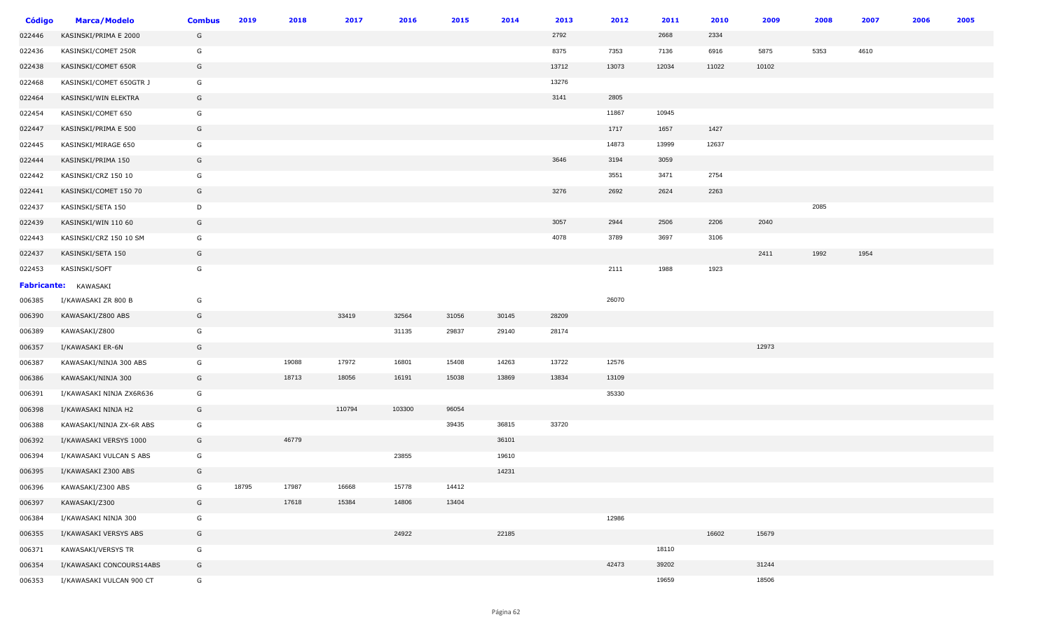| Código | Marca/Modelo | Combus | 2019 | 2018 | 2017 | 2016 | 2015 | 2014 | 2013 | 2012 | 2011 | 2010 | 2009 | 2008 | 2007 | 2006 | 2005 |
|---|---|---|---|---|---|---|---|---|---|---|---|---|---|---|---|---|---|
| 022446 | KASINSKI/PRIMA E 2000 | G | | | | | | | 2792 | | 2668 | 2334 | | | | | |
| 022436 | KASINSKI/COMET 250R | G | | | | | | | 8375 | 7353 | 7136 | 6916 | 5875 | 5353 | 4610 | | |
| 022438 | KASINSKI/COMET 650R | G | | | | | | | 13712 | 13073 | 12034 | 11022 | 10102 | | | | |
| 022468 | KASINSKI/COMET 650GTR J | G | | | | | | | 13276 | | | | | | | | |
| 022464 | KASINSKI/WIN ELEKTRA | G | | | | | | | 3141 | 2805 | | | | | | | |
| 022454 | KASINSKI/COMET 650 | G | | | | | | | | 11867 | 10945 | | | | | | |
| 022447 | KASINSKI/PRIMA E 500 | G | | | | | | | | 1717 | 1657 | 1427 | | | | | |
| 022445 | KASINSKI/MIRAGE 650 | G | | | | | | | | 14873 | 13999 | 12637 | | | | | |
| 022444 | KASINSKI/PRIMA 150 | G | | | | | | | 3646 | 3194 | 3059 | | | | | | |
| 022442 | KASINSKI/CRZ 150 10 | G | | | | | | | | 3551 | 3471 | 2754 | | | | | |
| 022441 | KASINSKI/COMET 150 70 | G | | | | | | | 3276 | 2692 | 2624 | 2263 | | | | | |
| 022437 | KASINSKI/SETA 150 | D | | | | | | | | | | | | 2085 | | | |
| 022439 | KASINSKI/WIN 110 60 | G | | | | | | | 3057 | 2944 | 2506 | 2206 | 2040 | | | | |
| 022443 | KASINSKI/CRZ 150 10 SM | G | | | | | | | 4078 | 3789 | 3697 | 3106 | | | | | |
| 022437 | KASINSKI/SETA 150 | G | | | | | | | | | | | 2411 | 1992 | 1954 | | |
| 022453 | KASINSKI/SOFT | G | | | | | | | | 2111 | 1988 | 1923 | | | | | |
| **Fabricante:** | KAWASAKI | | | | | | | | | | | | | | | | |
| 006385 | I/KAWASAKI ZR 800 B | G | | | | | | | | 26070 | | | | | | | |
| 006390 | KAWASAKI/Z800 ABS | G | | | 33419 | 32564 | 31056 | 30145 | 28209 | | | | | | | | |
| 006389 | KAWASAKI/Z800 | G | | | | 31135 | 29837 | 29140 | 28174 | | | | | | | | |
| 006357 | I/KAWASAKI ER-6N | G | | | | | | | | | | | 12973 | | | | |
| 006387 | KAWASAKI/NINJA 300 ABS | G | | 19088 | 17972 | 16801 | 15408 | 14263 | 13722 | 12576 | | | | | | | |
| 006386 | KAWASAKI/NINJA 300 | G | | 18713 | 18056 | 16191 | 15038 | 13869 | 13834 | 13109 | | | | | | | |
| 006391 | I/KAWASAKI NINJA ZX6R636 | G | | | | | | | | 35330 | | | | | | | |
| 006398 | I/KAWASAKI NINJA H2 | G | | | 110794 | 103300 | 96054 | | | | | | | | | | |
| 006388 | KAWASAKI/NINJA ZX-6R ABS | G | | | | | 39435 | 36815 | 33720 | | | | | | | | |
| 006392 | I/KAWASAKI VERSYS 1000 | G | | 46779 | | | | 36101 | | | | | | | | | |
| 006394 | I/KAWASAKI VULCAN S ABS | G | | | | 23855 | | 19610 | | | | | | | | | |
| 006395 | I/KAWASAKI Z300 ABS | G | | | | | | 14231 | | | | | | | | | |
| 006396 | KAWASAKI/Z300 ABS | G | 18795 | 17987 | 16668 | 15778 | 14412 | | | | | | | | | | |
| 006397 | KAWASAKI/Z300 | G | | 17618 | 15384 | 14806 | 13404 | | | | | | | | | | |
| 006384 | I/KAWASAKI NINJA 300 | G | | | | | | | | 12986 | | | | | | | |
| 006355 | I/KAWASAKI VERSYS ABS | G | | | | 24922 | | 22185 | | | | 16602 | 15679 | | | | |
| 006371 | KAWASAKI/VERSYS TR | G | | | | | | | | | 18110 | | | | | | |
| 006354 | I/KAWASAKI CONCOURS14ABS | G | | | | | | | | 42473 | 39202 | | 31244 | | | | |
| 006353 | I/KAWASAKI VULCAN 900 CT | G | | | | | | | | | 19659 | | 18506 | | | | |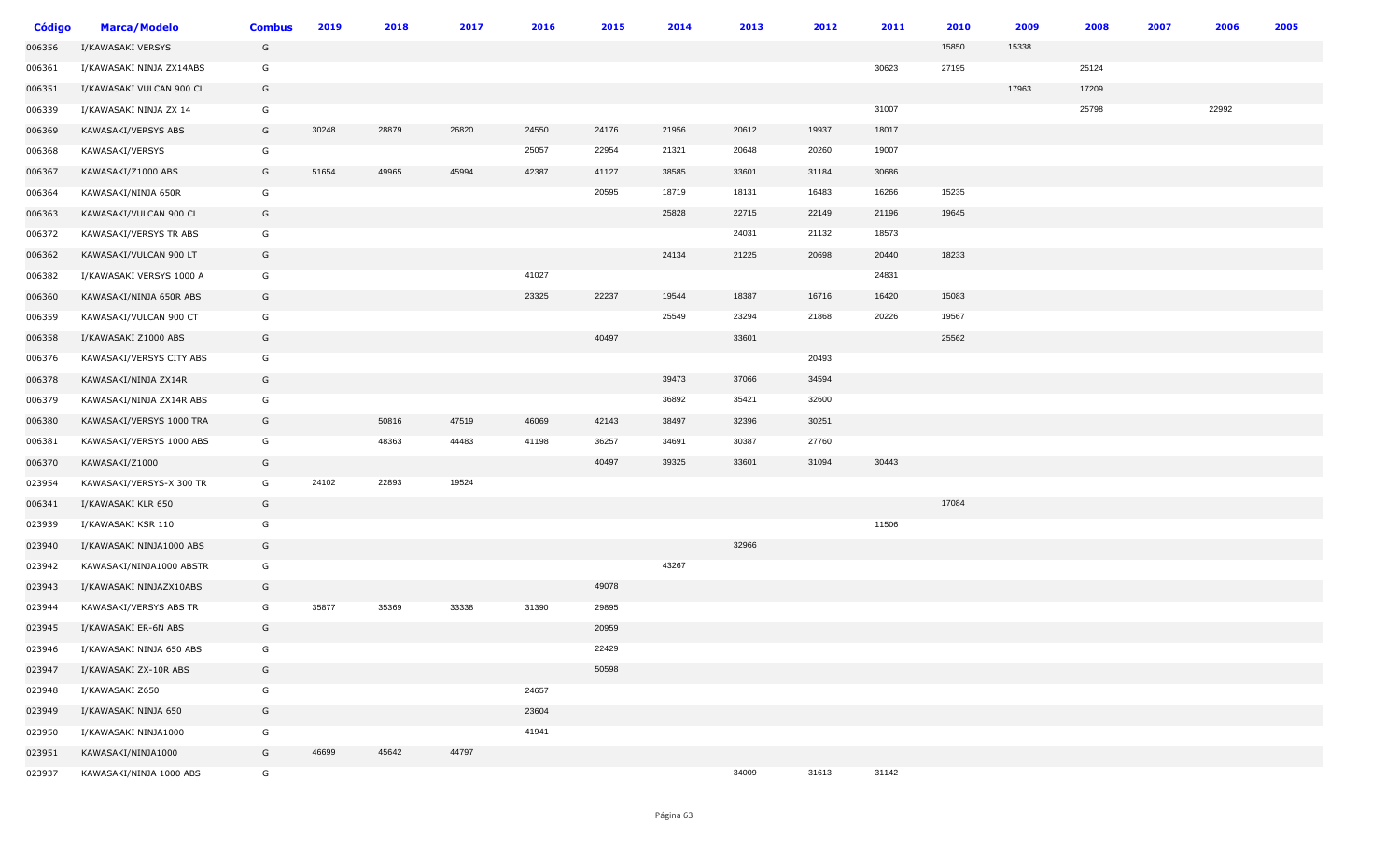| Código | Marca/Modelo | Combus | 2019 | 2018 | 2017 | 2016 | 2015 | 2014 | 2013 | 2012 | 2011 | 2010 | 2009 | 2008 | 2007 | 2006 | 2005 |
|---|---|---|---|---|---|---|---|---|---|---|---|---|---|---|---|---|---|
| 006356 | I/KAWASAKI VERSYS | G | | | | | | | | | | 15850 | 15338 | | | | |
| 006361 | I/KAWASAKI NINJA ZX14ABS | G | | | | | | | | | 30623 | 27195 | | 25124 | | | |
| 006351 | I/KAWASAKI VULCAN 900 CL | G | | | | | | | | | | | 17963 | 17209 | | | |
| 006339 | I/KAWASAKI NINJA ZX 14 | G | | | | | | | | | 31007 | | | 25798 | | 22992 | |
| 006369 | KAWASAKI/VERSYS ABS | G | 30248 | 28879 | 26820 | 24550 | 24176 | 21956 | 20612 | 19937 | 18017 | | | | | | |
| 006368 | KAWASAKI/VERSYS | G | | | | 25057 | 22954 | 21321 | 20648 | 20260 | 19007 | | | | | | |
| 006367 | KAWASAKI/Z1000 ABS | G | 51654 | 49965 | 45994 | 42387 | 41127 | 38585 | 33601 | 31184 | 30686 | | | | | | |
| 006364 | KAWASAKI/NINJA 650R | G | | | | | 20595 | 18719 | 18131 | 16483 | 16266 | 15235 | | | | | |
| 006363 | KAWASAKI/VULCAN 900 CL | G | | | | | | 25828 | 22715 | 22149 | 21196 | 19645 | | | | | |
| 006372 | KAWASAKI/VERSYS TR ABS | G | | | | | | | 24031 | 21132 | 18573 | | | | | | |
| 006362 | KAWASAKI/VULCAN 900 LT | G | | | | | | 24134 | 21225 | 20698 | 20440 | 18233 | | | | | |
| 006382 | I/KAWASAKI VERSYS 1000 A | G | | | | 41027 | | | | | 24831 | | | | | | |
| 006360 | KAWASAKI/NINJA 650R ABS | G | | | | 23325 | 22237 | 19544 | 18387 | 16716 | 16420 | 15083 | | | | | |
| 006359 | KAWASAKI/VULCAN 900 CT | G | | | | | | 25549 | 23294 | 21868 | 20226 | 19567 | | | | | |
| 006358 | I/KAWASAKI Z1000 ABS | G | | | | | 40497 | | 33601 | | | 25562 | | | | | |
| 006376 | KAWASAKI/VERSYS CITY ABS | G | | | | | | | | 20493 | | | | | | | |
| 006378 | KAWASAKI/NINJA ZX14R | G | | | | | | 39473 | 37066 | 34594 | | | | | | | |
| 006379 | KAWASAKI/NINJA ZX14R ABS | G | | | | | | 36892 | 35421 | 32600 | | | | | | | |
| 006380 | KAWASAKI/VERSYS 1000 TRA | G | | 50816 | 47519 | 46069 | 42143 | 38497 | 32396 | 30251 | | | | | | | |
| 006381 | KAWASAKI/VERSYS 1000 ABS | G | | 48363 | 44483 | 41198 | 36257 | 34691 | 30387 | 27760 | | | | | | | |
| 006370 | KAWASAKI/Z1000 | G | | | | | 40497 | 39325 | 33601 | 31094 | 30443 | | | | | | |
| 023954 | KAWASAKI/VERSYS-X 300 TR | G | 24102 | 22893 | 19524 | | | | | | | | | | | | |
| 006341 | I/KAWASAKI KLR 650 | G | | | | | | | | | | 17084 | | | | | |
| 023939 | I/KAWASAKI KSR 110 | G | | | | | | | | | 11506 | | | | | | |
| 023940 | I/KAWASAKI NINJA1000 ABS | G | | | | | | | 32966 | | | | | | | | |
| 023942 | KAWASAKI/NINJA1000 ABSTR | G | | | | | | 43267 | | | | | | | | | |
| 023943 | I/KAWASAKI NINJAZX10ABS | G | | | | | 49078 | | | | | | | | | | |
| 023944 | KAWASAKI/VERSYS ABS TR | G | 35877 | 35369 | 33338 | 31390 | 29895 | | | | | | | | | | |
| 023945 | I/KAWASAKI ER-6N ABS | G | | | | | 20959 | | | | | | | | | | |
| 023946 | I/KAWASAKI NINJA 650 ABS | G | | | | | 22429 | | | | | | | | | | |
| 023947 | I/KAWASAKI ZX-10R ABS | G | | | | | 50598 | | | | | | | | | | |
| 023948 | I/KAWASAKI Z650 | G | | | | 24657 | | | | | | | | | | | |
| 023949 | I/KAWASAKI NINJA 650 | G | | | | 23604 | | | | | | | | | | | |
| 023950 | I/KAWASAKI NINJA1000 | G | | | | 41941 | | | | | | | | | | | |
| 023951 | KAWASAKI/NINJA1000 | G | 46699 | 45642 | 44797 | | | | | | | | | | | | |
| 023937 | KAWASAKI/NINJA 1000 ABS | G | | | | | | | 34009 | 31613 | 31142 | | | | | | |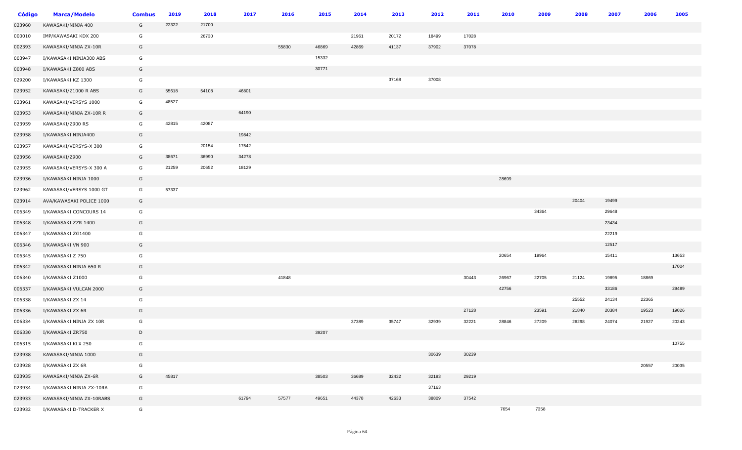| Código | Marca/Modelo | Combus | 2019 | 2018 | 2017 | 2016 | 2015 | 2014 | 2013 | 2012 | 2011 | 2010 | 2009 | 2008 | 2007 | 2006 | 2005 |
|---|---|---|---|---|---|---|---|---|---|---|---|---|---|---|---|---|---|
| 023960 | KAWASAKI/NINJA 400 | G | 22322 | 21700 | | | | | | | | | | | | | |
| 000010 | IMP/KAWASAKI KDX 200 | G | | 26730 | | | | 21961 | 20172 | 18499 | 17028 | | | | | | |
| 002393 | KAWASAKI/NINJA ZX-10R | G | | | | 55830 | 46869 | 42869 | 41137 | 37902 | 37078 | | | | | | |
| 003947 | I/KAWASAKI NINJA300 ABS | G | | | | | 15332 | | | | | | | | | | |
| 003948 | I/KAWASAKI Z800 ABS | G | | | | | 30771 | | | | | | | | | | |
| 029200 | I/KAWASAKI KZ 1300 | G | | | | | | | 37168 | 37008 | | | | | | | |
| 023952 | KAWASAKI/Z1000 R ABS | G | 55618 | 54108 | 46801 | | | | | | | | | | | | |
| 023961 | KAWASAKI/VERSYS 1000 | G | 48527 | | | | | | | | | | | | | | |
| 023953 | KAWASAKI/NINJA ZX-10R R | G | | | 64190 | | | | | | | | | | | | |
| 023959 | KAWASAKI/Z900 RS | G | 42815 | 42087 | | | | | | | | | | | | | |
| 023958 | I/KAWASAKI NINJA400 | G | | | 19842 | | | | | | | | | | | | |
| 023957 | KAWASAKI/VERSYS-X 300 | G | | 20154 | 17542 | | | | | | | | | | | | |
| 023956 | KAWASAKI/Z900 | G | 38671 | 36990 | 34278 | | | | | | | | | | | | |
| 023955 | KAWASAKI/VERSYS-X 300 A | G | 21259 | 20652 | 18129 | | | | | | | | | | | | |
| 023936 | I/KAWASAKI NINJA 1000 | G | | | | | | | | | | 28699 | | | | | |
| 023962 | KAWASAKI/VERSYS 1000 GT | G | 57337 | | | | | | | | | | | | | | |
| 023914 | AVA/KAWASAKI POLICE 1000 | G | | | | | | | | | | | | 20404 | 19499 | | |
| 006349 | I/KAWASAKI CONCOURS 14 | G | | | | | | | | | | | 34364 | | 29648 | | |
| 006348 | I/KAWASAKI ZZR 1400 | G | | | | | | | | | | | | | 23434 | | |
| 006347 | I/KAWASAKI ZG1400 | G | | | | | | | | | | | | | 22219 | | |
| 006346 | I/KAWASAKI VN 900 | G | | | | | | | | | | | | | 12517 | | |
| 006345 | I/KAWASAKI Z 750 | G | | | | | | | | | | 20654 | 19964 | | 15411 | | 13653 |
| 006342 | I/KAWASAKI NINJA 650 R | G | | | | | | | | | | | | | | | 17004 |
| 006340 | I/KAWASAKI Z1000 | G | | | | 41848 | | | | | 30443 | 26967 | 22705 | 21124 | 19695 | 18869 | |
| 006337 | I/KAWASAKI VULCAN 2000 | G | | | | | | | | | | 42756 | | | 33186 | | 29489 |
| 006338 | I/KAWASAKI ZX 14 | G | | | | | | | | | | | | 25552 | 24134 | 22365 | |
| 006336 | I/KAWASAKI ZX 6R | G | | | | | | | | | 27128 | | 23591 | 21840 | 20384 | 19523 | 19026 |
| 006334 | I/KAWASAKI NINJA ZX 10R | G | | | | | | 37389 | 35747 | 32939 | 32221 | 28846 | 27209 | 26298 | 24074 | 21927 | 20243 |
| 006330 | I/KAWASAKI ZR750 | D | | | | | 39207 | | | | | | | | | | |
| 006315 | I/KAWASAKI KLX 250 | G | | | | | | | | | | | | | | | 10755 |
| 023938 | KAWASAKI/NINJA 1000 | G | | | | | | | | 30639 | 30239 | | | | | | |
| 023928 | I/KAWASAKI ZX 6R | G | | | | | | | | | | | | | | 20557 | 20035 |
| 023935 | KAWASAKI/NINJA ZX-6R | G | 45817 | | | | 38503 | 36689 | 32432 | 32193 | 29219 | | | | | | |
| 023934 | I/KAWASAKI NINJA ZX-10RA | G | | | | | | | | 37163 | | | | | | | |
| 023933 | KAWASAKI/NINJA ZX-10RABS | G | | | 61794 | 57577 | 49651 | 44378 | 42633 | 38809 | 37542 | | | | | | |
| 023932 | I/KAWASAKI D-TRACKER X | G | | | | | | | | | | 7654 | 7358 | | | | |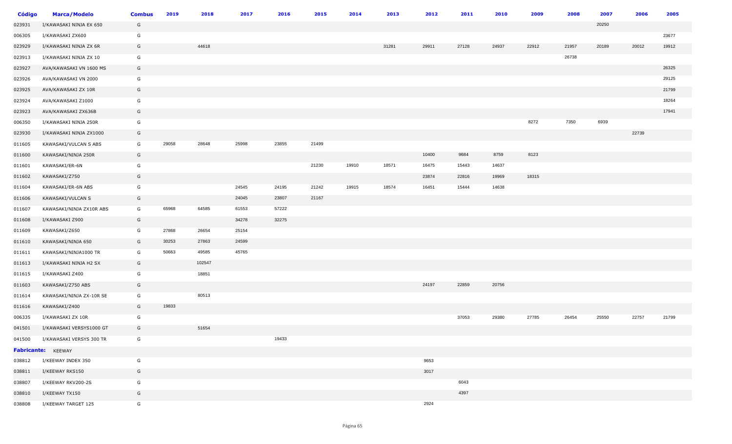| Código | Marca/Modelo | Combus | 2019 | 2018 | 2017 | 2016 | 2015 | 2014 | 2013 | 2012 | 2011 | 2010 | 2009 | 2008 | 2007 | 2006 | 2005 |
|---|---|---|---|---|---|---|---|---|---|---|---|---|---|---|---|---|---|
| 023931 | I/KAWASAKI NINJA EX 650 | G | | | | | | | | | | | | | 20250 | | |
| 006305 | I/KAWASAKI ZX600 | G | | | | | | | | | | | | | | | 23677 |
| 023929 | I/KAWASAKI NINJA ZX 6R | G | | 44618 | | | | | 31281 | 29911 | 27128 | 24937 | 22912 | 21957 | 20189 | 20012 | 19912 |
| 023913 | I/KAWASAKI NINJA ZX 10 | G | | | | | | | | | | | | 26738 | | | |
| 023927 | AVA/KAWASAKI VN 1600 MS | G | | | | | | | | | | | | | | | 26325 |
| 023926 | AVA/KAWASAKI VN 2000 | G | | | | | | | | | | | | | | | 29125 |
| 023925 | AVA/KAWASAKI ZX 10R | G | | | | | | | | | | | | | | | 21799 |
| 023924 | AVA/KAWASAKI Z1000 | G | | | | | | | | | | | | | | | 18264 |
| 023923 | AVA/KAWASAKI ZX636B | G | | | | | | | | | | | | | | | 17941 |
| 006350 | I/KAWASAKI NINJA 250R | G | | | | | | | | | | | 8272 | 7350 | 6939 | | |
| 023930 | I/KAWASAKI NINJA ZX1000 | G | | | | | | | | | | | | | | 22739 | |
| 011605 | KAWASAKI/VULCAN S ABS | G | 29058 | 28648 | 25998 | 23855 | 21499 | | | | | | | | | | |
| 011600 | KAWASAKI/NINJA 250R | G | | | | | | | | 10400 | 9684 | 8759 | 8123 | | | | |
| 011601 | KAWASAKI/ER-6N | G | | | | | 21230 | 19910 | 18571 | 16475 | 15443 | 14637 | | | | | |
| 011602 | KAWASAKI/Z750 | G | | | | | | | | 23874 | 22816 | 19969 | 18315 | | | | |
| 011604 | KAWASAKI/ER-6N ABS | G | | | 24545 | 24195 | 21242 | 19915 | 18574 | 16451 | 15444 | 14638 | | | | | |
| 011606 | KAWASAKI/VULCAN S | G | | | 24045 | 23807 | 21167 | | | | | | | | | | |
| 011607 | KAWASAKI/NINJA ZX10R ABS | G | 65968 | 64585 | 61553 | 57222 | | | | | | | | | | | |
| 011608 | I/KAWASAKI Z900 | G | | | 34278 | 32275 | | | | | | | | | | | |
| 011609 | KAWASAKI/Z650 | G | 27868 | 26654 | 25154 | | | | | | | | | | | | |
| 011610 | KAWASAKI/NINJA 650 | G | 30253 | 27863 | 24599 | | | | | | | | | | | | |
| 011611 | KAWASAKI/NINJA1000 TR | G | 50663 | 49585 | 45765 | | | | | | | | | | | | |
| 011613 | I/KAWASAKI NINJA H2 SX | G | | 102547 | | | | | | | | | | | | | |
| 011615 | I/KAWASAKI Z400 | G | | 18851 | | | | | | | | | | | | | |
| 011603 | KAWASAKI/Z750 ABS | G | | | | | | | | 24197 | 22859 | 20756 | | | | | |
| 011614 | KAWASAKI/NINJA ZX-10R SE | G | | 80513 | | | | | | | | | | | | | |
| 011616 | KAWASAKI/Z400 | G | 19833 | | | | | | | | | | | | | | |
| 006335 | I/KAWASAKI ZX 10R | G | | | | | | | | | 37053 | 29380 | 27785 | 26454 | 25550 | 22757 | 21799 |
| 041501 | I/KAWASAKI VERSYS1000 GT | G | | 51654 | | | | | | | | | | | | | |
| 041500 | I/KAWASAKI VERSYS 300 TR | G | | | | 19433 | | | | | | | | | | | |
| **Fabricante:** | KEEWAY | | | | | | | | | | | | | | | | |
| 038812 | I/KEEWAY INDEX 350 | G | | | | | | | | 9653 | | | | | | | |
| 038811 | I/KEEWAY RKS150 | G | | | | | | | | 3017 | | | | | | | |
| 038807 | I/KEEWAY RKV200-2S | G | | | | | | | | | 6043 | | | | | | |
| 038810 | I/KEEWAY TX150 | G | | | | | | | | | 4397 | | | | | | |
| 038808 | I/KEEWAY TARGET 125 | G | | | | | | | | 2924 | | | | | | | |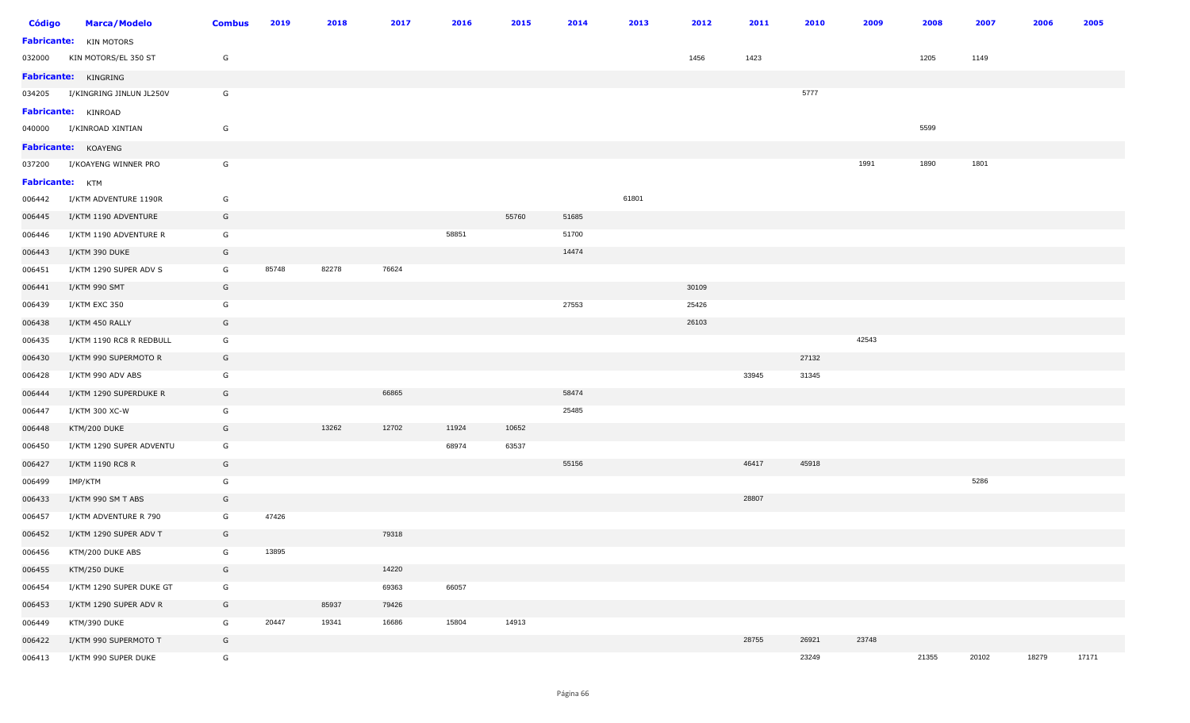| Código | Marca/Modelo | Combus | 2019 | 2018 | 2017 | 2016 | 2015 | 2014 | 2013 | 2012 | 2011 | 2010 | 2009 | 2008 | 2007 | 2006 | 2005 |
|---|---|---|---|---|---|---|---|---|---|---|---|---|---|---|---|---|---|
| **Fabricante:** | KIN MOTORS | | | | | | | | | | | | | | | | |
| 032000 | KIN MOTORS/EL 350 ST | G | | | | | | | | 1456 | 1423 | | | 1205 | 1149 | | |
| **Fabricante:** | KINGRING | | | | | | | | | | | | | | | | |
| 034205 | I/KINGRING JINLUN JL250V | G | | | | | | | | | | 5777 | | | | | |
| **Fabricante:** | KINROAD | | | | | | | | | | | | | | | | |
| 040000 | I/KINROAD XINTIAN | G | | | | | | | | | | | | 5599 | | | |
| **Fabricante:** | KOAYENG | | | | | | | | | | | | | | | | |
| 037200 | I/KOAYENG WINNER PRO | G | | | | | | | | | | | 1991 | 1890 | 1801 | | |
| **Fabricante:** | KTM | | | | | | | | | | | | | | | | |
| 006442 | I/KTM ADVENTURE 1190R | G | | | | | | | 61801 | | | | | | | | |
| 006445 | I/KTM 1190 ADVENTURE | G | | | | | 55760 | 51685 | | | | | | | | | |
| 006446 | I/KTM 1190 ADVENTURE R | G | | | | 58851 | | 51700 | | | | | | | | | |
| 006443 | I/KTM 390 DUKE | G | | | | | | 14474 | | | | | | | | | |
| 006451 | I/KTM 1290 SUPER ADV S | G | 85748 | 82278 | 76624 | | | | | | | | | | | | |
| 006441 | I/KTM 990 SMT | G | | | | | | | | 30109 | | | | | | | |
| 006439 | I/KTM EXC 350 | G | | | | | | 27553 | | 25426 | | | | | | | |
| 006438 | I/KTM 450 RALLY | G | | | | | | | | 26103 | | | | | | | |
| 006435 | I/KTM 1190 RC8 R REDBULL | G | | | | | | | | | | | 42543 | | | | |
| 006430 | I/KTM 990 SUPERMOTO R | G | | | | | | | | | | 27132 | | | | | |
| 006428 | I/KTM 990 ADV ABS | G | | | | | | | | | 33945 | 31345 | | | | | |
| 006444 | I/KTM 1290 SUPERDUKE R | G | | | 66865 | | | 58474 | | | | | | | | | |
| 006447 | I/KTM 300 XC-W | G | | | | | | 25485 | | | | | | | | | |
| 006448 | KTM/200 DUKE | G | | 13262 | 12702 | 11924 | 10652 | | | | | | | | | | |
| 006450 | I/KTM 1290 SUPER ADVENTU | G | | | | 68974 | 63537 | | | | | | | | | | |
| 006427 | I/KTM 1190 RC8 R | G | | | | | | 55156 | | | 46417 | 45918 | | | | | |
| 006499 | IMP/KTM | G | | | | | | | | | | | | | 5286 | | |
| 006433 | I/KTM 990 SM T ABS | G | | | | | | | | | 28807 | | | | | | |
| 006457 | I/KTM ADVENTURE R 790 | G | 47426 | | | | | | | | | | | | | | |
| 006452 | I/KTM 1290 SUPER ADV T | G | | | 79318 | | | | | | | | | | | | |
| 006456 | KTM/200 DUKE ABS | G | 13895 | | | | | | | | | | | | | | |
| 006455 | KTM/250 DUKE | G | | | 14220 | | | | | | | | | | | | |
| 006454 | I/KTM 1290 SUPER DUKE GT | G | | | 69363 | 66057 | | | | | | | | | | | |
| 006453 | I/KTM 1290 SUPER ADV R | G | | 85937 | 79426 | | | | | | | | | | | | |
| 006449 | KTM/390 DUKE | G | 20447 | 19341 | 16686 | 15804 | 14913 | | | | | | | | | | |
| 006422 | I/KTM 990 SUPERMOTO T | G | | | | | | | | | 28755 | 26921 | 23748 | | | | |
| 006413 | I/KTM 990 SUPER DUKE | G | | | | | | | | | | 23249 | | 21355 | 20102 | 18279 | 17171 |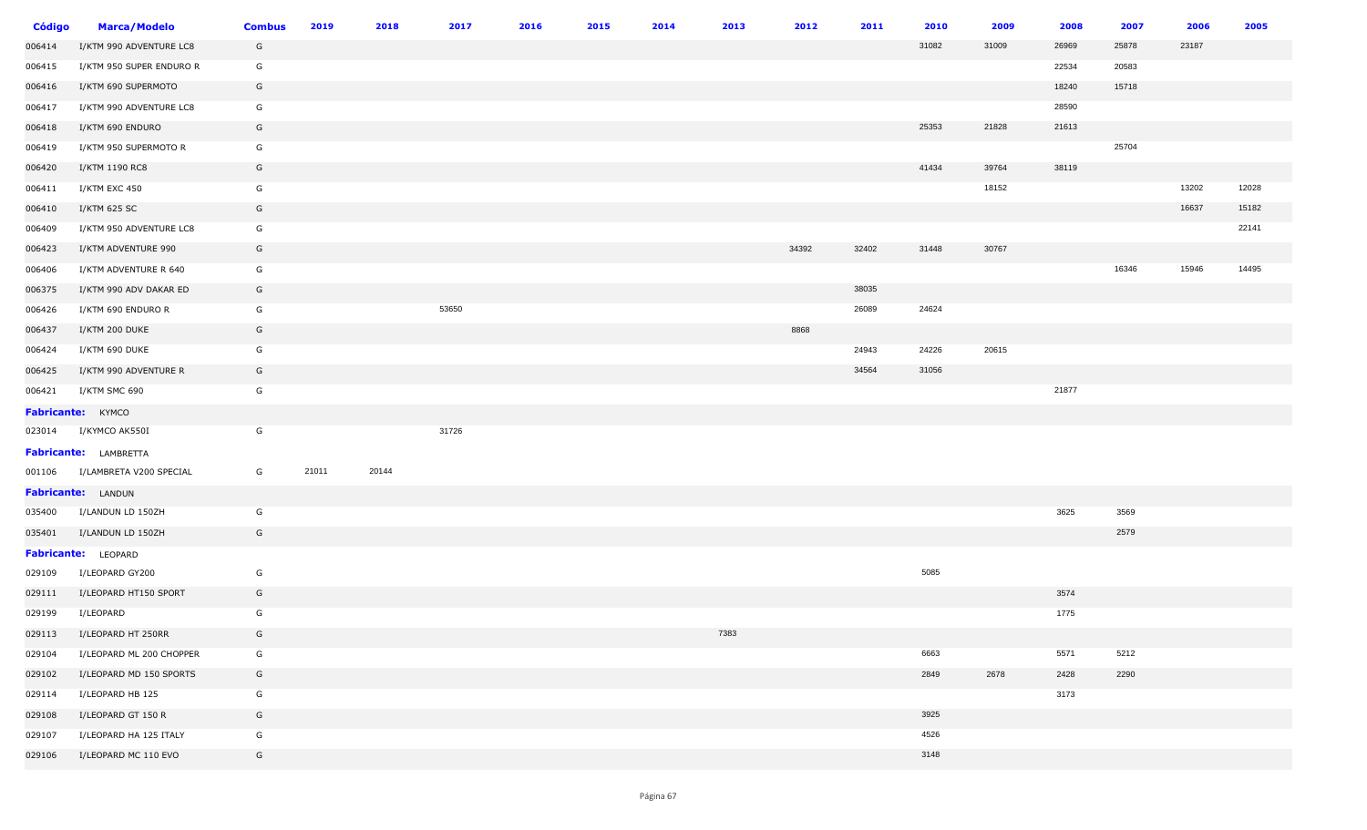| Código | Marca/Modelo | Combus | 2019 | 2018 | 2017 | 2016 | 2015 | 2014 | 2013 | 2012 | 2011 | 2010 | 2009 | 2008 | 2007 | 2006 | 2005 |
|---|---|---|---|---|---|---|---|---|---|---|---|---|---|---|---|---|---|
| 006414 | I/KTM 990 ADVENTURE LC8 | G | | | | | | | | | | 31082 | 31009 | 26969 | 25878 | 23187 | |
| 006415 | I/KTM 950 SUPER ENDURO R | G | | | | | | | | | | | | 22534 | 20583 | | |
| 006416 | I/KTM 690 SUPERMOTO | G | | | | | | | | | | | | 18240 | 15718 | | |
| 006417 | I/KTM 990 ADVENTURE LC8 | G | | | | | | | | | | | | 28590 | | | |
| 006418 | I/KTM 690 ENDURO | G | | | | | | | | | | 25353 | 21828 | 21613 | | | |
| 006419 | I/KTM 950 SUPERMOTO R | G | | | | | | | | | | | | | 25704 | | |
| 006420 | I/KTM 1190 RC8 | G | | | | | | | | | | 41434 | 39764 | 38119 | | | |
| 006411 | I/KTM EXC 450 | G | | | | | | | | | | | 18152 | | | 13202 | 12028 |
| 006410 | I/KTM 625 SC | G | | | | | | | | | | | | | | 16637 | 15182 |
| 006409 | I/KTM 950 ADVENTURE LC8 | G | | | | | | | | | | | | | | | 22141 |
| 006423 | I/KTM ADVENTURE 990 | G | | | | | | | | 34392 | 32402 | 31448 | 30767 | | | | |
| 006406 | I/KTM ADVENTURE R 640 | G | | | | | | | | | | | | | 16346 | 15946 | 14495 |
| 006375 | I/KTM 990 ADV DAKAR ED | G | | | | | | | | | 38035 | | | | | | |
| 006426 | I/KTM 690 ENDURO R | G | | | 53650 | | | | | | 26089 | 24624 | | | | | |
| 006437 | I/KTM 200 DUKE | G | | | | | | | | 8868 | | | | | | | |
| 006424 | I/KTM 690 DUKE | G | | | | | | | | | 24943 | 24226 | 20615 | | | | |
| 006425 | I/KTM 990 ADVENTURE R | G | | | | | | | | | 34564 | 31056 | | | | | |
| 006421 | I/KTM SMC 690 | G | | | | | | | | | | | | 21877 | | | |
| **Fabricante:** | KYMCO | | | | | | | | | | | | | | | | |
| 023014 | I/KYMCO AK550I | G | | | 31726 | | | | | | | | | | | | |
| **Fabricante:** | LAMBRETTA | | | | | | | | | | | | | | | | |
| 001106 | I/LAMBRETA V200 SPECIAL | G | 21011 | 20144 | | | | | | | | | | | | | |
| **Fabricante:** | LANDUN | | | | | | | | | | | | | | | | |
| 035400 | I/LANDUN LD 150ZH | G | | | | | | | | | | | | 3625 | 3569 | | |
| 035401 | I/LANDUN LD 150ZH | G | | | | | | | | | | | | | 2579 | | |
| **Fabricante:** | LEOPARD | | | | | | | | | | | | | | | | |
| 029109 | I/LEOPARD GY200 | G | | | | | | | | | | 5085 | | | | | |
| 029111 | I/LEOPARD HT150 SPORT | G | | | | | | | | | | | | 3574 | | | |
| 029199 | I/LEOPARD | G | | | | | | | | | | | | 1775 | | | |
| 029113 | I/LEOPARD HT 250RR | G | | | | | | | 7383 | | | | | | | | |
| 029104 | I/LEOPARD ML 200 CHOPPER | G | | | | | | | | | | 6663 | | 5571 | 5212 | | |
| 029102 | I/LEOPARD MD 150 SPORTS | G | | | | | | | | | | 2849 | 2678 | 2428 | 2290 | | |
| 029114 | I/LEOPARD HB 125 | G | | | | | | | | | | | | 3173 | | | |
| 029108 | I/LEOPARD GT 150 R | G | | | | | | | | | | 3925 | | | | | |
| 029107 | I/LEOPARD HA 125 ITALY | G | | | | | | | | | | 4526 | | | | | |
| 029106 | I/LEOPARD MC 110 EVO | G | | | | | | | | | | 3148 | | | | | |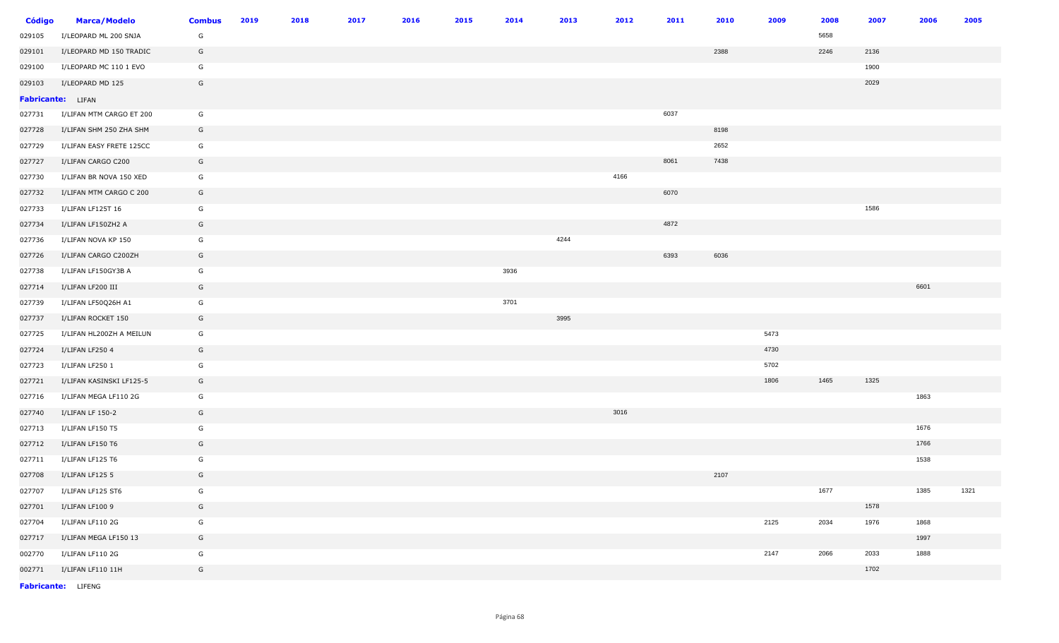| Código | Marca/Modelo | Combus | 2019 | 2018 | 2017 | 2016 | 2015 | 2014 | 2013 | 2012 | 2011 | 2010 | 2009 | 2008 | 2007 | 2006 | 2005 |
|---|---|---|---|---|---|---|---|---|---|---|---|---|---|---|---|---|---|
| 029105 | I/LEOPARD ML 200 SNJA | G | | | | | | | | | | | | 5658 | | | |
| 029101 | I/LEOPARD MD 150 TRADIC | G | | | | | | | | | | 2388 | | 2246 | 2136 | | |
| 029100 | I/LEOPARD MC 110 1 EVO | G | | | | | | | | | | | | | 1900 | | |
| 029103 | I/LEOPARD MD 125 | G | | | | | | | | | | | | | 2029 | | |
| **Fabricante:** LIFAN | | | | | | | | | | | | | | | | | |
| 027731 | I/LIFAN MTM CARGO ET 200 | G | | | | | | | | | 6037 | | | | | | |
| 027728 | I/LIFAN SHM 250 ZHA SHM | G | | | | | | | | | | 8198 | | | | | |
| 027729 | I/LIFAN EASY FRETE 125CC | G | | | | | | | | | | 2652 | | | | | |
| 027727 | I/LIFAN CARGO C200 | G | | | | | | | | | 8061 | 7438 | | | | | |
| 027730 | I/LIFAN BR NOVA 150 XED | G | | | | | | | | 4166 | | | | | | | |
| 027732 | I/LIFAN MTM CARGO C 200 | G | | | | | | | | | 6070 | | | | | | |
| 027733 | I/LIFAN LF125T 16 | G | | | | | | | | | | | | | 1586 | | |
| 027734 | I/LIFAN LF150ZH2 A | G | | | | | | | | | 4872 | | | | | | |
| 027736 | I/LIFAN NOVA KP 150 | G | | | | | | | 4244 | | | | | | | | |
| 027726 | I/LIFAN CARGO C200ZH | G | | | | | | | | | 6393 | 6036 | | | | | |
| 027738 | I/LIFAN LF150GY3B A | G | | | | | | 3936 | | | | | | | | | |
| 027714 | I/LIFAN LF200 III | G | | | | | | | | | | | | | | 6601 | |
| 027739 | I/LIFAN LF50Q26H A1 | G | | | | | | 3701 | | | | | | | | | |
| 027737 | I/LIFAN ROCKET 150 | G | | | | | | | 3995 | | | | | | | | |
| 027725 | I/LIFAN HL200ZH A MEILUN | G | | | | | | | | | | | 5473 | | | | |
| 027724 | I/LIFAN LF250 4 | G | | | | | | | | | | | 4730 | | | | |
| 027723 | I/LIFAN LF250 1 | G | | | | | | | | | | | 5702 | | | | |
| 027721 | I/LIFAN KASINSKI LF125-5 | G | | | | | | | | | | | 1806 | 1465 | 1325 | | |
| 027716 | I/LIFAN MEGA LF110 2G | G | | | | | | | | | | | | | | 1863 | |
| 027740 | I/LIFAN LF 150-2 | G | | | | | | | | 3016 | | | | | | | |
| 027713 | I/LIFAN LF150 T5 | G | | | | | | | | | | | | | | 1676 | |
| 027712 | I/LIFAN LF150 T6 | G | | | | | | | | | | | | | | 1766 | |
| 027711 | I/LIFAN LF125 T6 | G | | | | | | | | | | | | | | 1538 | |
| 027708 | I/LIFAN LF125 5 | G | | | | | | | | | | 2107 | | | | | |
| 027707 | I/LIFAN LF125 ST6 | G | | | | | | | | | | | | 1677 | | 1385 | 1321 |
| 027701 | I/LIFAN LF100 9 | G | | | | | | | | | | | | | 1578 | | |
| 027704 | I/LIFAN LF110 2G | G | | | | | | | | | | | 2125 | 2034 | 1976 | 1868 | |
| 027717 | I/LIFAN MEGA LF150 13 | G | | | | | | | | | | | | | | 1997 | |
| 002770 | I/LIFAN LF110 2G | G | | | | | | | | | | | 2147 | 2066 | 2033 | 1888 | |
| 002771 | I/LIFAN LF110 11H | G | | | | | | | | | | | | | 1702 | | |
| **Fabricante:** LIFENG | | | | | | | | | | | | | | | | | |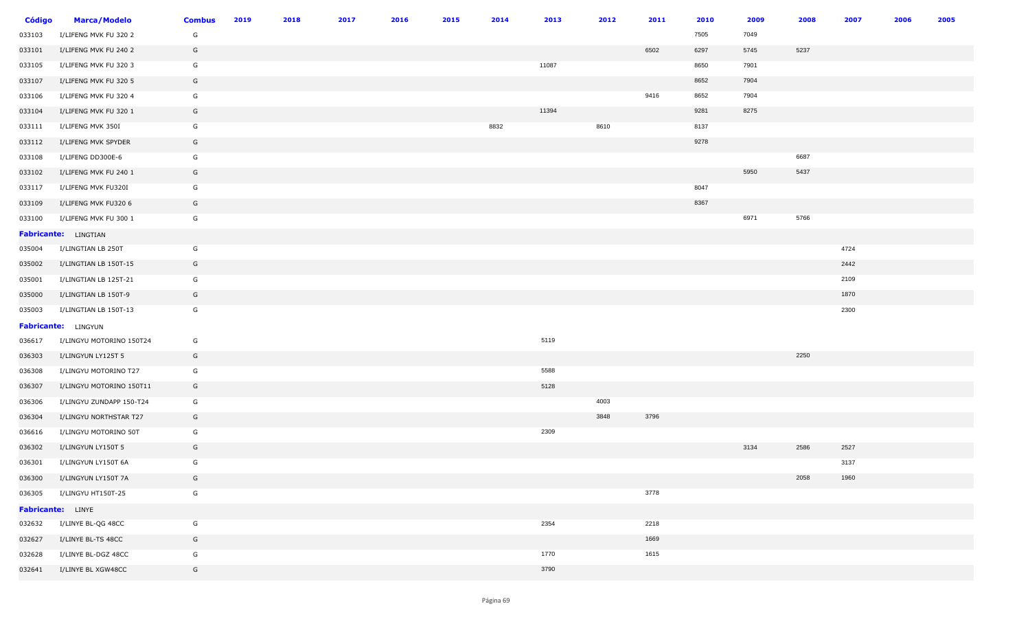| Código | Marca/Modelo | Combus | 2019 | 2018 | 2017 | 2016 | 2015 | 2014 | 2013 | 2012 | 2011 | 2010 | 2009 | 2008 | 2007 | 2006 | 2005 |
|---|---|---|---|---|---|---|---|---|---|---|---|---|---|---|---|---|---|
| 033103 | I/LIFENG MVK FU 320 2 | G | | | | | | | | | | 7505 | 7049 | | | | |
| 033101 | I/LIFENG MVK FU 240 2 | G | | | | | | | | | 6502 | 6297 | 5745 | 5237 | | | |
| 033105 | I/LIFENG MVK FU 320 3 | G | | | | | | | 11087 | | | 8650 | 7901 | | | | |
| 033107 | I/LIFENG MVK FU 320 5 | G | | | | | | | | | | 8652 | 7904 | | | | |
| 033106 | I/LIFENG MVK FU 320 4 | G | | | | | | | | | 9416 | 8652 | 7904 | | | | |
| 033104 | I/LIFENG MVK FU 320 1 | G | | | | | | | 11394 | | | 9281 | 8275 | | | | |
| 033111 | I/LIFENG MVK 350I | G | | | | | | 8832 | | 8610 | | 8137 | | | | | |
| 033112 | I/LIFENG MVK SPYDER | G | | | | | | | | | | 9278 | | | | | |
| 033108 | I/LIFENG DD300E-6 | G | | | | | | | | | | | | 6687 | | | |
| 033102 | I/LIFENG MVK FU 240 1 | G | | | | | | | | | | | 5950 | 5437 | | | |
| 033117 | I/LIFENG MVK FU320I | G | | | | | | | | | | 8047 | | | | | |
| 033109 | I/LIFENG MVK FU320 6 | G | | | | | | | | | | 8367 | | | | | |
| 033100 | I/LIFENG MVK FU 300 1 | G | | | | | | | | | | | 6971 | 5766 | | | |
| **Fabricante:** LINGTIAN | | | | | | | | | | | | | | | | | |
| 035004 | I/LINGTIAN LB 250T | G | | | | | | | | | | | | | 4724 | | |
| 035002 | I/LINGTIAN LB 150T-15 | G | | | | | | | | | | | | | 2442 | | |
| 035001 | I/LINGTIAN LB 125T-21 | G | | | | | | | | | | | | | 2109 | | |
| 035000 | I/LINGTIAN LB 150T-9 | G | | | | | | | | | | | | | 1870 | | |
| 035003 | I/LINGTIAN LB 150T-13 | G | | | | | | | | | | | | | 2300 | | |
| **Fabricante:** LINGYUN | | | | | | | | | | | | | | | | | |
| 036617 | I/LINGYU MOTORINO 150T24 | G | | | | | | | 5119 | | | | | | | | |
| 036303 | I/LINGYUN LY125T 5 | G | | | | | | | | | | | | 2250 | | | |
| 036308 | I/LINGYU MOTORINO T27 | G | | | | | | | 5588 | | | | | | | | |
| 036307 | I/LINGYU MOTORINO 150T11 | G | | | | | | | 5128 | | | | | | | | |
| 036306 | I/LINGYU ZUNDAPP 150-T24 | G | | | | | | | | 4003 | | | | | | | |
| 036304 | I/LINGYU NORTHSTAR T27 | G | | | | | | | | 3848 | 3796 | | | | | | |
| 036616 | I/LINGYU MOTORINO 50T | G | | | | | | | 2309 | | | | | | | | |
| 036302 | I/LINGYUN LY150T 5 | G | | | | | | | | | | | 3134 | 2586 | 2527 | | |
| 036301 | I/LINGYUN LY150T 6A | G | | | | | | | | | | | | | 3137 | | |
| 036300 | I/LINGYUN LY150T 7A | G | | | | | | | | | | | | 2058 | 1960 | | |
| 036305 | I/LINGYU HT150T-25 | G | | | | | | | | | 3778 | | | | | | |
| **Fabricante:** LINYE | | | | | | | | | | | | | | | | | |
| 032632 | I/LINYE BL-QG 48CC | G | | | | | | | 2354 | | 2218 | | | | | | |
| 032627 | I/LINYE BL-TS 48CC | G | | | | | | | | | 1669 | | | | | | |
| 032628 | I/LINYE BL-DGZ 48CC | G | | | | | | | 1770 | | 1615 | | | | | | |
| 032641 | I/LINYE BL XGW48CC | G | | | | | | | 3790 | | | | | | | | |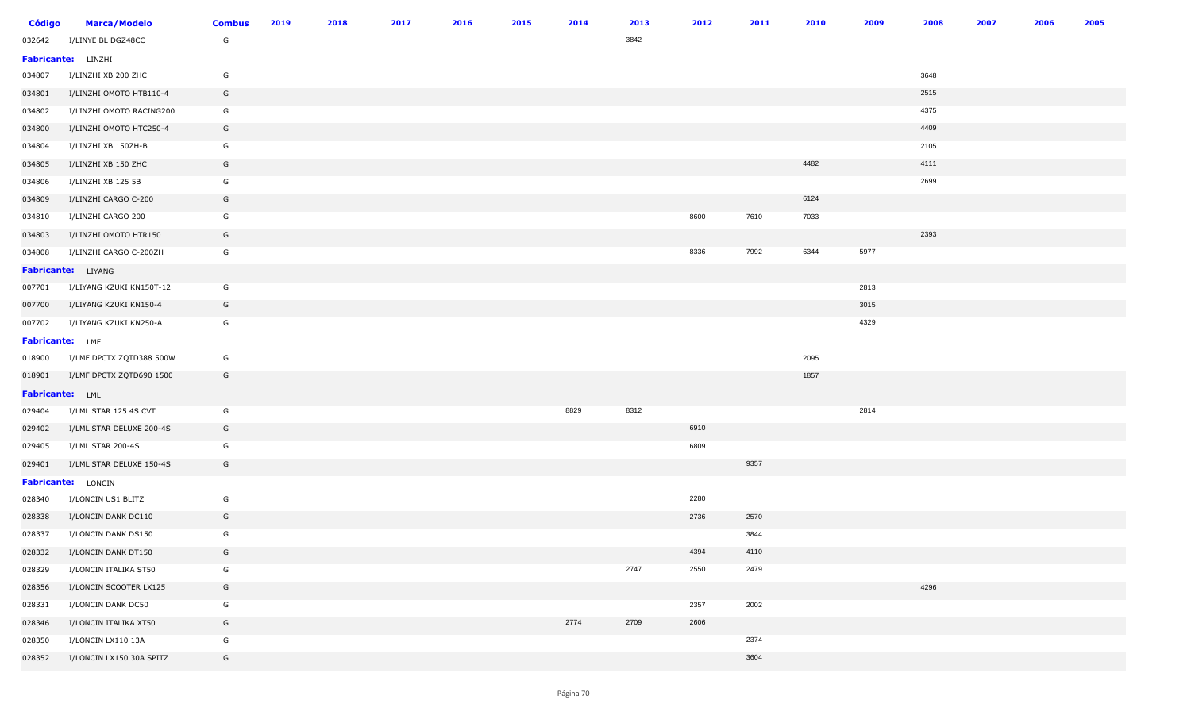| Código | Marca/Modelo | Combus | 2019 | 2018 | 2017 | 2016 | 2015 | 2014 | 2013 | 2012 | 2011 | 2010 | 2009 | 2008 | 2007 | 2006 | 2005 |
|---|---|---|---|---|---|---|---|---|---|---|---|---|---|---|---|---|---|
| 032642 | I/LINYE BL DGZ48CC | G | | | | | | | 3842 | | | | | | | | |
| **Fabricante:** | LINZHI | | | | | | | | | | | | | | | | |
| 034807 | I/LINZHI XB 200 ZHC | G | | | | | | | | | | | | 3648 | | | |
| 034801 | I/LINZHI OMOTO HTB110-4 | G | | | | | | | | | | | | 2515 | | | |
| 034802 | I/LINZHI OMOTO RACING200 | G | | | | | | | | | | | | 4375 | | | |
| 034800 | I/LINZHI OMOTO HTC250-4 | G | | | | | | | | | | | | 4409 | | | |
| 034804 | I/LINZHI XB 150ZH-B | G | | | | | | | | | | | | 2105 | | | |
| 034805 | I/LINZHI XB 150 ZHC | G | | | | | | | | | | 4482 | | 4111 | | | |
| 034806 | I/LINZHI XB 125 5B | G | | | | | | | | | | | | 2699 | | | |
| 034809 | I/LINZHI CARGO C-200 | G | | | | | | | | | | 6124 | | | | | |
| 034810 | I/LINZHI CARGO 200 | G | | | | | | | | 8600 | 7610 | 7033 | | | | | |
| 034803 | I/LINZHI OMOTO HTR150 | G | | | | | | | | | | | | 2393 | | | |
| 034808 | I/LINZHI CARGO C-200ZH | G | | | | | | | | 8336 | 7992 | 6344 | 5977 | | | | |
| **Fabricante:** | LIYANG | | | | | | | | | | | | | | | | |
| 007701 | I/LIYANG KZUKI KN150T-12 | G | | | | | | | | | | | 2813 | | | | |
| 007700 | I/LIYANG KZUKI KN150-4 | G | | | | | | | | | | | 3015 | | | | |
| 007702 | I/LIYANG KZUKI KN250-A | G | | | | | | | | | | | 4329 | | | | |
| **Fabricante:** | LMF | | | | | | | | | | | | | | | | |
| 018900 | I/LMF DPCTX ZQTD388 500W | G | | | | | | | | | | 2095 | | | | | |
| 018901 | I/LMF DPCTX ZQTD690 1500 | G | | | | | | | | | | 1857 | | | | | |
| **Fabricante:** | LML | | | | | | | | | | | | | | | | |
| 029404 | I/LML STAR 125 4S CVT | G | | | | | | 8829 | 8312 | | | | 2814 | | | | |
| 029402 | I/LML STAR DELUXE 200-4S | G | | | | | | | | 6910 | | | | | | | |
| 029405 | I/LML STAR 200-4S | G | | | | | | | | 6809 | | | | | | | |
| 029401 | I/LML STAR DELUXE 150-4S | G | | | | | | | | | 9357 | | | | | | |
| **Fabricante:** | LONCIN | | | | | | | | | | | | | | | | |
| 028340 | I/LONCIN US1 BLITZ | G | | | | | | | | 2280 | | | | | | | |
| 028338 | I/LONCIN DANK DC110 | G | | | | | | | | 2736 | 2570 | | | | | | |
| 028337 | I/LONCIN DANK DS150 | G | | | | | | | | | 3844 | | | | | | |
| 028332 | I/LONCIN DANK DT150 | G | | | | | | | | 4394 | 4110 | | | | | | |
| 028329 | I/LONCIN ITALIKA ST50 | G | | | | | | | 2747 | 2550 | 2479 | | | | | | |
| 028356 | I/LONCIN SCOOTER LX125 | G | | | | | | | | | | | | 4296 | | | |
| 028331 | I/LONCIN DANK DC50 | G | | | | | | | | 2357 | 2002 | | | | | | |
| 028346 | I/LONCIN ITALIKA XT50 | G | | | | | | 2774 | 2709 | 2606 | | | | | | | |
| 028350 | I/LONCIN LX110 13A | G | | | | | | | | | 2374 | | | | | | |
| 028352 | I/LONCIN LX150 30A SPITZ | G | | | | | | | | | 3604 | | | | | | |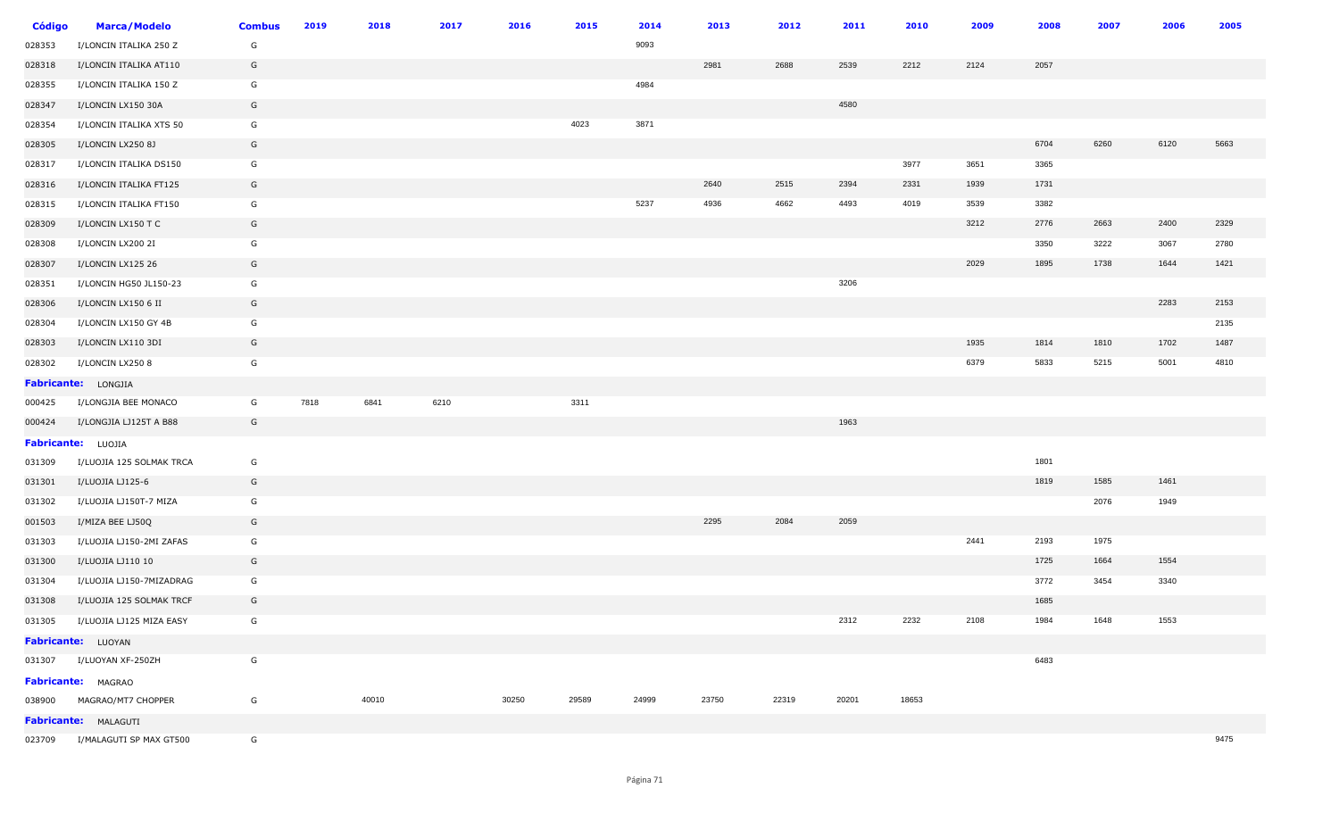| Código | Marca/Modelo | Combus | 2019 | 2018 | 2017 | 2016 | 2015 | 2014 | 2013 | 2012 | 2011 | 2010 | 2009 | 2008 | 2007 | 2006 | 2005 |
|---|---|---|---|---|---|---|---|---|---|---|---|---|---|---|---|---|---|
| 028353 | I/LONCIN ITALIKA 250 Z | G | | | | | | 9093 | | | | | | | | | |
| 028318 | I/LONCIN ITALIKA AT110 | G | | | | | | | 2981 | 2688 | 2539 | 2212 | 2124 | 2057 | | | |
| 028355 | I/LONCIN ITALIKA 150 Z | G | | | | | | 4984 | | | | | | | | | |
| 028347 | I/LONCIN LX150 30A | G | | | | | | | | | 4580 | | | | | | |
| 028354 | I/LONCIN ITALIKA XTS 50 | G | | | | | 4023 | 3871 | | | | | | | | | |
| 028305 | I/LONCIN LX250 8J | G | | | | | | | | | | | | 6704 | 6260 | 6120 | 5663 |
| 028317 | I/LONCIN ITALIKA DS150 | G | | | | | | | | | | 3977 | 3651 | 3365 | | | |
| 028316 | I/LONCIN ITALIKA FT125 | G | | | | | | | 2640 | 2515 | 2394 | 2331 | 1939 | 1731 | | | |
| 028315 | I/LONCIN ITALIKA FT150 | G | | | | | | 5237 | 4936 | 4662 | 4493 | 4019 | 3539 | 3382 | | | |
| 028309 | I/LONCIN LX150 T C | G | | | | | | | | | | | 3212 | 2776 | 2663 | 2400 | 2329 |
| 028308 | I/LONCIN LX200 2I | G | | | | | | | | | | | | 3350 | 3222 | 3067 | 2780 |
| 028307 | I/LONCIN LX125 26 | G | | | | | | | | | | | 2029 | 1895 | 1738 | 1644 | 1421 |
| 028351 | I/LONCIN HG50 JL150-23 | G | | | | | | | | | 3206 | | | | | | |
| 028306 | I/LONCIN LX150 6 II | G | | | | | | | | | | | | | | 2283 | 2153 |
| 028304 | I/LONCIN LX150 GY 4B | G | | | | | | | | | | | | | | | 2135 |
| 028303 | I/LONCIN LX110 3DI | G | | | | | | | | | | | 1935 | 1814 | 1810 | 1702 | 1487 |
| 028302 | I/LONCIN LX250 8 | G | | | | | | | | | | | 6379 | 5833 | 5215 | 5001 | 4810 |
| **Fabricante:** LONGJIA | | | | | | | | | | | | | | | | | |
| 000425 | I/LONGJIA BEE MONACO | G | 7818 | 6841 | 6210 | | 3311 | | | | | | | | | | |
| 000424 | I/LONGJIA LJ125T A B88 | G | | | | | | | | | 1963 | | | | | | |
| **Fabricante:** LUOJIA | | | | | | | | | | | | | | | | | |
| 031309 | I/LUOJIA 125 SOLMAK TRCA | G | | | | | | | | | | | | 1801 | | | |
| 031301 | I/LUOJIA LJ125-6 | G | | | | | | | | | | | | 1819 | 1585 | 1461 | |
| 031302 | I/LUOJIA LJ150T-7 MIZA | G | | | | | | | | | | | | | 2076 | 1949 | |
| 001503 | I/MIZA BEE LJ50Q | G | | | | | | | 2295 | 2084 | 2059 | | | | | | |
| 031303 | I/LUOJIA LJ150-2MI ZAFAS | G | | | | | | | | | | | 2441 | 2193 | 1975 | | |
| 031300 | I/LUOJIA LJ110 10 | G | | | | | | | | | | | | 1725 | 1664 | 1554 | |
| 031304 | I/LUOJIA LJ150-7MIZADRAG | G | | | | | | | | | | | | 3772 | 3454 | 3340 | |
| 031308 | I/LUOJIA 125 SOLMAK TRCF | G | | | | | | | | | | | | 1685 | | | |
| 031305 | I/LUOJIA LJ125 MIZA EASY | G | | | | | | | | | 2312 | 2232 | 2108 | 1984 | 1648 | 1553 | |
| **Fabricante:** LUOYAN | | | | | | | | | | | | | | | | | |
| 031307 | I/LUOYAN XF-250ZH | G | | | | | | | | | | | | 6483 | | | |
| **Fabricante:** MAGRAO | | | | | | | | | | | | | | | | | |
| 038900 | MAGRAO/MT7 CHOPPER | G | | 40010 | | 30250 | 29589 | 24999 | 23750 | 22319 | 20201 | 18653 | | | | | |
| **Fabricante:** MALAGUTI | | | | | | | | | | | | | | | | | |
| 023709 | I/MALAGUTI SP MAX GT500 | G | | | | | | | | | | | | | | | 9475 |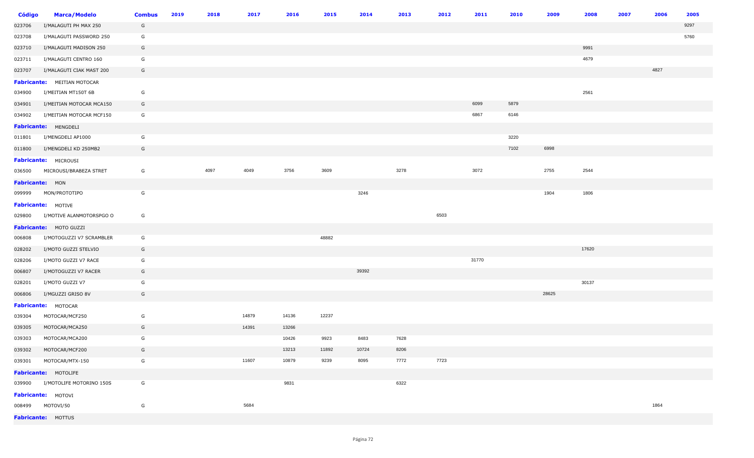| Código | Marca/Modelo | Combus | 2019 | 2018 | 2017 | 2016 | 2015 | 2014 | 2013 | 2012 | 2011 | 2010 | 2009 | 2008 | 2007 | 2006 | 2005 |
|---|---|---|---|---|---|---|---|---|---|---|---|---|---|---|---|---|---|
| 023706 | I/MALAGUTI PH MAX 250 | G | | | | | | | | | | | | | | | 9297 |
| 023708 | I/MALAGUTI PASSWORD 250 | G | | | | | | | | | | | | | | | 5760 |
| 023710 | I/MALAGUTI MADISON 250 | G | | | | | | | | | | | | 9991 | | | |
| 023711 | I/MALAGUTI CENTRO 160 | G | | | | | | | | | | | | 4679 | | | |
| 023707 | I/MALAGUTI CIAK MAST 200 | G | | | | | | | | | | | | | | 4827 | |
| **Fabricante:** | MEITIAN MOTOCAR | | | | | | | | | | | | | | | | |
| 034900 | I/MEITIAN MT150T 6B | G | | | | | | | | | | | | 2561 | | | |
| 034901 | I/MEITIAN MOTOCAR MCA150 | G | | | | | | | | | 6099 | 5879 | | | | | |
| 034902 | I/MEITIAN MOTOCAR MCF150 | G | | | | | | | | | 6867 | 6146 | | | | | |
| **Fabricante:** | MENGDELI | | | | | | | | | | | | | | | | |
| 011801 | I/MENGDELI AP1000 | G | | | | | | | | | | 3220 | | | | | |
| 011800 | I/MENGDELI KD 250MB2 | G | | | | | | | | | | 7102 | 6998 | | | | |
| **Fabricante:** | MICROUSI | | | | | | | | | | | | | | | | |
| 036500 | MICROUSI/BRABEZA STRET | G | | 4097 | 4049 | 3756 | 3609 | | 3278 | | 3072 | | 2755 | 2544 | | | |
| **Fabricante:** | MON | | | | | | | | | | | | | | | | |
| 099999 | MON/PROTOTIPO | G | | | | | | 3246 | | | | | 1904 | 1806 | | | |
| **Fabricante:** | MOTIVE | | | | | | | | | | | | | | | | |
| 029800 | I/MOTIVE ALANMOTORSPGO O | G | | | | | | | | 6503 | | | | | | | |
| **Fabricante:** | MOTO GUZZI | | | | | | | | | | | | | | | | |
| 006808 | I/MOTOGUZZI V7 SCRAMBLER | G | | | | | 48882 | | | | | | | | | | |
| 028202 | I/MOTO GUZZI STELVIO | G | | | | | | | | | | | | 17620 | | | |
| 028206 | I/MOTO GUZZI V7 RACE | G | | | | | | | | | 31770 | | | | | | |
| 006807 | I/MOTOGUZZI V7 RACER | G | | | | | | 39392 | | | | | | | | | |
| 028201 | I/MOTO GUZZI V7 | G | | | | | | | | | | | | 30137 | | | |
| 006806 | I/MGUZZI GRISO 8V | G | | | | | | | | | | | 28625 | | | | |
| **Fabricante:** | MOTOCAR | | | | | | | | | | | | | | | | |
| 039304 | MOTOCAR/MCF250 | G | | | 14879 | 14136 | 12237 | | | | | | | | | | |
| 039305 | MOTOCAR/MCA250 | G | | | 14391 | 13266 | | | | | | | | | | | |
| 039303 | MOTOCAR/MCA200 | G | | | | 10426 | 9923 | 8483 | 7628 | | | | | | | | |
| 039302 | MOTOCAR/MCF200 | G | | | | 13213 | 11892 | 10724 | 8206 | | | | | | | | |
| 039301 | MOTOCAR/MTX-150 | G | | | 11607 | 10879 | 9239 | 8095 | 7772 | 7723 | | | | | | | |
| **Fabricante:** | MOTOLIFE | | | | | | | | | | | | | | | | |
| 039900 | I/MOTOLIFE MOTORINO 150S | G | | | | 9831 | | | 6322 | | | | | | | | |
| **Fabricante:** | MOTOVI | | | | | | | | | | | | | | | | |
| 008499 | MOTOVI/50 | G | | | 5684 | | | | | | | | | | | 1864 | |
| **Fabricante:** | MOTTUS | | | | | | | | | | | | | | | | |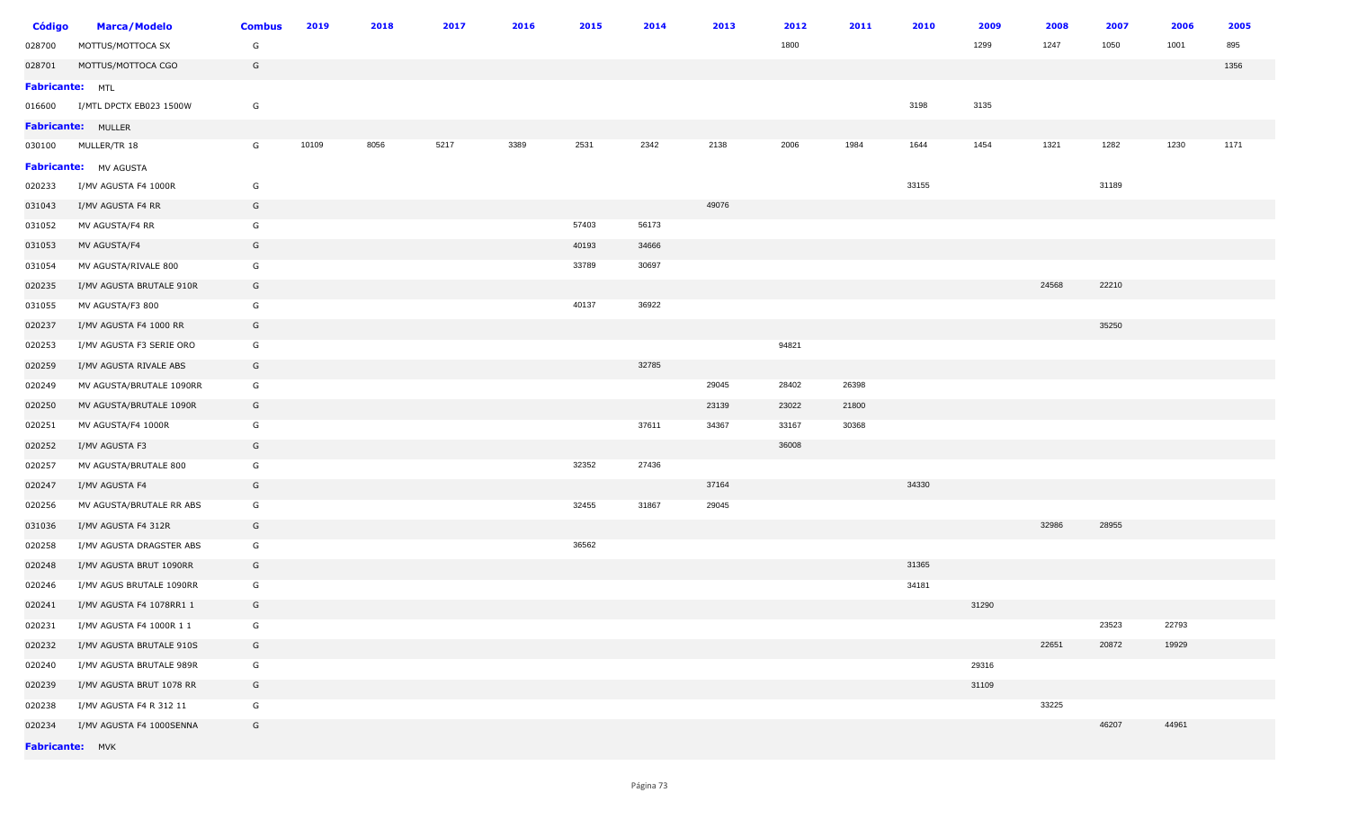| Código | Marca/Modelo | Combus | 2019 | 2018 | 2017 | 2016 | 2015 | 2014 | 2013 | 2012 | 2011 | 2010 | 2009 | 2008 | 2007 | 2006 | 2005 |
|---|---|---|---|---|---|---|---|---|---|---|---|---|---|---|---|---|---|
| 028700 | MOTTUS/MOTTOCA SX | G | | | | | | | | 1800 | | | 1299 | 1247 | 1050 | 1001 | 895 |
| 028701 | MOTTUS/MOTTOCA CGO | G | | | | | | | | | | | | | | | 1356 |
| **Fabricante:** MTL | | | | | | | | | | | | | | | | | |
| 016600 | I/MTL DPCTX EB023 1500W | G | | | | | | | | | | 3198 | 3135 | | | | |
| **Fabricante:** MULLER | | | | | | | | | | | | | | | | | |
| 030100 | MULLER/TR 18 | G | 10109 | 8056 | 5217 | 3389 | 2531 | 2342 | 2138 | 2006 | 1984 | 1644 | 1454 | 1321 | 1282 | 1230 | 1171 |
| **Fabricante:** MV AGUSTA | | | | | | | | | | | | | | | | | |
| 020233 | I/MV AGUSTA F4 1000R | G | | | | | | | | | | 33155 | | | 31189 | | |
| 031043 | I/MV AGUSTA F4 RR | G | | | | | | | 49076 | | | | | | | | |
| 031052 | MV AGUSTA/F4 RR | G | | | | | 57403 | 56173 | | | | | | | | | |
| 031053 | MV AGUSTA/F4 | G | | | | | 40193 | 34666 | | | | | | | | | |
| 031054 | MV AGUSTA/RIVALE 800 | G | | | | | 33789 | 30697 | | | | | | | | | |
| 020235 | I/MV AGUSTA BRUTALE 910R | G | | | | | | | | | | | | 24568 | 22210 | | |
| 031055 | MV AGUSTA/F3 800 | G | | | | | 40137 | 36922 | | | | | | | | | |
| 020237 | I/MV AGUSTA F4 1000 RR | G | | | | | | | | | | | | | 35250 | | |
| 020253 | I/MV AGUSTA F3 SERIE ORO | G | | | | | | | | 94821 | | | | | | | |
| 020259 | I/MV AGUSTA RIVALE ABS | G | | | | | | 32785 | | | | | | | | | |
| 020249 | MV AGUSTA/BRUTALE 1090RR | G | | | | | | | 29045 | 28402 | 26398 | | | | | | |
| 020250 | MV AGUSTA/BRUTALE 1090R | G | | | | | | | 23139 | 23022 | 21800 | | | | | | |
| 020251 | MV AGUSTA/F4 1000R | G | | | | | | 37611 | 34367 | 33167 | 30368 | | | | | | |
| 020252 | I/MV AGUSTA F3 | G | | | | | | | | 36008 | | | | | | | |
| 020257 | MV AGUSTA/BRUTALE 800 | G | | | | | 32352 | 27436 | | | | | | | | | |
| 020247 | I/MV AGUSTA F4 | G | | | | | | | 37164 | | | 34330 | | | | | |
| 020256 | MV AGUSTA/BRUTALE RR ABS | G | | | | | 32455 | 31867 | 29045 | | | | | | | | |
| 031036 | I/MV AGUSTA F4 312R | G | | | | | | | | | | | | 32986 | 28955 | | |
| 020258 | I/MV AGUSTA DRAGSTER ABS | G | | | | | 36562 | | | | | | | | | | |
| 020248 | I/MV AGUSTA BRUT 1090RR | G | | | | | | | | | | 31365 | | | | | |
| 020246 | I/MV AGUS BRUTALE 1090RR | G | | | | | | | | | | 34181 | | | | | |
| 020241 | I/MV AGUSTA F4 1078RR1 1 | G | | | | | | | | | | | 31290 | | | | |
| 020231 | I/MV AGUSTA F4 1000R 1 1 | G | | | | | | | | | | | | | 23523 | 22793 | |
| 020232 | I/MV AGUSTA BRUTALE 910S | G | | | | | | | | | | | | 22651 | 20872 | 19929 | |
| 020240 | I/MV AGUSTA BRUTALE 989R | G | | | | | | | | | | | 29316 | | | | |
| 020239 | I/MV AGUSTA BRUT 1078 RR | G | | | | | | | | | | | 31109 | | | | |
| 020238 | I/MV AGUSTA F4 R 312 11 | G | | | | | | | | | | | | 33225 | | | |
| 020234 | I/MV AGUSTA F4 1000SENNA | G | | | | | | | | | | | | | 46207 | 44961 | |
| **Fabricante:** MVK | | | | | | | | | | | | | | | | | |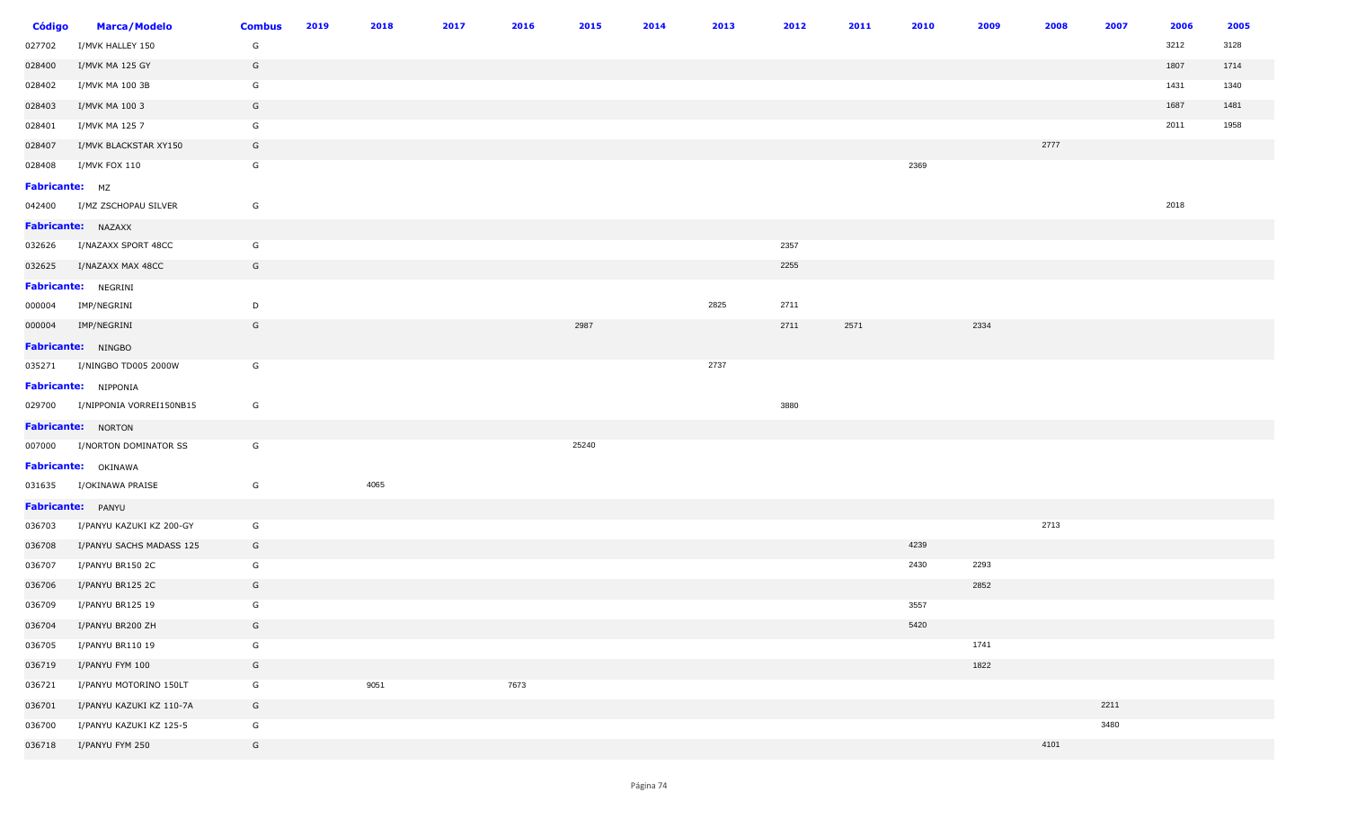| Código | Marca/Modelo | Combus | 2019 | 2018 | 2017 | 2016 | 2015 | 2014 | 2013 | 2012 | 2011 | 2010 | 2009 | 2008 | 2007 | 2006 | 2005 |
|---|---|---|---|---|---|---|---|---|---|---|---|---|---|---|---|---|---|
| 027702 | I/MVK HALLEY 150 | G | | | | | | | | | | | | | | 3212 | 3128 |
| 028400 | I/MVK MA 125 GY | G | | | | | | | | | | | | | | 1807 | 1714 |
| 028402 | I/MVK MA 100 3B | G | | | | | | | | | | | | | | 1431 | 1340 |
| 028403 | I/MVK MA 100 3 | G | | | | | | | | | | | | | | 1687 | 1481 |
| 028401 | I/MVK MA 125 7 | G | | | | | | | | | | | | | | 2011 | 1958 |
| 028407 | I/MVK BLACKSTAR XY150 | G | | | | | | | | | | | | 2777 | | | |
| 028408 | I/MVK FOX 110 | G | | | | | | | | | | 2369 | | | | | |
| **Fabricante:** MZ | | | | | | | | | | | | | | | | | |
| 042400 | I/MZ ZSCHOPAU SILVER | G | | | | | | | | | | | | | | 2018 | |
| **Fabricante:** NAZAXX | | | | | | | | | | | | | | | | | |
| 032626 | I/NAZAXX SPORT 48CC | G | | | | | | | | 2357 | | | | | | | |
| 032625 | I/NAZAXX MAX 48CC | G | | | | | | | | 2255 | | | | | | | |
| **Fabricante:** NEGRINI | | | | | | | | | | | | | | | | | |
| 000004 | IMP/NEGRINI | D | | | | | | | 2825 | 2711 | | | | | | | |
| 000004 | IMP/NEGRINI | G | | | | | 2987 | | | 2711 | 2571 | | 2334 | | | | |
| **Fabricante:** NINGBO | | | | | | | | | | | | | | | | | |
| 035271 | I/NINGBO TD005 2000W | G | | | | | | | 2737 | | | | | | | | |
| **Fabricante:** NIPPONIA | | | | | | | | | | | | | | | | | |
| 029700 | I/NIPPONIA VORREI150NB15 | G | | | | | | | | 3880 | | | | | | | |
| **Fabricante:** NORTON | | | | | | | | | | | | | | | | | |
| 007000 | I/NORTON DOMINATOR SS | G | | | | | 25240 | | | | | | | | | | |
| **Fabricante:** OKINAWA | | | | | | | | | | | | | | | | | |
| 031635 | I/OKINAWA PRAISE | G | | 4065 | | | | | | | | | | | | | |
| **Fabricante:** PANYU | | | | | | | | | | | | | | | | | |
| 036703 | I/PANYU KAZUKI KZ 200-GY | G | | | | | | | | | | | | 2713 | | | |
| 036708 | I/PANYU SACHS MADASS 125 | G | | | | | | | | | | 4239 | | | | | |
| 036707 | I/PANYU BR150 2C | G | | | | | | | | | | 2430 | 2293 | | | | |
| 036706 | I/PANYU BR125 2C | G | | | | | | | | | | | 2852 | | | | |
| 036709 | I/PANYU BR125 19 | G | | | | | | | | | | 3557 | | | | | |
| 036704 | I/PANYU BR200 ZH | G | | | | | | | | | | 5420 | | | | | |
| 036705 | I/PANYU BR110 19 | G | | | | | | | | | | | 1741 | | | | |
| 036719 | I/PANYU FYM 100 | G | | | | | | | | | | | 1822 | | | | |
| 036721 | I/PANYU MOTORINO 150LT | G | | 9051 | | 7673 | | | | | | | | | | | |
| 036701 | I/PANYU KAZUKI KZ 110-7A | G | | | | | | | | | | | | | 2211 | | |
| 036700 | I/PANYU KAZUKI KZ 125-5 | G | | | | | | | | | | | | | 3480 | | |
| 036718 | I/PANYU FYM 250 | G | | | | | | | | | | | | 4101 | | | |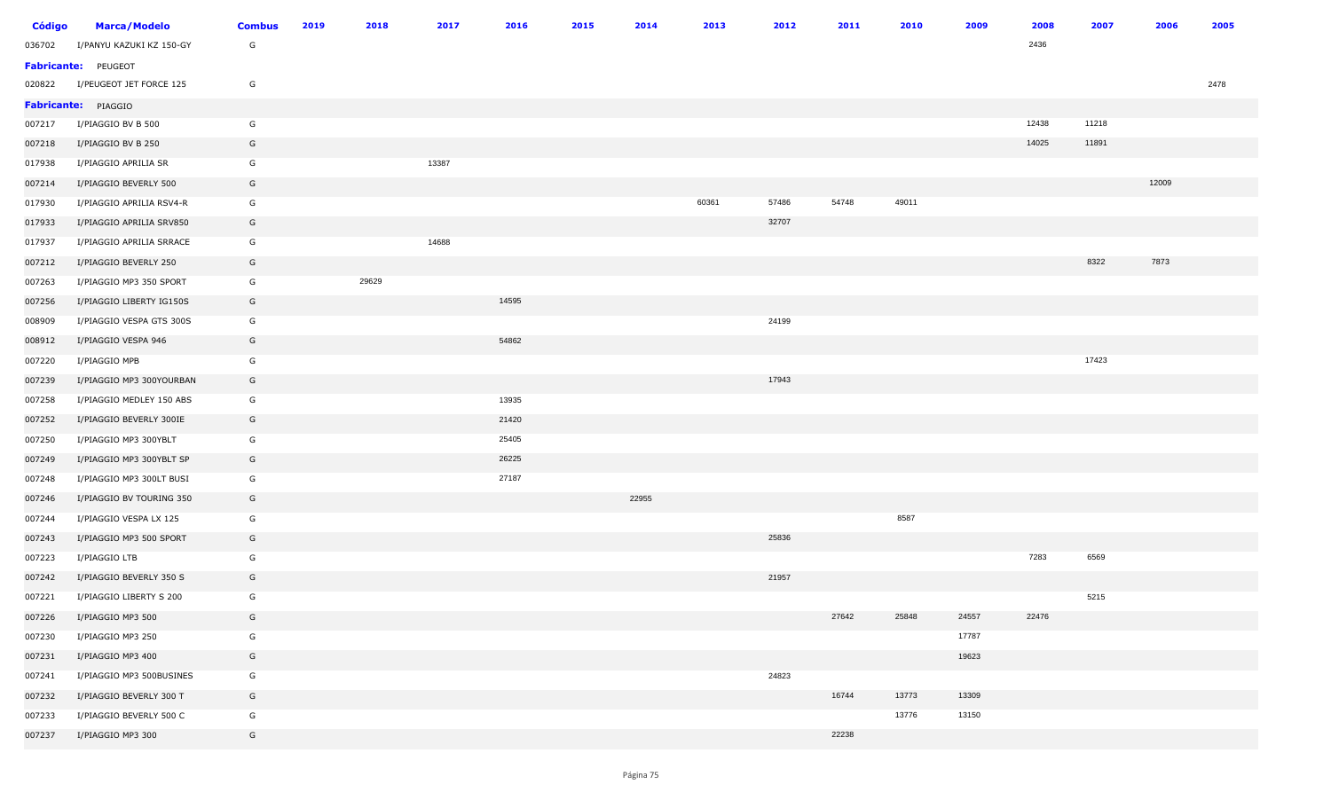| Código | Marca/Modelo | Combus | 2019 | 2018 | 2017 | 2016 | 2015 | 2014 | 2013 | 2012 | 2011 | 2010 | 2009 | 2008 | 2007 | 2006 | 2005 |
|---|---|---|---|---|---|---|---|---|---|---|---|---|---|---|---|---|---|
| 036702 | I/PANYU KAZUKI KZ 150-GY | G | | | | | | | | | | | | 2436 | | | |
| **Fabricante:** | PEUGEOT | | | | | | | | | | | | | | | | |
| 020822 | I/PEUGEOT JET FORCE 125 | G | | | | | | | | | | | | | | | 2478 |
| **Fabricante:** | PIAGGIO | | | | | | | | | | | | | | | | |
| 007217 | I/PIAGGIO BV B 500 | G | | | | | | | | | | | | 12438 | 11218 | | |
| 007218 | I/PIAGGIO BV B 250 | G | | | | | | | | | | | | 14025 | 11891 | | |
| 017938 | I/PIAGGIO APRILIA SR | G | | | 13387 | | | | | | | | | | | | |
| 007214 | I/PIAGGIO BEVERLY 500 | G | | | | | | | | | | | | | | 12009 | |
| 017930 | I/PIAGGIO APRILIA RSV4-R | G | | | | | | | 60361 | 57486 | 54748 | 49011 | | | | | |
| 017933 | I/PIAGGIO APRILIA SRV850 | G | | | | | | | | 32707 | | | | | | | |
| 017937 | I/PIAGGIO APRILIA SRRACE | G | | | 14688 | | | | | | | | | | | | |
| 007212 | I/PIAGGIO BEVERLY 250 | G | | | | | | | | | | | | | 8322 | 7873 | |
| 007263 | I/PIAGGIO MP3 350 SPORT | G | | 29629 | | | | | | | | | | | | | |
| 007256 | I/PIAGGIO LIBERTY IG150S | G | | | | 14595 | | | | | | | | | | | |
| 008909 | I/PIAGGIO VESPA GTS 300S | G | | | | | | | | 24199 | | | | | | | |
| 008912 | I/PIAGGIO VESPA 946 | G | | | | 54862 | | | | | | | | | | | |
| 007220 | I/PIAGGIO MPB | G | | | | | | | | | | | | | 17423 | | |
| 007239 | I/PIAGGIO MP3 300YOURBAN | G | | | | | | | | 17943 | | | | | | | |
| 007258 | I/PIAGGIO MEDLEY 150 ABS | G | | | | 13935 | | | | | | | | | | | |
| 007252 | I/PIAGGIO BEVERLY 300IE | G | | | | 21420 | | | | | | | | | | | |
| 007250 | I/PIAGGIO MP3 300YBLT | G | | | | 25405 | | | | | | | | | | | |
| 007249 | I/PIAGGIO MP3 300YBLT SP | G | | | | 26225 | | | | | | | | | | | |
| 007248 | I/PIAGGIO MP3 300LT BUSI | G | | | | 27187 | | | | | | | | | | | |
| 007246 | I/PIAGGIO BV TOURING 350 | G | | | | | | 22955 | | | | | | | | | |
| 007244 | I/PIAGGIO VESPA LX 125 | G | | | | | | | | | | 8587 | | | | | |
| 007243 | I/PIAGGIO MP3 500 SPORT | G | | | | | | | | 25836 | | | | | | | |
| 007223 | I/PIAGGIO LTB | G | | | | | | | | | | | | 7283 | 6569 | | |
| 007242 | I/PIAGGIO BEVERLY 350 S | G | | | | | | | | 21957 | | | | | | | |
| 007221 | I/PIAGGIO LIBERTY S 200 | G | | | | | | | | | | | | | 5215 | | |
| 007226 | I/PIAGGIO MP3 500 | G | | | | | | | | | 27642 | 25848 | 24557 | 22476 | | | |
| 007230 | I/PIAGGIO MP3 250 | G | | | | | | | | | | | 17787 | | | | |
| 007231 | I/PIAGGIO MP3 400 | G | | | | | | | | | | | 19623 | | | | |
| 007241 | I/PIAGGIO MP3 500BUSINES | G | | | | | | | | 24823 | | | | | | | |
| 007232 | I/PIAGGIO BEVERLY 300 T | G | | | | | | | | | 16744 | 13773 | 13309 | | | | |
| 007233 | I/PIAGGIO BEVERLY 500 C | G | | | | | | | | | | 13776 | 13150 | | | | |
| 007237 | I/PIAGGIO MP3 300 | G | | | | | | | | | 22238 | | | | | | |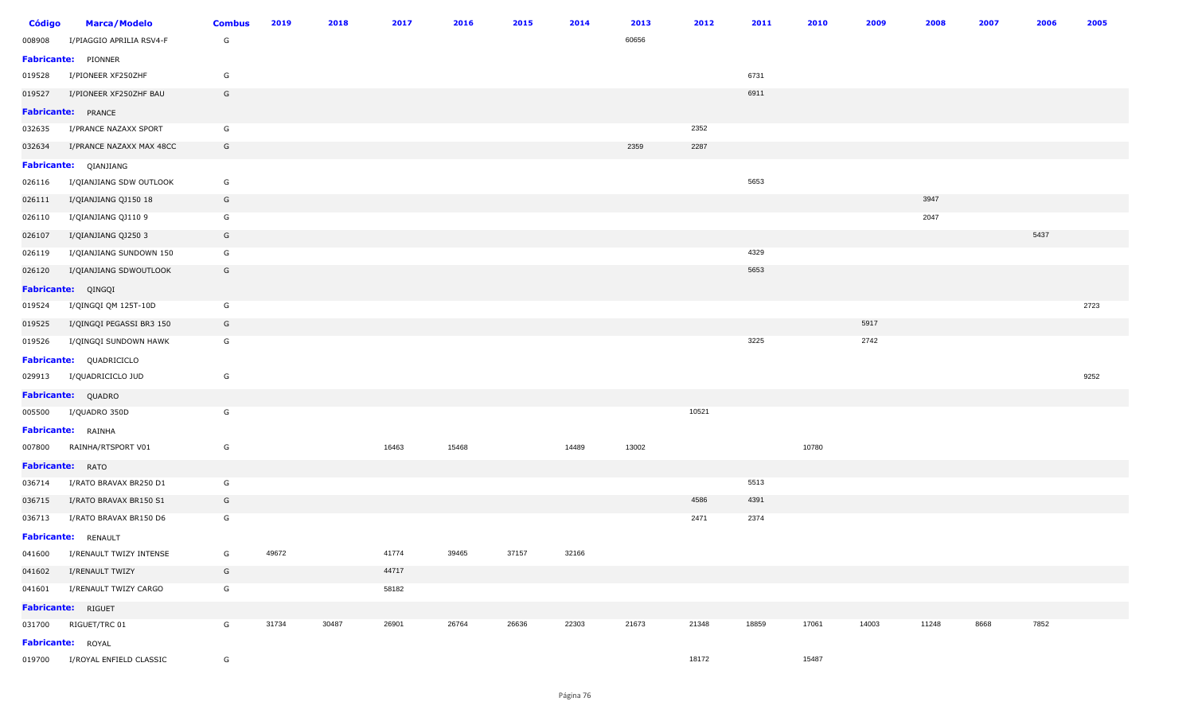| Código | Marca/Modelo | Combus | 2019 | 2018 | 2017 | 2016 | 2015 | 2014 | 2013 | 2012 | 2011 | 2010 | 2009 | 2008 | 2007 | 2006 | 2005 |
|---|---|---|---|---|---|---|---|---|---|---|---|---|---|---|---|---|---|
| 008908 | I/PIAGGIO APRILIA RSV4-F | G | | | | | | | 60656 | | | | | | | | |
| **Fabricante:** | PIONNER | | | | | | | | | | | | | | | | |
| 019528 | I/PIONEER XF250ZHF | G | | | | | | | | | 6731 | | | | | | |
| 019527 | I/PIONEER XF250ZHF BAU | G | | | | | | | | | 6911 | | | | | | |
| **Fabricante:** | PRANCE | | | | | | | | | | | | | | | | |
| 032635 | I/PRANCE NAZAXX SPORT | G | | | | | | | | 2352 | | | | | | | |
| 032634 | I/PRANCE NAZAXX MAX 48CC | G | | | | | | | 2359 | 2287 | | | | | | | |
| **Fabricante:** | QIANJIANG | | | | | | | | | | | | | | | | |
| 026116 | I/QIANJIANG SDW OUTLOOK | G | | | | | | | | | 5653 | | | | | | |
| 026111 | I/QIANJIANG QJ150 18 | G | | | | | | | | | | | | 3947 | | | |
| 026110 | I/QIANJIANG QJ110 9 | G | | | | | | | | | | | | 2047 | | | |
| 026107 | I/QIANJIANG QJ250 3 | G | | | | | | | | | | | | | | 5437 | |
| 026119 | I/QIANJIANG SUNDOWN 150 | G | | | | | | | | | 4329 | | | | | | |
| 026120 | I/QIANJIANG SDWOUTLOOK | G | | | | | | | | | 5653 | | | | | | |
| **Fabricante:** | QINGQI | | | | | | | | | | | | | | | | |
| 019524 | I/QINGQI QM 125T-10D | G | | | | | | | | | | | | | | | 2723 |
| 019525 | I/QINGQI PEGASSI BR3 150 | G | | | | | | | | | | | 5917 | | | | |
| 019526 | I/QINGQI SUNDOWN HAWK | G | | | | | | | | | 3225 | | 2742 | | | | |
| **Fabricante:** | QUADRICICLO | | | | | | | | | | | | | | | | |
| 029913 | I/QUADRICICLO JUD | G | | | | | | | | | | | | | | | 9252 |
| **Fabricante:** | QUADRO | | | | | | | | | | | | | | | | |
| 005500 | I/QUADRO 350D | G | | | | | | | | 10521 | | | | | | | |
| **Fabricante:** | RAINHA | | | | | | | | | | | | | | | | |
| 007800 | RAINHA/RTSPORT V01 | G | | | 16463 | 15468 | | 14489 | 13002 | | | 10780 | | | | | |
| **Fabricante:** | RATO | | | | | | | | | | | | | | | | |
| 036714 | I/RATO BRAVAX BR250 D1 | G | | | | | | | | | 5513 | | | | | | |
| 036715 | I/RATO BRAVAX BR150 S1 | G | | | | | | | | 4586 | 4391 | | | | | | |
| 036713 | I/RATO BRAVAX BR150 D6 | G | | | | | | | | 2471 | 2374 | | | | | | |
| **Fabricante:** | RENAULT | | | | | | | | | | | | | | | | |
| 041600 | I/RENAULT TWIZY INTENSE | G | 49672 | | 41774 | 39465 | 37157 | 32166 | | | | | | | | | |
| 041602 | I/RENAULT TWIZY | G | | | 44717 | | | | | | | | | | | | |
| 041601 | I/RENAULT TWIZY CARGO | G | | | 58182 | | | | | | | | | | | | |
| **Fabricante:** | RIGUET | | | | | | | | | | | | | | | | |
| 031700 | RIGUET/TRC 01 | G | 31734 | 30487 | 26901 | 26764 | 26636 | 22303 | 21673 | 21348 | 18859 | 17061 | 14003 | 11248 | 8668 | 7852 | |
| **Fabricante:** | ROYAL | | | | | | | | | | | | | | | | |
| 019700 | I/ROYAL ENFIELD CLASSIC | G | | | | | | | | 18172 | | 15487 | | | | | |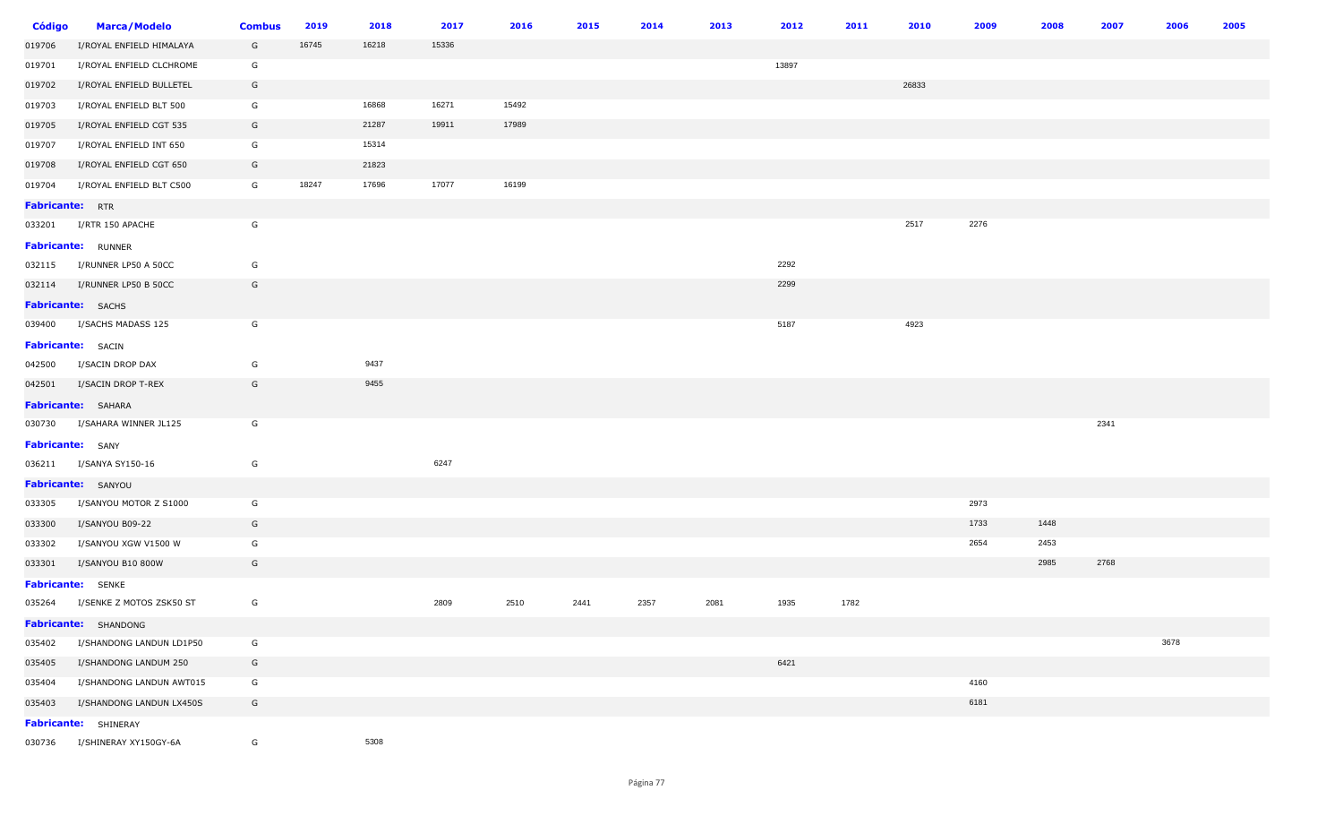| Código | Marca/Modelo | Combus | 2019 | 2018 | 2017 | 2016 | 2015 | 2014 | 2013 | 2012 | 2011 | 2010 | 2009 | 2008 | 2007 | 2006 | 2005 |
|---|---|---|---|---|---|---|---|---|---|---|---|---|---|---|---|---|---|
| 019706 | I/ROYAL ENFIELD HIMALAYA | G | 16745 | 16218 | 15336 | | | | | | | | | | | | |
| 019701 | I/ROYAL ENFIELD CLCHROME | G | | | | | | | | 13897 | | | | | | | |
| 019702 | I/ROYAL ENFIELD BULLETEL | G | | | | | | | | | | 26833 | | | | | |
| 019703 | I/ROYAL ENFIELD BLT 500 | G | | 16868 | 16271 | 15492 | | | | | | | | | | | |
| 019705 | I/ROYAL ENFIELD CGT 535 | G | | 21287 | 19911 | 17989 | | | | | | | | | | | |
| 019707 | I/ROYAL ENFIELD INT 650 | G | | 15314 | | | | | | | | | | | | | |
| 019708 | I/ROYAL ENFIELD CGT 650 | G | | 21823 | | | | | | | | | | | | | |
| 019704 | I/ROYAL ENFIELD BLT C500 | G | 18247 | 17696 | 17077 | 16199 | | | | | | | | | | | |
| **Fabricante:** | RTR | | | | | | | | | | | | | | | | |
| 033201 | I/RTR 150 APACHE | G | | | | | | | | | | 2517 | 2276 | | | | |
| **Fabricante:** | RUNNER | | | | | | | | | | | | | | | | |
| 032115 | I/RUNNER LP50 A 50CC | G | | | | | | | | 2292 | | | | | | | |
| 032114 | I/RUNNER LP50 B 50CC | G | | | | | | | | 2299 | | | | | | | |
| **Fabricante:** | SACHS | | | | | | | | | | | | | | | | |
| 039400 | I/SACHS MADASS 125 | G | | | | | | | | 5187 | | 4923 | | | | | |
| **Fabricante:** | SACIN | | | | | | | | | | | | | | | | |
| 042500 | I/SACIN DROP DAX | G | | 9437 | | | | | | | | | | | | | |
| 042501 | I/SACIN DROP T-REX | G | | 9455 | | | | | | | | | | | | | |
| **Fabricante:** | SAHARA | | | | | | | | | | | | | | | | |
| 030730 | I/SAHARA WINNER JL125 | G | | | | | | | | | | | | | 2341 | | |
| **Fabricante:** | SANY | | | | | | | | | | | | | | | | |
| 036211 | I/SANYA SY150-16 | G | | | 6247 | | | | | | | | | | | | |
| **Fabricante:** | SANYOU | | | | | | | | | | | | | | | | |
| 033305 | I/SANYOU MOTOR Z S1000 | G | | | | | | | | | | | 2973 | | | | |
| 033300 | I/SANYOU B09-22 | G | | | | | | | | | | | 1733 | 1448 | | | |
| 033302 | I/SANYOU XGW V1500 W | G | | | | | | | | | | | 2654 | 2453 | | | |
| 033301 | I/SANYOU B10 800W | G | | | | | | | | | | | | 2985 | 2768 | | |
| **Fabricante:** | SENKE | | | | | | | | | | | | | | | | |
| 035264 | I/SENKE Z MOTOS ZSK50 ST | G | | | 2809 | 2510 | 2441 | 2357 | 2081 | 1935 | 1782 | | | | | | |
| **Fabricante:** | SHANDONG | | | | | | | | | | | | | | | | |
| 035402 | I/SHANDONG LANDUN LD1P50 | G | | | | | | | | | | | | | | 3678 | |
| 035405 | I/SHANDONG LANDUM 250 | G | | | | | | | | 6421 | | | | | | | |
| 035404 | I/SHANDONG LANDUN AWT015 | G | | | | | | | | | | | 4160 | | | | |
| 035403 | I/SHANDONG LANDUN LX450S | G | | | | | | | | | | | 6181 | | | | |
| **Fabricante:** | SHINERAY | | | | | | | | | | | | | | | | |
| 030736 | I/SHINERAY XY150GY-6A | G | | 5308 | | | | | | | | | | | | | |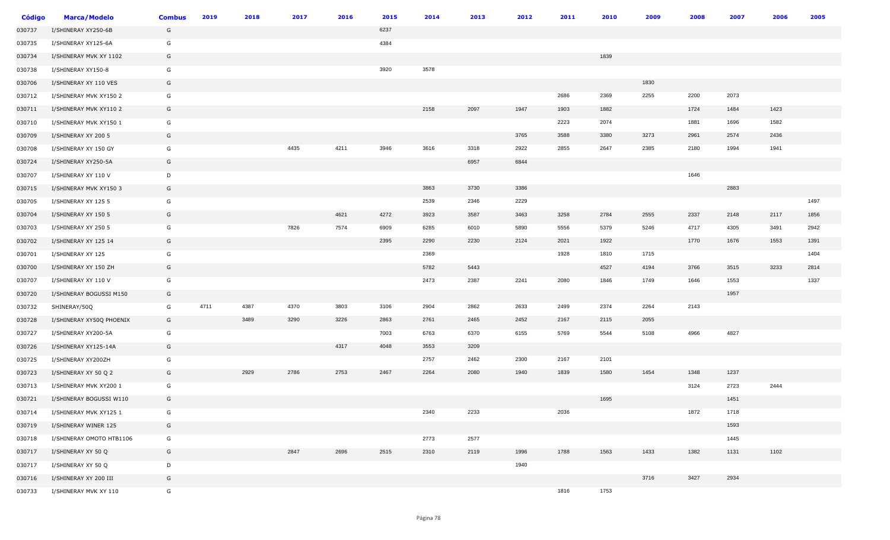| Código | Marca/Modelo | Combus | 2019 | 2018 | 2017 | 2016 | 2015 | 2014 | 2013 | 2012 | 2011 | 2010 | 2009 | 2008 | 2007 | 2006 | 2005 |
|---|---|---|---|---|---|---|---|---|---|---|---|---|---|---|---|---|---|
| 030737 | I/SHINERAY XY250-6B | G | | | | | 6237 | | | | | | | | | | |
| 030735 | I/SHINERAY XY125-6A | G | | | | | 4384 | | | | | | | | | | |
| 030734 | I/SHINERAY MVK XY 1102 | G | | | | | | | | | | 1839 | | | | | |
| 030738 | I/SHINERAY XY150-8 | G | | | | | 3920 | 3578 | | | | | | | | | |
| 030706 | I/SHINERAY XY 110 VES | G | | | | | | | | | | | 1830 | | | | |
| 030712 | I/SHINERAY MVK XY150 2 | G | | | | | | | | | 2686 | 2369 | 2255 | 2200 | 2073 | | |
| 030711 | I/SHINERAY MVK XY110 2 | G | | | | | | 2158 | 2097 | 1947 | 1903 | 1882 | | 1724 | 1484 | 1423 | |
| 030710 | I/SHINERAY MVK XY150 1 | G | | | | | | | | | 2223 | 2074 | | 1881 | 1696 | 1582 | |
| 030709 | I/SHINERAY XY 200 5 | G | | | | | | | | 3765 | 3588 | 3380 | 3273 | 2961 | 2574 | 2436 | |
| 030708 | I/SHINERAY XY 150 GY | G | | | 4435 | 4211 | 3946 | 3616 | 3318 | 2922 | 2855 | 2647 | 2385 | 2180 | 1994 | 1941 | |
| 030724 | I/SHINERAY XY250-5A | G | | | | | | | 6957 | 6844 | | | | | | | |
| 030707 | I/SHINERAY XY 110 V | D | | | | | | | | | | | | 1646 | | | |
| 030715 | I/SHINERAY MVK XY150 3 | G | | | | | | 3863 | 3730 | 3386 | | | | | 2883 | | |
| 030705 | I/SHINERAY XY 125 5 | G | | | | | | 2539 | 2346 | 2229 | | | | | | | 1497 |
| 030704 | I/SHINERAY XY 150 5 | G | | | | 4621 | 4272 | 3923 | 3587 | 3463 | 3258 | 2784 | 2555 | 2337 | 2148 | 2117 | 1856 |
| 030703 | I/SHINERAY XY 250 5 | G | | | 7826 | 7574 | 6909 | 6285 | 6010 | 5890 | 5556 | 5379 | 5246 | 4717 | 4305 | 3491 | 2942 |
| 030702 | I/SHINERAY XY 125 14 | G | | | | | 2395 | 2290 | 2230 | 2124 | 2021 | 1922 | | 1770 | 1676 | 1553 | 1391 |
| 030701 | I/SHINERAY XY 125 | G | | | | | | 2369 | | | 1928 | 1810 | 1715 | | | | 1404 |
| 030700 | I/SHINERAY XY 150 ZH | G | | | | | | 5782 | 5443 | | | 4527 | 4194 | 3766 | 3515 | 3233 | 2814 |
| 030707 | I/SHINERAY XY 110 V | G | | | | | | 2473 | 2387 | 2241 | 2080 | 1846 | 1749 | 1646 | 1553 | | 1337 |
| 030720 | I/SHINERAY BOGUSSI M150 | G | | | | | | | | | | | | | 1957 | | |
| 030732 | SHINERAY/50Q | G | 4711 | 4387 | 4370 | 3803 | 3106 | 2904 | 2862 | 2633 | 2499 | 2374 | 2264 | 2143 | | | |
| 030728 | I/SHINERAY XY50Q PHOENIX | G | | 3489 | 3290 | 3226 | 2863 | 2761 | 2465 | 2452 | 2167 | 2115 | 2055 | | | | |
| 030727 | I/SHINERAY XY200-5A | G | | | | | 7003 | 6763 | 6370 | 6155 | 5769 | 5544 | 5108 | 4966 | 4827 | | |
| 030726 | I/SHINERAY XY125-14A | G | | | | 4317 | 4048 | 3553 | 3209 | | | | | | | | |
| 030725 | I/SHINERAY XY200ZH | G | | | | | | 2757 | 2462 | 2300 | 2167 | 2101 | | | | | |
| 030723 | I/SHINERAY XY 50 Q 2 | G | | 2929 | 2786 | 2753 | 2467 | 2264 | 2080 | 1940 | 1839 | 1580 | 1454 | 1348 | 1237 | | |
| 030713 | I/SHINERAY MVK XY200 1 | G | | | | | | | | | | | | 3124 | 2723 | 2444 | |
| 030721 | I/SHINERAY BOGUSSI W110 | G | | | | | | | | | | 1695 | | | 1451 | | |
| 030714 | I/SHINERAY MVK XY125 1 | G | | | | | | 2340 | 2233 | | 2036 | | | 1872 | 1718 | | |
| 030719 | I/SHINERAY WINER 125 | G | | | | | | | | | | | | | 1593 | | |
| 030718 | I/SHINERAY OMOTO HTB1106 | G | | | | | | 2773 | 2577 | | | | | | 1445 | | |
| 030717 | I/SHINERAY XY 50 Q | G | | | 2847 | 2696 | 2515 | 2310 | 2119 | 1996 | 1788 | 1563 | 1433 | 1382 | 1131 | 1102 | |
| 030717 | I/SHINERAY XY 50 Q | D | | | | | | | | 1940 | | | | | | | |
| 030716 | I/SHINERAY XY 200 III | G | | | | | | | | | | | 3716 | 3427 | 2934 | | |
| 030733 | I/SHINERAY MVK XY 110 | G | | | | | | | | | 1816 | 1753 | | | | | |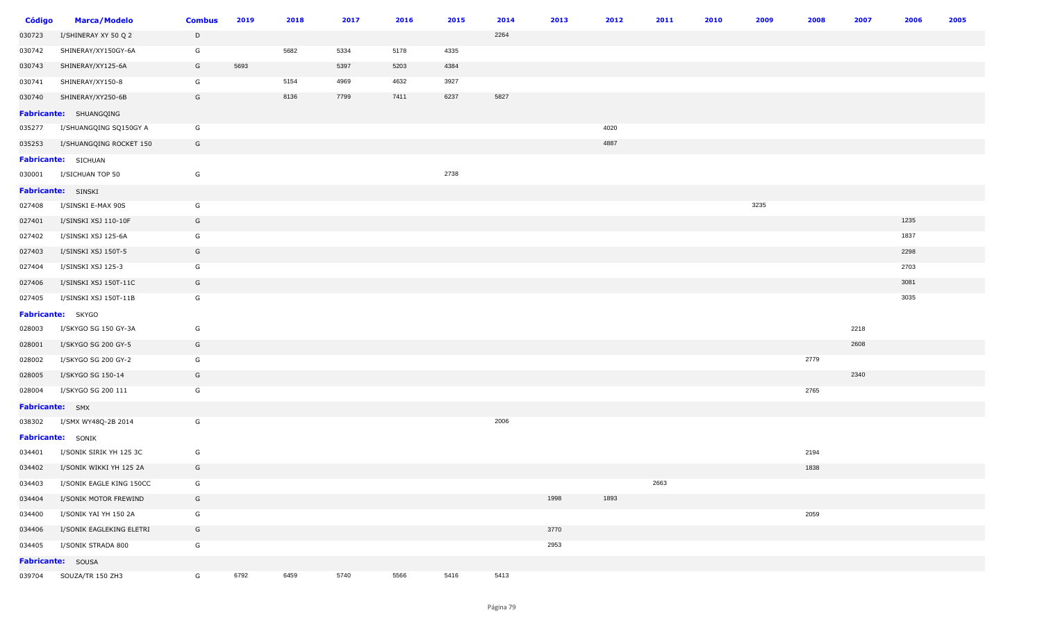| Código | Marca/Modelo | Combus | 2019 | 2018 | 2017 | 2016 | 2015 | 2014 | 2013 | 2012 | 2011 | 2010 | 2009 | 2008 | 2007 | 2006 | 2005 |
|---|---|---|---|---|---|---|---|---|---|---|---|---|---|---|---|---|---|
| 030723 | I/SHINERAY XY 50 Q 2 | D | | | | | | 2264 | | | | | | | | | |
| 030742 | SHINERAY/XY150GY-6A | G | | 5682 | 5334 | 5178 | 4335 | | | | | | | | | | |
| 030743 | SHINERAY/XY125-6A | G | 5693 | | 5397 | 5203 | 4384 | | | | | | | | | | |
| 030741 | SHINERAY/XY150-8 | G | | 5154 | 4969 | 4632 | 3927 | | | | | | | | | | |
| 030740 | SHINERAY/XY250-6B | G | | 8136 | 7799 | 7411 | 6237 | 5827 | | | | | | | | | |
| **Fabricante:** SHUANGQING | | | | | | | | | | | | | | | | | |
| 035277 | I/SHUANGQING SQ150GY A | G | | | | | | | | 4020 | | | | | | | |
| 035253 | I/SHUANGQING ROCKET 150 | G | | | | | | | | 4887 | | | | | | | |
| **Fabricante:** SICHUAN | | | | | | | | | | | | | | | | | |
| 030001 | I/SICHUAN TOP 50 | G | | | | | 2738 | | | | | | | | | | |
| **Fabricante:** SINSKI | | | | | | | | | | | | | | | | | |
| 027408 | I/SINSKI E-MAX 90S | G | | | | | | | | | | | 3235 | | | | |
| 027401 | I/SINSKI XSJ 110-10F | G | | | | | | | | | | | | | | 1235 | |
| 027402 | I/SINSKI XSJ 125-6A | G | | | | | | | | | | | | | | 1837 | |
| 027403 | I/SINSKI XSJ 150T-5 | G | | | | | | | | | | | | | | 2298 | |
| 027404 | I/SINSKI XSJ 125-3 | G | | | | | | | | | | | | | | 2703 | |
| 027406 | I/SINSKI XSJ 150T-11C | G | | | | | | | | | | | | | | 3081 | |
| 027405 | I/SINSKI XSJ 150T-11B | G | | | | | | | | | | | | | | 3035 | |
| **Fabricante:** SKYGO | | | | | | | | | | | | | | | | | |
| 028003 | I/SKYGO SG 150 GY-3A | G | | | | | | | | | | | | | 2218 | | |
| 028001 | I/SKYGO SG 200 GY-5 | G | | | | | | | | | | | | | 2608 | | |
| 028002 | I/SKYGO SG 200 GY-2 | G | | | | | | | | | | | | 2779 | | | |
| 028005 | I/SKYGO SG 150-14 | G | | | | | | | | | | | | | 2340 | | |
| 028004 | I/SKYGO SG 200 111 | G | | | | | | | | | | | | 2765 | | | |
| **Fabricante:** SMX | | | | | | | | | | | | | | | | | |
| 038302 | I/SMX WY48Q-2B 2014 | G | | | | | | 2006 | | | | | | | | | |
| **Fabricante:** SONIK | | | | | | | | | | | | | | | | | |
| 034401 | I/SONIK SIRIK YH 125 3C | G | | | | | | | | | | | | 2194 | | | |
| 034402 | I/SONIK WIKKI YH 125 2A | G | | | | | | | | | | | | 1838 | | | |
| 034403 | I/SONIK EAGLE KING 150CC | G | | | | | | | | | 2663 | | | | | | |
| 034404 | I/SONIK MOTOR FREWIND | G | | | | | | | 1998 | 1893 | | | | | | | |
| 034400 | I/SONIK YAI YH 150 2A | G | | | | | | | | | | | | 2059 | | | |
| 034406 | I/SONIK EAGLEKING ELETRI | G | | | | | | | 3770 | | | | | | | | |
| 034405 | I/SONIK STRADA 800 | G | | | | | | | 2953 | | | | | | | | |
| **Fabricante:** SOUSA | | | | | | | | | | | | | | | | | |
| 039704 | SOUZA/TR 150 ZH3 | G | 6792 | 6459 | 5740 | 5566 | 5416 | 5413 | | | | | | | | | |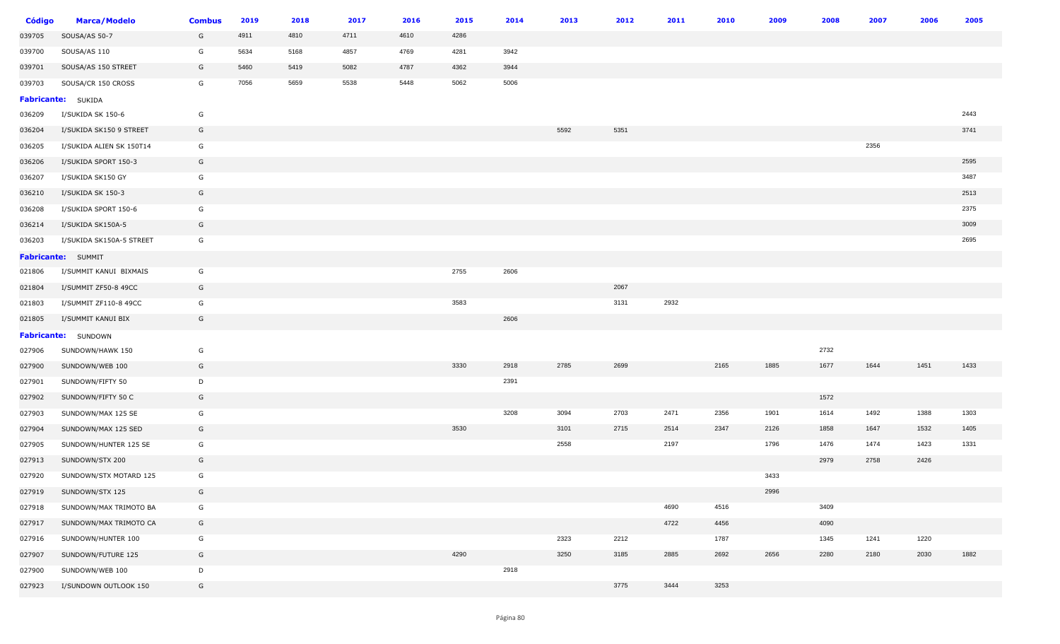| Código | Marca/Modelo | Combus | 2019 | 2018 | 2017 | 2016 | 2015 | 2014 | 2013 | 2012 | 2011 | 2010 | 2009 | 2008 | 2007 | 2006 | 2005 |
|---|---|---|---|---|---|---|---|---|---|---|---|---|---|---|---|---|---|
| 039705 | SOUSA/AS 50-7 | G | 4911 | 4810 | 4711 | 4610 | 4286 | | | | | | | | | | |
| 039700 | SOUSA/AS 110 | G | 5634 | 5168 | 4857 | 4769 | 4281 | 3942 | | | | | | | | | |
| 039701 | SOUSA/AS 150 STREET | G | 5460 | 5419 | 5082 | 4787 | 4362 | 3944 | | | | | | | | | |
| 039703 | SOUSA/CR 150 CROSS | G | 7056 | 5659 | 5538 | 5448 | 5062 | 5006 | | | | | | | | | |
| **Fabricante:** SUKIDA | | | | | | | | | | | | | | | | | |
| 036209 | I/SUKIDA SK 150-6 | G | | | | | | | | | | | | | | | 2443 |
| 036204 | I/SUKIDA SK150 9 STREET | G | | | | | | | 5592 | 5351 | | | | | | | 3741 |
| 036205 | I/SUKIDA ALIEN SK 150T14 | G | | | | | | | | | | | | | 2356 | | |
| 036206 | I/SUKIDA SPORT 150-3 | G | | | | | | | | | | | | | | | 2595 |
| 036207 | I/SUKIDA SK150 GY | G | | | | | | | | | | | | | | | 3487 |
| 036210 | I/SUKIDA SK 150-3 | G | | | | | | | | | | | | | | | 2513 |
| 036208 | I/SUKIDA SPORT 150-6 | G | | | | | | | | | | | | | | | 2375 |
| 036214 | I/SUKIDA SK150A-5 | G | | | | | | | | | | | | | | | 3009 |
| 036203 | I/SUKIDA SK150A-5 STREET | G | | | | | | | | | | | | | | | 2695 |
| **Fabricante:** SUMMIT | | | | | | | | | | | | | | | | | |
| 021806 | I/SUMMIT KANUI BIXMAIS | G | | | | | 2755 | 2606 | | | | | | | | | |
| 021804 | I/SUMMIT ZF50-8 49CC | G | | | | | | | | 2067 | | | | | | | |
| 021803 | I/SUMMIT ZF110-8 49CC | G | | | | | 3583 | | | 3131 | 2932 | | | | | | |
| 021805 | I/SUMMIT KANUI BIX | G | | | | | | 2606 | | | | | | | | | |
| **Fabricante:** SUNDOWN | | | | | | | | | | | | | | | | | |
| 027906 | SUNDOWN/HAWK 150 | G | | | | | | | | | | | | 2732 | | | |
| 027900 | SUNDOWN/WEB 100 | G | | | | | 3330 | 2918 | 2785 | 2699 | | 2165 | 1885 | 1677 | 1644 | 1451 | 1433 |
| 027901 | SUNDOWN/FIFTY 50 | D | | | | | | 2391 | | | | | | | | | |
| 027902 | SUNDOWN/FIFTY 50 C | G | | | | | | | | | | | | 1572 | | | |
| 027903 | SUNDOWN/MAX 125 SE | G | | | | | | 3208 | 3094 | 2703 | 2471 | 2356 | 1901 | 1614 | 1492 | 1388 | 1303 |
| 027904 | SUNDOWN/MAX 125 SED | G | | | | | 3530 | | 3101 | 2715 | 2514 | 2347 | 2126 | 1858 | 1647 | 1532 | 1405 |
| 027905 | SUNDOWN/HUNTER 125 SE | G | | | | | | | 2558 | | 2197 | | 1796 | 1476 | 1474 | 1423 | 1331 |
| 027913 | SUNDOWN/STX 200 | G | | | | | | | | | | | | 2979 | 2758 | 2426 | |
| 027920 | SUNDOWN/STX MOTARD 125 | G | | | | | | | | | | | 3433 | | | | |
| 027919 | SUNDOWN/STX 125 | G | | | | | | | | | | | 2996 | | | | |
| 027918 | SUNDOWN/MAX TRIMOTO BA | G | | | | | | | | | 4690 | 4516 | | 3409 | | | |
| 027917 | SUNDOWN/MAX TRIMOTO CA | G | | | | | | | | | 4722 | 4456 | | 4090 | | | |
| 027916 | SUNDOWN/HUNTER 100 | G | | | | | | | 2323 | 2212 | | 1787 | | 1345 | 1241 | 1220 | |
| 027907 | SUNDOWN/FUTURE 125 | G | | | | | 4290 | | 3250 | 3185 | 2885 | 2692 | 2656 | 2280 | 2180 | 2030 | 1882 |
| 027900 | SUNDOWN/WEB 100 | D | | | | | | 2918 | | | | | | | | | |
| 027923 | I/SUNDOWN OUTLOOK 150 | G | | | | | | | | 3775 | 3444 | 3253 | | | | | |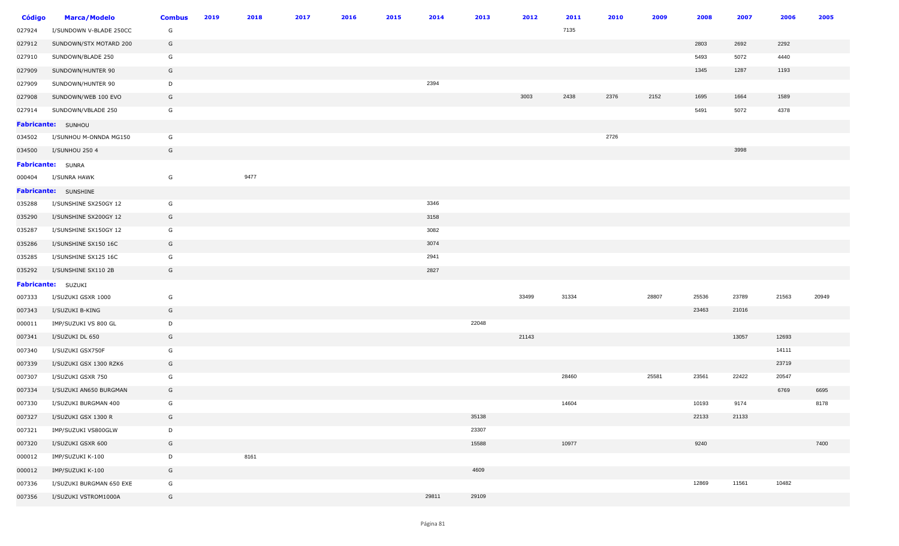| Código | Marca/Modelo | Combus | 2019 | 2018 | 2017 | 2016 | 2015 | 2014 | 2013 | 2012 | 2011 | 2010 | 2009 | 2008 | 2007 | 2006 | 2005 |
|---|---|---|---|---|---|---|---|---|---|---|---|---|---|---|---|---|---|
| 027924 | I/SUNDOWN V-BLADE 250CC | G | | | | | | | | | 7135 | | | | | | |
| 027912 | SUNDOWN/STX MOTARD 200 | G | | | | | | | | | | | | 2803 | 2692 | 2292 | |
| 027910 | SUNDOWN/BLADE 250 | G | | | | | | | | | | | | 5493 | 5072 | 4440 | |
| 027909 | SUNDOWN/HUNTER 90 | G | | | | | | | | | | | | 1345 | 1287 | 1193 | |
| 027909 | SUNDOWN/HUNTER 90 | D | | | | | | 2394 | | | | | | | | | |
| 027908 | SUNDOWN/WEB 100 EVO | G | | | | | | | | 3003 | 2438 | 2376 | 2152 | 1695 | 1664 | 1589 | |
| 027914 | SUNDOWN/VBLADE 250 | G | | | | | | | | | | | | 5491 | 5072 | 4378 | |
| **Fabricante:** | SUNHOU | | | | | | | | | | | | | | | | |
| 034502 | I/SUNHOU M-ONNDA MG150 | G | | | | | | | | | | 2726 | | | | | |
| 034500 | I/SUNHOU 250 4 | G | | | | | | | | | | | | | 3998 | | |
| **Fabricante:** | SUNRA | | | | | | | | | | | | | | | | |
| 000404 | I/SUNRA HAWK | G | | 9477 | | | | | | | | | | | | | |
| **Fabricante:** | SUNSHINE | | | | | | | | | | | | | | | | |
| 035288 | I/SUNSHINE SX250GY 12 | G | | | | | | 3346 | | | | | | | | | |
| 035290 | I/SUNSHINE SX200GY 12 | G | | | | | | 3158 | | | | | | | | | |
| 035287 | I/SUNSHINE SX150GY 12 | G | | | | | | 3082 | | | | | | | | | |
| 035286 | I/SUNSHINE SX150 16C | G | | | | | | 3074 | | | | | | | | | |
| 035285 | I/SUNSHINE SX125 16C | G | | | | | | 2941 | | | | | | | | | |
| 035292 | I/SUNSHINE SX110 2B | G | | | | | | 2827 | | | | | | | | | |
| **Fabricante:** | SUZUKI | | | | | | | | | | | | | | | | |
| 007333 | I/SUZUKI GSXR 1000 | G | | | | | | | | 33499 | 31334 | | 28807 | 25536 | 23789 | 21563 | 20949 |
| 007343 | I/SUZUKI B-KING | G | | | | | | | | | | | | 23463 | 21016 | | |
| 000011 | IMP/SUZUKI VS 800 GL | D | | | | | | | 22048 | | | | | | | | |
| 007341 | I/SUZUKI DL 650 | G | | | | | | | | 21143 | | | | | 13057 | 12693 | |
| 007340 | I/SUZUKI GSX750F | G | | | | | | | | | | | | | | 14111 | |
| 007339 | I/SUZUKI GSX 1300 RZK6 | G | | | | | | | | | | | | | | 23719 | |
| 007307 | I/SUZUKI GSXR 750 | G | | | | | | | | | 28460 | | 25581 | 23561 | 22422 | 20547 | |
| 007334 | I/SUZUKI AN650 BURGMAN | G | | | | | | | | | | | | | | 6769 | 6695 |
| 007330 | I/SUZUKI BURGMAN 400 | G | | | | | | | | | 14604 | | | 10193 | 9174 | | 8178 |
| 007327 | I/SUZUKI GSX 1300 R | G | | | | | | | 35138 | | | | | 22133 | 21133 | | |
| 007321 | IMP/SUZUKI VS800GLW | D | | | | | | | 23307 | | | | | | | | |
| 007320 | I/SUZUKI GSXR 600 | G | | | | | | | 15588 | | 10977 | | | 9240 | | | 7400 |
| 000012 | IMP/SUZUKI K-100 | D | | 8161 | | | | | | | | | | | | | |
| 000012 | IMP/SUZUKI K-100 | G | | | | | | | 4609 | | | | | | | | |
| 007336 | I/SUZUKI BURGMAN 650 EXE | G | | | | | | | | | | | | 12869 | 11561 | 10482 | |
| 007356 | I/SUZUKI VSTROM1000A | G | | | | | | 29811 | 29109 | | | | | | | | |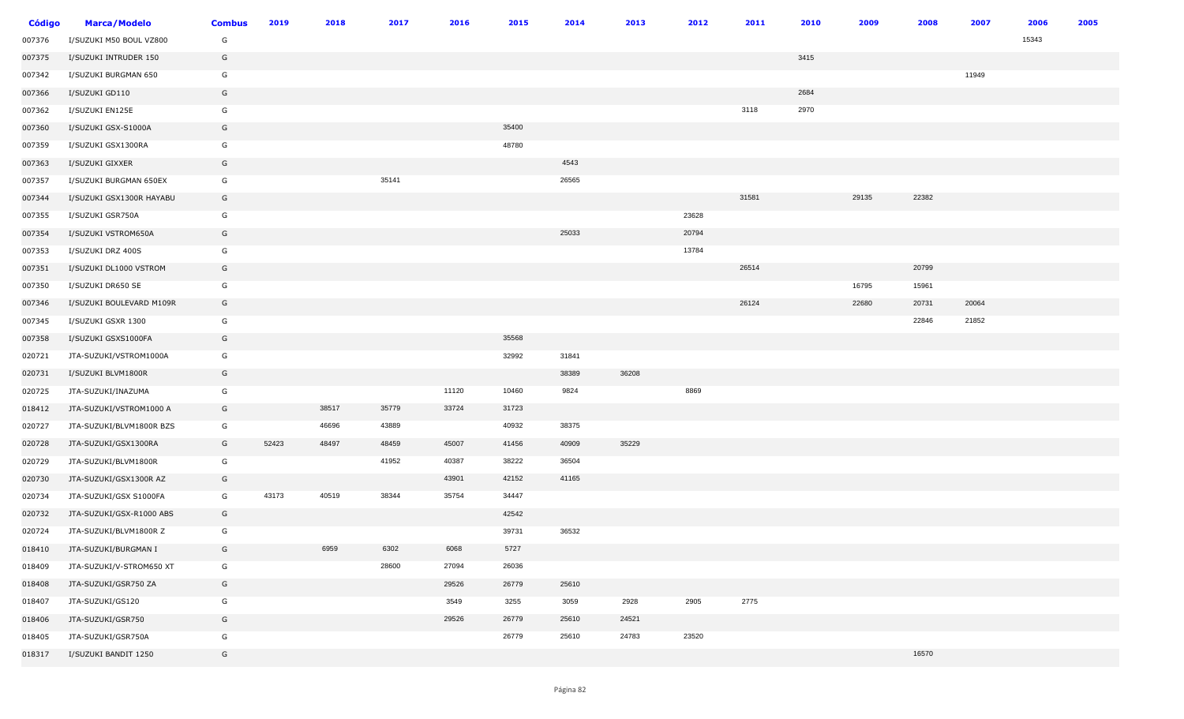| Código | Marca/Modelo | Combus | 2019 | 2018 | 2017 | 2016 | 2015 | 2014 | 2013 | 2012 | 2011 | 2010 | 2009 | 2008 | 2007 | 2006 | 2005 |
|---|---|---|---|---|---|---|---|---|---|---|---|---|---|---|---|---|---|
| 007376 | I/SUZUKI M50 BOUL VZ800 | G | | | | | | | | | | | | | | 15343 | |
| 007375 | I/SUZUKI INTRUDER 150 | G | | | | | | | | | | 3415 | | | | | |
| 007342 | I/SUZUKI BURGMAN 650 | G | | | | | | | | | | | | | 11949 | | |
| 007366 | I/SUZUKI GD110 | G | | | | | | | | | | 2684 | | | | | |
| 007362 | I/SUZUKI EN125E | G | | | | | | | | | 3118 | 2970 | | | | | |
| 007360 | I/SUZUKI GSX-S1000A | G | | | | | 35400 | | | | | | | | | | |
| 007359 | I/SUZUKI GSX1300RA | G | | | | | 48780 | | | | | | | | | | |
| 007363 | I/SUZUKI GIXXER | G | | | | | | 4543 | | | | | | | | | |
| 007357 | I/SUZUKI BURGMAN 650EX | G | | | 35141 | | | 26565 | | | | | | | | | |
| 007344 | I/SUZUKI GSX1300R HAYABU | G | | | | | | | | | 31581 | | 29135 | 22382 | | | |
| 007355 | I/SUZUKI GSR750A | G | | | | | | | | 23628 | | | | | | | |
| 007354 | I/SUZUKI VSTROM650A | G | | | | | | 25033 | | 20794 | | | | | | | |
| 007353 | I/SUZUKI DRZ 400S | G | | | | | | | | 13784 | | | | | | | |
| 007351 | I/SUZUKI DL1000 VSTROM | G | | | | | | | | | 26514 | | | 20799 | | | |
| 007350 | I/SUZUKI DR650 SE | G | | | | | | | | | | | 16795 | 15961 | | | |
| 007346 | I/SUZUKI BOULEVARD M109R | G | | | | | | | | | 26124 | | 22680 | 20731 | 20064 | | |
| 007345 | I/SUZUKI GSXR 1300 | G | | | | | | | | | | | | 22846 | 21852 | | |
| 007358 | I/SUZUKI GSXS1000FA | G | | | | | 35568 | | | | | | | | | | |
| 020721 | JTA-SUZUKI/VSTROM1000A | G | | | | | 32992 | 31841 | | | | | | | | | |
| 020731 | I/SUZUKI BLVM1800R | G | | | | | | 38389 | 36208 | | | | | | | | |
| 020725 | JTA-SUZUKI/INAZUMA | G | | | | 11120 | 10460 | 9824 | | 8869 | | | | | | | |
| 018412 | JTA-SUZUKI/VSTROM1000 A | G | | 38517 | 35779 | 33724 | 31723 | | | | | | | | | | |
| 020727 | JTA-SUZUKI/BLVM1800R BZS | G | | 46696 | 43889 | | 40932 | 38375 | | | | | | | | | |
| 020728 | JTA-SUZUKI/GSX1300RA | G | 52423 | 48497 | 48459 | 45007 | 41456 | 40909 | 35229 | | | | | | | | |
| 020729 | JTA-SUZUKI/BLVM1800R | G | | | 41952 | 40387 | 38222 | 36504 | | | | | | | | | |
| 020730 | JTA-SUZUKI/GSX1300R AZ | G | | | | 43901 | 42152 | 41165 | | | | | | | | | |
| 020734 | JTA-SUZUKI/GSX S1000FA | G | 43173 | 40519 | 38344 | 35754 | 34447 | | | | | | | | | | |
| 020732 | JTA-SUZUKI/GSX-R1000 ABS | G | | | | | 42542 | | | | | | | | | | |
| 020724 | JTA-SUZUKI/BLVM1800R Z | G | | | | | 39731 | 36532 | | | | | | | | | |
| 018410 | JTA-SUZUKI/BURGMAN I | G | | 6959 | 6302 | 6068 | 5727 | | | | | | | | | | |
| 018409 | JTA-SUZUKI/V-STROM650 XT | G | | | 28600 | 27094 | 26036 | | | | | | | | | | |
| 018408 | JTA-SUZUKI/GSR750 ZA | G | | | | 29526 | 26779 | 25610 | | | | | | | | | |
| 018407 | JTA-SUZUKI/GS120 | G | | | | 3549 | 3255 | 3059 | 2928 | 2905 | 2775 | | | | | | |
| 018406 | JTA-SUZUKI/GSR750 | G | | | | 29526 | 26779 | 25610 | 24521 | | | | | | | | |
| 018405 | JTA-SUZUKI/GSR750A | G | | | | | 26779 | 25610 | 24783 | 23520 | | | | | | | |
| 018317 | I/SUZUKI BANDIT 1250 | G | | | | | | | | | | | | 16570 | | | |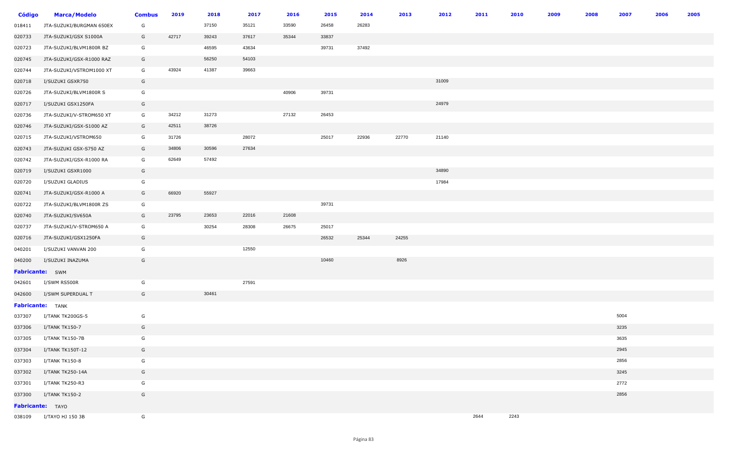| Código | Marca/Modelo | Combus | 2019 | 2018 | 2017 | 2016 | 2015 | 2014 | 2013 | 2012 | 2011 | 2010 | 2009 | 2008 | 2007 | 2006 | 2005 |
|---|---|---|---|---|---|---|---|---|---|---|---|---|---|---|---|---|---|
| 018411 | JTA-SUZUKI/BURGMAN 650EX | G | | 37150 | 35121 | 33590 | 26458 | 26283 | | | | | | | | | |
| 020733 | JTA-SUZUKI/GSX S1000A | G | 42717 | 39243 | 37617 | 35344 | 33837 | | | | | | | | | | |
| 020723 | JTA-SUZUKI/BLVM1800R BZ | G | | 46595 | 43634 | | 39731 | 37492 | | | | | | | | | |
| 020745 | JTA-SUZUKI/GSX-R1000 RAZ | G | | 56250 | 54103 | | | | | | | | | | | | |
| 020744 | JTA-SUZUKI/VSTROM1000 XT | G | 43924 | 41387 | 39663 | | | | | | | | | | | | |
| 020718 | I/SUZUKI GSXR750 | G | | | | | | | | 31009 | | | | | | | |
| 020726 | JTA-SUZUKI/BLVM1800R S | G | | | | 40906 | 39731 | | | | | | | | | | |
| 020717 | I/SUZUKI GSX1250FA | G | | | | | | | | 24979 | | | | | | | |
| 020736 | JTA-SUZUKI/V-STROM650 XT | G | 34212 | 31273 | | 27132 | 26453 | | | | | | | | | | |
| 020746 | JTA-SUZUKI/GSX-S1000 AZ | G | 42511 | 38726 | | | | | | | | | | | | | |
| 020715 | JTA-SUZUKI/VSTROM650 | G | 31726 | | 28072 | | 25017 | 22936 | 22770 | 21140 | | | | | | | |
| 020743 | JTA-SUZUKI GSX-S750 AZ | G | 34806 | 30596 | 27634 | | | | | | | | | | | | |
| 020742 | JTA-SUZUKI/GSX-R1000 RA | G | 62649 | 57492 | | | | | | | | | | | | | |
| 020719 | I/SUZUKI GSXR1000 | G | | | | | | | | 34890 | | | | | | | |
| 020720 | I/SUZUKI GLADIUS | G | | | | | | | | 17984 | | | | | | | |
| 020741 | JTA-SUZUKI/GSX-R1000 A | G | 66920 | 55927 | | | | | | | | | | | | | |
| 020722 | JTA-SUZUKI/BLVM1800R ZS | G | | | | | 39731 | | | | | | | | | | |
| 020740 | JTA-SUZUKI/SV650A | G | 23795 | 23653 | 22016 | 21608 | | | | | | | | | | | |
| 020737 | JTA-SUZUKI/V-STROM650 A | G | | 30254 | 28308 | 26675 | 25017 | | | | | | | | | | |
| 020716 | JTA-SUZUKI/GSX1250FA | G | | | | | 26532 | 25344 | 24255 | | | | | | | | |
| 040201 | I/SUZUKI VANVAN 200 | G | | | 12550 | | | | | | | | | | | | |
| 040200 | I/SUZUKI INAZUMA | G | | | | | 10460 | | 8926 | | | | | | | | |
| **Fabricante:** | SWM | | | | | | | | | | | | | | | | |
| 042601 | I/SWM RS500R | G | | | 27591 | | | | | | | | | | | | |
| 042600 | I/SWM SUPERDUAL T | G | | 30461 | | | | | | | | | | | | | |
| **Fabricante:** | TANK | | | | | | | | | | | | | | | | |
| 037307 | I/TANK TK200GS-5 | G | | | | | | | | | | | | | 5004 | | |
| 037306 | I/TANK TK150-7 | G | | | | | | | | | | | | | 3235 | | |
| 037305 | I/TANK TK150-7B | G | | | | | | | | | | | | | 3635 | | |
| 037304 | I/TANK TK150T-12 | G | | | | | | | | | | | | | 2945 | | |
| 037303 | I/TANK TK150-8 | G | | | | | | | | | | | | | 2856 | | |
| 037302 | I/TANK TK250-14A | G | | | | | | | | | | | | | 3245 | | |
| 037301 | I/TANK TK250-R3 | G | | | | | | | | | | | | | 2772 | | |
| 037300 | I/TANK TK150-2 | G | | | | | | | | | | | | | 2856 | | |
| **Fabricante:** | TAYO | | | | | | | | | | | | | | | | |
| 038109 | I/TAYO HJ 150 3B | G | | | | | | | | | 2644 | 2243 | | | | | |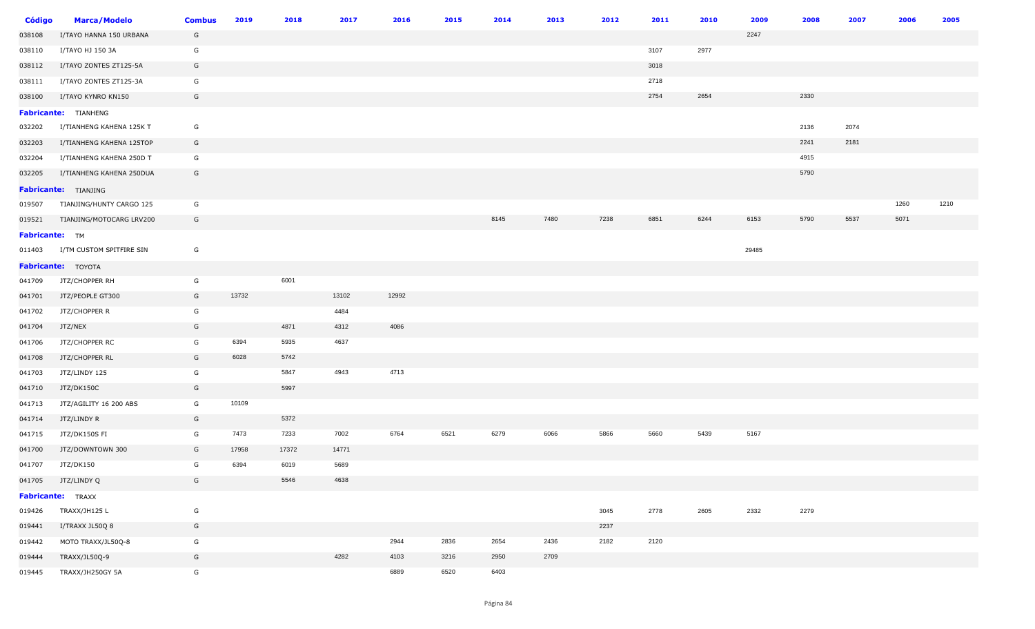| Código | Marca/Modelo | Combus | 2019 | 2018 | 2017 | 2016 | 2015 | 2014 | 2013 | 2012 | 2011 | 2010 | 2009 | 2008 | 2007 | 2006 | 2005 |
|---|---|---|---|---|---|---|---|---|---|---|---|---|---|---|---|---|---|
| 038108 | I/TAYO HANNA 150 URBANA | G | | | | | | | | | | | 2247 | | | | |
| 038110 | I/TAYO HJ 150 3A | G | | | | | | | | | 3107 | 2977 | | | | | |
| 038112 | I/TAYO ZONTES ZT125-5A | G | | | | | | | | | 3018 | | | | | | |
| 038111 | I/TAYO ZONTES ZT125-3A | G | | | | | | | | | 2718 | | | | | | |
| 038100 | I/TAYO KYNRO KN150 | G | | | | | | | | | 2754 | 2654 | | 2330 | | | |
| **Fabricante:** | TIANHENG | | | | | | | | | | | | | | | | |
| 032202 | I/TIANHENG KAHENA 125K T | G | | | | | | | | | | | | 2136 | 2074 | | |
| 032203 | I/TIANHENG KAHENA 125TOP | G | | | | | | | | | | | | 2241 | 2181 | | |
| 032204 | I/TIANHENG KAHENA 250D T | G | | | | | | | | | | | | 4915 | | | |
| 032205 | I/TIANHENG KAHENA 250DUA | G | | | | | | | | | | | | 5790 | | | |
| **Fabricante:** | TIANJING | | | | | | | | | | | | | | | | |
| 019507 | TIANJING/HUNTY CARGO 125 | G | | | | | | | | | | | | | | 1260 | 1210 |
| 019521 | TIANJING/MOTOCARG LRV200 | G | | | | | | 8145 | 7480 | 7238 | 6851 | 6244 | 6153 | 5790 | 5537 | 5071 | |
| **Fabricante:** | TM | | | | | | | | | | | | | | | | |
| 011403 | I/TM CUSTOM SPITFIRE SIN | G | | | | | | | | | | | 29485 | | | | |
| **Fabricante:** | TOYOTA | | | | | | | | | | | | | | | | |
| 041709 | JTZ/CHOPPER RH | G | | 6001 | | | | | | | | | | | | | |
| 041701 | JTZ/PEOPLE GT300 | G | 13732 | | 13102 | 12992 | | | | | | | | | | | |
| 041702 | JTZ/CHOPPER R | G | | | 4484 | | | | | | | | | | | | |
| 041704 | JTZ/NEX | G | | 4871 | 4312 | 4086 | | | | | | | | | | | |
| 041706 | JTZ/CHOPPER RC | G | 6394 | 5935 | 4637 | | | | | | | | | | | | |
| 041708 | JTZ/CHOPPER RL | G | 6028 | 5742 | | | | | | | | | | | | | |
| 041703 | JTZ/LINDY 125 | G | | 5847 | 4943 | 4713 | | | | | | | | | | | |
| 041710 | JTZ/DK150C | G | | 5997 | | | | | | | | | | | | | |
| 041713 | JTZ/AGILITY 16 200 ABS | G | 10109 | | | | | | | | | | | | | | |
| 041714 | JTZ/LINDY R | G | | 5372 | | | | | | | | | | | | | |
| 041715 | JTZ/DK150S FI | G | 7473 | 7233 | 7002 | 6764 | 6521 | 6279 | 6066 | 5866 | 5660 | 5439 | 5167 | | | | |
| 041700 | JTZ/DOWNTOWN 300 | G | 17958 | 17372 | 14771 | | | | | | | | | | | | |
| 041707 | JTZ/DK150 | G | 6394 | 6019 | 5689 | | | | | | | | | | | | |
| 041705 | JTZ/LINDY Q | G | | 5546 | 4638 | | | | | | | | | | | | |
| **Fabricante:** | TRAXX | | | | | | | | | | | | | | | | |
| 019426 | TRAXX/JH125 L | G | | | | | | | | 3045 | 2778 | 2605 | 2332 | 2279 | | | |
| 019441 | I/TRAXX JL50Q 8 | G | | | | | | | | 2237 | | | | | | | |
| 019442 | MOTO TRAXX/JL50Q-8 | G | | | | 2944 | 2836 | 2654 | 2436 | 2182 | 2120 | | | | | | |
| 019444 | TRAXX/JL50Q-9 | G | | | 4282 | 4103 | 3216 | 2950 | 2709 | | | | | | | | |
| 019445 | TRAXX/JH250GY 5A | G | | | | 6889 | 6520 | 6403 | | | | | | | | | |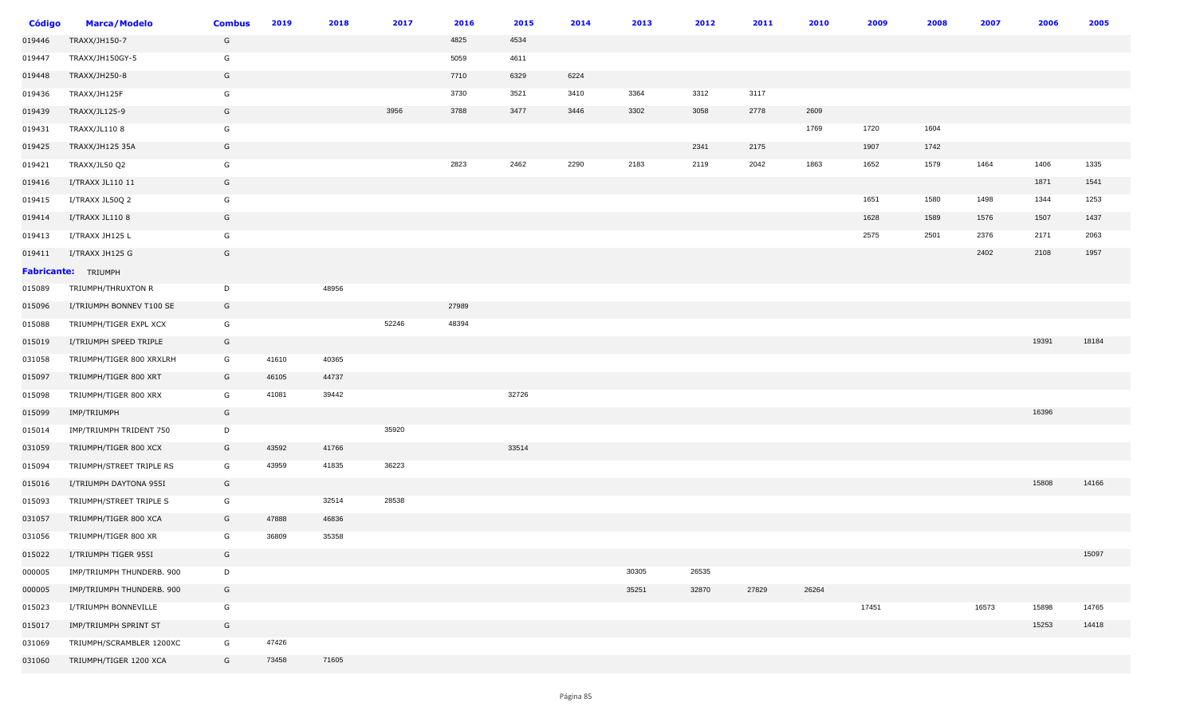| Código | Marca/Modelo | Combus | 2019 | 2018 | 2017 | 2016 | 2015 | 2014 | 2013 | 2012 | 2011 | 2010 | 2009 | 2008 | 2007 | 2006 | 2005 |
|---|---|---|---|---|---|---|---|---|---|---|---|---|---|---|---|---|---|
| 019446 | TRAXX/JH150-7 | G | | | | 4825 | 4534 | | | | | | | | | | |
| 019447 | TRAXX/JH150GY-5 | G | | | | 5059 | 4611 | | | | | | | | | | |
| 019448 | TRAXX/JH250-8 | G | | | | 7710 | 6329 | 6224 | | | | | | | | | |
| 019436 | TRAXX/JH125F | G | | | | 3730 | 3521 | 3410 | 3364 | 3312 | 3117 | | | | | | |
| 019439 | TRAXX/JL125-9 | G | | | 3956 | 3788 | 3477 | 3446 | 3302 | 3058 | 2778 | 2609 | | | | | |
| 019431 | TRAXX/JL110 8 | G | | | | | | | | | | 1769 | 1720 | 1604 | | | |
| 019425 | TRAXX/JH125 35A | G | | | | | | | | 2341 | 2175 | | 1907 | 1742 | | | |
| 019421 | TRAXX/JL50 Q2 | G | | | | 2823 | 2462 | 2290 | 2183 | 2119 | 2042 | 1863 | 1652 | 1579 | 1464 | 1406 | 1335 |
| 019416 | I/TRAXX JL110 11 | G | | | | | | | | | | | | | | 1871 | 1541 |
| 019415 | I/TRAXX JL50Q 2 | G | | | | | | | | | | | 1651 | 1580 | 1498 | 1344 | 1253 |
| 019414 | I/TRAXX JL110 8 | G | | | | | | | | | | | 1628 | 1589 | 1576 | 1507 | 1437 |
| 019413 | I/TRAXX JH125 L | G | | | | | | | | | | | 2575 | 2501 | 2376 | 2171 | 2063 |
| 019411 | I/TRAXX JH125 G | G | | | | | | | | | | | | | 2402 | 2108 | 1957 |
| **Fabricante:** | TRIUMPH | | | | | | | | | | | | | | | | |
| 015089 | TRIUMPH/THRUXTON R | D | | 48956 | | | | | | | | | | | | | |
| 015096 | I/TRIUMPH BONNEV T100 SE | G | | | | 27989 | | | | | | | | | | | |
| 015088 | TRIUMPH/TIGER EXPL XCX | G | | | 52246 | 48394 | | | | | | | | | | | |
| 015019 | I/TRIUMPH SPEED TRIPLE | G | | | | | | | | | | | | | | 19391 | 18184 |
| 031058 | TRIUMPH/TIGER 800 XRXLRH | G | 41610 | 40365 | | | | | | | | | | | | | |
| 015097 | TRIUMPH/TIGER 800 XRT | G | 46105 | 44737 | | | | | | | | | | | | | |
| 015098 | TRIUMPH/TIGER 800 XRX | G | 41081 | 39442 | | | 32726 | | | | | | | | | | |
| 015099 | IMP/TRIUMPH | G | | | | | | | | | | | | | | 16396 | |
| 015014 | IMP/TRIUMPH TRIDENT 750 | D | | | 35920 | | | | | | | | | | | | |
| 031059 | TRIUMPH/TIGER 800 XCX | G | 43592 | 41766 | | | 33514 | | | | | | | | | | |
| 015094 | TRIUMPH/STREET TRIPLE RS | G | 43959 | 41835 | 36223 | | | | | | | | | | | | |
| 015016 | I/TRIUMPH DAYTONA 955I | G | | | | | | | | | | | | | | 15808 | 14166 |
| 015093 | TRIUMPH/STREET TRIPLE S | G | | 32514 | 28538 | | | | | | | | | | | | |
| 031057 | TRIUMPH/TIGER 800 XCA | G | 47888 | 46836 | | | | | | | | | | | | | |
| 031056 | TRIUMPH/TIGER 800 XR | G | 36809 | 35358 | | | | | | | | | | | | | |
| 015022 | I/TRIUMPH TIGER 955I | G | | | | | | | | | | | | | | | 15097 |
| 000005 | IMP/TRIUMPH THUNDERB. 900 | D | | | | | | | 30305 | 26535 | | | | | | | |
| 000005 | IMP/TRIUMPH THUNDERB. 900 | G | | | | | | | 35251 | 32870 | 27829 | 26264 | | | | | |
| 015023 | I/TRIUMPH BONNEVILLE | G | | | | | | | | | | | 17451 | | 16573 | 15898 | 14765 |
| 015017 | IMP/TRIUMPH SPRINT ST | G | | | | | | | | | | | | | | 15253 | 14418 |
| 031069 | TRIUMPH/SCRAMBLER 1200XC | G | 47426 | | | | | | | | | | | | | | |
| 031060 | TRIUMPH/TIGER 1200 XCA | G | 73458 | 71605 | | | | | | | | | | | | | |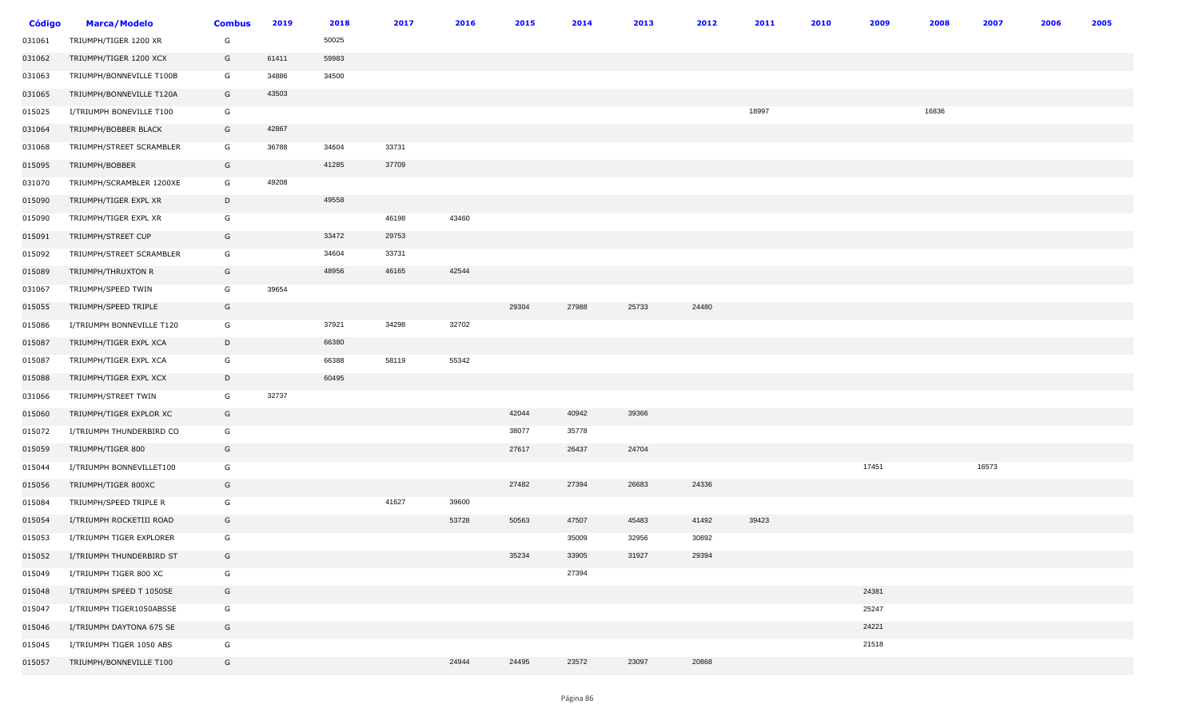| Código | Marca/Modelo | Combus | 2019 | 2018 | 2017 | 2016 | 2015 | 2014 | 2013 | 2012 | 2011 | 2010 | 2009 | 2008 | 2007 | 2006 | 2005 |
|---|---|---|---|---|---|---|---|---|---|---|---|---|---|---|---|---|---|
| 031061 | TRIUMPH/TIGER 1200 XR | G | | 50025 | | | | | | | | | | | | | |
| 031062 | TRIUMPH/TIGER 1200 XCX | G | 61411 | 59983 | | | | | | | | | | | | | |
| 031063 | TRIUMPH/BONNEVILLE T100B | G | 34886 | 34500 | | | | | | | | | | | | | |
| 031065 | TRIUMPH/BONNEVILLE T120A | G | 43503 | | | | | | | | | | | | | | |
| 015025 | I/TRIUMPH BONEVILLE T100 | G | | | | | | | | | 18997 | | | 16836 | | | |
| 031064 | TRIUMPH/BOBBER BLACK | G | 42867 | | | | | | | | | | | | | | |
| 031068 | TRIUMPH/STREET SCRAMBLER | G | 36788 | 34604 | 33731 | | | | | | | | | | | | |
| 015095 | TRIUMPH/BOBBER | G | | 41285 | 37709 | | | | | | | | | | | | |
| 031070 | TRIUMPH/SCRAMBLER 1200XE | G | 49208 | | | | | | | | | | | | | | |
| 015090 | TRIUMPH/TIGER EXPL XR | D | | 49558 | | | | | | | | | | | | | |
| 015090 | TRIUMPH/TIGER EXPL XR | G | | | 46198 | 43460 | | | | | | | | | | | |
| 015091 | TRIUMPH/STREET CUP | G | | 33472 | 29753 | | | | | | | | | | | | |
| 015092 | TRIUMPH/STREET SCRAMBLER | G | | 34604 | 33731 | | | | | | | | | | | | |
| 015089 | TRIUMPH/THRUXTON R | G | | 48956 | 46165 | 42544 | | | | | | | | | | | |
| 031067 | TRIUMPH/SPEED TWIN | G | 39654 | | | | | | | | | | | | | | |
| 015055 | TRIUMPH/SPEED TRIPLE | G | | | | | 29304 | 27988 | 25733 | 24480 | | | | | | | |
| 015086 | I/TRIUMPH BONNEVILLE T120 | G | | 37921 | 34298 | 32702 | | | | | | | | | | | |
| 015087 | TRIUMPH/TIGER EXPL XCA | D | | 66380 | | | | | | | | | | | | | |
| 015087 | TRIUMPH/TIGER EXPL XCA | G | | 66388 | 58119 | 55342 | | | | | | | | | | | |
| 015088 | TRIUMPH/TIGER EXPL XCX | D | | 60495 | | | | | | | | | | | | | |
| 031066 | TRIUMPH/STREET TWIN | G | 32737 | | | | | | | | | | | | | | |
| 015060 | TRIUMPH/TIGER EXPLOR XC | G | | | | | 42044 | 40942 | 39366 | | | | | | | | |
| 015072 | I/TRIUMPH THUNDERBIRD CO | G | | | | | 38077 | 35778 | | | | | | | | | |
| 015059 | TRIUMPH/TIGER 800 | G | | | | | 27617 | 26437 | 24704 | | | | | | | | |
| 015044 | I/TRIUMPH BONNEVILLET100 | G | | | | | | | | | | | 17451 | | 16573 | | |
| 015056 | TRIUMPH/TIGER 800XC | G | | | | | 27482 | 27394 | 26683 | 24336 | | | | | | | |
| 015084 | TRIUMPH/SPEED TRIPLE R | G | | | 41627 | 39600 | | | | | | | | | | | |
| 015054 | I/TRIUMPH ROCKETIII ROAD | G | | | | 53728 | 50563 | 47507 | 45483 | 41492 | 39423 | | | | | | |
| 015053 | I/TRIUMPH TIGER EXPLORER | G | | | | | | 35009 | 32956 | 30892 | | | | | | | |
| 015052 | I/TRIUMPH THUNDERBIRD ST | G | | | | | 35234 | 33905 | 31927 | 29394 | | | | | | | |
| 015049 | I/TRIUMPH TIGER 800 XC | G | | | | | | 27394 | | | | | | | | | |
| 015048 | I/TRIUMPH SPEED T 1050SE | G | | | | | | | | | | | 24381 | | | | |
| 015047 | I/TRIUMPH TIGER1050ABSSE | G | | | | | | | | | | | 25247 | | | | |
| 015046 | I/TRIUMPH DAYTONA 675 SE | G | | | | | | | | | | | 24221 | | | | |
| 015045 | I/TRIUMPH TIGER 1050 ABS | G | | | | | | | | | | | 21518 | | | | |
| 015057 | TRIUMPH/BONNEVILLE T100 | G | | | | 24944 | 24495 | 23572 | 23097 | 20868 | | | | | | | |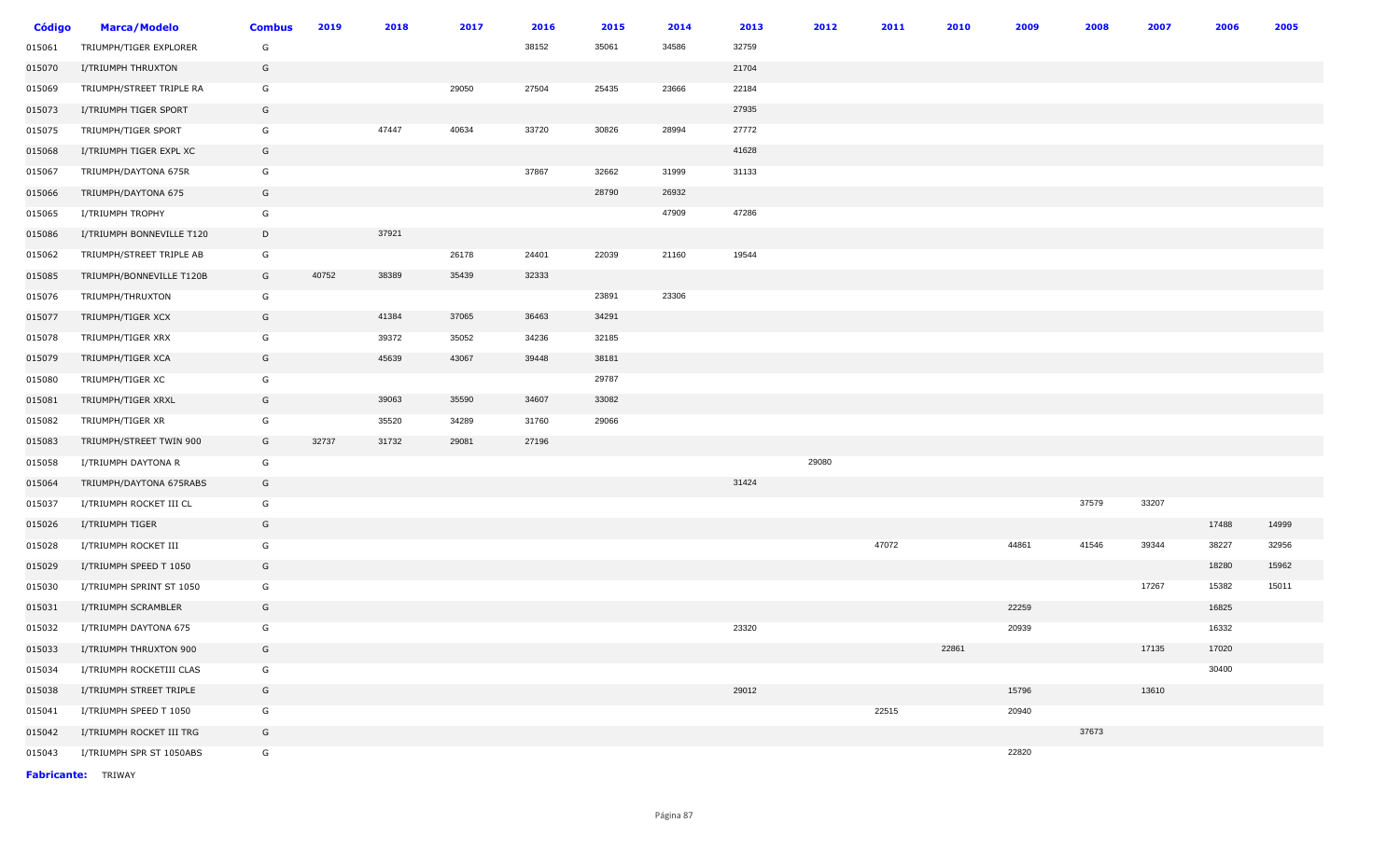| Código | Marca/Modelo | Combus | 2019 | 2018 | 2017 | 2016 | 2015 | 2014 | 2013 | 2012 | 2011 | 2010 | 2009 | 2008 | 2007 | 2006 | 2005 |
|---|---|---|---|---|---|---|---|---|---|---|---|---|---|---|---|---|---|
| 015061 | TRIUMPH/TIGER EXPLORER | G | | | | 38152 | 35061 | 34586 | 32759 | | | | | | | | |
| 015070 | I/TRIUMPH THRUXTON | G | | | | | | | 21704 | | | | | | | | |
| 015069 | TRIUMPH/STREET TRIPLE RA | G | | | 29050 | 27504 | 25435 | 23666 | 22184 | | | | | | | | |
| 015073 | I/TRIUMPH TIGER SPORT | G | | | | | | | 27935 | | | | | | | | |
| 015075 | TRIUMPH/TIGER SPORT | G | | 47447 | 40634 | 33720 | 30826 | 28994 | 27772 | | | | | | | | |
| 015068 | I/TRIUMPH TIGER EXPL XC | G | | | | | | | 41628 | | | | | | | | |
| 015067 | TRIUMPH/DAYTONA 675R | G | | | | 37867 | 32662 | 31999 | 31133 | | | | | | | | |
| 015066 | TRIUMPH/DAYTONA 675 | G | | | | | 28790 | 26932 | | | | | | | | | |
| 015065 | I/TRIUMPH TROPHY | G | | | | | | 47909 | 47286 | | | | | | | | |
| 015086 | I/TRIUMPH BONNEVILLE T120 | D | | 37921 | | | | | | | | | | | | | |
| 015062 | TRIUMPH/STREET TRIPLE AB | G | | | 26178 | 24401 | 22039 | 21160 | 19544 | | | | | | | | |
| 015085 | TRIUMPH/BONNEVILLE T120B | G | 40752 | 38389 | 35439 | 32333 | | | | | | | | | | | |
| 015076 | TRIUMPH/THRUXTON | G | | | | | 23891 | 23306 | | | | | | | | | |
| 015077 | TRIUMPH/TIGER XCX | G | | 41384 | 37065 | 36463 | 34291 | | | | | | | | | | |
| 015078 | TRIUMPH/TIGER XRX | G | | 39372 | 35052 | 34236 | 32185 | | | | | | | | | | |
| 015079 | TRIUMPH/TIGER XCA | G | | 45639 | 43067 | 39448 | 38181 | | | | | | | | | | |
| 015080 | TRIUMPH/TIGER XC | G | | | | | 29787 | | | | | | | | | | |
| 015081 | TRIUMPH/TIGER XRXL | G | | 39063 | 35590 | 34607 | 33082 | | | | | | | | | | |
| 015082 | TRIUMPH/TIGER XR | G | | 35520 | 34289 | 31760 | 29066 | | | | | | | | | | |
| 015083 | TRIUMPH/STREET TWIN 900 | G | 32737 | 31732 | 29081 | 27196 | | | | | | | | | | | |
| 015058 | I/TRIUMPH DAYTONA R | G | | | | | | | | 29080 | | | | | | | |
| 015064 | TRIUMPH/DAYTONA 675RABS | G | | | | | | | 31424 | | | | | | | | |
| 015037 | I/TRIUMPH ROCKET III CL | G | | | | | | | | | | | | 37579 | 33207 | | |
| 015026 | I/TRIUMPH TIGER | G | | | | | | | | | | | | | | 17488 | 14999 |
| 015028 | I/TRIUMPH ROCKET III | G | | | | | | | | | 47072 | | 44861 | 41546 | 39344 | 38227 | 32956 |
| 015029 | I/TRIUMPH SPEED T 1050 | G | | | | | | | | | | | | | | 18280 | 15962 |
| 015030 | I/TRIUMPH SPRINT ST 1050 | G | | | | | | | | | | | | | 17267 | 15382 | 15011 |
| 015031 | I/TRIUMPH SCRAMBLER | G | | | | | | | | | | | 22259 | | | 16825 | |
| 015032 | I/TRIUMPH DAYTONA 675 | G | | | | | | | 23320 | | | | 20939 | | | 16332 | |
| 015033 | I/TRIUMPH THRUXTON 900 | G | | | | | | | | | | 22861 | | | 17135 | 17020 | |
| 015034 | I/TRIUMPH ROCKETIII CLAS | G | | | | | | | | | | | | | | 30400 | |
| 015038 | I/TRIUMPH STREET TRIPLE | G | | | | | | | 29012 | | | | 15796 | | 13610 | | |
| 015041 | I/TRIUMPH SPEED T 1050 | G | | | | | | | | | 22515 | | 20940 | | | | |
| 015042 | I/TRIUMPH ROCKET III TRG | G | | | | | | | | | | | | 37673 | | | |
| 015043 | I/TRIUMPH SPR ST 1050ABS | G | | | | | | | | | | | 22820 | | | | |

**Fabricante:** TRIWAY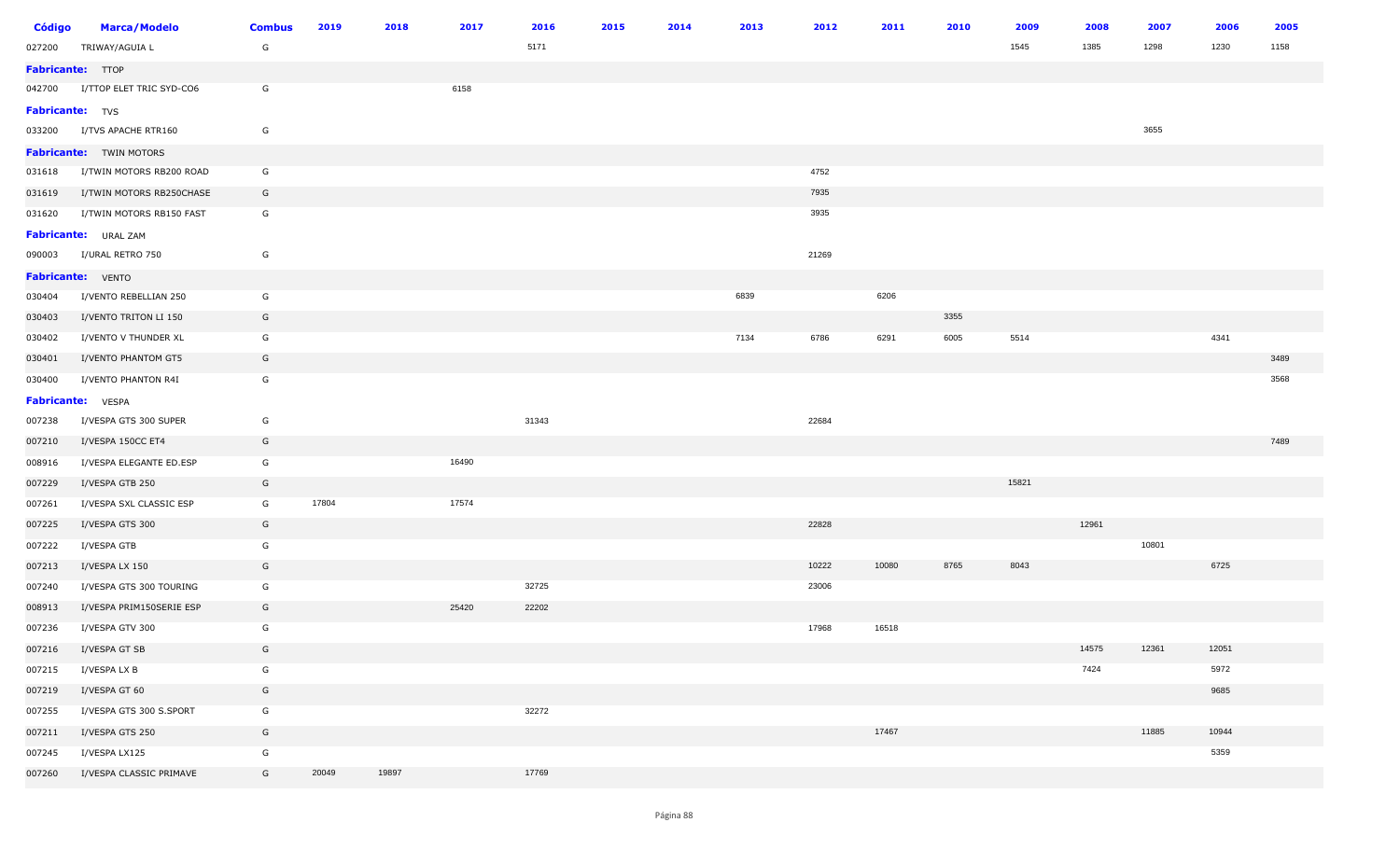| Código | Marca/Modelo | Combus | 2019 | 2018 | 2017 | 2016 | 2015 | 2014 | 2013 | 2012 | 2011 | 2010 | 2009 | 2008 | 2007 | 2006 | 2005 |
|---|---|---|---|---|---|---|---|---|---|---|---|---|---|---|---|---|---|
| 027200 | TRIWAY/AGUIA L | G | | | | 5171 | | | | | | | 1545 | 1385 | 1298 | 1230 | 1158 |
| **Fabricante:** | TTOP | | | | | | | | | | | | | | | | |
| 042700 | I/TTOP ELET TRIC SYD-CO6 | G | | | 6158 | | | | | | | | | | | | |
| **Fabricante:** | TVS | | | | | | | | | | | | | | | | |
| 033200 | I/TVS APACHE RTR160 | G | | | | | | | | | | | | | 3655 | | |
| **Fabricante:** | TWIN MOTORS | | | | | | | | | | | | | | | | |
| 031618 | I/TWIN MOTORS RB200 ROAD | G | | | | | | | | 4752 | | | | | | | |
| 031619 | I/TWIN MOTORS RB250CHASE | G | | | | | | | | 7935 | | | | | | | |
| 031620 | I/TWIN MOTORS RB150 FAST | G | | | | | | | | 3935 | | | | | | | |
| **Fabricante:** | URAL ZAM | | | | | | | | | | | | | | | | |
| 090003 | I/URAL RETRO 750 | G | | | | | | | | 21269 | | | | | | | |
| **Fabricante:** | VENTO | | | | | | | | | | | | | | | | |
| 030404 | I/VENTO REBELLIAN 250 | G | | | | | | | 6839 | | 6206 | | | | | | |
| 030403 | I/VENTO TRITON LI 150 | G | | | | | | | | | | 3355 | | | | | |
| 030402 | I/VENTO V THUNDER XL | G | | | | | | | 7134 | 6786 | 6291 | 6005 | 5514 | | | 4341 | |
| 030401 | I/VENTO PHANTOM GT5 | G | | | | | | | | | | | | | | | 3489 |
| 030400 | I/VENTO PHANTON R4I | G | | | | | | | | | | | | | | | 3568 |
| **Fabricante:** | VESPA | | | | | | | | | | | | | | | | |
| 007238 | I/VESPA GTS 300 SUPER | G | | | | 31343 | | | | 22684 | | | | | | | |
| 007210 | I/VESPA 150CC ET4 | G | | | | | | | | | | | | | | | 7489 |
| 008916 | I/VESPA ELEGANTE ED.ESP | G | | | 16490 | | | | | | | | | | | | |
| 007229 | I/VESPA GTB 250 | G | | | | | | | | | | | 15821 | | | | |
| 007261 | I/VESPA SXL CLASSIC ESP | G | 17804 | | 17574 | | | | | | | | | | | | |
| 007225 | I/VESPA GTS 300 | G | | | | | | | | 22828 | | | | 12961 | | | |
| 007222 | I/VESPA GTB | G | | | | | | | | | | | | | 10801 | | |
| 007213 | I/VESPA LX 150 | G | | | | | | | | 10222 | 10080 | 8765 | 8043 | | | 6725 | |
| 007240 | I/VESPA GTS 300 TOURING | G | | | | 32725 | | | | 23006 | | | | | | | |
| 008913 | I/VESPA PRIM150SERIE ESP | G | | | 25420 | 22202 | | | | | | | | | | | |
| 007236 | I/VESPA GTV 300 | G | | | | | | | | 17968 | 16518 | | | | | | |
| 007216 | I/VESPA GT SB | G | | | | | | | | | | | | 14575 | 12361 | 12051 | |
| 007215 | I/VESPA LX B | G | | | | | | | | | | | | 7424 | | 5972 | |
| 007219 | I/VESPA GT 60 | G | | | | | | | | | | | | | | 9685 | |
| 007255 | I/VESPA GTS 300 S.SPORT | G | | | | 32272 | | | | | | | | | | | |
| 007211 | I/VESPA GTS 250 | G | | | | | | | | | 17467 | | | | 11885 | 10944 | |
| 007245 | I/VESPA LX125 | G | | | | | | | | | | | | | | 5359 | |
| 007260 | I/VESPA CLASSIC PRIMAVE | G | 20049 | 19897 | | 17769 | | | | | | | | | | | |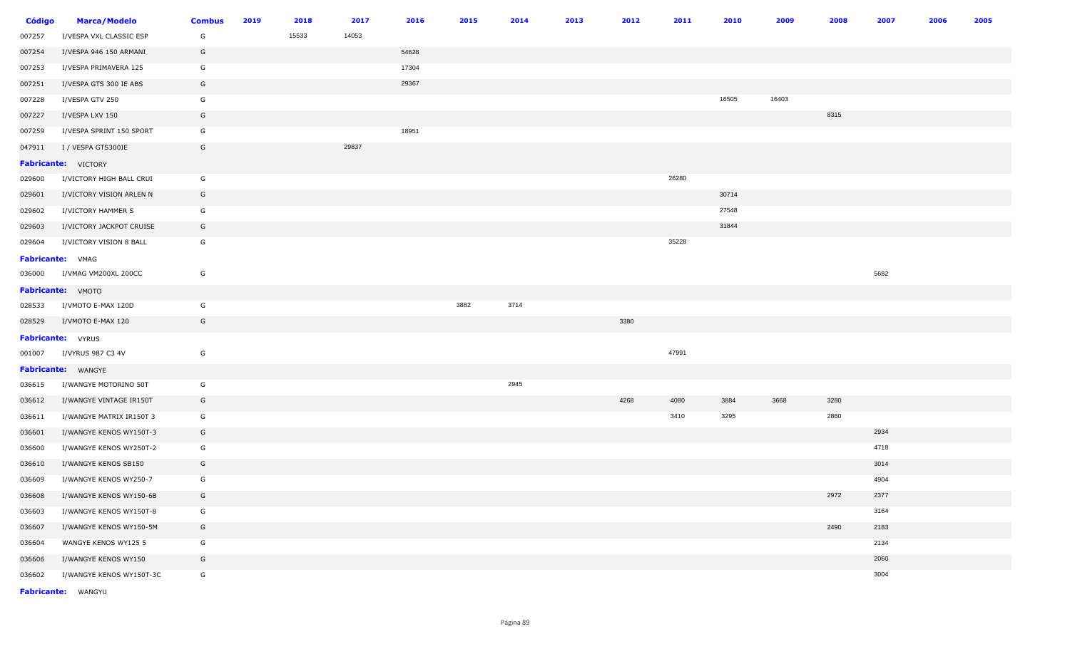| Código | Marca/Modelo | Combus | 2019 | 2018 | 2017 | 2016 | 2015 | 2014 | 2013 | 2012 | 2011 | 2010 | 2009 | 2008 | 2007 | 2006 | 2005 |
|---|---|---|---|---|---|---|---|---|---|---|---|---|---|---|---|---|---|
| 007257 | I/VESPA VXL CLASSIC ESP | G | | 15533 | 14053 | | | | | | | | | | | | |
| 007254 | I/VESPA 946 150 ARMANI | G | | | | 54628 | | | | | | | | | | | |
| 007253 | I/VESPA PRIMAVERA 125 | G | | | | 17304 | | | | | | | | | | | |
| 007251 | I/VESPA GTS 300 IE ABS | G | | | | 29367 | | | | | | | | | | | |
| 007228 | I/VESPA GTV 250 | G | | | | | | | | | | 16505 | 16403 | | | | |
| 007227 | I/VESPA LXV 150 | G | | | | | | | | | | | | 8315 | | | |
| 007259 | I/VESPA SPRINT 150 SPORT | G | | | | 18951 | | | | | | | | | | | |
| 047911 | I / VESPA GTS300IE | G | | | 29837 | | | | | | | | | | | | |
| **Fabricante:** VICTORY | | | | | | | | | | | | | | | | | |
| 029600 | I/VICTORY HIGH BALL CRUI | G | | | | | | | | | 26280 | | | | | | |
| 029601 | I/VICTORY VISION ARLEN N | G | | | | | | | | | | 30714 | | | | | |
| 029602 | I/VICTORY HAMMER S | G | | | | | | | | | | 27548 | | | | | |
| 029603 | I/VICTORY JACKPOT CRUISE | G | | | | | | | | | | 31844 | | | | | |
| 029604 | I/VICTORY VISION 8 BALL | G | | | | | | | | | 35228 | | | | | | |
| **Fabricante:** VMAG | | | | | | | | | | | | | | | | | |
| 036000 | I/VMAG VM200XL 200CC | G | | | | | | | | | | | | | 5682 | | |
| **Fabricante:** VMOTO | | | | | | | | | | | | | | | | | |
| 028533 | I/VMOTO E-MAX 120D | G | | | | | 3882 | 3714 | | | | | | | | | |
| 028529 | I/VMOTO E-MAX 120 | G | | | | | | | | 3380 | | | | | | | |
| **Fabricante:** VYRUS | | | | | | | | | | | | | | | | | |
| 001007 | I/VYRUS 987 C3 4V | G | | | | | | | | | 47991 | | | | | | |
| **Fabricante:** WANGYE | | | | | | | | | | | | | | | | | |
| 036615 | I/WANGYE MOTORINO 50T | G | | | | | | 2945 | | | | | | | | | |
| 036612 | I/WANGYE VINTAGE IR150T | G | | | | | | | | 4268 | 4080 | 3884 | 3668 | 3280 | | | |
| 036611 | I/WANGYE MATRIX IR150T 3 | G | | | | | | | | | 3410 | 3295 | | 2860 | | | |
| 036601 | I/WANGYE KENOS WY150T-3 | G | | | | | | | | | | | | | 2934 | | |
| 036600 | I/WANGYE KENOS WY250T-2 | G | | | | | | | | | | | | | 4718 | | |
| 036610 | I/WANGYE KENOS SB150 | G | | | | | | | | | | | | | 3014 | | |
| 036609 | I/WANGYE KENOS WY250-7 | G | | | | | | | | | | | | | 4904 | | |
| 036608 | I/WANGYE KENOS WY150-6B | G | | | | | | | | | | | | 2972 | 2377 | | |
| 036603 | I/WANGYE KENOS WY150T-8 | G | | | | | | | | | | | | | 3164 | | |
| 036607 | I/WANGYE KENOS WY150-5M | G | | | | | | | | | | | | 2490 | 2183 | | |
| 036604 | WANGYE KENOS WY125 5 | G | | | | | | | | | | | | | 2134 | | |
| 036606 | I/WANGYE KENOS WY150 | G | | | | | | | | | | | | | 2060 | | |
| 036602 | I/WANGYE KENOS WY150T-3C | G | | | | | | | | | | | | | 3004 | | |
| **Fabricante:** WANGYU | | | | | | | | | | | | | | | | | |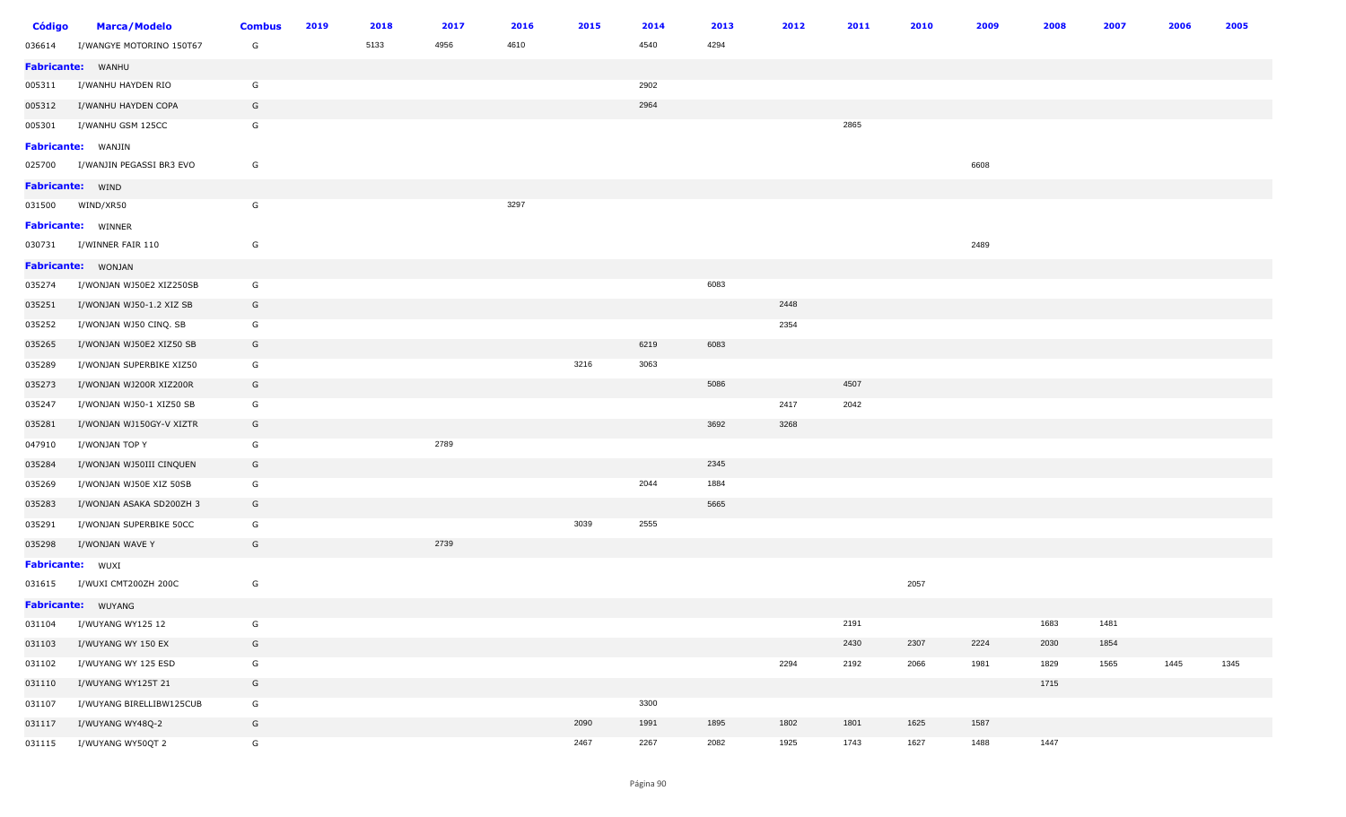| Código | Marca/Modelo | Combus | 2019 | 2018 | 2017 | 2016 | 2015 | 2014 | 2013 | 2012 | 2011 | 2010 | 2009 | 2008 | 2007 | 2006 | 2005 |
|---|---|---|---|---|---|---|---|---|---|---|---|---|---|---|---|---|---|
| 036614 | I/WANGYE MOTORINO 150T67 | G | | 5133 | 4956 | 4610 | | 4540 | 4294 | | | | | | | | |
| **Fabricante:** | WANHU | | | | | | | | | | | | | | | | |
| 005311 | I/WANHU HAYDEN RIO | G | | | | | | 2902 | | | | | | | | | |
| 005312 | I/WANHU HAYDEN COPA | G | | | | | | 2964 | | | | | | | | | |
| 005301 | I/WANHU GSM 125CC | G | | | | | | | | | 2865 | | | | | | |
| **Fabricante:** | WANJIN | | | | | | | | | | | | | | | | |
| 025700 | I/WANJIN PEGASSI BR3 EVO | G | | | | | | | | | | | 6608 | | | | |
| **Fabricante:** | WIND | | | | | | | | | | | | | | | | |
| 031500 | WIND/XR50 | G | | | | 3297 | | | | | | | | | | | |
| **Fabricante:** | WINNER | | | | | | | | | | | | | | | | |
| 030731 | I/WINNER FAIR 110 | G | | | | | | | | | | | 2489 | | | | |
| **Fabricante:** | WONJAN | | | | | | | | | | | | | | | | |
| 035274 | I/WONJAN WJ50E2 XIZ250SB | G | | | | | | | 6083 | | | | | | | | |
| 035251 | I/WONJAN WJ50-1.2 XIZ SB | G | | | | | | | | 2448 | | | | | | | |
| 035252 | I/WONJAN WJ50 CINQ. SB | G | | | | | | | | 2354 | | | | | | | |
| 035265 | I/WONJAN WJ50E2 XIZ50 SB | G | | | | | | 6219 | 6083 | | | | | | | | |
| 035289 | I/WONJAN SUPERBIKE XIZ50 | G | | | | | 3216 | 3063 | | | | | | | | | |
| 035273 | I/WONJAN WJ200R XIZ200R | G | | | | | | | 5086 | | 4507 | | | | | | |
| 035247 | I/WONJAN WJ50-1 XIZ50 SB | G | | | | | | | | 2417 | 2042 | | | | | | |
| 035281 | I/WONJAN WJ150GY-V XIZTR | G | | | | | | | 3692 | 3268 | | | | | | | |
| 047910 | I/WONJAN TOP Y | G | | | 2789 | | | | | | | | | | | | |
| 035284 | I/WONJAN WJ50III CINQUEN | G | | | | | | | 2345 | | | | | | | | |
| 035269 | I/WONJAN WJ50E XIZ 50SB | G | | | | | | 2044 | 1884 | | | | | | | | |
| 035283 | I/WONJAN ASAKA SD200ZH 3 | G | | | | | | | 5665 | | | | | | | | |
| 035291 | I/WONJAN SUPERBIKE 50CC | G | | | | | 3039 | 2555 | | | | | | | | | |
| 035298 | I/WONJAN WAVE Y | G | | | 2739 | | | | | | | | | | | | |
| **Fabricante:** | WUXI | | | | | | | | | | | | | | | | |
| 031615 | I/WUXI CMT200ZH 200C | G | | | | | | | | | | 2057 | | | | | |
| **Fabricante:** | WUYANG | | | | | | | | | | | | | | | | |
| 031104 | I/WUYANG WY125 12 | G | | | | | | | | | 2191 | | | 1683 | 1481 | | |
| 031103 | I/WUYANG WY 150 EX | G | | | | | | | | | 2430 | 2307 | 2224 | 2030 | 1854 | | |
| 031102 | I/WUYANG WY 125 ESD | G | | | | | | | | 2294 | 2192 | 2066 | 1981 | 1829 | 1565 | 1445 | 1345 |
| 031110 | I/WUYANG WY125T 21 | G | | | | | | | | | | | | 1715 | | | |
| 031107 | I/WUYANG BIRELLIBW125CUB | G | | | | | | 3300 | | | | | | | | | |
| 031117 | I/WUYANG WY48Q-2 | G | | | | | 2090 | 1991 | 1895 | 1802 | 1801 | 1625 | 1587 | | | | |
| 031115 | I/WUYANG WY50QT 2 | G | | | | | 2467 | 2267 | 2082 | 1925 | 1743 | 1627 | 1488 | 1447 | | | |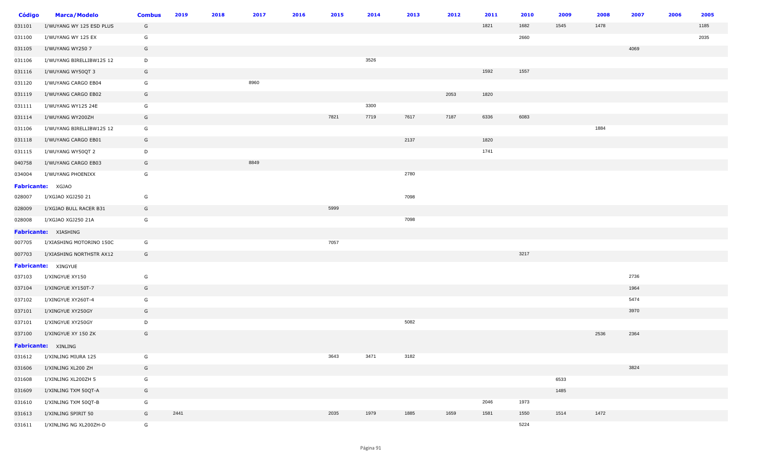| Código | Marca/Modelo | Combus | 2019 | 2018 | 2017 | 2016 | 2015 | 2014 | 2013 | 2012 | 2011 | 2010 | 2009 | 2008 | 2007 | 2006 | 2005 |
|---|---|---|---|---|---|---|---|---|---|---|---|---|---|---|---|---|---|
| 031101 | I/WUYANG WY 125 ESD PLUS | G | | | | | | | | | 1821 | 1682 | 1545 | 1478 | | | 1185 |
| 031100 | I/WUYANG WY 125 EX | G | | | | | | | | | | 2660 | | | | | 2035 |
| 031105 | I/WUYANG WY250 7 | G | | | | | | | | | | | | | 4069 | | |
| 031106 | I/WUYANG BIRELLIBW125 12 | D | | | | | | 3526 | | | | | | | | | |
| 031116 | I/WUYANG WY50QT 3 | G | | | | | | | | | 1592 | 1557 | | | | | |
| 031120 | I/WUYANG CARGO EB04 | G | | | 8960 | | | | | | | | | | | | |
| 031119 | I/WUYANG CARGO EB02 | G | | | | | | | | 2053 | 1820 | | | | | | |
| 031111 | I/WUYANG WY125 24E | G | | | | | | 3300 | | | | | | | | | |
| 031114 | I/WUYANG WY200ZH | G | | | | | 7821 | 7719 | 7617 | 7187 | 6336 | 6083 | | | | | |
| 031106 | I/WUYANG BIRELLIBW125 12 | G | | | | | | | | | | | | 1884 | | | |
| 031118 | I/WUYANG CARGO EB01 | G | | | | | | | 2137 | | 1820 | | | | | | |
| 031115 | I/WUYANG WY50QT 2 | D | | | | | | | | | 1741 | | | | | | |
| 040758 | I/WUYANG CARGO EB03 | G | | | 8849 | | | | | | | | | | | | |
| 034004 | I/WUYANG PHOENIXX | G | | | | | | | 2780 | | | | | | | | |
| **Fabricante:** | XGJAO | | | | | | | | | | | | | | | | |
| 028007 | I/XGJAO XGJ250 21 | G | | | | | | | 7098 | | | | | | | | |
| 028009 | I/XGJAO BULL RACER B31 | G | | | | | 5999 | | | | | | | | | | |
| 028008 | I/XGJAO XGJ250 21A | G | | | | | | | 7098 | | | | | | | | |
| **Fabricante:** | XIASHING | | | | | | | | | | | | | | | | |
| 007705 | I/XIASHING MOTORINO 150C | G | | | | | 7057 | | | | | | | | | | |
| 007703 | I/XIASHING NORTHSTR AX12 | G | | | | | | | | | | 3217 | | | | | |
| **Fabricante:** | XINGYUE | | | | | | | | | | | | | | | | |
| 037103 | I/XINGYUE XY150 | G | | | | | | | | | | | | | 2736 | | |
| 037104 | I/XINGYUE XY150T-7 | G | | | | | | | | | | | | | 1964 | | |
| 037102 | I/XINGYUE XY260T-4 | G | | | | | | | | | | | | | 5474 | | |
| 037101 | I/XINGYUE XY250GY | G | | | | | | | | | | | | | 3970 | | |
| 037101 | I/XINGYUE XY250GY | D | | | | | | | 5082 | | | | | | | | |
| 037100 | I/XINGYUE XY 150 ZK | G | | | | | | | | | | | | 2536 | 2364 | | |
| **Fabricante:** | XINLING | | | | | | | | | | | | | | | | |
| 031612 | I/XINLING MIURA 125 | G | | | | | 3643 | 3471 | 3182 | | | | | | | | |
| 031606 | I/XINLING XL200 ZH | G | | | | | | | | | | | | | 3824 | | |
| 031608 | I/XINLING XL200ZH 5 | G | | | | | | | | | | | 6533 | | | | |
| 031609 | I/XINLING TXM 50QT-A | G | | | | | | | | | | | 1485 | | | | |
| 031610 | I/XINLING TXM 50QT-B | G | | | | | | | | | 2046 | 1973 | | | | | |
| 031613 | I/XINLING SPIRIT 50 | G | 2441 | | | | 2035 | 1979 | 1885 | 1659 | 1581 | 1550 | 1514 | 1472 | | | |
| 031611 | I/XINLING NG XL200ZH-D | G | | | | | | | | | | 5224 | | | | | |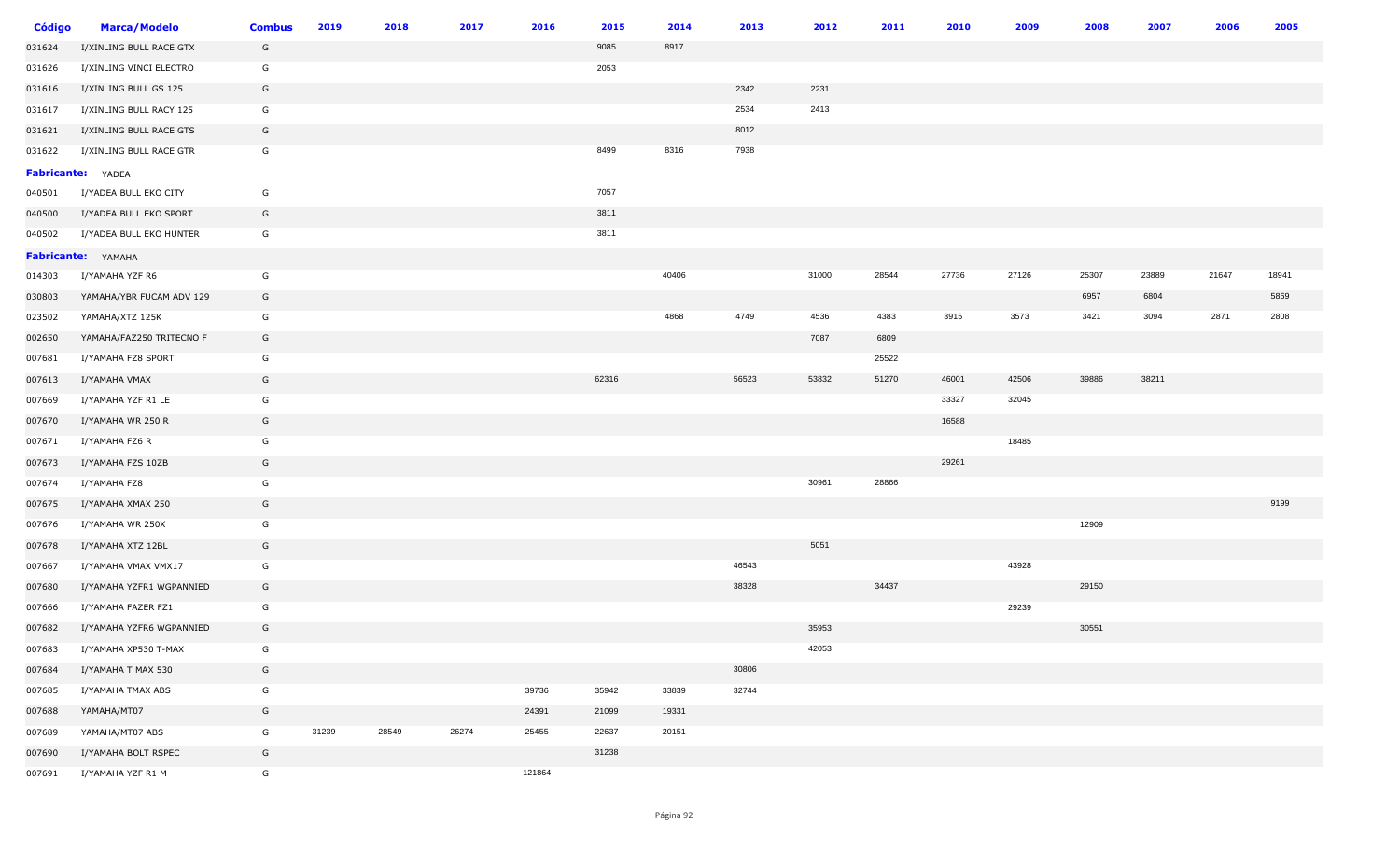| Código | Marca/Modelo | Combus | 2019 | 2018 | 2017 | 2016 | 2015 | 2014 | 2013 | 2012 | 2011 | 2010 | 2009 | 2008 | 2007 | 2006 | 2005 |
|---|---|---|---|---|---|---|---|---|---|---|---|---|---|---|---|---|---|
| 031624 | I/XINLING BULL RACE GTX | G | | | | | 9085 | 8917 | | | | | | | | | |
| 031626 | I/XINLING VINCI ELECTRO | G | | | | | 2053 | | | | | | | | | | |
| 031616 | I/XINLING BULL GS 125 | G | | | | | | | 2342 | 2231 | | | | | | | |
| 031617 | I/XINLING BULL RACY 125 | G | | | | | | | 2534 | 2413 | | | | | | | |
| 031621 | I/XINLING BULL RACE GTS | G | | | | | | | 8012 | | | | | | | | |
| 031622 | I/XINLING BULL RACE GTR | G | | | | | 8499 | 8316 | 7938 | | | | | | | | |
| **Fabricante:** | YADEA | | | | | | | | | | | | | | | | |
| 040501 | I/YADEA BULL EKO CITY | G | | | | | 7057 | | | | | | | | | | |
| 040500 | I/YADEA BULL EKO SPORT | G | | | | | 3811 | | | | | | | | | | |
| 040502 | I/YADEA BULL EKO HUNTER | G | | | | | 3811 | | | | | | | | | | |
| **Fabricante:** | YAMAHA | | | | | | | | | | | | | | | | |
| 014303 | I/YAMAHA YZF R6 | G | | | | | | 40406 | | 31000 | 28544 | 27736 | 27126 | 25307 | 23889 | 21647 | 18941 |
| 030803 | YAMAHA/YBR FUCAM ADV 129 | G | | | | | | | | | | | | 6957 | 6804 | | 5869 |
| 023502 | YAMAHA/XTZ 125K | G | | | | | | 4868 | 4749 | 4536 | 4383 | 3915 | 3573 | 3421 | 3094 | 2871 | 2808 |
| 002650 | YAMAHA/FAZ250 TRITECNO F | G | | | | | | | | 7087 | 6809 | | | | | | |
| 007681 | I/YAMAHA FZ8 SPORT | G | | | | | | | | | 25522 | | | | | | |
| 007613 | I/YAMAHA VMAX | G | | | | | 62316 | | 56523 | 53832 | 51270 | 46001 | 42506 | 39886 | 38211 | | |
| 007669 | I/YAMAHA YZF R1 LE | G | | | | | | | | | | 33327 | 32045 | | | | |
| 007670 | I/YAMAHA WR 250 R | G | | | | | | | | | | 16588 | | | | | |
| 007671 | I/YAMAHA FZ6 R | G | | | | | | | | | | | 18485 | | | | |
| 007673 | I/YAMAHA FZS 10ZB | G | | | | | | | | | | 29261 | | | | | |
| 007674 | I/YAMAHA FZ8 | G | | | | | | | | 30961 | 28866 | | | | | | |
| 007675 | I/YAMAHA XMAX 250 | G | | | | | | | | | | | | | | | 9199 |
| 007676 | I/YAMAHA WR 250X | G | | | | | | | | | | | | 12909 | | | |
| 007678 | I/YAMAHA XTZ 12BL | G | | | | | | | | 5051 | | | | | | | |
| 007667 | I/YAMAHA VMAX VMX17 | G | | | | | | | 46543 | | | | 43928 | | | | |
| 007680 | I/YAMAHA YZFR1 WGPANNIED | G | | | | | | | 38328 | | 34437 | | | 29150 | | | |
| 007666 | I/YAMAHA FAZER FZ1 | G | | | | | | | | | | | 29239 | | | | |
| 007682 | I/YAMAHA YZFR6 WGPANNIED | G | | | | | | | | 35953 | | | | 30551 | | | |
| 007683 | I/YAMAHA XP530 T-MAX | G | | | | | | | | 42053 | | | | | | | |
| 007684 | I/YAMAHA T MAX 530 | G | | | | | | | 30806 | | | | | | | | |
| 007685 | I/YAMAHA TMAX ABS | G | | | | 39736 | 35942 | 33839 | 32744 | | | | | | | | |
| 007688 | YAMAHA/MT07 | G | | | | 24391 | 21099 | 19331 | | | | | | | | | |
| 007689 | YAMAHA/MT07 ABS | G | 31239 | 28549 | 26274 | 25455 | 22637 | 20151 | | | | | | | | | |
| 007690 | I/YAMAHA BOLT RSPEC | G | | | | | 31238 | | | | | | | | | | |
| 007691 | I/YAMAHA YZF R1 M | G | | | | 121864 | | | | | | | | | | | |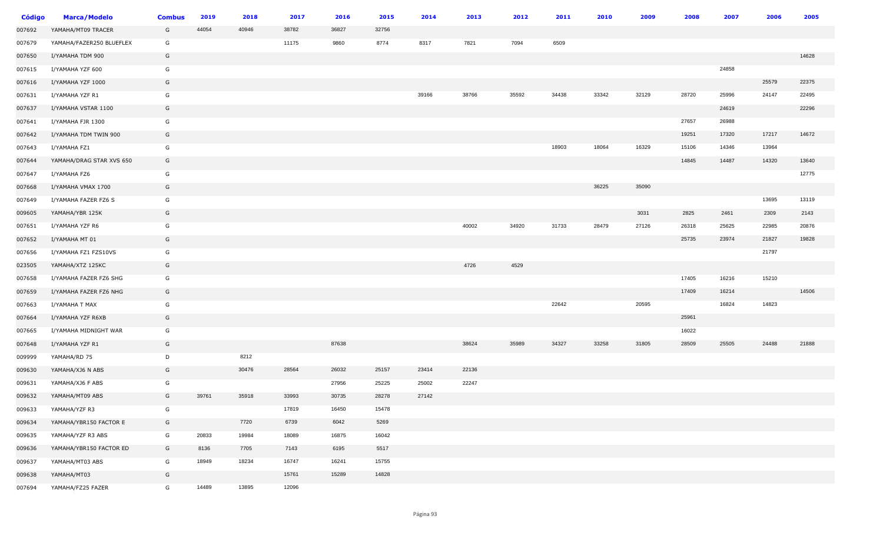| **Código** | **Marca/Modelo** | **Combus** | **2019** | **2018** | **2017** | **2016** | **2015** | **2014** | **2013** | **2012** | **2011** | **2010** | **2009** | **2008** | **2007** | **2006** | **2005** |
|---|---|---|---|---|---|---|---|---|---|---|---|---|---|---|---|---|---|
| 007692 | YAMAHA/MT09 TRACER | G | 44054 | 40946 | 38782 | 36827 | 32756 | | | | | | | | | | |
| 007679 | YAMAHA/FAZER250 BLUEFLEX | G | | | 11175 | 9860 | 8774 | 8317 | 7821 | 7094 | 6509 | | | | | | |
| 007650 | I/YAMAHA TDM 900 | G | | | | | | | | | | | | | | | 14628 |
| 007615 | I/YAMAHA YZF 600 | G | | | | | | | | | | | | | 24858 | | |
| 007616 | I/YAMAHA YZF 1000 | G | | | | | | | | | | | | | | 25579 | 22375 |
| 007631 | I/YAMAHA YZF R1 | G | | | | | | 39166 | 38766 | 35592 | 34438 | 33342 | 32129 | 28720 | 25996 | 24147 | 22495 |
| 007637 | I/YAMAHA VSTAR 1100 | G | | | | | | | | | | | | | 24619 | | 22296 |
| 007641 | I/YAMAHA FJR 1300 | G | | | | | | | | | | | | 27657 | 26988 | | |
| 007642 | I/YAMAHA TDM TWIN 900 | G | | | | | | | | | | | | 19251 | 17320 | 17217 | 14672 |
| 007643 | I/YAMAHA FZ1 | G | | | | | | | | | 18903 | 18064 | 16329 | 15106 | 14346 | 13964 | |
| 007644 | YAMAHA/DRAG STAR XVS 650 | G | | | | | | | | | | | | 14845 | 14487 | 14320 | 13640 |
| 007647 | I/YAMAHA FZ6 | G | | | | | | | | | | | | | | | 12775 |
| 007668 | I/YAMAHA VMAX 1700 | G | | | | | | | | | | 36225 | 35090 | | | | |
| 007649 | I/YAMAHA FAZER FZ6 S | G | | | | | | | | | | | | | | 13695 | 13119 |
| 009605 | YAMAHA/YBR 125K | G | | | | | | | | | | | 3031 | 2825 | 2461 | 2309 | 2143 |
| 007651 | I/YAMAHA YZF R6 | G | | | | | | | 40002 | 34920 | 31733 | 28479 | 27126 | 26318 | 25625 | 22985 | 20876 |
| 007652 | I/YAMAHA MT 01 | G | | | | | | | | | | | | 25735 | 23974 | 21827 | 19828 |
| 007656 | I/YAMAHA FZ1 FZS10VS | G | | | | | | | | | | | | | | 21797 | |
| 023505 | YAMAHA/XTZ 125KC | G | | | | | | | 4726 | 4529 | | | | | | | |
| 007658 | I/YAMAHA FAZER FZ6 SHG | G | | | | | | | | | | | | 17405 | 16216 | 15210 | |
| 007659 | I/YAMAHA FAZER FZ6 NHG | G | | | | | | | | | | | | 17409 | 16214 | | 14506 |
| 007663 | I/YAMAHA T MAX | G | | | | | | | | | 22642 | | 20595 | | 16824 | 14823 | |
| 007664 | I/YAMAHA YZF R6XB | G | | | | | | | | | | | | 25961 | | | |
| 007665 | I/YAMAHA MIDNIGHT WAR | G | | | | | | | | | | | | 16022 | | | |
| 007648 | I/YAMAHA YZF R1 | G | | | | 87638 | | | 38624 | 35989 | 34327 | 33258 | 31805 | 28509 | 25505 | 24488 | 21888 |
| 009999 | YAMAHA/RD 75 | D | | 8212 | | | | | | | | | | | | | |
| 009630 | YAMAHA/XJ6 N ABS | G | | 30476 | 28564 | 26032 | 25157 | 23414 | 22136 | | | | | | | | |
| 009631 | YAMAHA/XJ6 F ABS | G | | | | 27956 | 25225 | 25002 | 22247 | | | | | | | | |
| 009632 | YAMAHA/MT09 ABS | G | 39761 | 35918 | 33993 | 30735 | 28278 | 27142 | | | | | | | | | |
| 009633 | YAMAHA/YZF R3 | G | | | 17819 | 16450 | 15478 | | | | | | | | | | |
| 009634 | YAMAHA/YBR150 FACTOR E | G | | 7720 | 6739 | 6042 | 5269 | | | | | | | | | | |
| 009635 | YAMAHA/YZF R3 ABS | G | 20833 | 19984 | 18089 | 16875 | 16042 | | | | | | | | | | |
| 009636 | YAMAHA/YBR150 FACTOR ED | G | 8136 | 7705 | 7143 | 6195 | 5517 | | | | | | | | | | |
| 009637 | YAMAHA/MT03 ABS | G | 18949 | 18234 | 16747 | 16241 | 15755 | | | | | | | | | | |
| 009638 | YAMAHA/MT03 | G | | | 15761 | 15289 | 14828 | | | | | | | | | | |
| 007694 | YAMAHA/FZ25 FAZER | G | 14489 | 13895 | 12096 | | | | | | | | | | | | |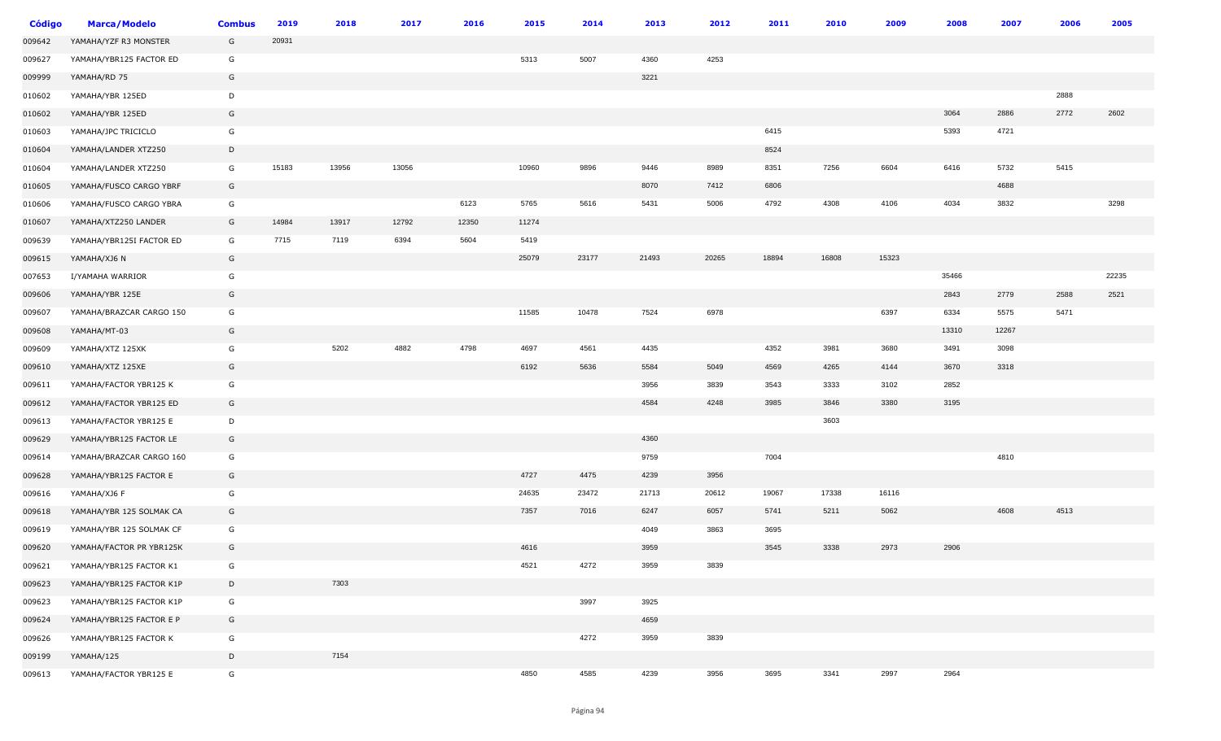| Código | Marca/Modelo | Combus | 2019 | 2018 | 2017 | 2016 | 2015 | 2014 | 2013 | 2012 | 2011 | 2010 | 2009 | 2008 | 2007 | 2006 | 2005 |
|---|---|---|---|---|---|---|---|---|---|---|---|---|---|---|---|---|---|
| 009642 | YAMAHA/YZF R3 MONSTER | G | 20931 | | | | | | | | | | | | | | |
| 009627 | YAMAHA/YBR125 FACTOR ED | G | | | | | 5313 | 5007 | 4360 | 4253 | | | | | | | |
| 009999 | YAMAHA/RD 75 | G | | | | | | | 3221 | | | | | | | | |
| 010602 | YAMAHA/YBR 125ED | D | | | | | | | | | | | | | | 2888 | |
| 010602 | YAMAHA/YBR 125ED | G | | | | | | | | | | | | 3064 | 2886 | 2772 | 2602 |
| 010603 | YAMAHA/JPC TRICICLO | G | | | | | | | | | 6415 | | | 5393 | 4721 | | |
| 010604 | YAMAHA/LANDER XTZ250 | D | | | | | | | | | 8524 | | | | | | |
| 010604 | YAMAHA/LANDER XTZ250 | G | 15183 | 13956 | 13056 | | 10960 | 9896 | 9446 | 8989 | 8351 | 7256 | 6604 | 6416 | 5732 | 5415 | |
| 010605 | YAMAHA/FUSCO CARGO YBRF | G | | | | | | | 8070 | 7412 | 6806 | | | | 4688 | | |
| 010606 | YAMAHA/FUSCO CARGO YBRA | G | | | | 6123 | 5765 | 5616 | 5431 | 5006 | 4792 | 4308 | 4106 | 4034 | 3832 | | 3298 |
| 010607 | YAMAHA/XTZ250 LANDER | G | 14984 | 13917 | 12792 | 12350 | 11274 | | | | | | | | | | |
| 009639 | YAMAHA/YBR125I FACTOR ED | G | 7715 | 7119 | 6394 | 5604 | 5419 | | | | | | | | | | |
| 009615 | YAMAHA/XJ6 N | G | | | | | 25079 | 23177 | 21493 | 20265 | 18894 | 16808 | 15323 | | | | |
| 007653 | I/YAMAHA WARRIOR | G | | | | | | | | | | | | 35466 | | | 22235 |
| 009606 | YAMAHA/YBR 125E | G | | | | | | | | | | | | 2843 | 2779 | 2588 | 2521 |
| 009607 | YAMAHA/BRAZCAR CARGO 150 | G | | | | | 11585 | 10478 | 7524 | 6978 | | | 6397 | 6334 | 5575 | 5471 | |
| 009608 | YAMAHA/MT-03 | G | | | | | | | | | | | | 13310 | 12267 | | |
| 009609 | YAMAHA/XTZ 125XK | G | | 5202 | 4882 | 4798 | 4697 | 4561 | 4435 | | 4352 | 3981 | 3680 | 3491 | 3098 | | |
| 009610 | YAMAHA/XTZ 125XE | G | | | | | 6192 | 5636 | 5584 | 5049 | 4569 | 4265 | 4144 | 3670 | 3318 | | |
| 009611 | YAMAHA/FACTOR YBR125 K | G | | | | | | | 3956 | 3839 | 3543 | 3333 | 3102 | 2852 | | | |
| 009612 | YAMAHA/FACTOR YBR125 ED | G | | | | | | | 4584 | 4248 | 3985 | 3846 | 3380 | 3195 | | | |
| 009613 | YAMAHA/FACTOR YBR125 E | D | | | | | | | | | | 3603 | | | | | |
| 009629 | YAMAHA/YBR125 FACTOR LE | G | | | | | | | 4360 | | | | | | | | |
| 009614 | YAMAHA/BRAZCAR CARGO 160 | G | | | | | | | 9759 | | 7004 | | | | 4810 | | |
| 009628 | YAMAHA/YBR125 FACTOR E | G | | | | | 4727 | 4475 | 4239 | 3956 | | | | | | | |
| 009616 | YAMAHA/XJ6 F | G | | | | | 24635 | 23472 | 21713 | 20612 | 19067 | 17338 | 16116 | | | | |
| 009618 | YAMAHA/YBR 125 SOLMAK CA | G | | | | | 7357 | 7016 | 6247 | 6057 | 5741 | 5211 | 5062 | | 4608 | 4513 | |
| 009619 | YAMAHA/YBR 125 SOLMAK CF | G | | | | | | | 4049 | 3863 | 3695 | | | | | | |
| 009620 | YAMAHA/FACTOR PR YBR125K | G | | | | | 4616 | | 3959 | | 3545 | 3338 | 2973 | 2906 | | | |
| 009621 | YAMAHA/YBR125 FACTOR K1 | G | | | | | 4521 | 4272 | 3959 | 3839 | | | | | | | |
| 009623 | YAMAHA/YBR125 FACTOR K1P | D | | 7303 | | | | | | | | | | | | | |
| 009623 | YAMAHA/YBR125 FACTOR K1P | G | | | | | | 3997 | 3925 | | | | | | | | |
| 009624 | YAMAHA/YBR125 FACTOR E P | G | | | | | | | 4659 | | | | | | | | |
| 009626 | YAMAHA/YBR125 FACTOR K | G | | | | | | 4272 | 3959 | 3839 | | | | | | | |
| 009199 | YAMAHA/125 | D | | 7154 | | | | | | | | | | | | | |
| 009613 | YAMAHA/FACTOR YBR125 E | G | | | | | 4850 | 4585 | 4239 | 3956 | 3695 | 3341 | 2997 | 2964 | | | |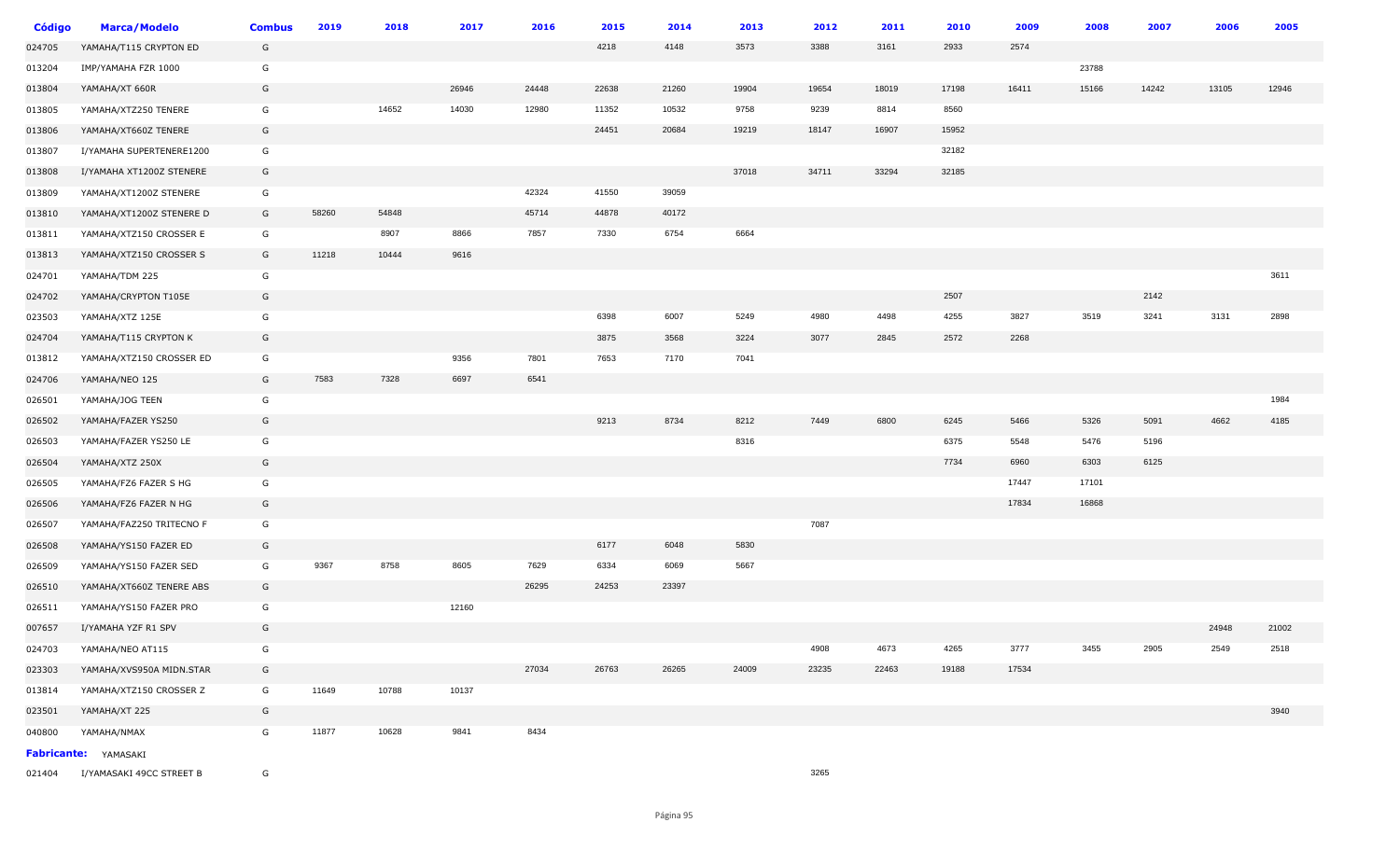| Código | Marca/Modelo | Combus | 2019 | 2018 | 2017 | 2016 | 2015 | 2014 | 2013 | 2012 | 2011 | 2010 | 2009 | 2008 | 2007 | 2006 | 2005 |
|---|---|---|---|---|---|---|---|---|---|---|---|---|---|---|---|---|---|
| 024705 | YAMAHA/T115 CRYPTON ED | G | | | | | 4218 | 4148 | 3573 | 3388 | 3161 | 2933 | 2574 | | | | |
| 013204 | IMP/YAMAHA FZR 1000 | G | | | | | | | | | | | | 23788 | | | |
| 013804 | YAMAHA/XT 660R | G | | | 26946 | 24448 | 22638 | 21260 | 19904 | 19654 | 18019 | 17198 | 16411 | 15166 | 14242 | 13105 | 12946 |
| 013805 | YAMAHA/XTZ250 TENERE | G | | 14652 | 14030 | 12980 | 11352 | 10532 | 9758 | 9239 | 8814 | 8560 | | | | | |
| 013806 | YAMAHA/XT660Z TENERE | G | | | | | 24451 | 20684 | 19219 | 18147 | 16907 | 15952 | | | | | |
| 013807 | I/YAMAHA SUPERTENERE1200 | G | | | | | | | | | | 32182 | | | | | |
| 013808 | I/YAMAHA XT1200Z STENERE | G | | | | | | | 37018 | 34711 | 33294 | 32185 | | | | | |
| 013809 | YAMAHA/XT1200Z STENERE | G | | | | 42324 | 41550 | 39059 | | | | | | | | | |
| 013810 | YAMAHA/XT1200Z STENERE D | G | 58260 | 54848 | | 45714 | 44878 | 40172 | | | | | | | | | |
| 013811 | YAMAHA/XTZ150 CROSSER E | G | | 8907 | 8866 | 7857 | 7330 | 6754 | 6664 | | | | | | | | |
| 013813 | YAMAHA/XTZ150 CROSSER S | G | 11218 | 10444 | 9616 | | | | | | | | | | | | |
| 024701 | YAMAHA/TDM 225 | G | | | | | | | | | | | | | | | 3611 |
| 024702 | YAMAHA/CRYPTON T105E | G | | | | | | | | | | 2507 | | | 2142 | | |
| 023503 | YAMAHA/XTZ 125E | G | | | | | 6398 | 6007 | 5249 | 4980 | 4498 | 4255 | 3827 | 3519 | 3241 | 3131 | 2898 |
| 024704 | YAMAHA/T115 CRYPTON K | G | | | | | 3875 | 3568 | 3224 | 3077 | 2845 | 2572 | 2268 | | | | |
| 013812 | YAMAHA/XTZ150 CROSSER ED | G | | | 9356 | 7801 | 7653 | 7170 | 7041 | | | | | | | | |
| 024706 | YAMAHA/NEO 125 | G | 7583 | 7328 | 6697 | 6541 | | | | | | | | | | | |
| 026501 | YAMAHA/JOG TEEN | G | | | | | | | | | | | | | | | 1984 |
| 026502 | YAMAHA/FAZER YS250 | G | | | | | 9213 | 8734 | 8212 | 7449 | 6800 | 6245 | 5466 | 5326 | 5091 | 4662 | 4185 |
| 026503 | YAMAHA/FAZER YS250 LE | G | | | | | | | 8316 | | | 6375 | 5548 | 5476 | 5196 | | |
| 026504 | YAMAHA/XTZ 250X | G | | | | | | | | | | 7734 | 6960 | 6303 | 6125 | | |
| 026505 | YAMAHA/FZ6 FAZER S HG | G | | | | | | | | | | | 17447 | 17101 | | | |
| 026506 | YAMAHA/FZ6 FAZER N HG | G | | | | | | | | | | | 17834 | 16868 | | | |
| 026507 | YAMAHA/FAZ250 TRITECNO F | G | | | | | | | | 7087 | | | | | | | |
| 026508 | YAMAHA/YS150 FAZER ED | G | | | | | 6177 | 6048 | 5830 | | | | | | | | |
| 026509 | YAMAHA/YS150 FAZER SED | G | 9367 | 8758 | 8605 | 7629 | 6334 | 6069 | 5667 | | | | | | | | |
| 026510 | YAMAHA/XT660Z TENERE ABS | G | | | | 26295 | 24253 | 23397 | | | | | | | | | |
| 026511 | YAMAHA/YS150 FAZER PRO | G | | | 12160 | | | | | | | | | | | | |
| 007657 | I/YAMAHA YZF R1 SPV | G | | | | | | | | | | | | | | 24948 | 21002 |
| 024703 | YAMAHA/NEO AT115 | G | | | | | | | | 4908 | 4673 | 4265 | 3777 | 3455 | 2905 | 2549 | 2518 |
| 023303 | YAMAHA/XVS950A MIDN.STAR | G | | | | 27034 | 26763 | 26265 | 24009 | 23235 | 22463 | 19188 | 17534 | | | | |
| 013814 | YAMAHA/XTZ150 CROSSER Z | G | 11649 | 10788 | 10137 | | | | | | | | | | | | |
| 023501 | YAMAHA/XT 225 | G | | | | | | | | | | | | | | | 3940 |
| 040800 | YAMAHA/NMAX | G | 11877 | 10628 | 9841 | 8434 | | | | | | | | | | | |

**Fabricante:** YAMASAKI

| Código | Marca/Modelo | Combus | 2019 | 2018 | 2017 | 2016 | 2015 | 2014 | 2013 | 2012 | 2011 | 2010 | 2009 | 2008 | 2007 | 2006 | 2005 |
|---|---|---|---|---|---|---|---|---|---|---|---|---|---|---|---|---|---|
| 021404 | I/YAMASAKI 49CC STREET B | G | | | | | | | | 3265 | | | | | | | |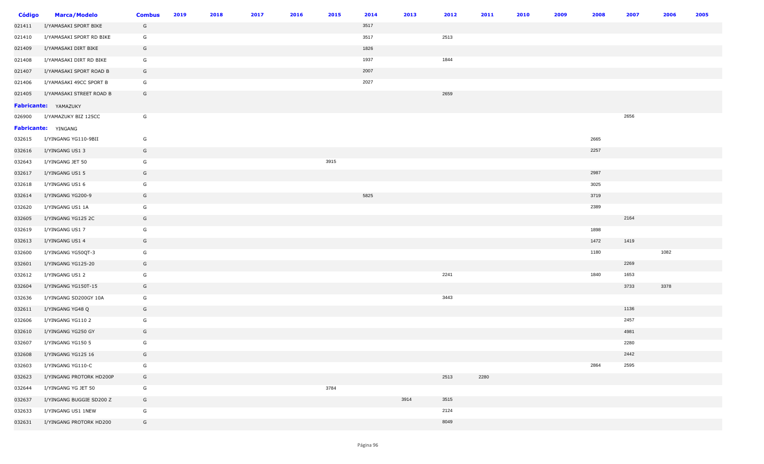| Código | Marca/Modelo | Combus | 2019 | 2018 | 2017 | 2016 | 2015 | 2014 | 2013 | 2012 | 2011 | 2010 | 2009 | 2008 | 2007 | 2006 | 2005 |
|---|---|---|---|---|---|---|---|---|---|---|---|---|---|---|---|---|---|
| 021411 | I/YAMASAKI SPORT BIKE | G | | | | | | 3517 | | | | | | | | | |
| 021410 | I/YAMASAKI SPORT RD BIKE | G | | | | | | 3517 | | 2513 | | | | | | | |
| 021409 | I/YAMASAKI DIRT BIKE | G | | | | | | 1826 | | | | | | | | | |
| 021408 | I/YAMASAKI DIRT RD BIKE | G | | | | | | 1937 | | 1844 | | | | | | | |
| 021407 | I/YAMASAKI SPORT ROAD B | G | | | | | | 2007 | | | | | | | | | |
| 021406 | I/YAMASAKI 49CC SPORT B | G | | | | | | 2027 | | | | | | | | | |
| 021405 | I/YAMASAKI STREET ROAD B | G | | | | | | | | 2659 | | | | | | | |
| **Fabricante:** | YAMAZUKY | | | | | | | | | | | | | | | | |
| 026900 | I/YAMAZUKY BIZ 125CC | G | | | | | | | | | | | | | 2656 | | |
| **Fabricante:** | YINGANG | | | | | | | | | | | | | | | | |
| 032615 | I/YINGANG YG110-9BII | G | | | | | | | | | | | | 2665 | | | |
| 032616 | I/YINGANG US1 3 | G | | | | | | | | | | | | 2257 | | | |
| 032643 | I/YINGANG JET 50 | G | | | | | 3915 | | | | | | | | | | |
| 032617 | I/YINGANG US1 5 | G | | | | | | | | | | | | 2987 | | | |
| 032618 | I/YINGANG US1 6 | G | | | | | | | | | | | | 3025 | | | |
| 032614 | I/YINGANG YG200-9 | G | | | | | | 5825 | | | | | | 3719 | | | |
| 032620 | I/YINGANG US1 1A | G | | | | | | | | | | | | 2389 | | | |
| 032605 | I/YINGANG YG125 2C | G | | | | | | | | | | | | | 2164 | | |
| 032619 | I/YINGANG US1 7 | G | | | | | | | | | | | | 1898 | | | |
| 032613 | I/YINGANG US1 4 | G | | | | | | | | | | | | 1472 | 1419 | | |
| 032600 | I/YINGANG YG50QT-3 | G | | | | | | | | | | | | 1180 | | 1082 | |
| 032601 | I/YINGANG YG125-20 | G | | | | | | | | | | | | | 2269 | | |
| 032612 | I/YINGANG US1 2 | G | | | | | | | | 2241 | | | | 1840 | 1653 | | |
| 032604 | I/YINGANG YG150T-15 | G | | | | | | | | | | | | | 3733 | 3378 | |
| 032636 | I/YINGANG SD200GY 10A | G | | | | | | | | 3443 | | | | | | | |
| 032611 | I/YINGANG YG48 Q | G | | | | | | | | | | | | | 1136 | | |
| 032606 | I/YINGANG YG110 2 | G | | | | | | | | | | | | | 2457 | | |
| 032610 | I/YINGANG YG250 GY | G | | | | | | | | | | | | | 4981 | | |
| 032607 | I/YINGANG YG150 5 | G | | | | | | | | | | | | | 2280 | | |
| 032608 | I/YINGANG YG125 16 | G | | | | | | | | | | | | | 2442 | | |
| 032603 | I/YINGANG YG110-C | G | | | | | | | | | | | | 2864 | 2595 | | |
| 032623 | I/YINGANG PROTORK HD200P | G | | | | | | | | 2513 | 2280 | | | | | | |
| 032644 | I/YINGANG YG JET 50 | G | | | | | 3784 | | | | | | | | | | |
| 032637 | I/YINGANG BUGGIE SD200 Z | G | | | | | | | 3914 | 3515 | | | | | | | |
| 032633 | I/YINGANG US1 1NEW | G | | | | | | | | 2124 | | | | | | | |
| 032631 | I/YINGANG PROTORK HD200 | G | | | | | | | | 8049 | | | | | | | |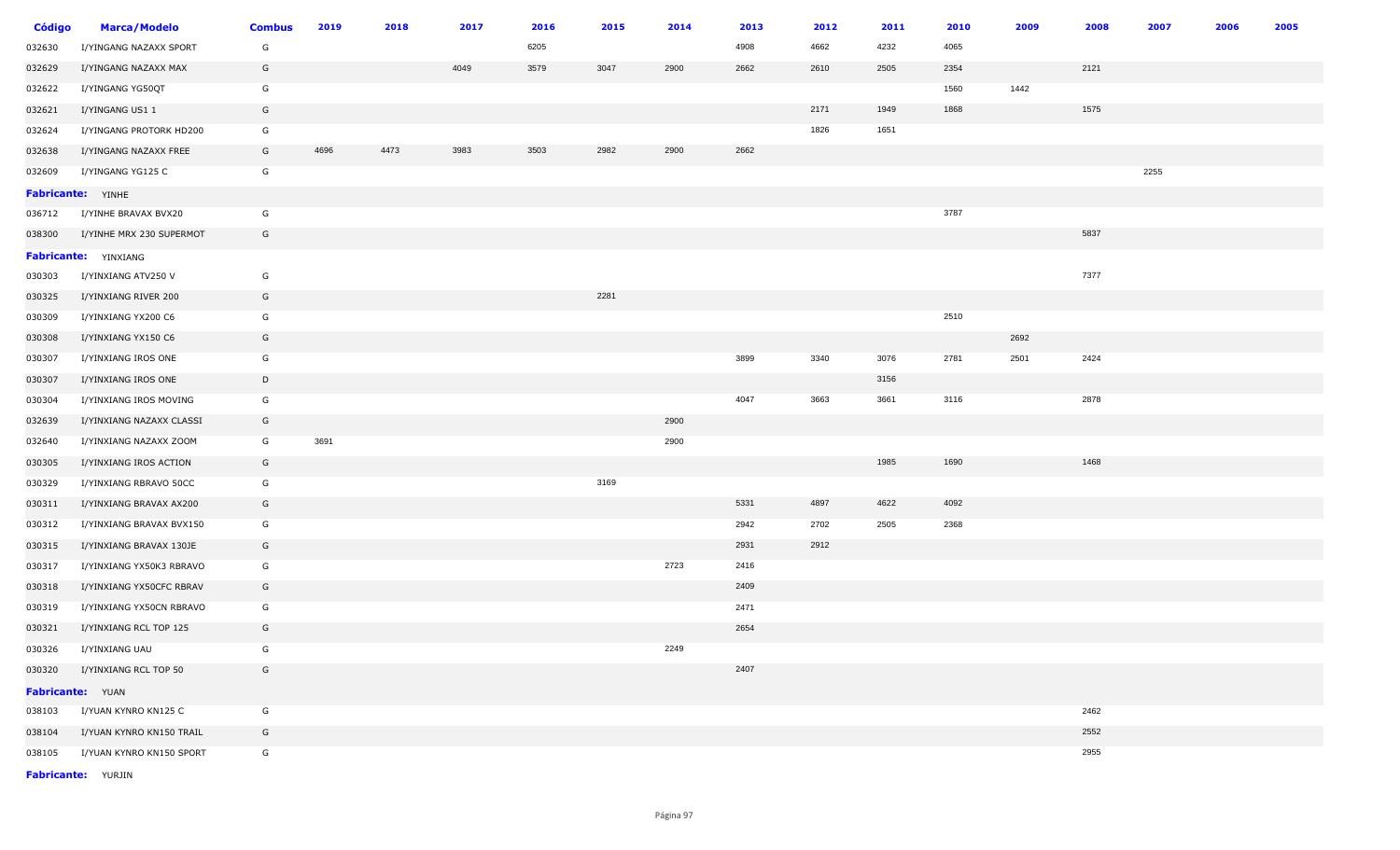| Código | Marca/Modelo | Combus | 2019 | 2018 | 2017 | 2016 | 2015 | 2014 | 2013 | 2012 | 2011 | 2010 | 2009 | 2008 | 2007 | 2006 | 2005 |
|---|---|---|---|---|---|---|---|---|---|---|---|---|---|---|---|---|---|
| 032630 | I/YINGANG NAZAXX SPORT | G | | | | 6205 | | | 4908 | 4662 | 4232 | 4065 | | | | | |
| 032629 | I/YINGANG NAZAXX MAX | G | | | 4049 | 3579 | 3047 | 2900 | 2662 | 2610 | 2505 | 2354 | | 2121 | | | |
| 032622 | I/YINGANG YG50QT | G | | | | | | | | | | 1560 | 1442 | | | | |
| 032621 | I/YINGANG US1 1 | G | | | | | | | | 2171 | 1949 | 1868 | | 1575 | | | |
| 032624 | I/YINGANG PROTORK HD200 | G | | | | | | | | 1826 | 1651 | | | | | | |
| 032638 | I/YINGANG NAZAXX FREE | G | 4696 | 4473 | 3983 | 3503 | 2982 | 2900 | 2662 | | | | | | | | |
| 032609 | I/YINGANG YG125 C | G | | | | | | | | | | | | | 2255 | | |
| **Fabricante:** YINHE | | | | | | | | | | | | | | | | | |
| 036712 | I/YINHE BRAVAX BVX20 | G | | | | | | | | | | 3787 | | | | | |
| 038300 | I/YINHE MRX 230 SUPERMOT | G | | | | | | | | | | | | 5837 | | | |
| **Fabricante:** YINXIANG | | | | | | | | | | | | | | | | | |
| 030303 | I/YINXIANG ATV250 V | G | | | | | | | | | | | | 7377 | | | |
| 030325 | I/YINXIANG RIVER 200 | G | | | | | 2281 | | | | | | | | | | |
| 030309 | I/YINXIANG YX200 C6 | G | | | | | | | | | | 2510 | | | | | |
| 030308 | I/YINXIANG YX150 C6 | G | | | | | | | | | | | 2692 | | | | |
| 030307 | I/YINXIANG IROS ONE | G | | | | | | | 3899 | 3340 | 3076 | 2781 | 2501 | 2424 | | | |
| 030307 | I/YINXIANG IROS ONE | D | | | | | | | | | 3156 | | | | | | |
| 030304 | I/YINXIANG IROS MOVING | G | | | | | | | 4047 | 3663 | 3661 | 3116 | | 2878 | | | |
| 032639 | I/YINXIANG NAZAXX CLASSI | G | | | | | | 2900 | | | | | | | | | |
| 032640 | I/YINXIANG NAZAXX ZOOM | G | 3691 | | | | | 2900 | | | | | | | | | |
| 030305 | I/YINXIANG IROS ACTION | G | | | | | | | | | 1985 | 1690 | | 1468 | | | |
| 030329 | I/YINXIANG RBRAVO 50CC | G | | | | | 3169 | | | | | | | | | | |
| 030311 | I/YINXIANG BRAVAX AX200 | G | | | | | | | 5331 | 4897 | 4622 | 4092 | | | | | |
| 030312 | I/YINXIANG BRAVAX BVX150 | G | | | | | | | 2942 | 2702 | 2505 | 2368 | | | | | |
| 030315 | I/YINXIANG BRAVAX 130JE | G | | | | | | | 2931 | 2912 | | | | | | | |
| 030317 | I/YINXIANG YX50K3 RBRAVO | G | | | | | | 2723 | 2416 | | | | | | | | |
| 030318 | I/YINXIANG YX50CFC RBRAV | G | | | | | | | 2409 | | | | | | | | |
| 030319 | I/YINXIANG YX50CN RBRAVO | G | | | | | | | 2471 | | | | | | | | |
| 030321 | I/YINXIANG RCL TOP 125 | G | | | | | | | 2654 | | | | | | | | |
| 030326 | I/YINXIANG UAU | G | | | | | | 2249 | | | | | | | | | |
| 030320 | I/YINXIANG RCL TOP 50 | G | | | | | | | 2407 | | | | | | | | |
| **Fabricante:** YUAN | | | | | | | | | | | | | | | | | |
| 038103 | I/YUAN KYNRO KN125 C | G | | | | | | | | | | | | 2462 | | | |
| 038104 | I/YUAN KYNRO KN150 TRAIL | G | | | | | | | | | | | | 2552 | | | |
| 038105 | I/YUAN KYNRO KN150 SPORT | G | | | | | | | | | | | | 2955 | | | |
| **Fabricante:** YURJIN | | | | | | | | | | | | | | | | | |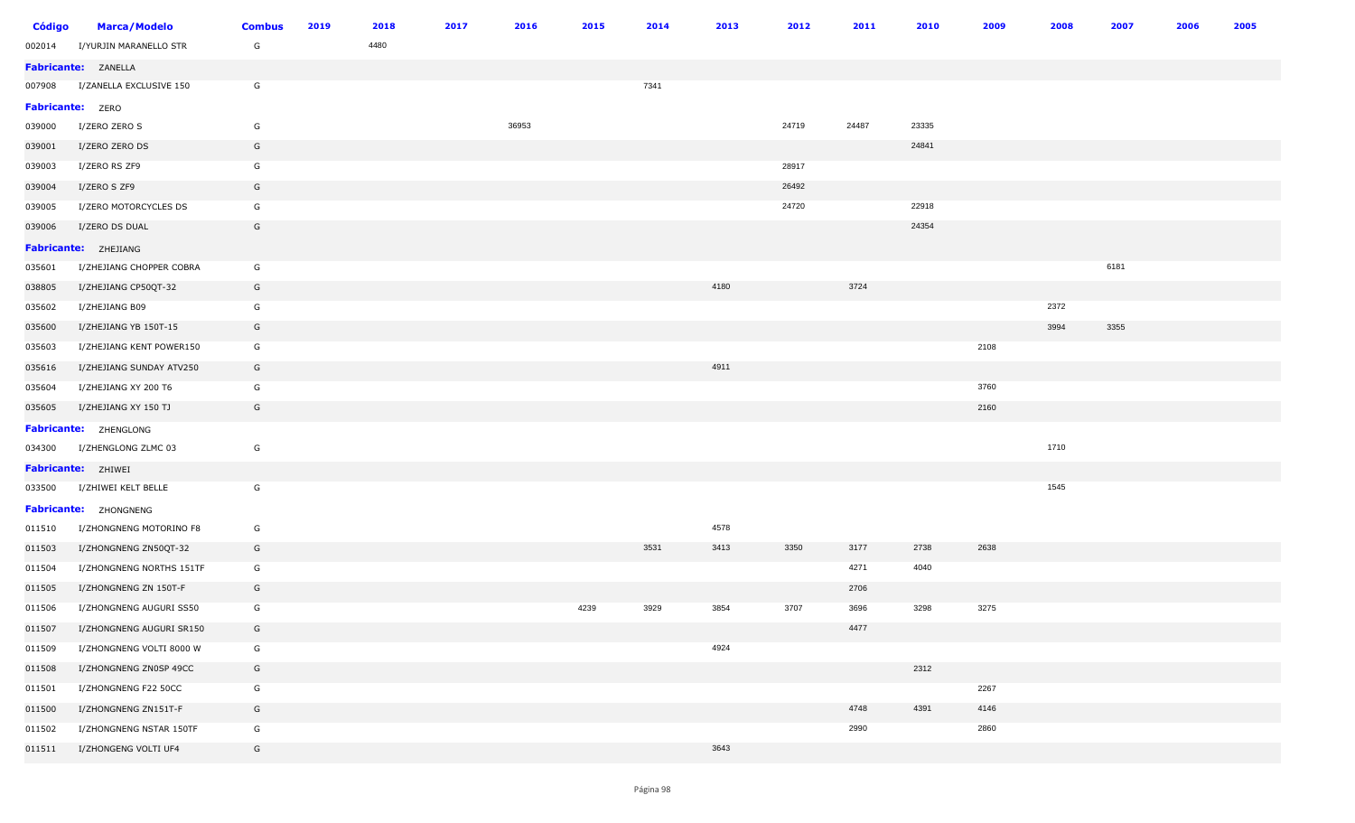| Código | Marca/Modelo | Combus | 2019 | 2018 | 2017 | 2016 | 2015 | 2014 | 2013 | 2012 | 2011 | 2010 | 2009 | 2008 | 2007 | 2006 | 2005 |
|---|---|---|---|---|---|---|---|---|---|---|---|---|---|---|---|---|---|
| 002014 | I/YURJIN MARANELLO STR | G | | 4480 | | | | | | | | | | | | | |
| **Fabricante:** | ZANELLA | | | | | | | | | | | | | | | | |
| 007908 | I/ZANELLA EXCLUSIVE 150 | G | | | | | | 7341 | | | | | | | | | |
| **Fabricante:** | ZERO | | | | | | | | | | | | | | | | |
| 039000 | I/ZERO ZERO S | G | | | | 36953 | | | | 24719 | 24487 | 23335 | | | | | |
| 039001 | I/ZERO ZERO DS | G | | | | | | | | | | 24841 | | | | | |
| 039003 | I/ZERO RS ZF9 | G | | | | | | | | 28917 | | | | | | | |
| 039004 | I/ZERO S ZF9 | G | | | | | | | | 26492 | | | | | | | |
| 039005 | I/ZERO MOTORCYCLES DS | G | | | | | | | | 24720 | | 22918 | | | | | |
| 039006 | I/ZERO DS DUAL | G | | | | | | | | | | 24354 | | | | | |
| **Fabricante:** | ZHEJIANG | | | | | | | | | | | | | | | | |
| 035601 | I/ZHEJIANG CHOPPER COBRA | G | | | | | | | | | | | | | 6181 | | |
| 038805 | I/ZHEJIANG CP50QT-32 | G | | | | | | | 4180 | | 3724 | | | | | | |
| 035602 | I/ZHEJIANG B09 | G | | | | | | | | | | | | 2372 | | | |
| 035600 | I/ZHEJIANG YB 150T-15 | G | | | | | | | | | | | | 3994 | 3355 | | |
| 035603 | I/ZHEJIANG KENT POWER150 | G | | | | | | | | | | | 2108 | | | | |
| 035616 | I/ZHEJIANG SUNDAY ATV250 | G | | | | | | | 4911 | | | | | | | | |
| 035604 | I/ZHEJIANG XY 200 T6 | G | | | | | | | | | | | 3760 | | | | |
| 035605 | I/ZHEJIANG XY 150 TJ | G | | | | | | | | | | | 2160 | | | | |
| **Fabricante:** | ZHENGLONG | | | | | | | | | | | | | | | | |
| 034300 | I/ZHENGLONG ZLMC 03 | G | | | | | | | | | | | | 1710 | | | |
| **Fabricante:** | ZHIWEI | | | | | | | | | | | | | | | | |
| 033500 | I/ZHIWEI KELT BELLE | G | | | | | | | | | | | | 1545 | | | |
| **Fabricante:** | ZHONGNENG | | | | | | | | | | | | | | | | |
| 011510 | I/ZHONGNENG MOTORINO F8 | G | | | | | | | 4578 | | | | | | | | |
| 011503 | I/ZHONGNENG ZN50QT-32 | G | | | | | | 3531 | 3413 | 3350 | 3177 | 2738 | 2638 | | | | |
| 011504 | I/ZHONGNENG NORTHS 151TF | G | | | | | | | | | 4271 | 4040 | | | | | |
| 011505 | I/ZHONGNENG ZN 150T-F | G | | | | | | | | | 2706 | | | | | | |
| 011506 | I/ZHONGNENG AUGURI SS50 | G | | | | | 4239 | 3929 | 3854 | 3707 | 3696 | 3298 | 3275 | | | | |
| 011507 | I/ZHONGNENG AUGURI SR150 | G | | | | | | | | | 4477 | | | | | | |
| 011509 | I/ZHONGNENG VOLTI 8000 W | G | | | | | | | 4924 | | | | | | | | |
| 011508 | I/ZHONGNENG ZN0SP 49CC | G | | | | | | | | | | 2312 | | | | | |
| 011501 | I/ZHONGNENG F22 50CC | G | | | | | | | | | | | 2267 | | | | |
| 011500 | I/ZHONGNENG ZN151T-F | G | | | | | | | | | 4748 | 4391 | 4146 | | | | |
| 011502 | I/ZHONGNENG NSTAR 150TF | G | | | | | | | | | 2990 | | 2860 | | | | |
| 011511 | I/ZHONGENG VOLTI UF4 | G | | | | | | | 3643 | | | | | | | | |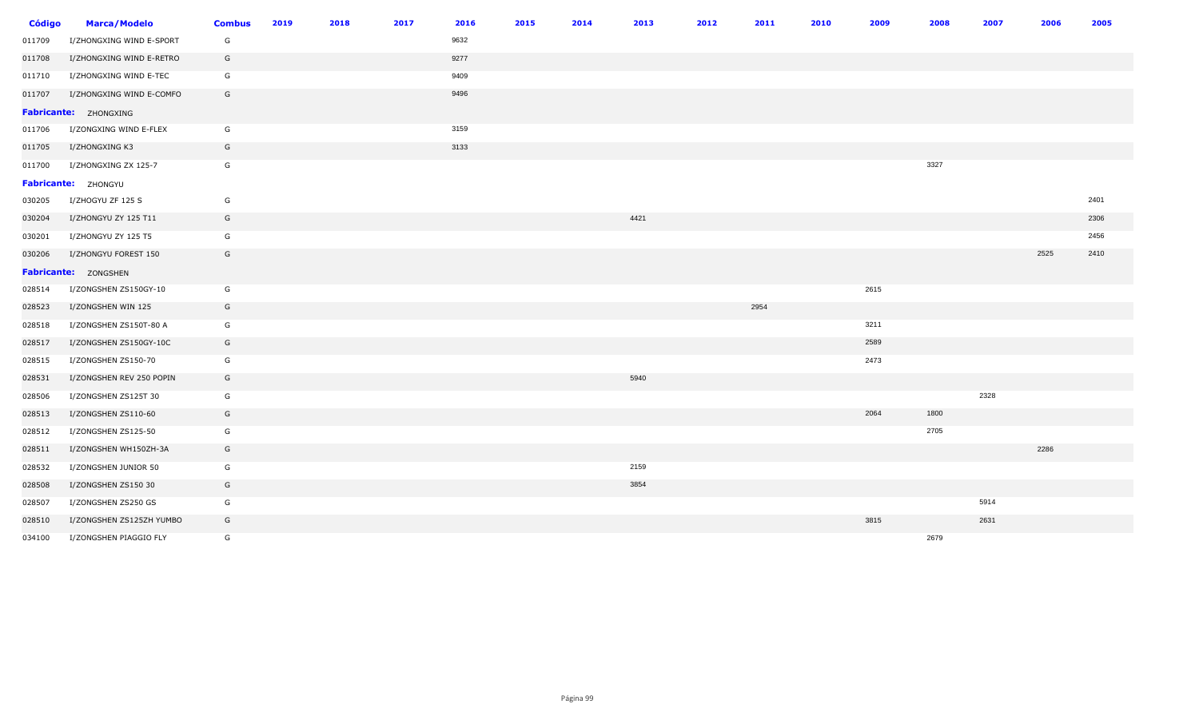| Código | Marca/Modelo | Combus | 2019 | 2018 | 2017 | 2016 | 2015 | 2014 | 2013 | 2012 | 2011 | 2010 | 2009 | 2008 | 2007 | 2006 | 2005 |
|---|---|---|---|---|---|---|---|---|---|---|---|---|---|---|---|---|---|
| 011709 | I/ZHONGXING WIND E-SPORT | G | | | | 9632 | | | | | | | | | | | |
| 011708 | I/ZHONGXING WIND E-RETRO | G | | | | 9277 | | | | | | | | | | | |
| 011710 | I/ZHONGXING WIND E-TEC | G | | | | 9409 | | | | | | | | | | | |
| 011707 | I/ZHONGXING WIND E-COMFO | G | | | | 9496 | | | | | | | | | | | |
| **Fabricante:** | ZHONGXING | | | | | | | | | | | | | | | | |
| 011706 | I/ZONGXING WIND E-FLEX | G | | | | 3159 | | | | | | | | | | | |
| 011705 | I/ZHONGXING K3 | G | | | | 3133 | | | | | | | | | | | |
| 011700 | I/ZHONGXING ZX 125-7 | G | | | | | | | | | | | | 3327 | | | |
| **Fabricante:** | ZHONGYU | | | | | | | | | | | | | | | | |
| 030205 | I/ZHOGYU ZF 125 S | G | | | | | | | | | | | | | | | 2401 |
| 030204 | I/ZHONGYU ZY 125 T11 | G | | | | | | | 4421 | | | | | | | | 2306 |
| 030201 | I/ZHONGYU ZY 125 T5 | G | | | | | | | | | | | | | | | 2456 |
| 030206 | I/ZHONGYU FOREST 150 | G | | | | | | | | | | | | | | 2525 | 2410 |
| **Fabricante:** | ZONGSHEN | | | | | | | | | | | | | | | | |
| 028514 | I/ZONGSHEN ZS150GY-10 | G | | | | | | | | | | | 2615 | | | | |
| 028523 | I/ZONGSHEN WIN 125 | G | | | | | | | | | 2954 | | | | | | |
| 028518 | I/ZONGSHEN ZS150T-80 A | G | | | | | | | | | | | 3211 | | | | |
| 028517 | I/ZONGSHEN ZS150GY-10C | G | | | | | | | | | | | 2589 | | | | |
| 028515 | I/ZONGSHEN ZS150-70 | G | | | | | | | | | | | 2473 | | | | |
| 028531 | I/ZONGSHEN REV 250 POPIN | G | | | | | | | 5940 | | | | | | | | |
| 028506 | I/ZONGSHEN ZS125T 30 | G | | | | | | | | | | | | | 2328 | | |
| 028513 | I/ZONGSHEN ZS110-60 | G | | | | | | | | | | | 2064 | 1800 | | | |
| 028512 | I/ZONGSHEN ZS125-50 | G | | | | | | | | | | | | 2705 | | | |
| 028511 | I/ZONGSHEN WH150ZH-3A | G | | | | | | | | | | | | | | 2286 | |
| 028532 | I/ZONGSHEN JUNIOR 50 | G | | | | | | | 2159 | | | | | | | | |
| 028508 | I/ZONGSHEN ZS150 30 | G | | | | | | | 3854 | | | | | | | | |
| 028507 | I/ZONGSHEN ZS250 GS | G | | | | | | | | | | | | | 5914 | | |
| 028510 | I/ZONGSHEN ZS125ZH YUMBO | G | | | | | | | | | | | 3815 | | 2631 | | |
| 034100 | I/ZONGSHEN PIAGGIO FLY | G | | | | | | | | | | | | 2679 | | | |